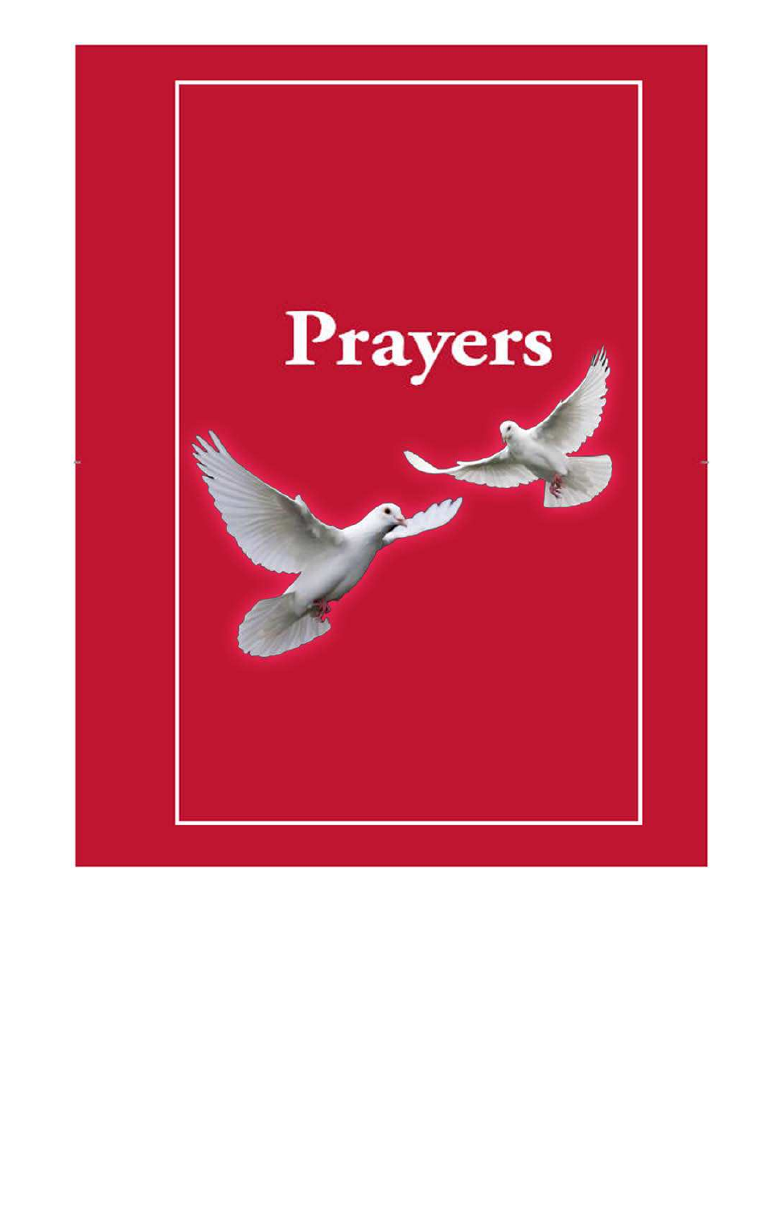# Prayers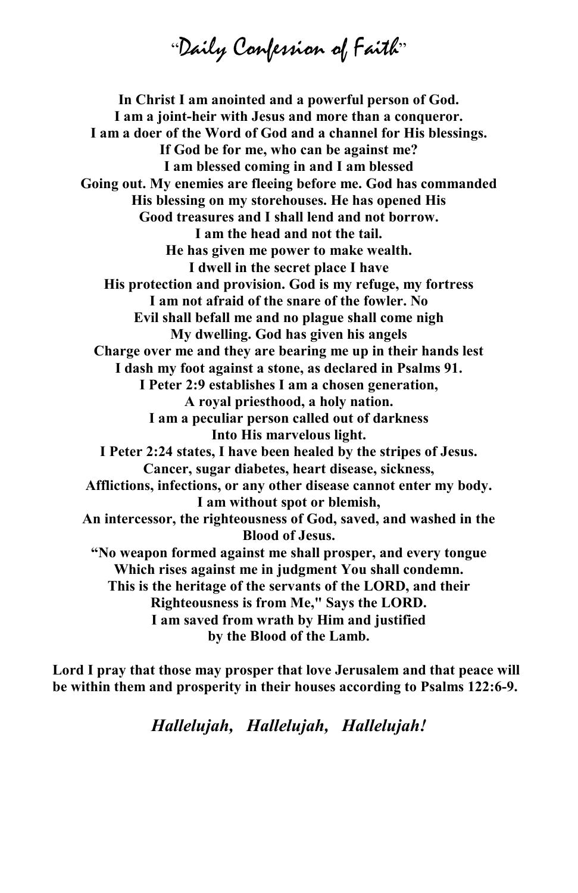# "Daily Confession of Faith"

**In Christ I am anointed and a powerful person of God.**
**I am a joint-heir with Jesus and more than a conqueror.**
**I am a doer of the Word of God and a channel for His blessings.**
**If God be for me, who can be against me?**
**I am blessed coming in and I am blessed**
**Going out. My enemies are fleeing before me. God has commanded**
**His blessing on my storehouses. He has opened His**
**Good treasures and I shall lend and not borrow.**
**I am the head and not the tail.**
**He has given me power to make wealth.**
**I dwell in the secret place I have**
**His protection and provision. God is my refuge, my fortress**
**I am not afraid of the snare of the fowler. No**
**Evil shall befall me and no plague shall come nigh**
**My dwelling. God has given his angels**
**Charge over me and they are bearing me up in their hands lest**
**I dash my foot against a stone, as declared in Psalms 91.**
**I Peter 2:9 establishes I am a chosen generation,**
**A royal priesthood, a holy nation.**
**I am a peculiar person called out of darkness**
**Into His marvelous light.**
**I Peter 2:24 states, I have been healed by the stripes of Jesus.**
**Cancer, sugar diabetes, heart disease, sickness,**
**Afflictions, infections, or any other disease cannot enter my body.**
**I am without spot or blemish,**
**An intercessor, the righteousness of God, saved, and washed in the**
**Blood of Jesus.**
**"No weapon formed against me shall prosper, and every tongue**
**Which rises against me in judgment You shall condemn.**
**This is the heritage of the servants of the LORD, and their**
**Righteousness is from Me," Says the LORD.**
**I am saved from wrath by Him and justified**
**by the Blood of the Lamb.**

**Lord I pray that those may prosper that love Jerusalem and that peace will be within them and prosperity in their houses according to Psalms 122:6-9.**

***Hallelujah, Hallelujah, Hallelujah!***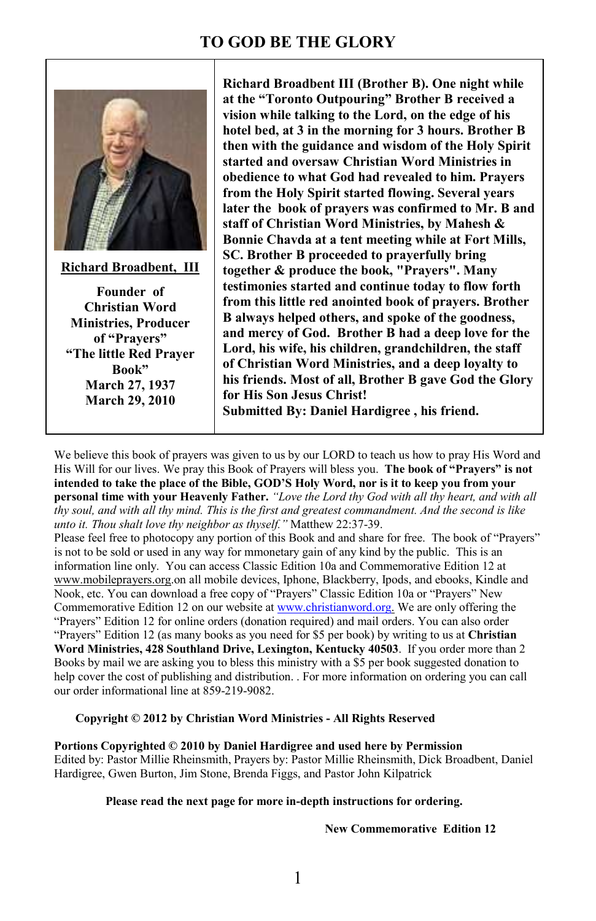# TO GOD BE THE GLORY

| **Richard Broadbent, III** <br><br> **Founder of Christian Word Ministries, Producer of "Prayers" "The little Red Prayer Book"** <br> **March 27, 1937** <br> **March 29, 2010** | **Richard Broadbent III (Brother B). One night while at the "Toronto Outpouring" Brother B received a vision while talking to the Lord, on the edge of his hotel bed, at 3 in the morning for 3 hours. Brother B then with the guidance and wisdom of the Holy Spirit started and oversaw Christian Word Ministries in obedience to what God had revealed to him. Prayers from the Holy Spirit started flowing. Several years later the book of prayers was confirmed to Mr. B and staff of Christian Word Ministries, by Mahesh & Bonnie Chavda at a tent meeting while at Fort Mills, SC. Brother B proceeded to prayerfully bring together & produce the book, "Prayers". Many testimonies started and continue today to flow forth from this little red anointed book of prayers. Brother B always helped others, and spoke of the goodness, and mercy of God. Brother B had a deep love for the Lord, his wife, his children, grandchildren, the staff of Christian Word Ministries, and a deep loyalty to his friends. Most of all, Brother B gave God the Glory for His Son Jesus Christ!** <br> **Submitted By: Daniel Hardigree , his friend.** |
|---|---|

We believe this book of prayers was given to us by our LORD to teach us how to pray His Word and His Will for our lives. We pray this Book of Prayers will bless you. **The book of "Prayers" is not intended to take the place of the Bible, GOD'S Holy Word, nor is it to keep you from your personal time with your Heavenly Father.** *"Love the Lord thy God with all thy heart, and with all thy soul, and with all thy mind. This is the first and greatest commandment. And the second is like unto it. Thou shalt love thy neighbor as thyself."* Matthew 22:37-39.

Please feel free to photocopy any portion of this Book and and share for free. The book of "Prayers" is not to be sold or used in any way for mmonetary gain of any kind by the public. This is an information line only. You can access Classic Edition 10a and Commemorative Edition 12 at www.mobileprayers.org.on all mobile devices, Iphone, Blackberry, Ipods, and ebooks, Kindle and Nook, etc. You can download a free copy of "Prayers" Classic Edition 10a or "Prayers" New Commemorative Edition 12 on our website at www.christianword.org. We are only offering the "Prayers" Edition 12 for online orders (donation required) and mail orders. You can also order "Prayers" Edition 12 (as many books as you need for $5 per book) by writing to us at **Christian Word Ministries, 428 Southland Drive, Lexington, Kentucky 40503**. If you order more than 2 Books by mail we are asking you to bless this ministry with a $5 per book suggested donation to help cover the cost of publishing and distribution. . For more information on ordering you can call our order informational line at 859-219-9082.

**Copyright © 2012 by Christian Word Ministries - All Rights Reserved**

**Portions Copyrighted © 2010 by Daniel Hardigree and used here by Permission**
Edited by: Pastor Millie Rheinsmith, Prayers by: Pastor Millie Rheinsmith, Dick Broadbent, Daniel Hardigree, Gwen Burton, Jim Stone, Brenda Figgs, and Pastor John Kilpatrick

**Please read the next page for more in-depth instructions for ordering.**

**New Commemorative Edition 12**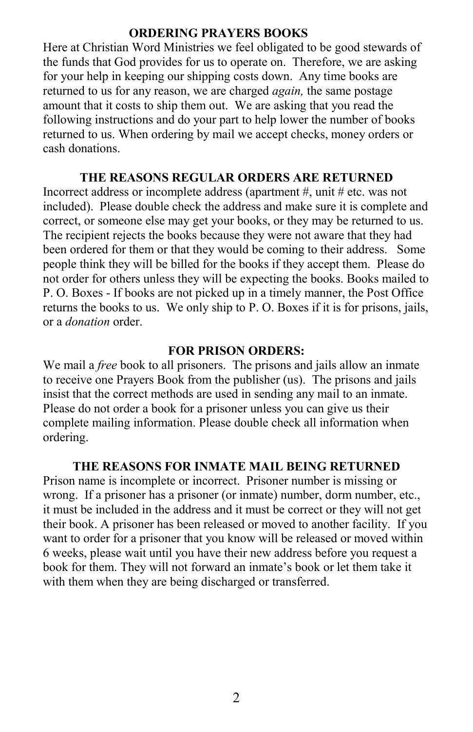## ORDERING PRAYERS BOOKS

Here at Christian Word Ministries we feel obligated to be good stewards of the funds that God provides for us to operate on. Therefore, we are asking for your help in keeping our shipping costs down. Any time books are returned to us for any reason, we are charged *again,* the same postage amount that it costs to ship them out. We are asking that you read the following instructions and do your part to help lower the number of books returned to us. When ordering by mail we accept checks, money orders or cash donations.

## THE REASONS REGULAR ORDERS ARE RETURNED

Incorrect address or incomplete address (apartment #, unit # etc. was not included). Please double check the address and make sure it is complete and correct, or someone else may get your books, or they may be returned to us. The recipient rejects the books because they were not aware that they had been ordered for them or that they would be coming to their address. Some people think they will be billed for the books if they accept them. Please do not order for others unless they will be expecting the books. Books mailed to P. O. Boxes - If books are not picked up in a timely manner, the Post Office returns the books to us. We only ship to P. O. Boxes if it is for prisons, jails, or a *donation* order.

## FOR PRISON ORDERS:

We mail a *free* book to all prisoners. The prisons and jails allow an inmate to receive one Prayers Book from the publisher (us). The prisons and jails insist that the correct methods are used in sending any mail to an inmate. Please do not order a book for a prisoner unless you can give us their complete mailing information. Please double check all information when ordering.

## THE REASONS FOR INMATE MAIL BEING RETURNED

Prison name is incomplete or incorrect. Prisoner number is missing or wrong. If a prisoner has a prisoner (or inmate) number, dorm number, etc., it must be included in the address and it must be correct or they will not get their book. A prisoner has been released or moved to another facility. If you want to order for a prisoner that you know will be released or moved within 6 weeks, please wait until you have their new address before you request a book for them. They will not forward an inmate's book or let them take it with them when they are being discharged or transferred.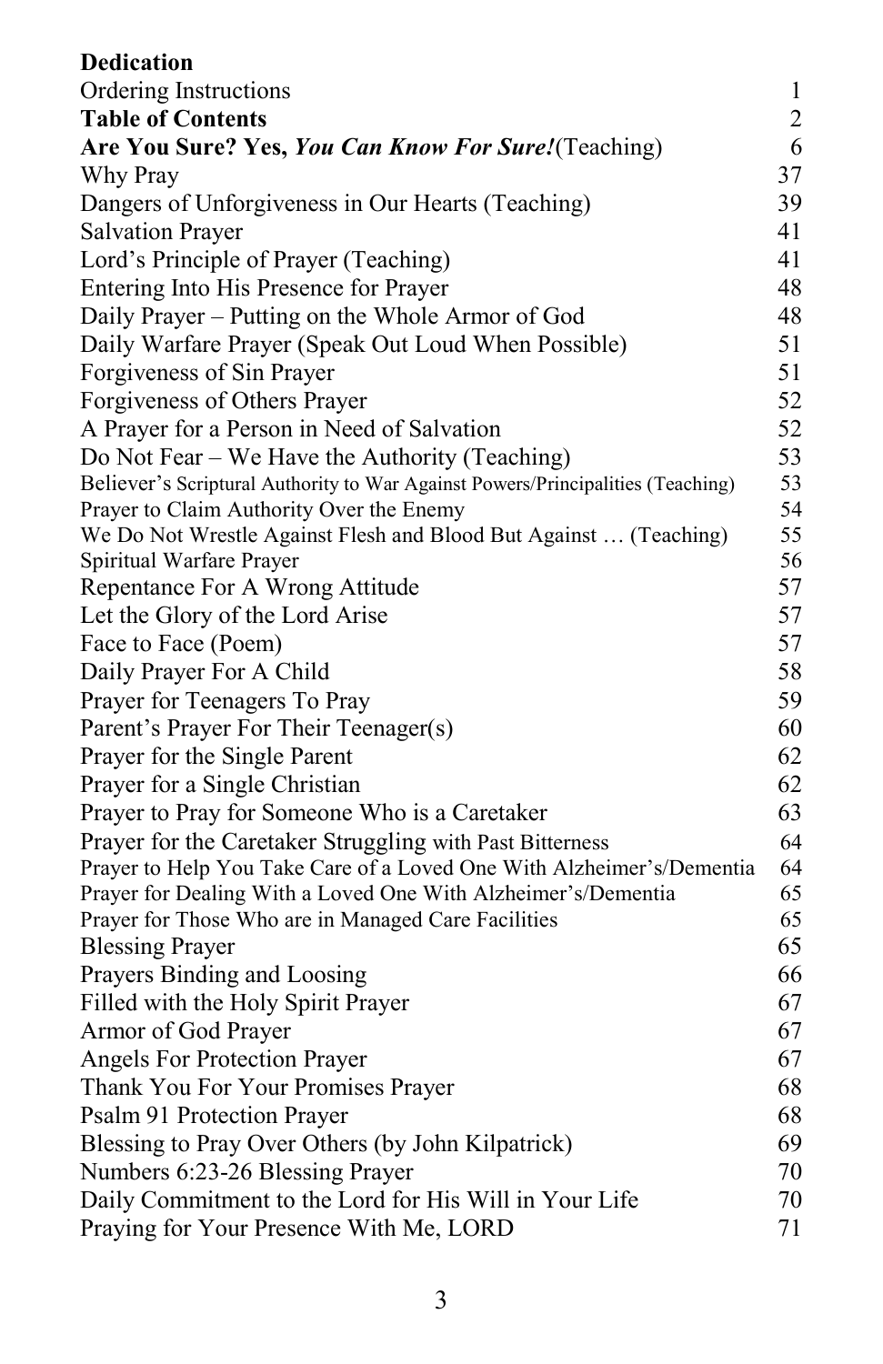| | |
|---|---|
| **Dedication** | |
| Ordering Instructions | 1 |
| **Table of Contents** | 2 |
| **Are You Sure? Yes, *You Can Know For Sure!***(Teaching) | 6 |
| Why Pray | 37 |
| Dangers of Unforgiveness in Our Hearts (Teaching) | 39 |
| Salvation Prayer | 41 |
| Lord's Principle of Prayer (Teaching) | 41 |
| Entering Into His Presence for Prayer | 48 |
| Daily Prayer – Putting on the Whole Armor of God | 48 |
| Daily Warfare Prayer (Speak Out Loud When Possible) | 51 |
| Forgiveness of Sin Prayer | 51 |
| Forgiveness of Others Prayer | 52 |
| A Prayer for a Person in Need of Salvation | 52 |
| Do Not Fear – We Have the Authority (Teaching) | 53 |
| Believer's Scriptural Authority to War Against Powers/Principalities (Teaching) | 53 |
| Prayer to Claim Authority Over the Enemy | 54 |
| We Do Not Wrestle Against Flesh and Blood But Against … (Teaching) | 55 |
| Spiritual Warfare Prayer | 56 |
| Repentance For A Wrong Attitude | 57 |
| Let the Glory of the Lord Arise | 57 |
| Face to Face (Poem) | 57 |
| Daily Prayer For A Child | 58 |
| Prayer for Teenagers To Pray | 59 |
| Parent's Prayer For Their Teenager(s) | 60 |
| Prayer for the Single Parent | 62 |
| Prayer for a Single Christian | 62 |
| Prayer to Pray for Someone Who is a Caretaker | 63 |
| Prayer for the Caretaker Struggling with Past Bitterness | 64 |
| Prayer to Help You Take Care of a Loved One With Alzheimer's/Dementia | 64 |
| Prayer for Dealing With a Loved One With Alzheimer's/Dementia | 65 |
| Prayer for Those Who are in Managed Care Facilities | 65 |
| Blessing Prayer | 65 |
| Prayers Binding and Loosing | 66 |
| Filled with the Holy Spirit Prayer | 67 |
| Armor of God Prayer | 67 |
| Angels For Protection Prayer | 67 |
| Thank You For Your Promises Prayer | 68 |
| Psalm 91 Protection Prayer | 68 |
| Blessing to Pray Over Others (by John Kilpatrick) | 69 |
| Numbers 6:23-26 Blessing Prayer | 70 |
| Daily Commitment to the Lord for His Will in Your Life | 70 |
| Praying for Your Presence With Me, LORD | 71 |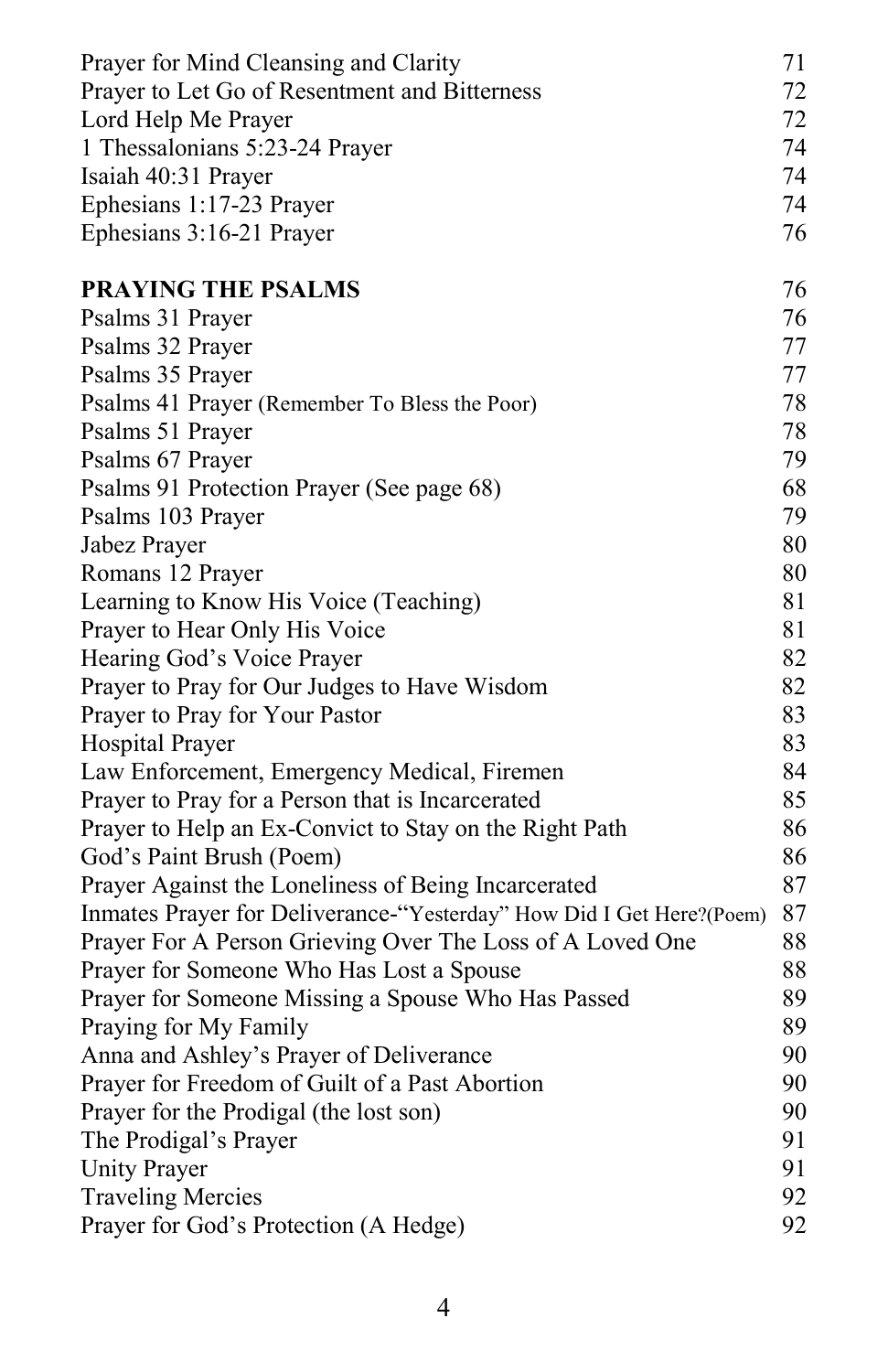| | |
|---|---|
| Prayer for Mind Cleansing and Clarity | 71 |
| Prayer to Let Go of Resentment and Bitterness | 72 |
| Lord Help Me Prayer | 72 |
| 1 Thessalonians 5:23-24 Prayer | 74 |
| Isaiah 40:31 Prayer | 74 |
| Ephesians 1:17-23 Prayer | 74 |
| Ephesians 3:16-21 Prayer | 76 |
| | |
| **PRAYING THE PSALMS** | 76 |
| Psalms 31 Prayer | 76 |
| Psalms 32 Prayer | 77 |
| Psalms 35 Prayer | 77 |
| Psalms 41 Prayer (Remember To Bless the Poor) | 78 |
| Psalms 51 Prayer | 78 |
| Psalms 67 Prayer | 79 |
| Psalms 91 Protection Prayer (See page 68) | 68 |
| Psalms 103 Prayer | 79 |
| Jabez Prayer | 80 |
| Romans 12 Prayer | 80 |
| Learning to Know His Voice (Teaching) | 81 |
| Prayer to Hear Only His Voice | 81 |
| Hearing God's Voice Prayer | 82 |
| Prayer to Pray for Our Judges to Have Wisdom | 82 |
| Prayer to Pray for Your Pastor | 83 |
| Hospital Prayer | 83 |
| Law Enforcement, Emergency Medical, Firemen | 84 |
| Prayer to Pray for a Person that is Incarcerated | 85 |
| Prayer to Help an Ex-Convict to Stay on the Right Path | 86 |
| God's Paint Brush (Poem) | 86 |
| Prayer Against the Loneliness of Being Incarcerated | 87 |
| Inmates Prayer for Deliverance-"Yesterday" How Did I Get Here?(Poem) | 87 |
| Prayer For A Person Grieving Over The Loss of A Loved One | 88 |
| Prayer for Someone Who Has Lost a Spouse | 88 |
| Prayer for Someone Missing a Spouse Who Has Passed | 89 |
| Praying for My Family | 89 |
| Anna and Ashley's Prayer of Deliverance | 90 |
| Prayer for Freedom of Guilt of a Past Abortion | 90 |
| Prayer for the Prodigal (the lost son) | 90 |
| The Prodigal's Prayer | 91 |
| Unity Prayer | 91 |
| Traveling Mercies | 92 |
| Prayer for God's Protection (A Hedge) | 92 |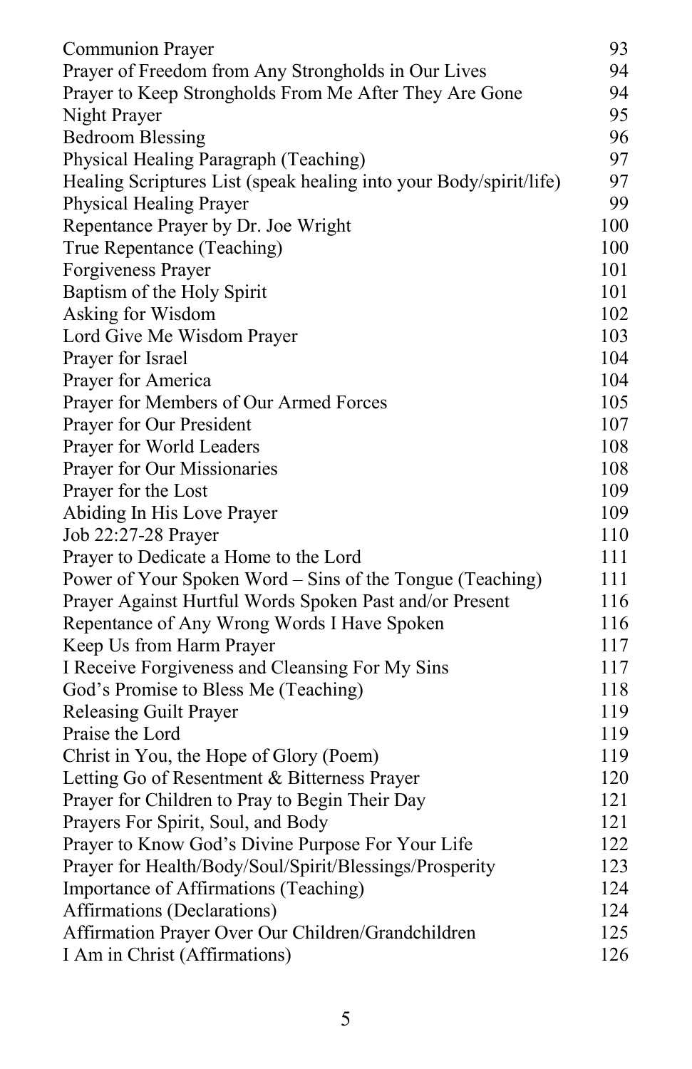| | |
|---|---|
| Communion Prayer | 93 |
| Prayer of Freedom from Any Strongholds in Our Lives | 94 |
| Prayer to Keep Strongholds From Me After They Are Gone | 94 |
| Night Prayer | 95 |
| Bedroom Blessing | 96 |
| Physical Healing Paragraph (Teaching) | 97 |
| Healing Scriptures List (speak healing into your Body/spirit/life) | 97 |
| Physical Healing Prayer | 99 |
| Repentance Prayer by Dr. Joe Wright | 100 |
| True Repentance (Teaching) | 100 |
| Forgiveness Prayer | 101 |
| Baptism of the Holy Spirit | 101 |
| Asking for Wisdom | 102 |
| Lord Give Me Wisdom Prayer | 103 |
| Prayer for Israel | 104 |
| Prayer for America | 104 |
| Prayer for Members of Our Armed Forces | 105 |
| Prayer for Our President | 107 |
| Prayer for World Leaders | 108 |
| Prayer for Our Missionaries | 108 |
| Prayer for the Lost | 109 |
| Abiding In His Love Prayer | 109 |
| Job 22:27-28 Prayer | 110 |
| Prayer to Dedicate a Home to the Lord | 111 |
| Power of Your Spoken Word – Sins of the Tongue (Teaching) | 111 |
| Prayer Against Hurtful Words Spoken Past and/or Present | 116 |
| Repentance of Any Wrong Words I Have Spoken | 116 |
| Keep Us from Harm Prayer | 117 |
| I Receive Forgiveness and Cleansing For My Sins | 117 |
| God's Promise to Bless Me (Teaching) | 118 |
| Releasing Guilt Prayer | 119 |
| Praise the Lord | 119 |
| Christ in You, the Hope of Glory (Poem) | 119 |
| Letting Go of Resentment & Bitterness Prayer | 120 |
| Prayer for Children to Pray to Begin Their Day | 121 |
| Prayers For Spirit, Soul, and Body | 121 |
| Prayer to Know God's Divine Purpose For Your Life | 122 |
| Prayer for Health/Body/Soul/Spirit/Blessings/Prosperity | 123 |
| Importance of Affirmations (Teaching) | 124 |
| Affirmations (Declarations) | 124 |
| Affirmation Prayer Over Our Children/Grandchildren | 125 |
| I Am in Christ (Affirmations) | 126 |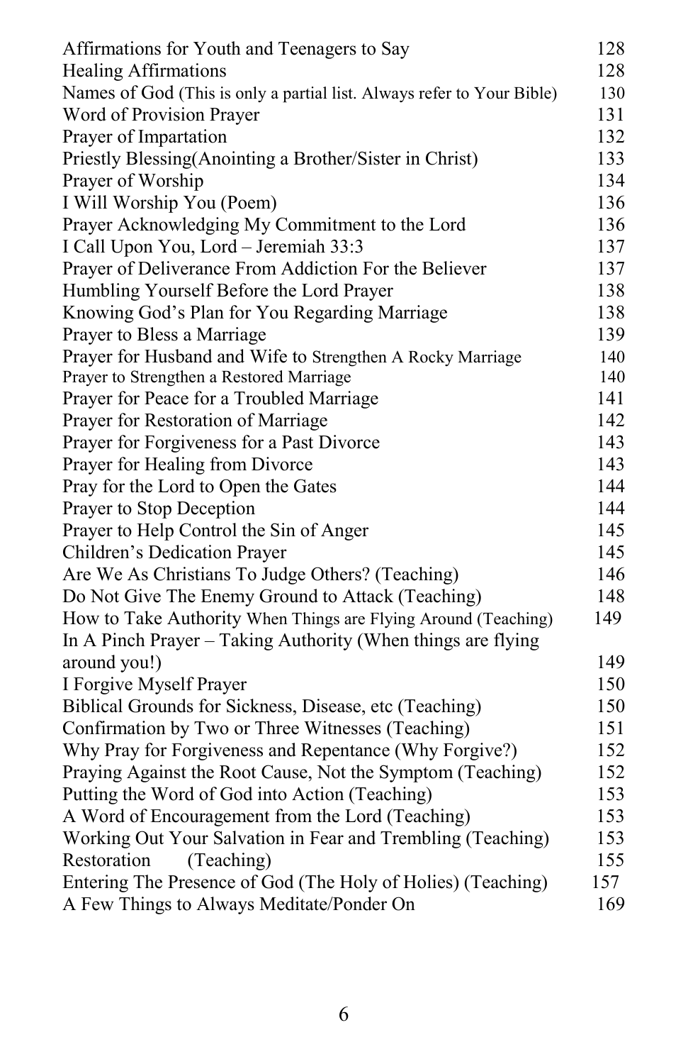| | |
|---|---|
| Affirmations for Youth and Teenagers to Say | 128 |
| Healing Affirmations | 128 |
| Names of God (This is only a partial list. Always refer to Your Bible) | 130 |
| Word of Provision Prayer | 131 |
| Prayer of Impartation | 132 |
| Priestly Blessing(Anointing a Brother/Sister in Christ) | 133 |
| Prayer of Worship | 134 |
| I Will Worship You (Poem) | 136 |
| Prayer Acknowledging My Commitment to the Lord | 136 |
| I Call Upon You, Lord – Jeremiah 33:3 | 137 |
| Prayer of Deliverance From Addiction For the Believer | 137 |
| Humbling Yourself Before the Lord Prayer | 138 |
| Knowing God's Plan for You Regarding Marriage | 138 |
| Prayer to Bless a Marriage | 139 |
| Prayer for Husband and Wife to Strengthen A Rocky Marriage | 140 |
| Prayer to Strengthen a Restored Marriage | 140 |
| Prayer for Peace for a Troubled Marriage | 141 |
| Prayer for Restoration of Marriage | 142 |
| Prayer for Forgiveness for a Past Divorce | 143 |
| Prayer for Healing from Divorce | 143 |
| Pray for the Lord to Open the Gates | 144 |
| Prayer to Stop Deception | 144 |
| Prayer to Help Control the Sin of Anger | 145 |
| Children's Dedication Prayer | 145 |
| Are We As Christians To Judge Others? (Teaching) | 146 |
| Do Not Give The Enemy Ground to Attack (Teaching) | 148 |
| How to Take Authority When Things are Flying Around (Teaching) | 149 |
| In A Pinch Prayer – Taking Authority (When things are flying around you!) | 149 |
| I Forgive Myself Prayer | 150 |
| Biblical Grounds for Sickness, Disease, etc (Teaching) | 150 |
| Confirmation by Two or Three Witnesses (Teaching) | 151 |
| Why Pray for Forgiveness and Repentance (Why Forgive?) | 152 |
| Praying Against the Root Cause, Not the Symptom (Teaching) | 152 |
| Putting the Word of God into Action (Teaching) | 153 |
| A Word of Encouragement from the Lord (Teaching) | 153 |
| Working Out Your Salvation in Fear and Trembling (Teaching) | 153 |
| Restoration (Teaching) | 155 |
| Entering The Presence of God (The Holy of Holies) (Teaching) | 157 |
| A Few Things to Always Meditate/Ponder On | 169 |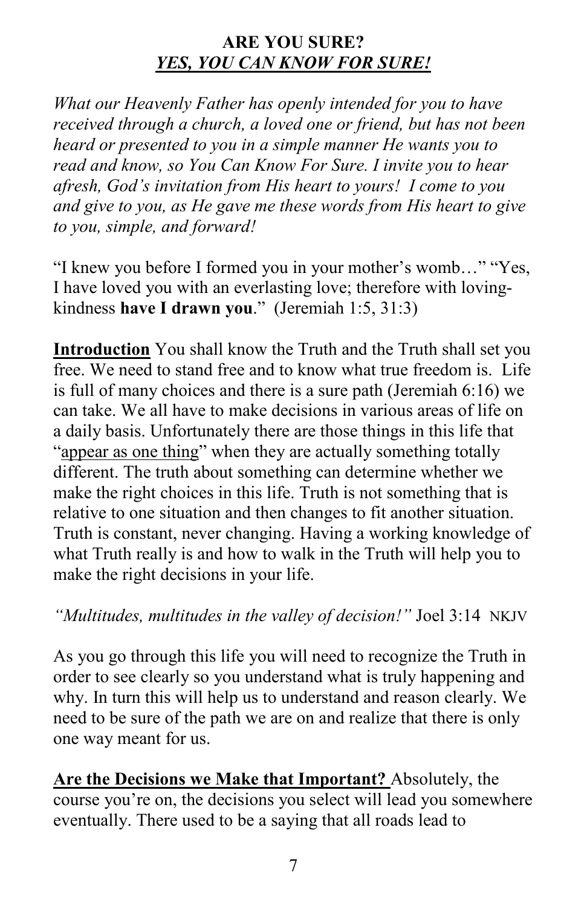**ARE YOU SURE?**
***YES, YOU CAN KNOW FOR SURE!***

*What our Heavenly Father has openly intended for you to have received through a church, a loved one or friend, but has not been heard or presented to you in a simple manner He wants you to read and know, so You Can Know For Sure. I invite you to hear afresh, God's invitation from His heart to yours! I come to you and give to you, as He gave me these words from His heart to give to you, simple, and forward!*

"I knew you before I formed you in your mother's womb…" "Yes, I have loved you with an everlasting love; therefore with loving-kindness **have I drawn you**." (Jeremiah 1:5, 31:3)

**Introduction** You shall know the Truth and the Truth shall set you free. We need to stand free and to know what true freedom is. Life is full of many choices and there is a sure path (Jeremiah 6:16) we can take. We all have to make decisions in various areas of life on a daily basis. Unfortunately there are those things in this life that "appear as one thing" when they are actually something totally different. The truth about something can determine whether we make the right choices in this life. Truth is not something that is relative to one situation and then changes to fit another situation. Truth is constant, never changing. Having a working knowledge of what Truth really is and how to walk in the Truth will help you to make the right decisions in your life.

*"Multitudes, multitudes in the valley of decision!"* Joel 3:14 NKJV

As you go through this life you will need to recognize the Truth in order to see clearly so you understand what is truly happening and why. In turn this will help us to understand and reason clearly. We need to be sure of the path we are on and realize that there is only one way meant for us.

**Are the Decisions we Make that Important?** Absolutely, the course you're on, the decisions you select will lead you somewhere eventually. There used to be a saying that all roads lead to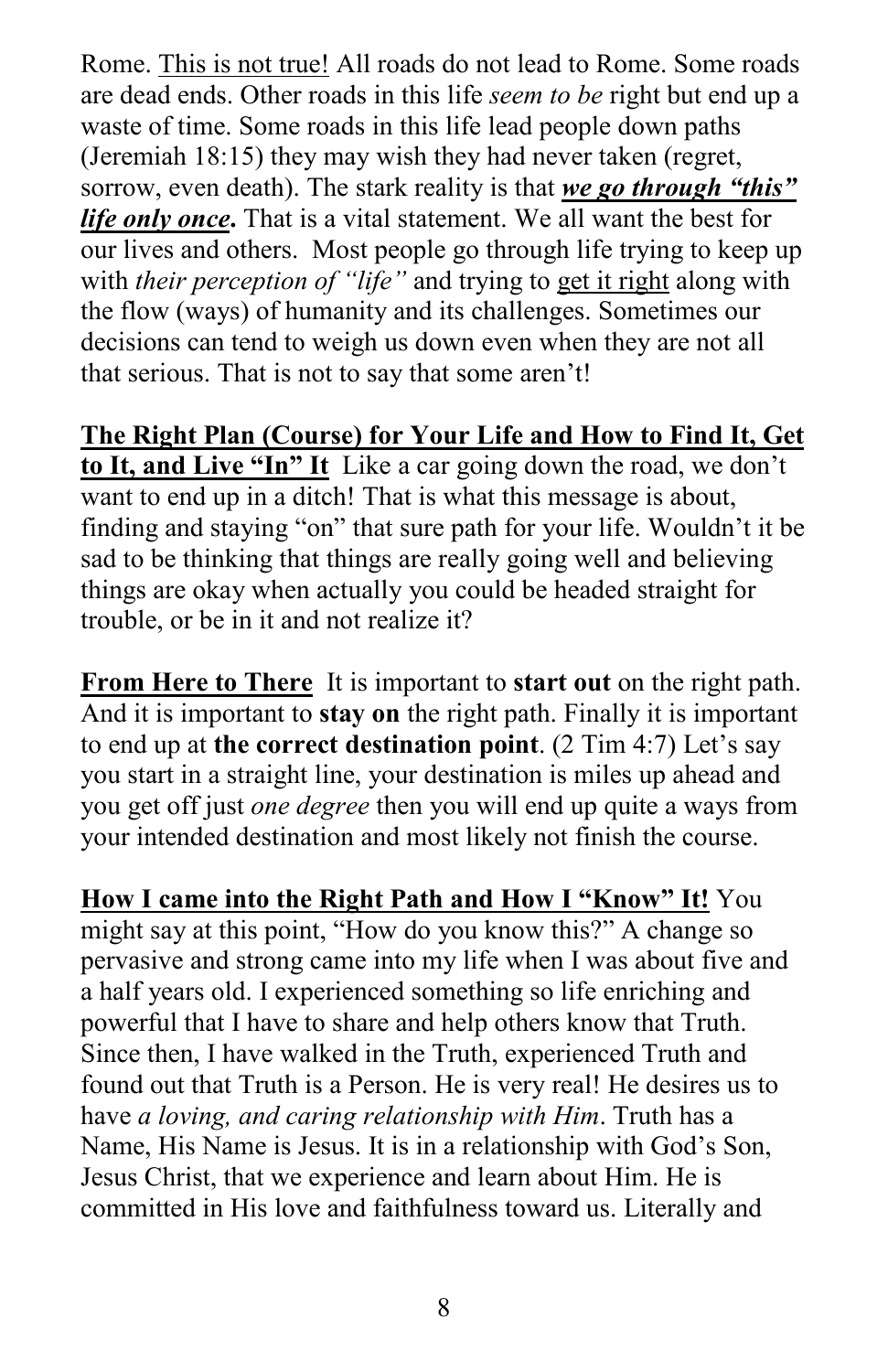Rome. <u>This is not true!</u> All roads do not lead to Rome. Some roads are dead ends. Other roads in this life *seem to be* right but end up a waste of time. Some roads in this life lead people down paths (Jeremiah 18:15) they may wish they had never taken (regret, sorrow, even death). The stark reality is that ***<u>we go through "this" life only once</u>*****.** That is a vital statement. We all want the best for our lives and others. Most people go through life trying to keep up with *their perception of "life"* and trying to <u>get it right</u> along with the flow (ways) of humanity and its challenges. Sometimes our decisions can tend to weigh us down even when they are not all that serious. That is not to say that some aren't!

**<u>The Right Plan (Course) for Your Life and How to Find It, Get to It, and Live "In" It</u>** Like a car going down the road, we don't want to end up in a ditch! That is what this message is about, finding and staying "on" that sure path for your life. Wouldn't it be sad to be thinking that things are really going well and believing things are okay when actually you could be headed straight for trouble, or be in it and not realize it?

**<u>From Here to There</u>** It is important to **start out** on the right path. And it is important to **stay on** the right path. Finally it is important to end up at **the correct destination point**. (2 Tim 4:7) Let's say you start in a straight line, your destination is miles up ahead and you get off just *one degree* then you will end up quite a ways from your intended destination and most likely not finish the course.

**<u>How I came into the Right Path and How I "Know" It!</u>** You might say at this point, "How do you know this?" A change so pervasive and strong came into my life when I was about five and a half years old. I experienced something so life enriching and powerful that I have to share and help others know that Truth. Since then, I have walked in the Truth, experienced Truth and found out that Truth is a Person. He is very real! He desires us to have *a loving, and caring relationship with Him*. Truth has a Name, His Name is Jesus. It is in a relationship with God's Son, Jesus Christ, that we experience and learn about Him. He is committed in His love and faithfulness toward us. Literally and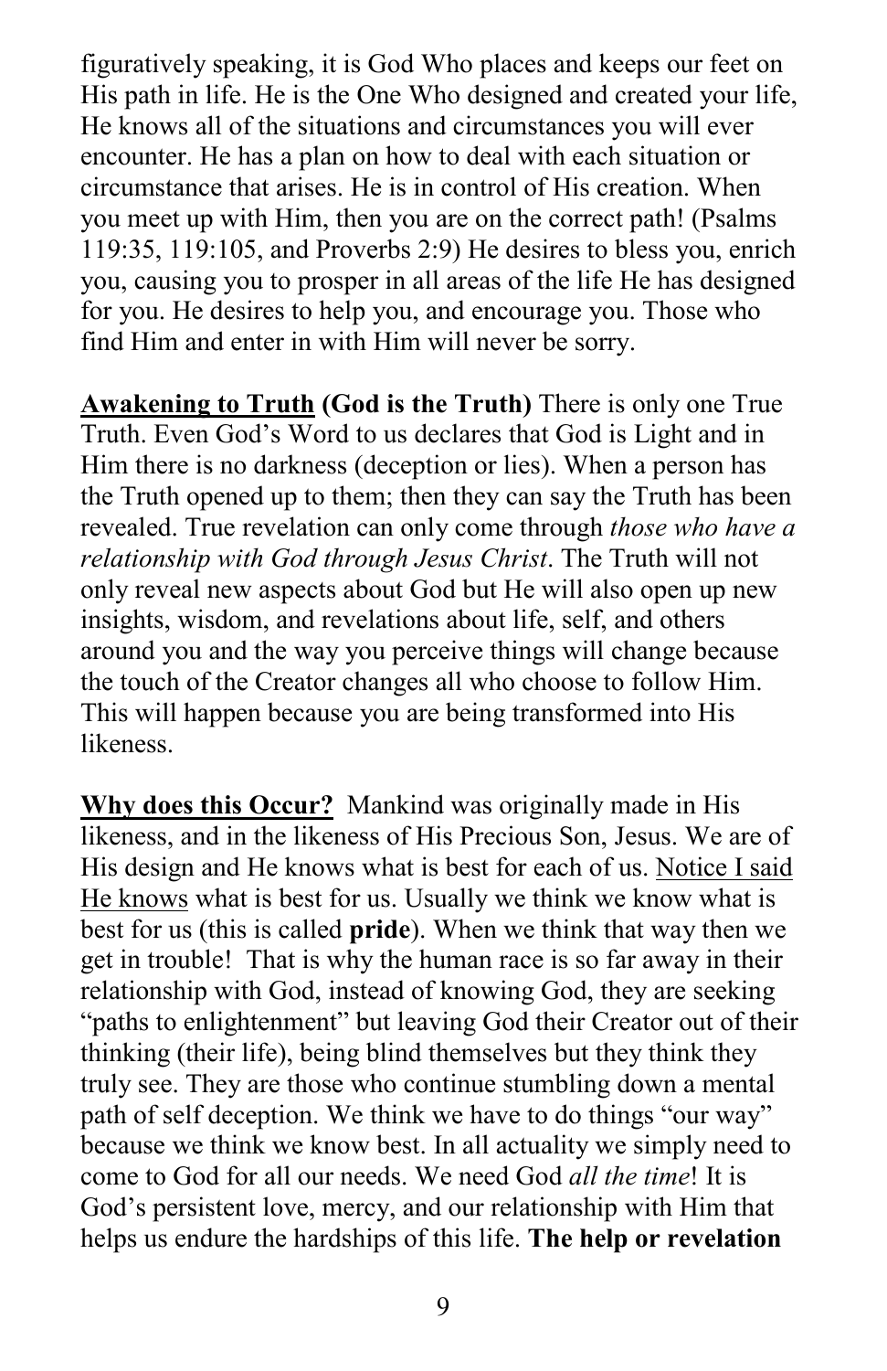figuratively speaking, it is God Who places and keeps our feet on His path in life. He is the One Who designed and created your life, He knows all of the situations and circumstances you will ever encounter. He has a plan on how to deal with each situation or circumstance that arises. He is in control of His creation. When you meet up with Him, then you are on the correct path! (Psalms 119:35, 119:105, and Proverbs 2:9) He desires to bless you, enrich you, causing you to prosper in all areas of the life He has designed for you. He desires to help you, and encourage you. Those who find Him and enter in with Him will never be sorry.

**<u>Awakening to Truth</u> (God is the Truth)** There is only one True Truth. Even God's Word to us declares that God is Light and in Him there is no darkness (deception or lies). When a person has the Truth opened up to them; then they can say the Truth has been revealed. True revelation can only come through *those who have a relationship with God through Jesus Christ*. The Truth will not only reveal new aspects about God but He will also open up new insights, wisdom, and revelations about life, self, and others around you and the way you perceive things will change because the touch of the Creator changes all who choose to follow Him. This will happen because you are being transformed into His likeness.

**<u>Why does this Occur?</u>** Mankind was originally made in His likeness, and in the likeness of His Precious Son, Jesus. We are of His design and He knows what is best for each of us. <u>Notice I said He knows</u> what is best for us. Usually we think we know what is best for us (this is called **pride**). When we think that way then we get in trouble! That is why the human race is so far away in their relationship with God, instead of knowing God, they are seeking "paths to enlightenment" but leaving God their Creator out of their thinking (their life), being blind themselves but they think they truly see. They are those who continue stumbling down a mental path of self deception. We think we have to do things "our way" because we think we know best. In all actuality we simply need to come to God for all our needs. We need God *all the time*! It is God's persistent love, mercy, and our relationship with Him that helps us endure the hardships of this life. **The help or revelation**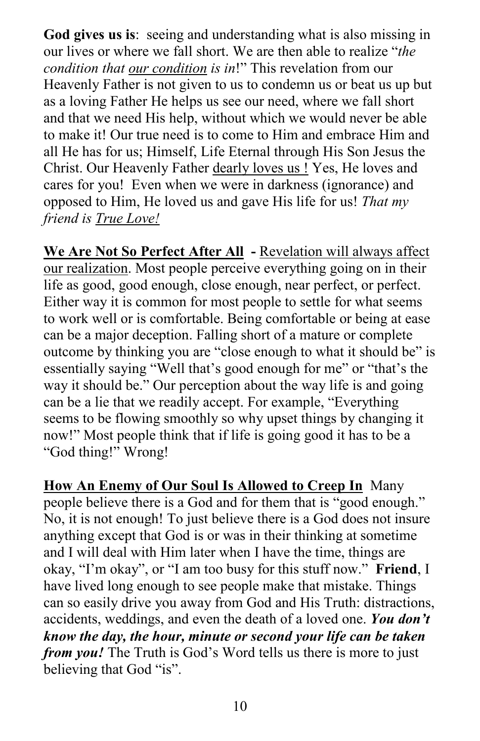**God gives us is**: seeing and understanding what is also missing in our lives or where we fall short. We are then able to realize "*the condition that our condition is in*!" This revelation from our Heavenly Father is not given to us to condemn us or beat us up but as a loving Father He helps us see our need, where we fall short and that we need His help, without which we would never be able to make it! Our true need is to come to Him and embrace Him and all He has for us; Himself, Life Eternal through His Son Jesus the Christ. Our Heavenly Father dearly loves us ! Yes, He loves and cares for you! Even when we were in darkness (ignorance) and opposed to Him, He loved us and gave His life for us! *That my friend is True Love!*

**We Are Not So Perfect After All** - Revelation will always affect our realization. Most people perceive everything going on in their life as good, good enough, close enough, near perfect, or perfect. Either way it is common for most people to settle for what seems to work well or is comfortable. Being comfortable or being at ease can be a major deception. Falling short of a mature or complete outcome by thinking you are "close enough to what it should be" is essentially saying "Well that's good enough for me" or "that's the way it should be." Our perception about the way life is and going can be a lie that we readily accept. For example, "Everything seems to be flowing smoothly so why upset things by changing it now!" Most people think that if life is going good it has to be a "God thing!" Wrong!

**How An Enemy of Our Soul Is Allowed to Creep In** Many people believe there is a God and for them that is "good enough." No, it is not enough! To just believe there is a God does not insure anything except that God is or was in their thinking at sometime and I will deal with Him later when I have the time, things are okay, "I'm okay", or "I am too busy for this stuff now." **Friend**, I have lived long enough to see people make that mistake. Things can so easily drive you away from God and His Truth: distractions, accidents, weddings, and even the death of a loved one. ***You don't know the day, the hour, minute or second your life can be taken from you!*** The Truth is God's Word tells us there is more to just believing that God "is".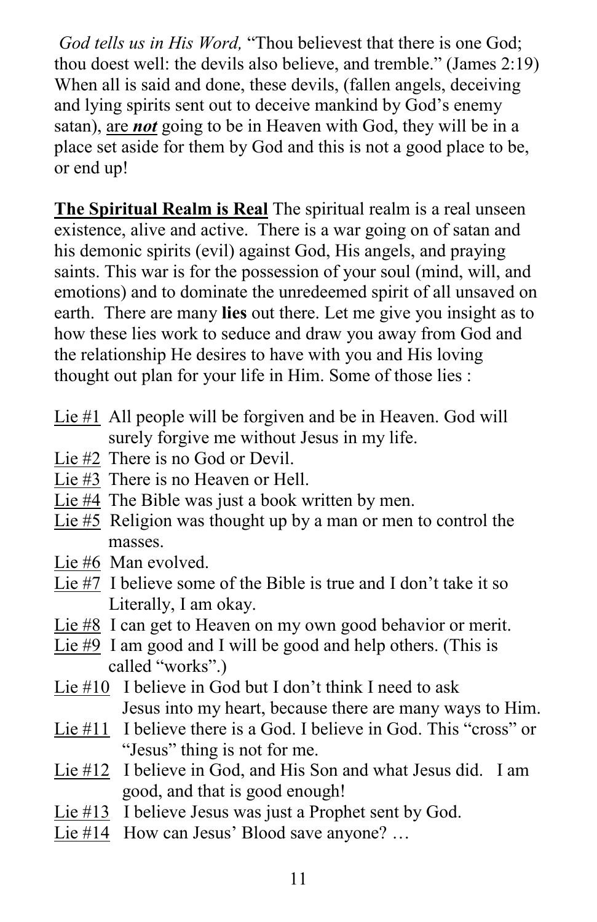*God tells us in His Word,* "Thou believest that there is one God; thou doest well: the devils also believe, and tremble." (James 2:19) When all is said and done, these devils, (fallen angels, deceiving and lying spirits sent out to deceive mankind by God's enemy satan), are ***not*** going to be in Heaven with God, they will be in a place set aside for them by God and this is not a good place to be, or end up!

**The Spiritual Realm is Real** The spiritual realm is a real unseen existence, alive and active. There is a war going on of satan and his demonic spirits (evil) against God, His angels, and praying saints. This war is for the possession of your soul (mind, will, and emotions) and to dominate the unredeemed spirit of all unsaved on earth. There are many **lies** out there. Let me give you insight as to how these lies work to seduce and draw you away from God and the relationship He desires to have with you and His loving thought out plan for your life in Him. Some of those lies :

Lie #1 All people will be forgiven and be in Heaven. God will surely forgive me without Jesus in my life.
Lie #2 There is no God or Devil.
Lie #3 There is no Heaven or Hell.
Lie #4 The Bible was just a book written by men.
Lie #5 Religion was thought up by a man or men to control the masses.
Lie #6 Man evolved.
Lie #7 I believe some of the Bible is true and I don't take it so Literally, I am okay.
Lie #8 I can get to Heaven on my own good behavior or merit.
Lie #9 I am good and I will be good and help others. (This is called "works".)
Lie #10 I believe in God but I don't think I need to ask Jesus into my heart, because there are many ways to Him.
Lie #11 I believe there is a God. I believe in God. This "cross" or "Jesus" thing is not for me.
Lie #12 I believe in God, and His Son and what Jesus did. I am good, and that is good enough!
Lie #13 I believe Jesus was just a Prophet sent by God.
Lie #14 How can Jesus' Blood save anyone? …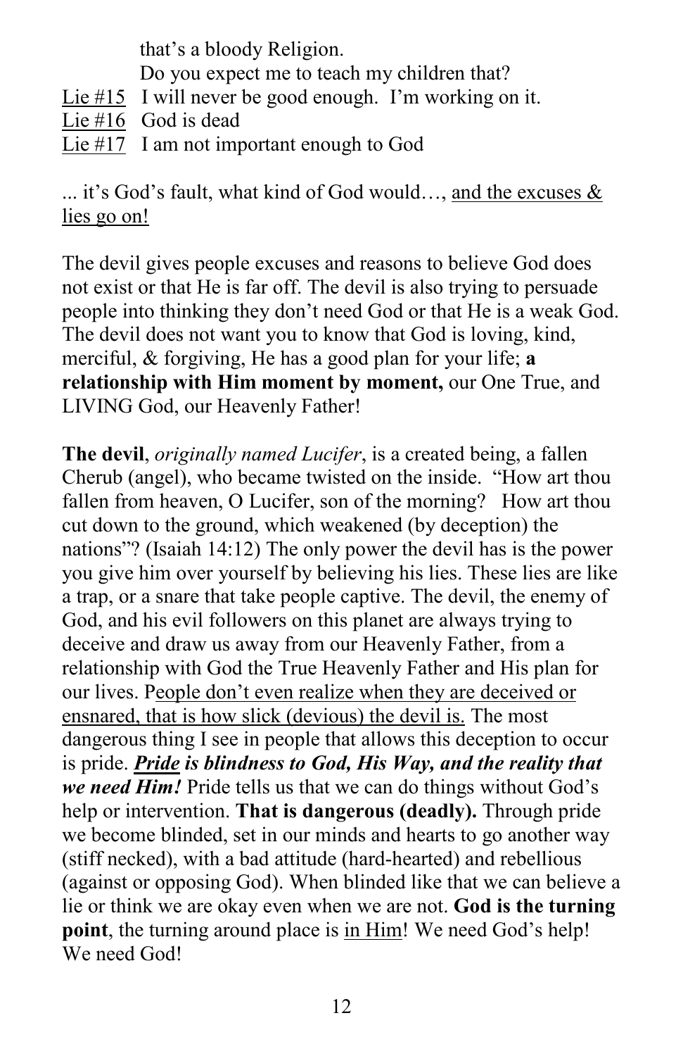that's a bloody Religion.
Do you expect me to teach my children that?

<u>Lie #15</u> I will never be good enough. I'm working on it.
<u>Lie #16</u> God is dead
<u>Lie #17</u> I am not important enough to God

... it's God's fault, what kind of God would…, <u>and the excuses & lies go on!</u>

The devil gives people excuses and reasons to believe God does not exist or that He is far off. The devil is also trying to persuade people into thinking they don't need God or that He is a weak God. The devil does not want you to know that God is loving, kind, merciful, & forgiving, He has a good plan for your life; **a relationship with Him moment by moment,** our One True, and LIVING God, our Heavenly Father!

**The devil**, *originally named Lucifer*, is a created being, a fallen Cherub (angel), who became twisted on the inside. "How art thou fallen from heaven, O Lucifer, son of the morning? How art thou cut down to the ground, which weakened (by deception) the nations"? (Isaiah 14:12) The only power the devil has is the power you give him over yourself by believing his lies. These lies are like a trap, or a snare that take people captive. The devil, the enemy of God, and his evil followers on this planet are always trying to deceive and draw us away from our Heavenly Father, from a relationship with God the True Heavenly Father and His plan for our lives. P<u>eople don't even realize when they are deceived or ensnared, that is how slick (devious) the devil is.</u> The most dangerous thing I see in people that allows this deception to occur is pride. ***<u>Pride</u> is blindness to God, His Way, and the reality that we need Him!*** Pride tells us that we can do things without God's help or intervention. **That is dangerous (deadly).** Through pride we become blinded, set in our minds and hearts to go another way (stiff necked), with a bad attitude (hard-hearted) and rebellious (against or opposing God). When blinded like that we can believe a lie or think we are okay even when we are not. **God is the turning point**, the turning around place is <u>in Him</u>! We need God's help! We need God!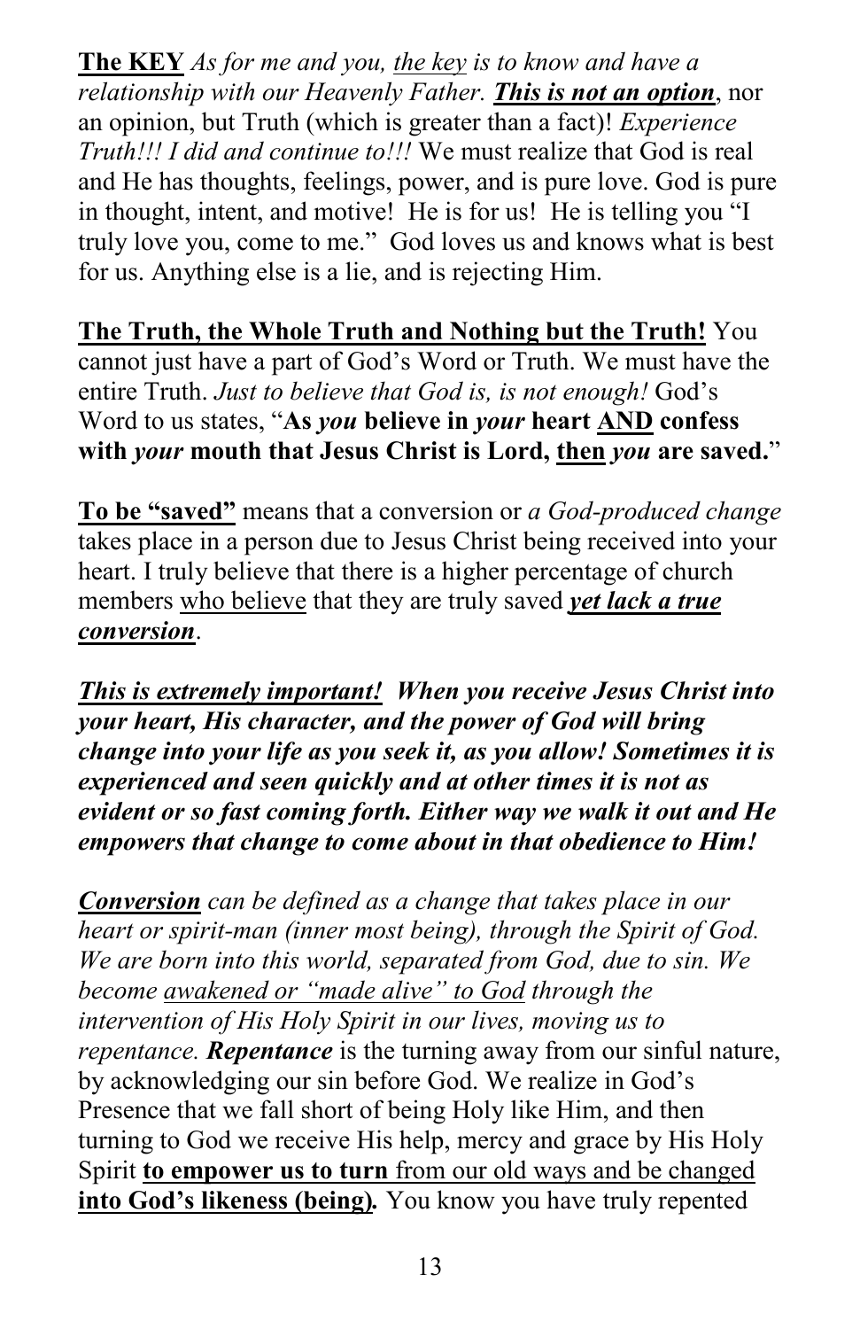**The KEY** *As for me and you, the key is to know and have a relationship with our Heavenly Father.* ***This is not an option***, nor an opinion, but Truth (which is greater than a fact)! *Experience Truth!!! I did and continue to!!!* We must realize that God is real and He has thoughts, feelings, power, and is pure love. God is pure in thought, intent, and motive! He is for us! He is telling you "I truly love you, come to me." God loves us and knows what is best for us. Anything else is a lie, and is rejecting Him.

**The Truth, the Whole Truth and Nothing but the Truth!** You cannot just have a part of God's Word or Truth. We must have the entire Truth. *Just to believe that God is, is not enough!* God's Word to us states, "**As *you* believe in *your* heart AND confess with *your* mouth that Jesus Christ is Lord, then *you* are saved.**"

**To be "saved"** means that a conversion or *a God-produced change* takes place in a person due to Jesus Christ being received into your heart. I truly believe that there is a higher percentage of church members who believe that they are truly saved ***yet lack a true conversion***.

***This is extremely important! When you receive Jesus Christ into your heart, His character, and the power of God will bring change into your life as you seek it, as you allow! Sometimes it is experienced and seen quickly and at other times it is not as evident or so fast coming forth. Either way we walk it out and He empowers that change to come about in that obedience to Him!***

***Conversion*** *can be defined as a change that takes place in our heart or spirit-man (inner most being), through the Spirit of God. We are born into this world, separated from God, due to sin. We become awakened or "made alive" to God through the intervention of His Holy Spirit in our lives, moving us to repentance.* ***Repentance*** is the turning away from our sinful nature, by acknowledging our sin before God. We realize in God's Presence that we fall short of being Holy like Him, and then turning to God we receive His help, mercy and grace by His Holy Spirit **to empower us to turn** from our old ways and be changed **into God's likeness (being).** You know you have truly repented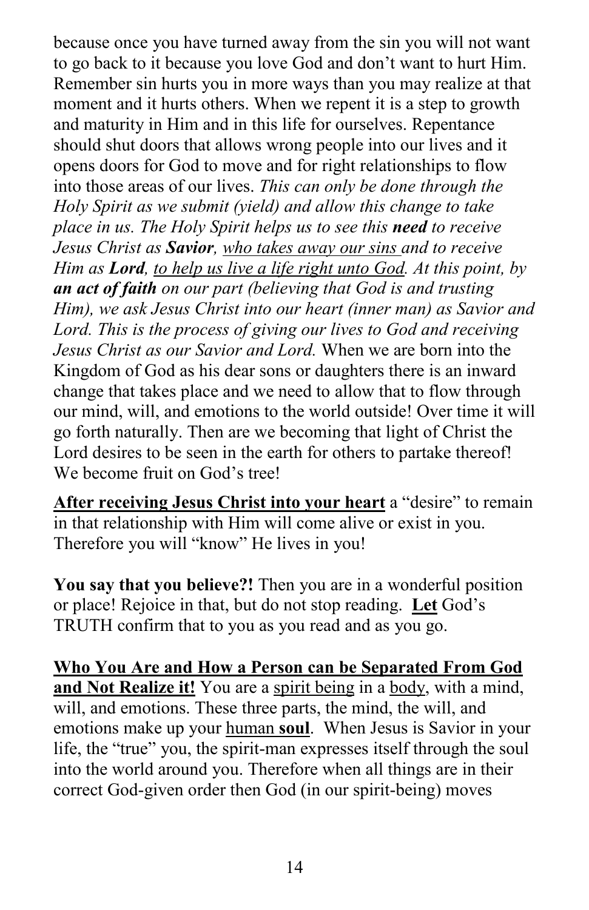because once you have turned away from the sin you will not want to go back to it because you love God and don't want to hurt Him. Remember sin hurts you in more ways than you may realize at that moment and it hurts others. When we repent it is a step to growth and maturity in Him and in this life for ourselves. Repentance should shut doors that allows wrong people into our lives and it opens doors for God to move and for right relationships to flow into those areas of our lives. *This can only be done through the Holy Spirit as we submit (yield) and allow this change to take place in us. The Holy Spirit helps us to see this **need** to receive Jesus Christ as **Savior**, <u>who takes away our sins</u> and to receive Him as **Lord**, <u>to help us live a life right unto God</u>. At this point, by **an act of faith** on our part (believing that God is and trusting Him), we ask Jesus Christ into our heart (inner man) as Savior and Lord. This is the process of giving our lives to God and receiving Jesus Christ as our Savior and Lord.* When we are born into the Kingdom of God as his dear sons or daughters there is an inward change that takes place and we need to allow that to flow through our mind, will, and emotions to the world outside! Over time it will go forth naturally. Then are we becoming that light of Christ the Lord desires to be seen in the earth for others to partake thereof! We become fruit on God's tree!

**<u>After receiving Jesus Christ into your heart</u>** a "desire" to remain in that relationship with Him will come alive or exist in you. Therefore you will "know" He lives in you!

**You say that you believe?!** Then you are in a wonderful position or place! Rejoice in that, but do not stop reading. **<u>Let</u>** God's TRUTH confirm that to you as you read and as you go.

**<u>Who You Are and How a Person can be Separated From God and Not Realize it!</u>** You are a <u>spirit being</u> in a <u>body</u>, with a mind, will, and emotions. These three parts, the mind, the will, and emotions make up your <u>human **soul**</u>. When Jesus is Savior in your life, the "true" you, the spirit-man expresses itself through the soul into the world around you. Therefore when all things are in their correct God-given order then God (in our spirit-being) moves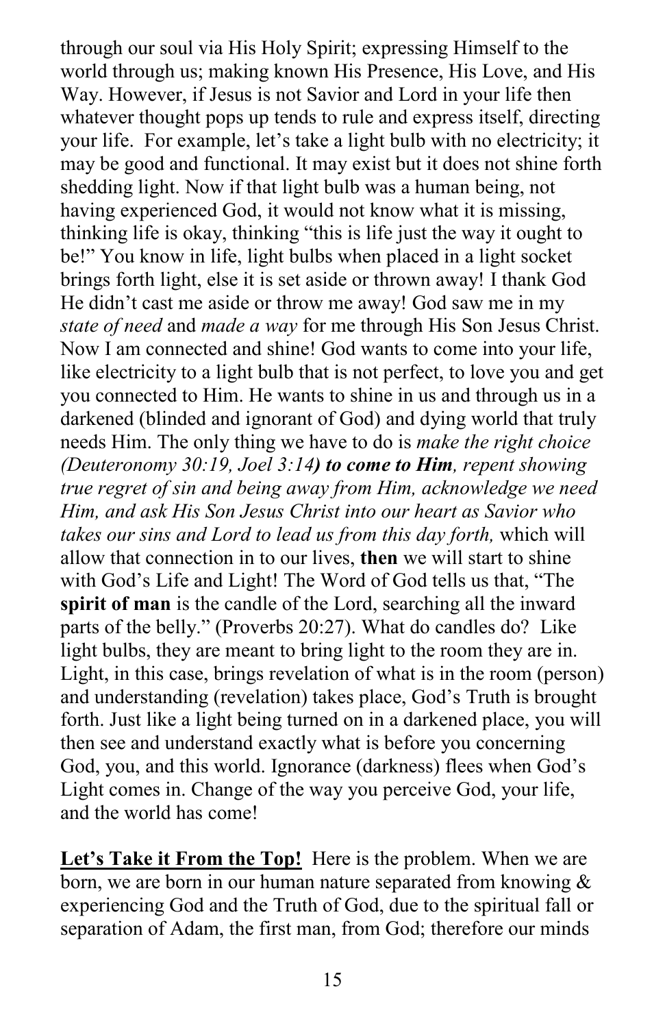through our soul via His Holy Spirit; expressing Himself to the world through us; making known His Presence, His Love, and His Way. However, if Jesus is not Savior and Lord in your life then whatever thought pops up tends to rule and express itself, directing your life. For example, let's take a light bulb with no electricity; it may be good and functional. It may exist but it does not shine forth shedding light. Now if that light bulb was a human being, not having experienced God, it would not know what it is missing, thinking life is okay, thinking "this is life just the way it ought to be!" You know in life, light bulbs when placed in a light socket brings forth light, else it is set aside or thrown away! I thank God He didn't cast me aside or throw me away! God saw me in my *state of need* and *made a way* for me through His Son Jesus Christ. Now I am connected and shine! God wants to come into your life, like electricity to a light bulb that is not perfect, to love you and get you connected to Him. He wants to shine in us and through us in a darkened (blinded and ignorant of God) and dying world that truly needs Him. The only thing we have to do is *make the right choice (Deuteronomy 30:19, Joel 3:14**) to come to Him**, repent showing true regret of sin and being away from Him, acknowledge we need Him, and ask His Son Jesus Christ into our heart as Savior who takes our sins and Lord to lead us from this day forth,* which will allow that connection in to our lives, **then** we will start to shine with God's Life and Light! The Word of God tells us that, "The **spirit of man** is the candle of the Lord, searching all the inward parts of the belly." (Proverbs 20:27). What do candles do? Like light bulbs, they are meant to bring light to the room they are in. Light, in this case, brings revelation of what is in the room (person) and understanding (revelation) takes place, God's Truth is brought forth. Just like a light being turned on in a darkened place, you will then see and understand exactly what is before you concerning God, you, and this world. Ignorance (darkness) flees when God's Light comes in. Change of the way you perceive God, your life, and the world has come!

**Let's Take it From the Top!** Here is the problem. When we are born, we are born in our human nature separated from knowing & experiencing God and the Truth of God, due to the spiritual fall or separation of Adam, the first man, from God; therefore our minds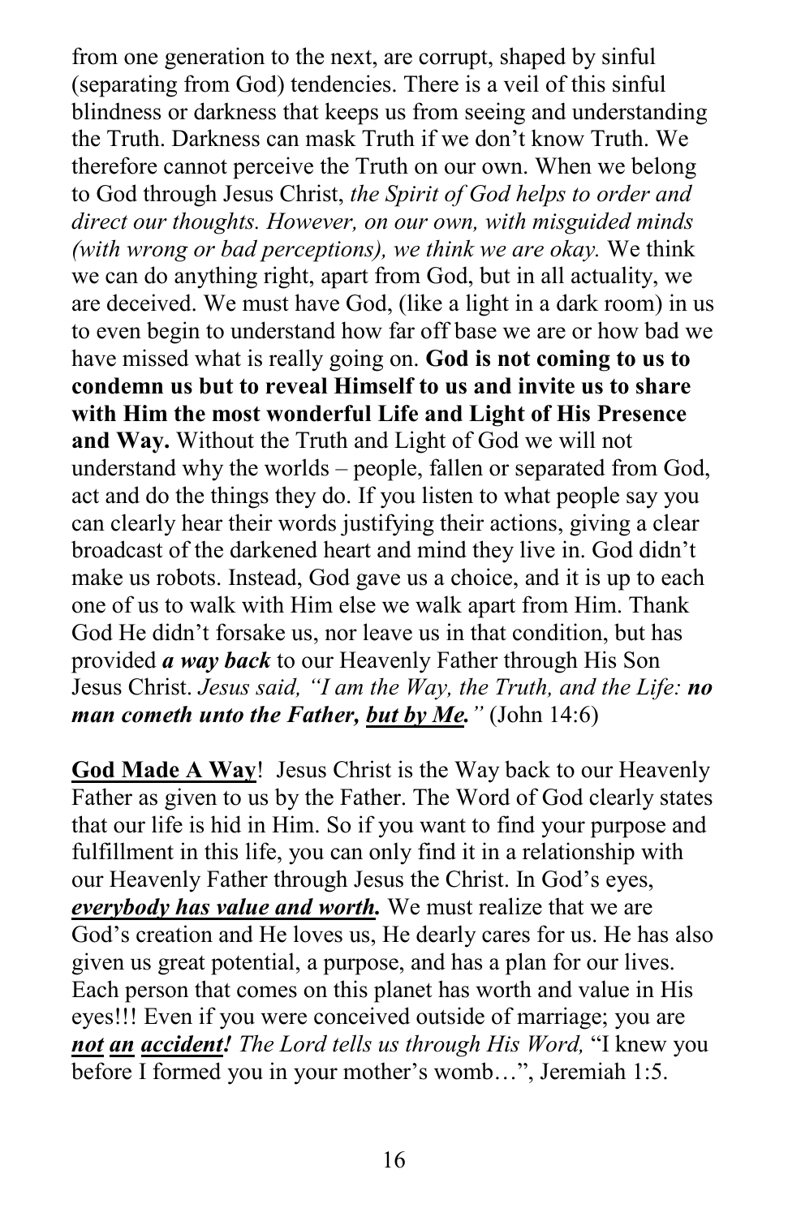from one generation to the next, are corrupt, shaped by sinful (separating from God) tendencies. There is a veil of this sinful blindness or darkness that keeps us from seeing and understanding the Truth. Darkness can mask Truth if we don't know Truth. We therefore cannot perceive the Truth on our own. When we belong to God through Jesus Christ, *the Spirit of God helps to order and direct our thoughts. However, on our own, with misguided minds (with wrong or bad perceptions), we think we are okay.* We think we can do anything right, apart from God, but in all actuality, we are deceived. We must have God, (like a light in a dark room) in us to even begin to understand how far off base we are or how bad we have missed what is really going on. **God is not coming to us to condemn us but to reveal Himself to us and invite us to share with Him the most wonderful Life and Light of His Presence and Way.** Without the Truth and Light of God we will not understand why the worlds – people, fallen or separated from God, act and do the things they do. If you listen to what people say you can clearly hear their words justifying their actions, giving a clear broadcast of the darkened heart and mind they live in. God didn't make us robots. Instead, God gave us a choice, and it is up to each one of us to walk with Him else we walk apart from Him. Thank God He didn't forsake us, nor leave us in that condition, but has provided ***a way back*** to our Heavenly Father through His Son Jesus Christ. *Jesus said, "I am the Way, the Truth, and the Life: **no man cometh unto the Father, <u>but by Me</u>.**"* (John 14:6)

<u>**God Made A Way**</u>! Jesus Christ is the Way back to our Heavenly Father as given to us by the Father. The Word of God clearly states that our life is hid in Him. So if you want to find your purpose and fulfillment in this life, you can only find it in a relationship with our Heavenly Father through Jesus the Christ. In God's eyes, <u>***everybody has value and worth.***</u> We must realize that we are God's creation and He loves us, He dearly cares for us. He has also given us great potential, a purpose, and has a plan for our lives. Each person that comes on this planet has worth and value in His eyes!!! Even if you were conceived outside of marriage; you are <u>***not***</u> <u>***an***</u> <u>***accident!***</u> *The Lord tells us through His Word,* "I knew you before I formed you in your mother's womb…", Jeremiah 1:5.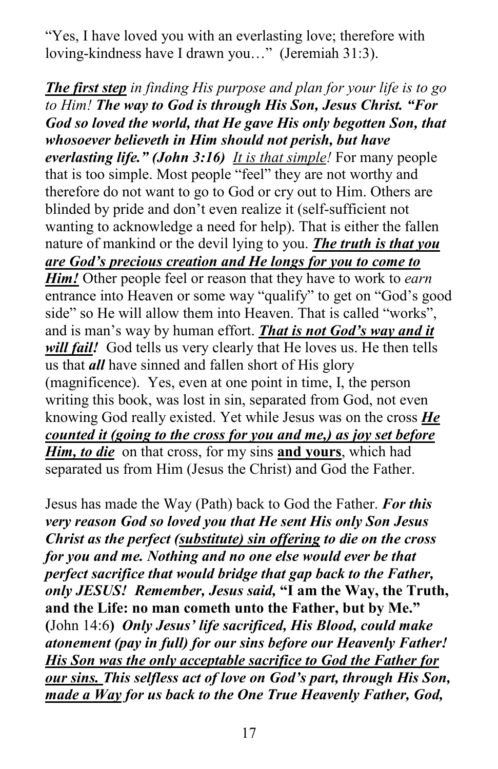"Yes, I have loved you with an everlasting love; therefore with loving-kindness have I drawn you…" (Jeremiah 31:3).

***<u>The first step</u>*** *in finding His purpose and plan for your life is to go to Him!* ***The way to God is through His Son, Jesus Christ. "For God so loved the world, that He gave His only begotten Son, that whosoever believeth in Him should not perish, but have everlasting life." (John 3:16)*** *<u>It is that simple</u>!* For many people that is too simple. Most people "feel" they are not worthy and therefore do not want to go to God or cry out to Him. Others are blinded by pride and don't even realize it (self-sufficient not wanting to acknowledge a need for help). That is either the fallen nature of mankind or the devil lying to you. ***<u>The truth is that you are God's precious creation and He longs for you to come to Him!</u>*** Other people feel or reason that they have to work to *earn* entrance into Heaven or some way "qualify" to get on "God's good side" so He will allow them into Heaven. That is called "works", and is man's way by human effort. ***<u>That is not God's way and it will fail!</u>*** God tells us very clearly that He loves us. He then tells us that ***all*** have sinned and fallen short of His glory (magnificence). Yes, even at one point in time, I, the person writing this book, was lost in sin, separated from God, not even knowing God really existed. Yet while Jesus was on the cross ***<u>He counted it (going to the cross for you and me,) as joy set before Him, to die</u>*** on that cross, for my sins **<u>and yours</u>**, which had separated us from Him (Jesus the Christ) and God the Father.

Jesus has made the Way (Path) back to God the Father. ***For this very reason God so loved you that He sent His only Son Jesus Christ as the perfect <u>(substitute) sin offering</u> to die on the cross for you and me. Nothing and no one else would ever be that perfect sacrifice that would bridge that gap back to the Father, only JESUS! Remember, Jesus said,*** **"I am the Way, the Truth, and the Life: no man cometh unto the Father, but by Me."** **(**John 14:6**)** ***Only Jesus' life sacrificed, His Blood, could make atonement (pay in full) for our sins before our Heavenly Father! <u>His Son was the only acceptable sacrifice to God the Father for our sins.</u> This selfless act of love on God's part, through His Son, <u>made a Way</u> for us back to the One True Heavenly Father, God,***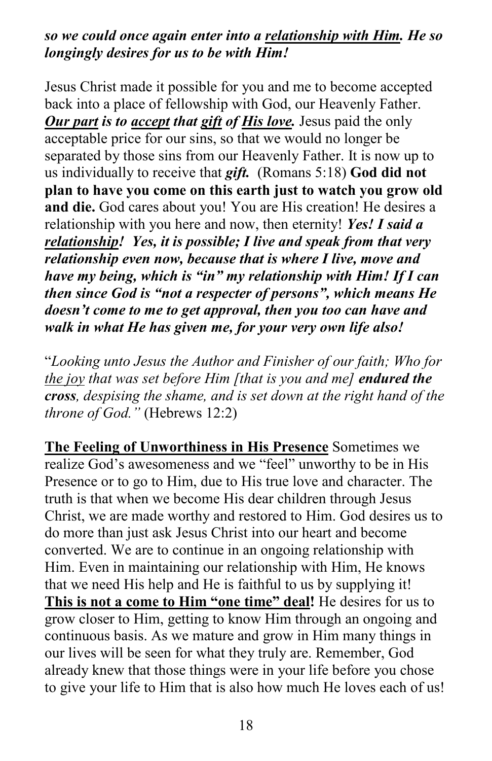***so we could once again enter into a <u>relationship with Him</u>. He so longingly desires for us to be with Him!***

Jesus Christ made it possible for you and me to become accepted back into a place of fellowship with God, our Heavenly Father. ***<u>Our part</u> is to <u>accept</u> that <u>gift</u> of <u>His love</u>.*** Jesus paid the only acceptable price for our sins, so that we would no longer be separated by those sins from our Heavenly Father. It is now up to us individually to receive that ***gift.*** (Romans 5:18) **God did not plan to have you come on this earth just to watch you grow old and die.** God cares about you! You are His creation! He desires a relationship with you here and now, then eternity! ***Yes! I said a <u>relationship</u>! Yes, it is possible; I live and speak from that very relationship even now, because that is where I live, move and have my being, which is "in" my relationship with Him! If I can then since God is "not a respecter of persons", which means He doesn't come to me to get approval, then you too can have and walk in what He has given me, for your very own life also!***

"*Looking unto Jesus the Author and Finisher of our faith; Who for <u>the joy</u> that was set before Him [that is you and me]* ***endured the cross****, despising the shame, and is set down at the right hand of the throne of God."* (Hebrews 12:2)

**<u>The Feeling of Unworthiness in His Presence</u>** Sometimes we realize God's awesomeness and we "feel" unworthy to be in His Presence or to go to Him, due to His true love and character. The truth is that when we become His dear children through Jesus Christ, we are made worthy and restored to Him. God desires us to do more than just ask Jesus Christ into our heart and become converted. We are to continue in an ongoing relationship with Him. Even in maintaining our relationship with Him, He knows that we need His help and He is faithful to us by supplying it! **<u>This is not a come to Him "one time" deal</u>!** He desires for us to grow closer to Him, getting to know Him through an ongoing and continuous basis. As we mature and grow in Him many things in our lives will be seen for what they truly are. Remember, God already knew that those things were in your life before you chose to give your life to Him that is also how much He loves each of us!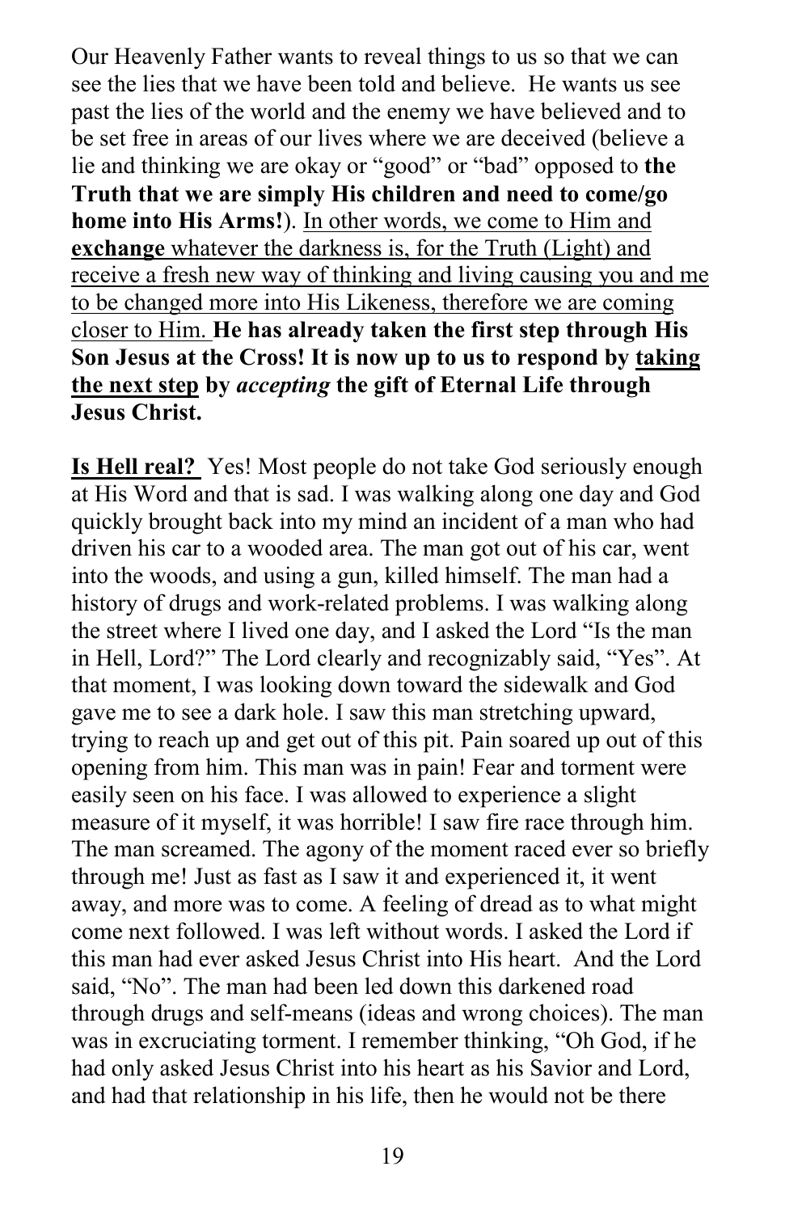Our Heavenly Father wants to reveal things to us so that we can see the lies that we have been told and believe. He wants us see past the lies of the world and the enemy we have believed and to be set free in areas of our lives where we are deceived (believe a lie and thinking we are okay or "good" or "bad" opposed to **the Truth that we are simply His children and need to come/go home into His Arms!**). <u>In other words, we come to Him and</u> <u>**exchange** whatever the darkness is, for the Truth (Light) and receive a fresh new way of thinking and living causing you and me to be changed more into His Likeness, therefore we are coming closer to Him.</u> **He has already taken the first step through His Son Jesus at the Cross! It is now up to us to respond by <u>taking the next step</u> by *accepting* the gift of Eternal Life through Jesus Christ.**

**<u>Is Hell real?</u>** Yes! Most people do not take God seriously enough at His Word and that is sad. I was walking along one day and God quickly brought back into my mind an incident of a man who had driven his car to a wooded area. The man got out of his car, went into the woods, and using a gun, killed himself. The man had a history of drugs and work-related problems. I was walking along the street where I lived one day, and I asked the Lord "Is the man in Hell, Lord?" The Lord clearly and recognizably said, "Yes". At that moment, I was looking down toward the sidewalk and God gave me to see a dark hole. I saw this man stretching upward, trying to reach up and get out of this pit. Pain soared up out of this opening from him. This man was in pain! Fear and torment were easily seen on his face. I was allowed to experience a slight measure of it myself, it was horrible! I saw fire race through him. The man screamed. The agony of the moment raced ever so briefly through me! Just as fast as I saw it and experienced it, it went away, and more was to come. A feeling of dread as to what might come next followed. I was left without words. I asked the Lord if this man had ever asked Jesus Christ into His heart. And the Lord said, "No". The man had been led down this darkened road through drugs and self-means (ideas and wrong choices). The man was in excruciating torment. I remember thinking, "Oh God, if he had only asked Jesus Christ into his heart as his Savior and Lord, and had that relationship in his life, then he would not be there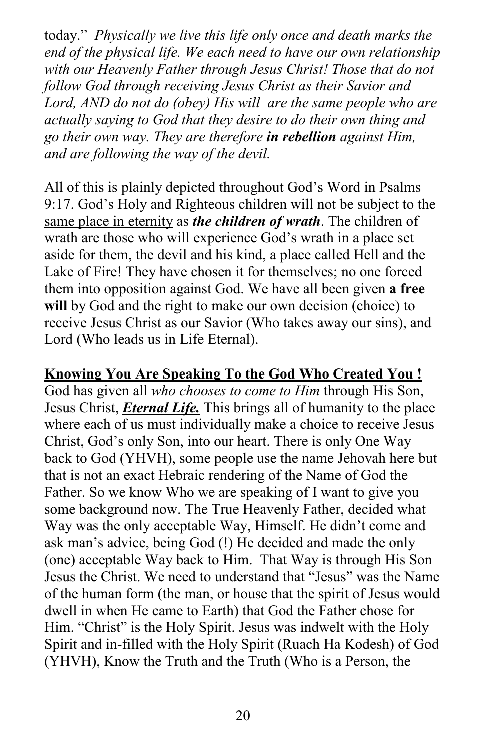today." *Physically we live this life only once and death marks the end of the physical life. We each need to have our own relationship with our Heavenly Father through Jesus Christ! Those that do not follow God through receiving Jesus Christ as their Savior and Lord, AND do not do (obey) His will are the same people who are actually saying to God that they desire to do their own thing and go their own way. They are therefore* ***in rebellion*** *against Him, and are following the way of the devil.*

All of this is plainly depicted throughout God's Word in Psalms 9:17. <u>God's Holy and Righteous children will not be subject to the same place in eternity</u> as ***the children of wrath***. The children of wrath are those who will experience God's wrath in a place set aside for them, the devil and his kind, a place called Hell and the Lake of Fire! They have chosen it for themselves; no one forced them into opposition against God. We have all been given **a free will** by God and the right to make our own decision (choice) to receive Jesus Christ as our Savior (Who takes away our sins), and Lord (Who leads us in Life Eternal).

**<u>Knowing You Are Speaking To the God Who Created You !</u>**

God has given all *who chooses to come to Him* through His Son, Jesus Christ, ***<u>Eternal Life.</u>*** This brings all of humanity to the place where each of us must individually make a choice to receive Jesus Christ, God's only Son, into our heart. There is only One Way back to God (YHVH), some people use the name Jehovah here but that is not an exact Hebraic rendering of the Name of God the Father. So we know Who we are speaking of I want to give you some background now. The True Heavenly Father, decided what Way was the only acceptable Way, Himself. He didn't come and ask man's advice, being God (!) He decided and made the only (one) acceptable Way back to Him. That Way is through His Son Jesus the Christ. We need to understand that "Jesus" was the Name of the human form (the man, or house that the spirit of Jesus would dwell in when He came to Earth) that God the Father chose for Him. "Christ" is the Holy Spirit. Jesus was indwelt with the Holy Spirit and in-filled with the Holy Spirit (Ruach Ha Kodesh) of God (YHVH), Know the Truth and the Truth (Who is a Person, the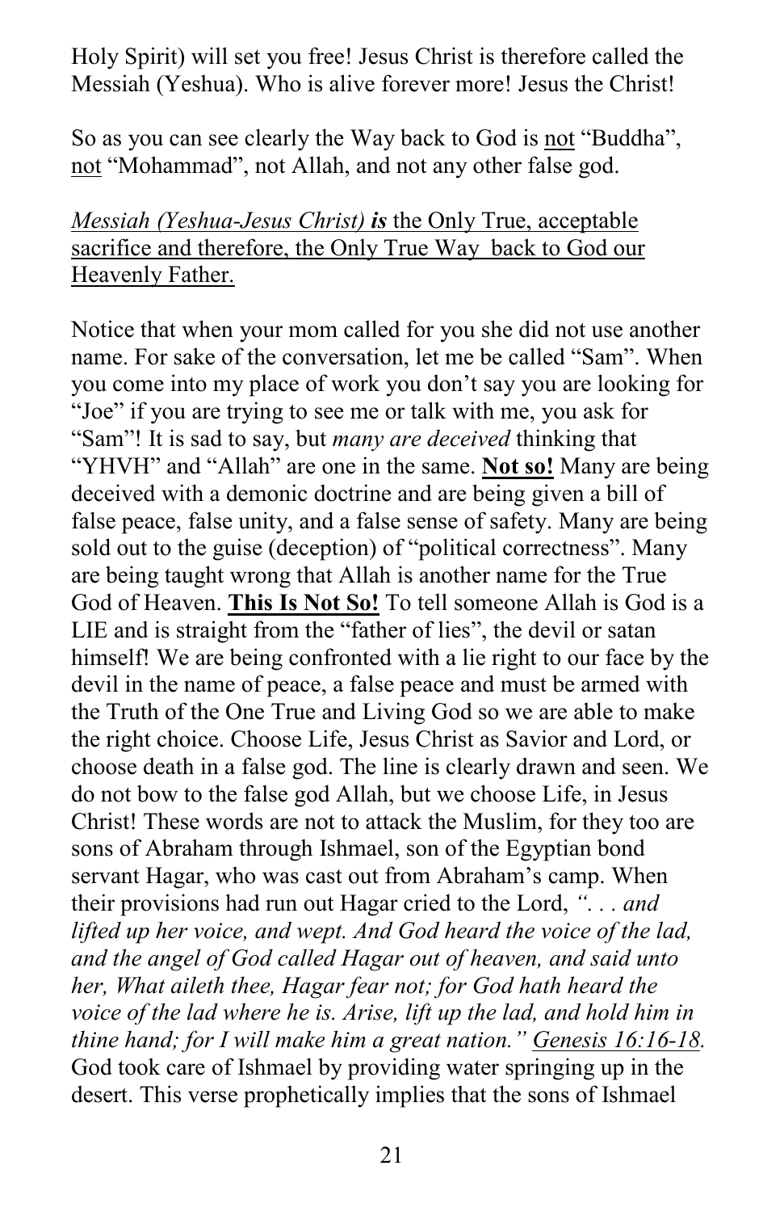Holy Spirit) will set you free! Jesus Christ is therefore called the Messiah (Yeshua). Who is alive forever more! Jesus the Christ!

So as you can see clearly the Way back to God is <u>not</u> "Buddha", <u>not</u> "Mohammad", not Allah, and not any other false god.

<u>*Messiah (Yeshua-Jesus Christ)* ***is*** the Only True, acceptable sacrifice and therefore, the Only True Way back to God our Heavenly Father.</u>

Notice that when your mom called for you she did not use another name. For sake of the conversation, let me be called "Sam". When you come into my place of work you don't say you are looking for "Joe" if you are trying to see me or talk with me, you ask for "Sam"! It is sad to say, but *many are deceived* thinking that "YHVH" and "Allah" are one in the same. <u>**Not so!**</u> Many are being deceived with a demonic doctrine and are being given a bill of false peace, false unity, and a false sense of safety. Many are being sold out to the guise (deception) of "political correctness". Many are being taught wrong that Allah is another name for the True God of Heaven. <u>**This Is Not So!**</u> To tell someone Allah is God is a LIE and is straight from the "father of lies", the devil or satan himself! We are being confronted with a lie right to our face by the devil in the name of peace, a false peace and must be armed with the Truth of the One True and Living God so we are able to make the right choice. Choose Life, Jesus Christ as Savior and Lord, or choose death in a false god. The line is clearly drawn and seen. We do not bow to the false god Allah, but we choose Life, in Jesus Christ! These words are not to attack the Muslim, for they too are sons of Abraham through Ishmael, son of the Egyptian bond servant Hagar, who was cast out from Abraham's camp. When their provisions had run out Hagar cried to the Lord, *". . . and lifted up her voice, and wept. And God heard the voice of the lad, and the angel of God called Hagar out of heaven, and said unto her, What aileth thee, Hagar fear not; for God hath heard the voice of the lad where he is. Arise, lift up the lad, and hold him in thine hand; for I will make him a great nation."* <u>*Genesis 16:16-18*</u>*.* God took care of Ishmael by providing water springing up in the desert. This verse prophetically implies that the sons of Ishmael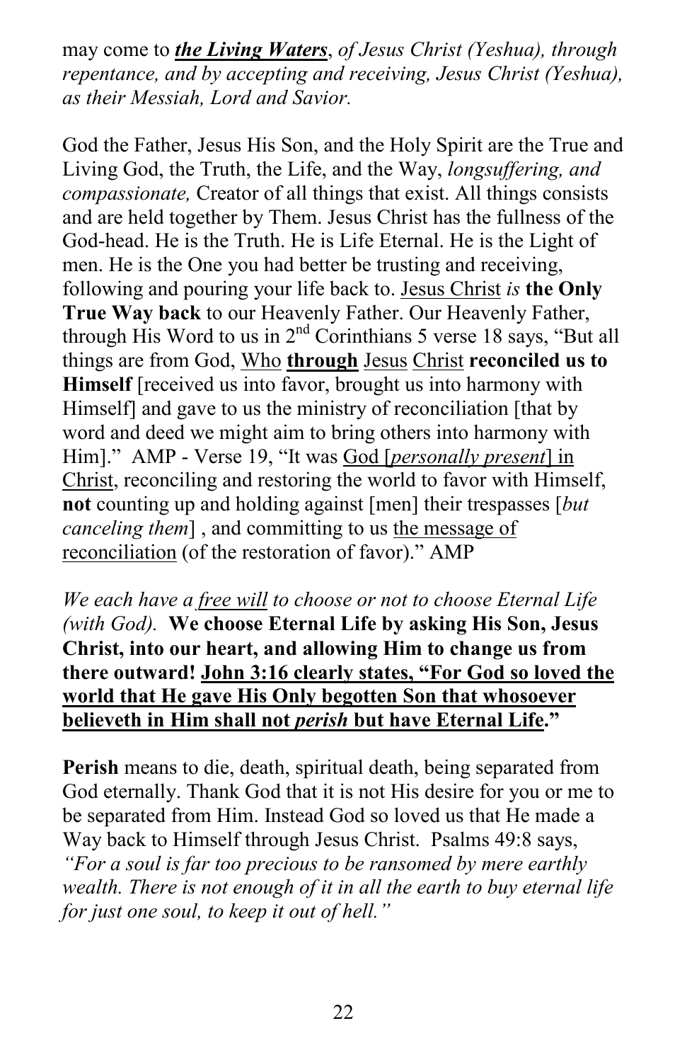may come to ***the Living Waters***, *of Jesus Christ (Yeshua), through repentance, and by accepting and receiving, Jesus Christ (Yeshua), as their Messiah, Lord and Savior.*

God the Father, Jesus His Son, and the Holy Spirit are the True and Living God, the Truth, the Life, and the Way, *longsuffering, and compassionate,* Creator of all things that exist. All things consists and are held together by Them. Jesus Christ has the fullness of the God-head. He is the Truth. He is Life Eternal. He is the Light of men. He is the One you had better be trusting and receiving, following and pouring your life back to. <u>Jesus Christ</u> *is* **the Only True Way back** to our Heavenly Father. Our Heavenly Father, through His Word to us in 2nd Corinthians 5 verse 18 says, "But all things are from God, <u>Who</u> **<u>through</u>** <u>Jesus</u> <u>Christ</u> **reconciled us to Himself** [received us into favor, brought us into harmony with Himself] and gave to us the ministry of reconciliation [that by word and deed we might aim to bring others into harmony with Him]." AMP - Verse 19, "It was <u>God [*personally present*] in Christ</u>, reconciling and restoring the world to favor with Himself, **not** counting up and holding against [men] their trespasses [*but canceling them*] , and committing to us <u>the message of reconciliation</u> (of the restoration of favor)." AMP

*We each have a <u>free will</u> to choose or not to choose Eternal Life (with God).* **We choose Eternal Life by asking His Son, Jesus Christ, into our heart, and allowing Him to change us from there outward! <u>John 3:16 clearly states, "For God so loved the world that He gave His Only begotten Son that whosoever believeth in Him shall not *perish* but have Eternal Life</u>."**

**Perish** means to die, death, spiritual death, being separated from God eternally. Thank God that it is not His desire for you or me to be separated from Him. Instead God so loved us that He made a Way back to Himself through Jesus Christ. Psalms 49:8 says, *"For a soul is far too precious to be ransomed by mere earthly wealth. There is not enough of it in all the earth to buy eternal life for just one soul, to keep it out of hell."*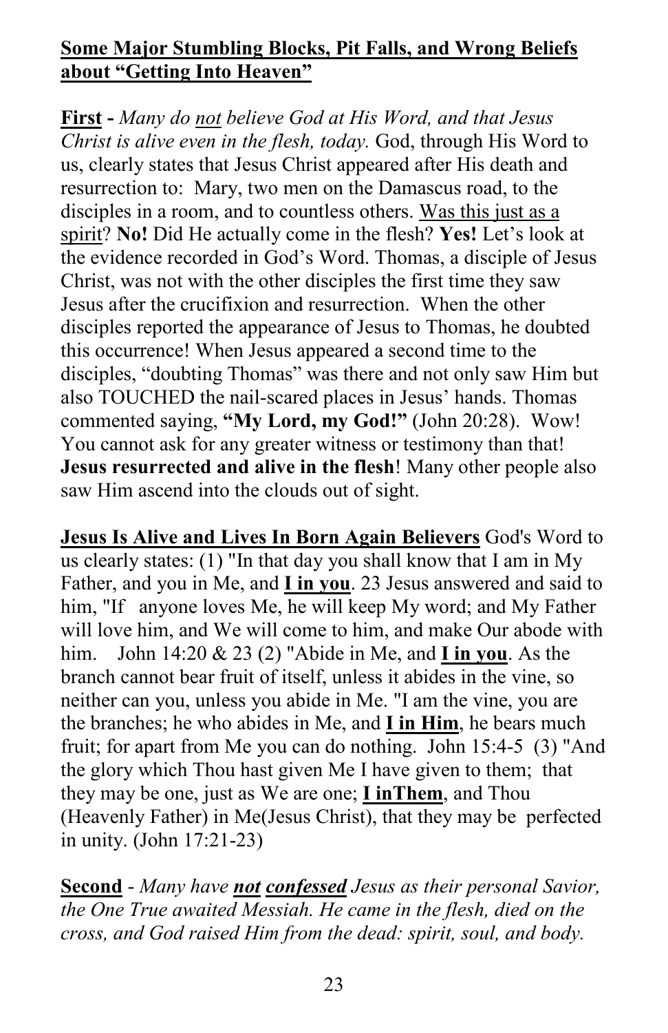**<u>Some Major Stumbling Blocks, Pit Falls, and Wrong Beliefs about "Getting Into Heaven"</u>**

**<u>First</u> -** *Many do <u>not</u> believe God at His Word, and that Jesus Christ is alive even in the flesh, today.* God, through His Word to us, clearly states that Jesus Christ appeared after His death and resurrection to: Mary, two men on the Damascus road, to the disciples in a room, and to countless others. <u>Was this just as a spirit</u>? **No!** Did He actually come in the flesh? **Yes!** Let's look at the evidence recorded in God's Word. Thomas, a disciple of Jesus Christ, was not with the other disciples the first time they saw Jesus after the crucifixion and resurrection. When the other disciples reported the appearance of Jesus to Thomas, he doubted this occurrence! When Jesus appeared a second time to the disciples, "doubting Thomas" was there and not only saw Him but also TOUCHED the nail-scared places in Jesus' hands. Thomas commented saying, **"My Lord, my God!"** (John 20:28). Wow! You cannot ask for any greater witness or testimony than that! **Jesus resurrected and alive in the flesh**! Many other people also saw Him ascend into the clouds out of sight.

**<u>Jesus Is Alive and Lives In Born Again Believers</u>** God's Word to us clearly states: (1) "In that day you shall know that I am in My Father, and you in Me, and **<u>I in you</u>**. 23 Jesus answered and said to him, "If anyone loves Me, he will keep My word; and My Father will love him, and We will come to him, and make Our abode with him. John 14:20 & 23 (2) "Abide in Me, and **<u>I in you</u>**. As the branch cannot bear fruit of itself, unless it abides in the vine, so neither can you, unless you abide in Me. "I am the vine, you are the branches; he who abides in Me, and **<u>I in Him</u>**, he bears much fruit; for apart from Me you can do nothing. John 15:4-5 (3) "And the glory which Thou hast given Me I have given to them; that they may be one, just as We are one; **<u>I inThem</u>**, and Thou (Heavenly Father) in Me(Jesus Christ), that they may be perfected in unity. (John 17:21-23)

**<u>Second</u>** - *Many have **<u>not</u>** **<u>confessed</u>** Jesus as their personal Savior, the One True awaited Messiah. He came in the flesh, died on the cross, and God raised Him from the dead: spirit, soul, and body.*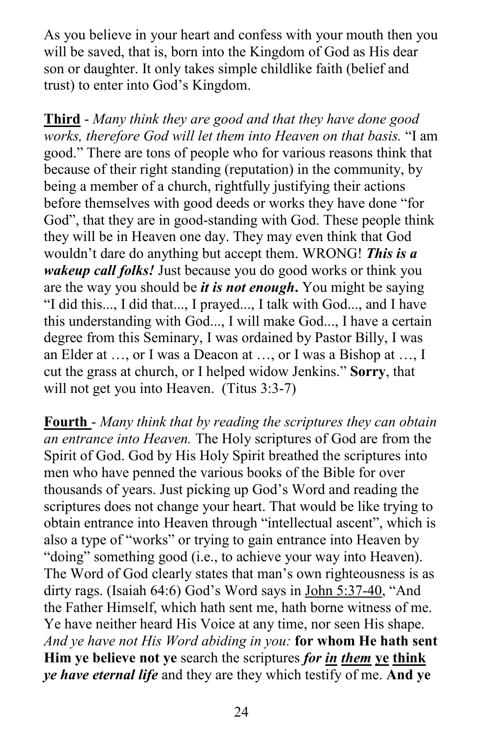As you believe in your heart and confess with your mouth then you will be saved, that is, born into the Kingdom of God as His dear son or daughter. It only takes simple childlike faith (belief and trust) to enter into God's Kingdom.

<u>**Third**</u> - *Many think they are good and that they have done good works, therefore God will let them into Heaven on that basis.* "I am good." There are tons of people who for various reasons think that because of their right standing (reputation) in the community, by being a member of a church, rightfully justifying their actions before themselves with good deeds or works they have done "for God", that they are in good-standing with God. These people think they will be in Heaven one day. They may even think that God wouldn't dare do anything but accept them. WRONG! ***This is a wakeup call folks!*** Just because you do good works or think you are the way you should be ***it is not enough*.** You might be saying "I did this..., I did that..., I prayed..., I talk with God..., and I have this understanding with God..., I will make God..., I have a certain degree from this Seminary, I was ordained by Pastor Billy, I was an Elder at …, or I was a Deacon at …, or I was a Bishop at …, I cut the grass at church, or I helped widow Jenkins." **Sorry**, that will not get you into Heaven. (Titus 3:3-7)

<u>**Fourth**</u> - *Many think that by reading the scriptures they can obtain an entrance into Heaven.* The Holy scriptures of God are from the Spirit of God. God by His Holy Spirit breathed the scriptures into men who have penned the various books of the Bible for over thousands of years. Just picking up God's Word and reading the scriptures does not change your heart. That would be like trying to obtain entrance into Heaven through "intellectual ascent", which is also a type of "works" or trying to gain entrance into Heaven by "doing" something good (i.e., to achieve your way into Heaven). The Word of God clearly states that man's own righteousness is as dirty rags. (Isaiah 64:6) God's Word says in <u>John 5:37-40</u>, "And the Father Himself, which hath sent me, hath borne witness of me. Ye have neither heard His Voice at any time, nor seen His shape. *And ye have not His Word abiding in you:* **for whom He hath sent Him ye believe not ye** search the scriptures ***for <u>in</u> <u>them</u>*** <u>**ye**</u> <u>**think**</u> ***ye have eternal life*** and they are they which testify of me. **And ye**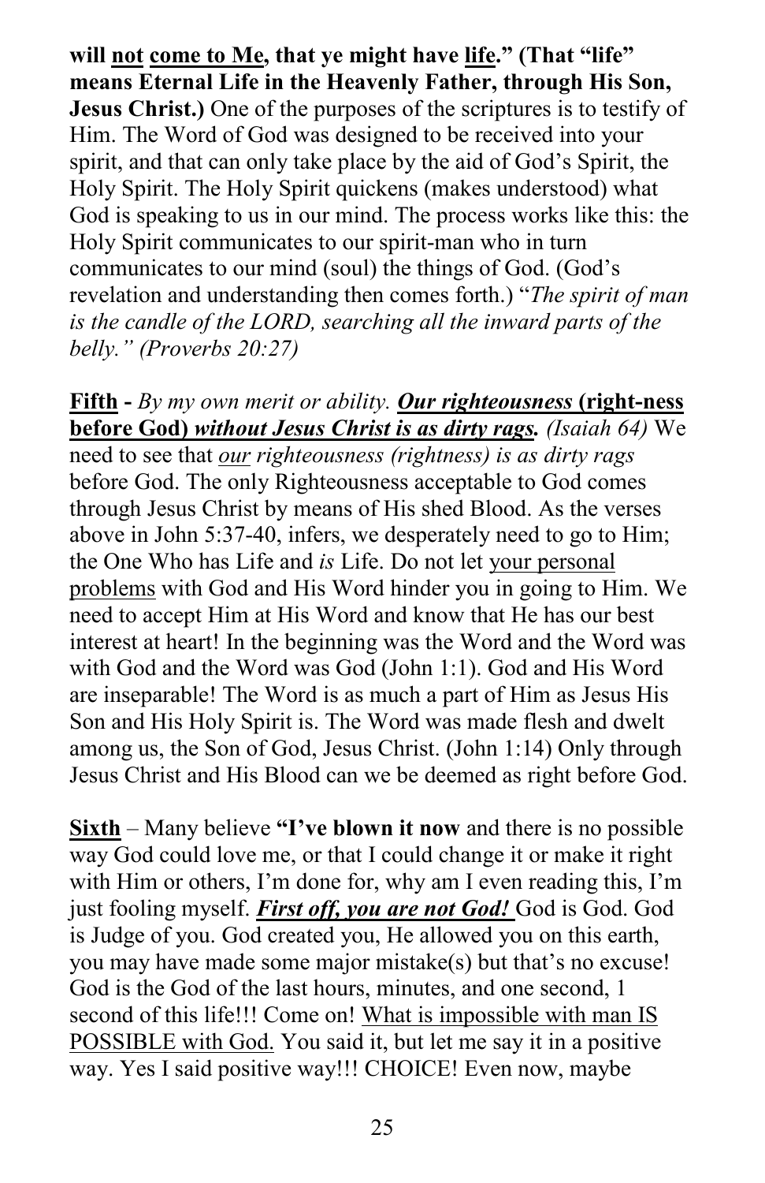**will <u>not</u> <u>come to Me</u>, that ye might have <u>life</u>." (That "life" means Eternal Life in the Heavenly Father, through His Son, Jesus Christ.)** One of the purposes of the scriptures is to testify of Him. The Word of God was designed to be received into your spirit, and that can only take place by the aid of God's Spirit, the Holy Spirit. The Holy Spirit quickens (makes understood) what God is speaking to us in our mind. The process works like this: the Holy Spirit communicates to our spirit-man who in turn communicates to our mind (soul) the things of God. (God's revelation and understanding then comes forth.) "*The spirit of man is the candle of the LORD, searching all the inward parts of the belly." (Proverbs 20:27)*

**<u>Fifth</u> -** *By my own merit or ability.* ***<u>Our righteousness</u>*** **<u>(right-ness before God)</u>** ***<u>without Jesus Christ is as dirty rags.</u>*** *(Isaiah 64)* We need to see that *<u>our</u> righteousness (rightness) is as dirty rags* before God. The only Righteousness acceptable to God comes through Jesus Christ by means of His shed Blood. As the verses above in John 5:37-40, infers, we desperately need to go to Him; the One Who has Life and *is* Life. Do not let <u>your personal problems</u> with God and His Word hinder you in going to Him. We need to accept Him at His Word and know that He has our best interest at heart! In the beginning was the Word and the Word was with God and the Word was God (John 1:1). God and His Word are inseparable! The Word is as much a part of Him as Jesus His Son and His Holy Spirit is. The Word was made flesh and dwelt among us, the Son of God, Jesus Christ. (John 1:14) Only through Jesus Christ and His Blood can we be deemed as right before God.

**<u>Sixth</u>** – Many believe **"I've blown it now** and there is no possible way God could love me, or that I could change it or make it right with Him or others, I'm done for, why am I even reading this, I'm just fooling myself. ***<u>First off, you are not God!</u>*** God is God. God is Judge of you. God created you, He allowed you on this earth, you may have made some major mistake(s) but that's no excuse! God is the God of the last hours, minutes, and one second, 1 second of this life!!! Come on! <u>What is impossible with man IS POSSIBLE with God.</u> You said it, but let me say it in a positive way. Yes I said positive way!!! CHOICE! Even now, maybe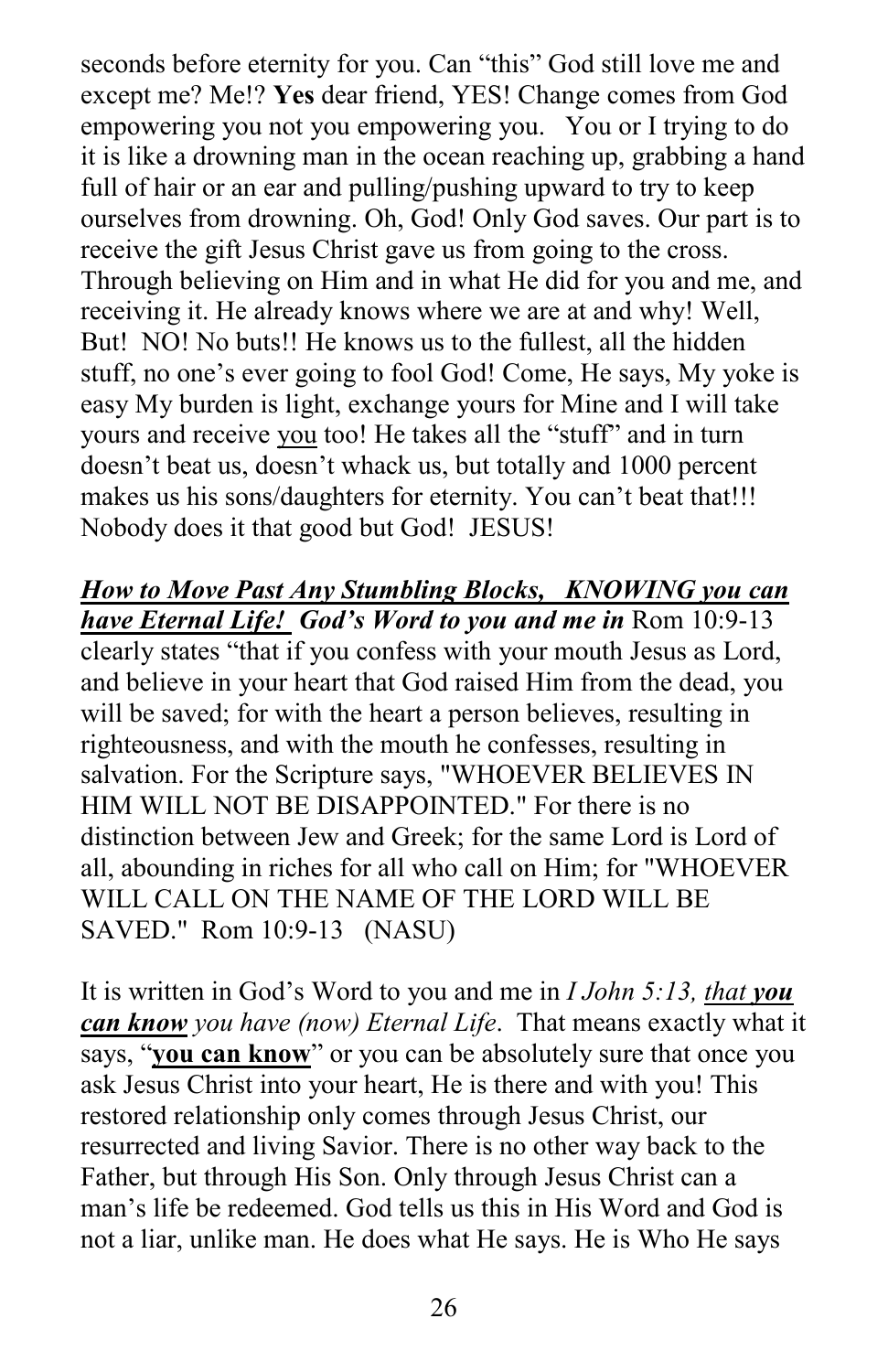seconds before eternity for you. Can "this" God still love me and except me? Me!? **Yes** dear friend, YES! Change comes from God empowering you not you empowering you. You or I trying to do it is like a drowning man in the ocean reaching up, grabbing a hand full of hair or an ear and pulling/pushing upward to try to keep ourselves from drowning. Oh, God! Only God saves. Our part is to receive the gift Jesus Christ gave us from going to the cross. Through believing on Him and in what He did for you and me, and receiving it. He already knows where we are at and why! Well, But! NO! No buts!! He knows us to the fullest, all the hidden stuff, no one's ever going to fool God! Come, He says, My yoke is easy My burden is light, exchange yours for Mine and I will take yours and receive <u>you</u> too! He takes all the "stuff" and in turn doesn't beat us, doesn't whack us, but totally and 1000 percent makes us his sons/daughters for eternity. You can't beat that!!! Nobody does it that good but God! JESUS!

***<u>How to Move Past Any Stumbling Blocks, KNOWING you can have Eternal Life!</u> God's Word to you and me in*** Rom 10:9-13 clearly states "that if you confess with your mouth Jesus as Lord, and believe in your heart that God raised Him from the dead, you will be saved; for with the heart a person believes, resulting in righteousness, and with the mouth he confesses, resulting in salvation. For the Scripture says, "WHOEVER BELIEVES IN HIM WILL NOT BE DISAPPOINTED." For there is no distinction between Jew and Greek; for the same Lord is Lord of all, abounding in riches for all who call on Him; for "WHOEVER WILL CALL ON THE NAME OF THE LORD WILL BE SAVED." Rom 10:9-13 (NASU)

It is written in God's Word to you and me in *I John 5:13, <u>that</u> **<u>you can know</u>** you have (now) Eternal Life*. That means exactly what it says, "**<u>you can know</u>**" or you can be absolutely sure that once you ask Jesus Christ into your heart, He is there and with you! This restored relationship only comes through Jesus Christ, our resurrected and living Savior. There is no other way back to the Father, but through His Son. Only through Jesus Christ can a man's life be redeemed. God tells us this in His Word and God is not a liar, unlike man. He does what He says. He is Who He says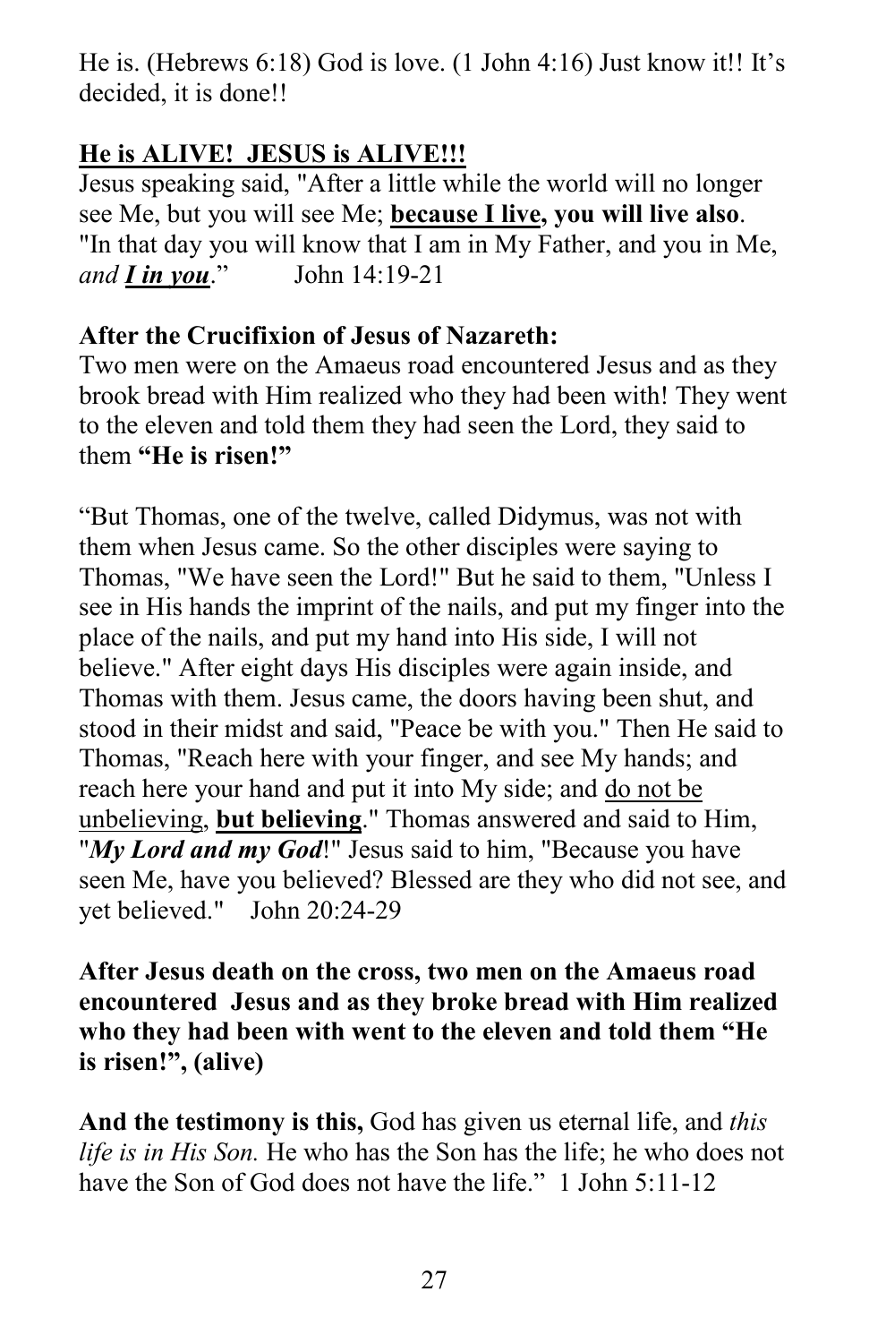He is. (Hebrews 6:18) God is love. (1 John 4:16) Just know it!! It's decided, it is done!!

**<u>He is ALIVE! JESUS is ALIVE!!!</u>**

Jesus speaking said, "After a little while the world will no longer see Me, but you will see Me; **<u>because I live</u>, you will live also**. "In that day you will know that I am in My Father, and you in Me, *and* ***<u>I in you</u>***." John 14:19-21

**After the Crucifixion of Jesus of Nazareth:**

Two men were on the Amaeus road encountered Jesus and as they brook bread with Him realized who they had been with! They went to the eleven and told them they had seen the Lord, they said to them **"He is risen!"**

"But Thomas, one of the twelve, called Didymus, was not with them when Jesus came. So the other disciples were saying to Thomas, "We have seen the Lord!" But he said to them, "Unless I see in His hands the imprint of the nails, and put my finger into the place of the nails, and put my hand into His side, I will not believe." After eight days His disciples were again inside, and Thomas with them. Jesus came, the doors having been shut, and stood in their midst and said, "Peace be with you." Then He said to Thomas, "Reach here with your finger, and see My hands; and reach here your hand and put it into My side; and <u>do not be unbelieving</u>, **<u>but believing</u>**." Thomas answered and said to Him, "***My Lord and my God***!" Jesus said to him, "Because you have seen Me, have you believed? Blessed are they who did not see, and yet believed." John 20:24-29

**After Jesus death on the cross, two men on the Amaeus road encountered Jesus and as they broke bread with Him realized who they had been with went to the eleven and told them "He is risen!", (alive)**

**And the testimony is this,** God has given us eternal life, and *this life is in His Son.* He who has the Son has the life; he who does not have the Son of God does not have the life." 1 John 5:11-12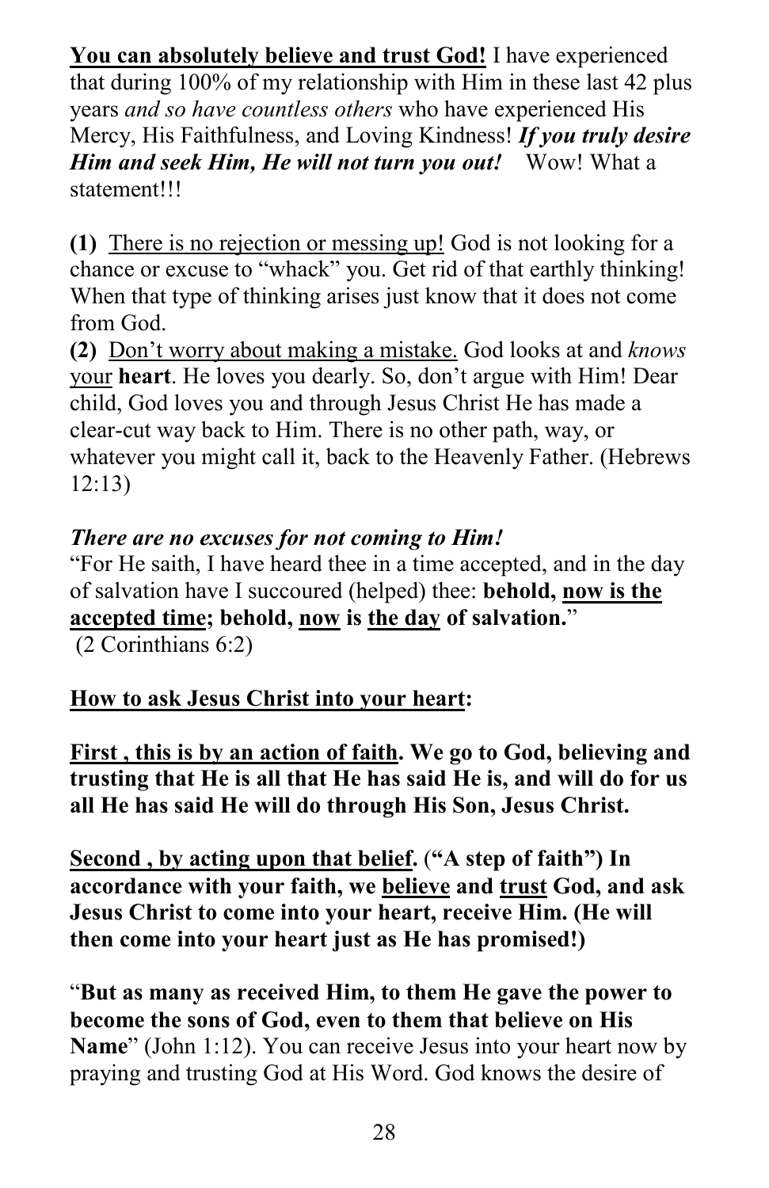**<u>You can absolutely believe and trust God!</u>** I have experienced that during 100% of my relationship with Him in these last 42 plus years *and so have countless others* who have experienced His Mercy, His Faithfulness, and Loving Kindness! ***If you truly desire Him and seek Him, He will not turn you out!*** Wow! What a statement!!!

**(1)** <u>There is no rejection or messing up!</u> God is not looking for a chance or excuse to "whack" you. Get rid of that earthly thinking! When that type of thinking arises just know that it does not come from God.

**(2)** <u>Don't worry about making a mistake.</u> God looks at and *knows* <u>your</u> **heart**. He loves you dearly. So, don't argue with Him! Dear child, God loves you and through Jesus Christ He has made a clear-cut way back to Him. There is no other path, way, or whatever you might call it, back to the Heavenly Father. (Hebrews 12:13)

***There are no excuses for not coming to Him!***

"For He saith, I have heard thee in a time accepted, and in the day of salvation have I succoured (helped) thee: **behold, <u>now is the accepted time</u>; behold, <u>now</u> is <u>the day</u> of salvation.**"
(2 Corinthians 6:2)

**<u>How to ask Jesus Christ into your heart</u>:**

**<u>First , this is by an action of faith</u>. We go to God, believing and trusting that He is all that He has said He is, and will do for us all He has said He will do through His Son, Jesus Christ.**

**<u>Second , by acting upon that belief</u>. ("A step of faith") In accordance with your faith, we <u>believe</u> and <u>trust</u> God, and ask Jesus Christ to come into your heart, receive Him. (He will then come into your heart just as He has promised!)**

"**But as many as received Him, to them He gave the power to become the sons of God, even to them that believe on His Name**" (John 1:12). You can receive Jesus into your heart now by praying and trusting God at His Word. God knows the desire of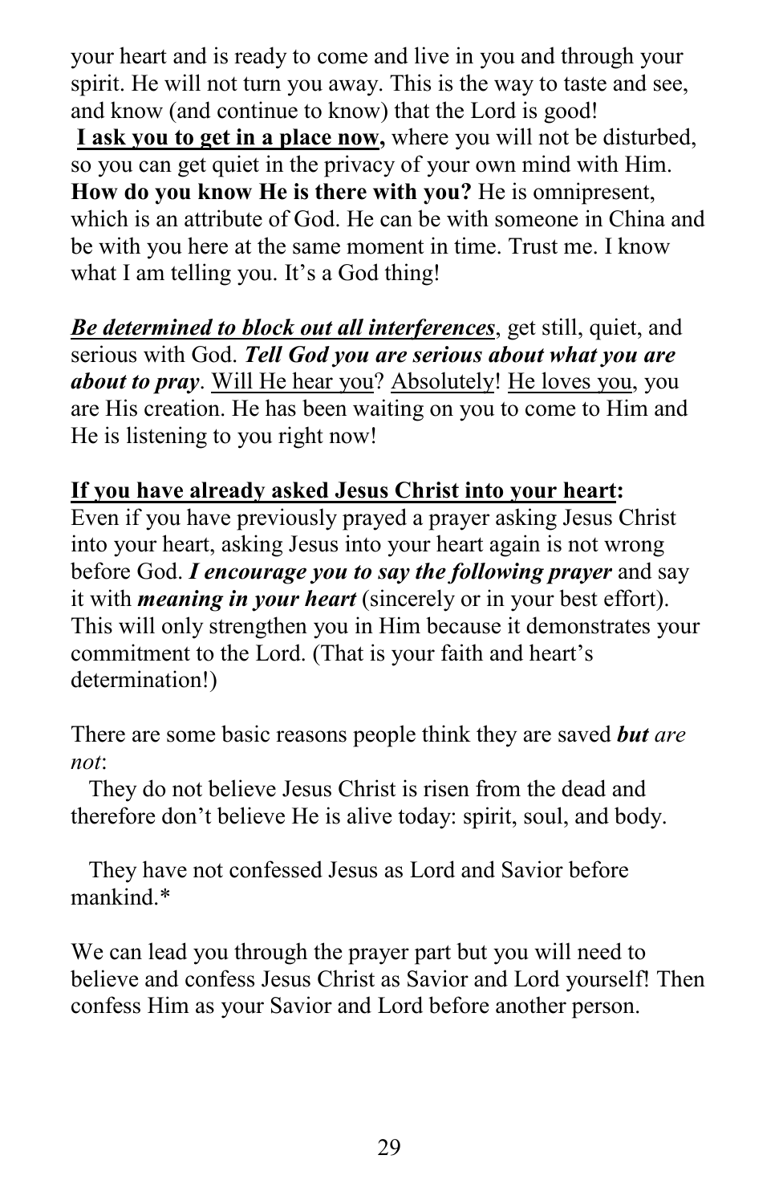your heart and is ready to come and live in you and through your spirit. He will not turn you away. This is the way to taste and see, and know (and continue to know) that the Lord is good!

<u>**I ask you to get in a place now,**</u> where you will not be disturbed, so you can get quiet in the privacy of your own mind with Him. **How do you know He is there with you?** He is omnipresent, which is an attribute of God. He can be with someone in China and be with you here at the same moment in time. Trust me. I know what I am telling you. It's a God thing!

<u>***Be determined to block out all interferences***</u>, get still, quiet, and serious with God. ***Tell God you are serious about what you are about to pray***. <u>Will He hear you</u>? <u>Absolutely</u>! <u>He loves you</u>, you are His creation. He has been waiting on you to come to Him and He is listening to you right now!

<u>**If you have already asked Jesus Christ into your heart:**</u>
Even if you have previously prayed a prayer asking Jesus Christ into your heart, asking Jesus into your heart again is not wrong before God. ***I encourage you to say the following prayer*** and say it with ***meaning in your heart*** (sincerely or in your best effort). This will only strengthen you in Him because it demonstrates your commitment to the Lord. (That is your faith and heart's determination!)

There are some basic reasons people think they are saved ***but*** *are not*:

They do not believe Jesus Christ is risen from the dead and therefore don't believe He is alive today: spirit, soul, and body.

They have not confessed Jesus as Lord and Savior before mankind.*

We can lead you through the prayer part but you will need to believe and confess Jesus Christ as Savior and Lord yourself! Then confess Him as your Savior and Lord before another person.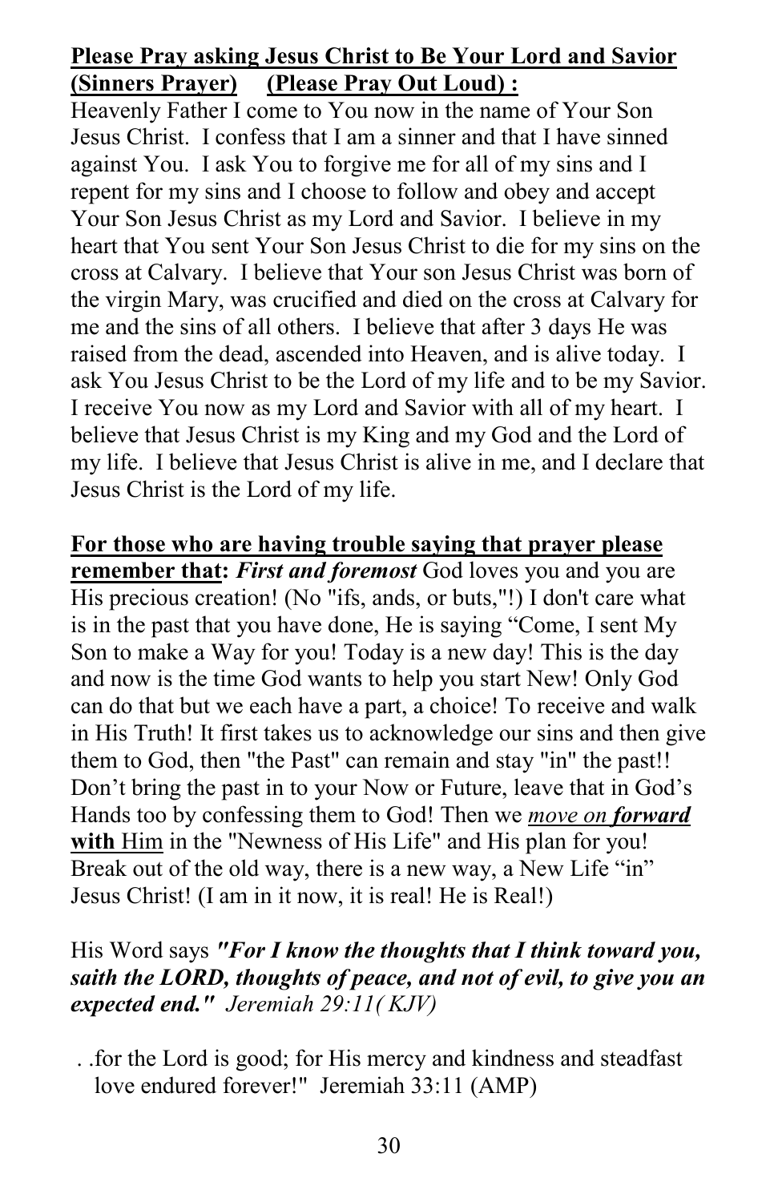**<u>Please Pray asking Jesus Christ to Be Your Lord and Savior (Sinners Prayer)</u>  <u>(Please Pray Out Loud) :</u>**
Heavenly Father I come to You now in the name of Your Son Jesus Christ. I confess that I am a sinner and that I have sinned against You. I ask You to forgive me for all of my sins and I repent for my sins and I choose to follow and obey and accept Your Son Jesus Christ as my Lord and Savior. I believe in my heart that You sent Your Son Jesus Christ to die for my sins on the cross at Calvary. I believe that Your son Jesus Christ was born of the virgin Mary, was crucified and died on the cross at Calvary for me and the sins of all others. I believe that after 3 days He was raised from the dead, ascended into Heaven, and is alive today. I ask You Jesus Christ to be the Lord of my life and to be my Savior. I receive You now as my Lord and Savior with all of my heart. I believe that Jesus Christ is my King and my God and the Lord of my life. I believe that Jesus Christ is alive in me, and I declare that Jesus Christ is the Lord of my life.

**<u>For those who are having trouble saying that prayer please remember that</u>:** ***First and foremost*** God loves you and you are His precious creation! (No "ifs, ands, or buts,"!) I don't care what is in the past that you have done, He is saying "Come, I sent My Son to make a Way for you! Today is a new day! This is the day and now is the time God wants to help you start New! Only God can do that but we each have a part, a choice! To receive and walk in His Truth! It first takes us to acknowledge our sins and then give them to God, then "the Past" can remain and stay "in" the past!! Don't bring the past in to your Now or Future, leave that in God's Hands too by confessing them to God! Then we <u>*move on **forward***</u> <u>**with** Him</u> in the "Newness of His Life" and His plan for you! Break out of the old way, there is a new way, a New Life "in" Jesus Christ! (I am in it now, it is real! He is Real!)

His Word says ***"For I know the thoughts that I think toward you, saith the LORD, thoughts of peace, and not of evil, to give you an expected end."*** *Jeremiah 29:11( KJV)*

. .for the Lord is good; for His mercy and kindness and steadfast love endured forever!" Jeremiah 33:11 (AMP)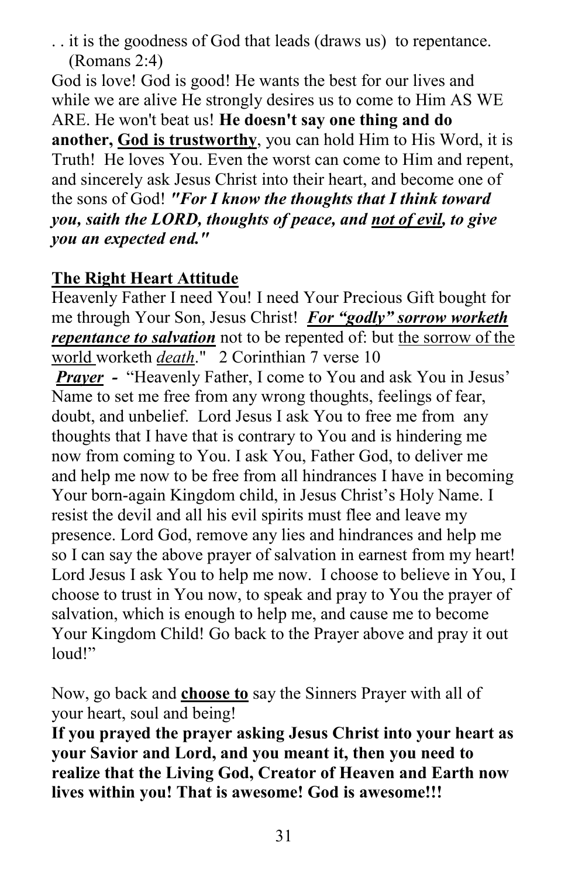. . it is the goodness of God that leads (draws us) to repentance. (Romans 2:4)

God is love! God is good! He wants the best for our lives and while we are alive He strongly desires us to come to Him AS WE ARE. He won't beat us! **He doesn't say one thing and do another, God is trustworthy**, you can hold Him to His Word, it is Truth! He loves You. Even the worst can come to Him and repent, and sincerely ask Jesus Christ into their heart, and become one of the sons of God! ***"For I know the thoughts that I think toward you, saith the LORD, thoughts of peace, and not of evil, to give you an expected end."***

## The Right Heart Attitude

Heavenly Father I need You! I need Your Precious Gift bought for me through Your Son, Jesus Christ! ***For "godly" sorrow worketh repentance to salvation*** not to be repented of: but the sorrow of the world worketh *death*." 2 Corinthian 7 verse 10

***Prayer*** **-** "Heavenly Father, I come to You and ask You in Jesus' Name to set me free from any wrong thoughts, feelings of fear, doubt, and unbelief. Lord Jesus I ask You to free me from any thoughts that I have that is contrary to You and is hindering me now from coming to You. I ask You, Father God, to deliver me and help me now to be free from all hindrances I have in becoming Your born-again Kingdom child, in Jesus Christ's Holy Name. I resist the devil and all his evil spirits must flee and leave my presence. Lord God, remove any lies and hindrances and help me so I can say the above prayer of salvation in earnest from my heart! Lord Jesus I ask You to help me now. I choose to believe in You, I choose to trust in You now, to speak and pray to You the prayer of salvation, which is enough to help me, and cause me to become Your Kingdom Child! Go back to the Prayer above and pray it out loud!"

Now, go back and **choose to** say the Sinners Prayer with all of your heart, soul and being!

**If you prayed the prayer asking Jesus Christ into your heart as your Savior and Lord, and you meant it, then you need to realize that the Living God, Creator of Heaven and Earth now lives within you! That is awesome! God is awesome!!!**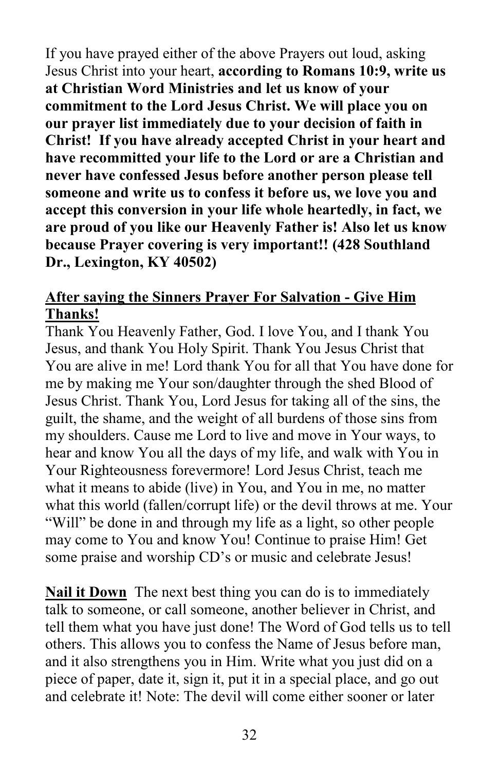If you have prayed either of the above Prayers out loud, asking Jesus Christ into your heart, **according to Romans 10:9, write us at Christian Word Ministries and let us know of your commitment to the Lord Jesus Christ. We will place you on our prayer list immediately due to your decision of faith in Christ! If you have already accepted Christ in your heart and have recommitted your life to the Lord or are a Christian and never have confessed Jesus before another person please tell someone and write us to confess it before us, we love you and accept this conversion in your life whole heartedly, in fact, we are proud of you like our Heavenly Father is! Also let us know because Prayer covering is very important!! (428 Southland Dr., Lexington, KY 40502)**

**<u>After saying the Sinners Prayer For Salvation - Give Him Thanks!</u>**

Thank You Heavenly Father, God. I love You, and I thank You Jesus, and thank You Holy Spirit. Thank You Jesus Christ that You are alive in me! Lord thank You for all that You have done for me by making me Your son/daughter through the shed Blood of Jesus Christ. Thank You, Lord Jesus for taking all of the sins, the guilt, the shame, and the weight of all burdens of those sins from my shoulders. Cause me Lord to live and move in Your ways, to hear and know You all the days of my life, and walk with You in Your Righteousness forevermore! Lord Jesus Christ, teach me what it means to abide (live) in You, and You in me, no matter what this world (fallen/corrupt life) or the devil throws at me. Your "Will" be done in and through my life as a light, so other people may come to You and know You! Continue to praise Him! Get some praise and worship CD's or music and celebrate Jesus!

**<u>Nail it Down</u>** The next best thing you can do is to immediately talk to someone, or call someone, another believer in Christ, and tell them what you have just done! The Word of God tells us to tell others. This allows you to confess the Name of Jesus before man, and it also strengthens you in Him. Write what you just did on a piece of paper, date it, sign it, put it in a special place, and go out and celebrate it! Note: The devil will come either sooner or later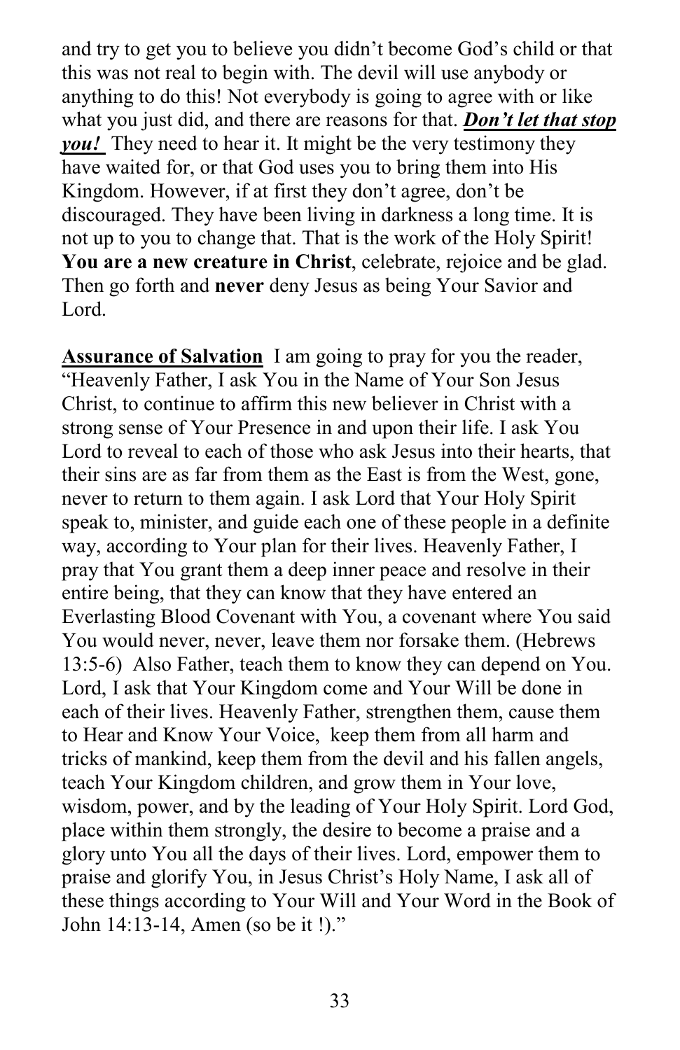and try to get you to believe you didn't become God's child or that this was not real to begin with. The devil will use anybody or anything to do this! Not everybody is going to agree with or like what you just did, and there are reasons for that. ***<u>Don't let that stop you!</u>*** They need to hear it. It might be the very testimony they have waited for, or that God uses you to bring them into His Kingdom. However, if at first they don't agree, don't be discouraged. They have been living in darkness a long time. It is not up to you to change that. That is the work of the Holy Spirit! **You are a new creature in Christ**, celebrate, rejoice and be glad. Then go forth and **never** deny Jesus as being Your Savior and Lord.

**<u>Assurance of Salvation</u>** I am going to pray for you the reader, "Heavenly Father, I ask You in the Name of Your Son Jesus Christ, to continue to affirm this new believer in Christ with a strong sense of Your Presence in and upon their life. I ask You Lord to reveal to each of those who ask Jesus into their hearts, that their sins are as far from them as the East is from the West, gone, never to return to them again. I ask Lord that Your Holy Spirit speak to, minister, and guide each one of these people in a definite way, according to Your plan for their lives. Heavenly Father, I pray that You grant them a deep inner peace and resolve in their entire being, that they can know that they have entered an Everlasting Blood Covenant with You, a covenant where You said You would never, never, leave them nor forsake them. (Hebrews 13:5-6) Also Father, teach them to know they can depend on You. Lord, I ask that Your Kingdom come and Your Will be done in each of their lives. Heavenly Father, strengthen them, cause them to Hear and Know Your Voice, keep them from all harm and tricks of mankind, keep them from the devil and his fallen angels, teach Your Kingdom children, and grow them in Your love, wisdom, power, and by the leading of Your Holy Spirit. Lord God, place within them strongly, the desire to become a praise and a glory unto You all the days of their lives. Lord, empower them to praise and glorify You, in Jesus Christ's Holy Name, I ask all of these things according to Your Will and Your Word in the Book of John 14:13-14, Amen (so be it !)."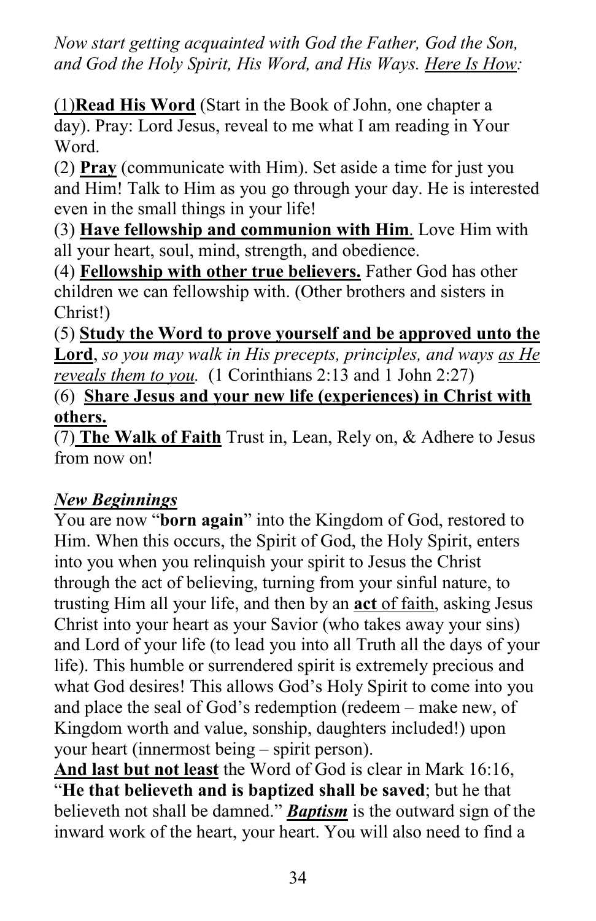*Now start getting acquainted with God the Father, God the Son, and God the Holy Spirit, His Word, and His Ways. Here Is How:*

(1)**Read His Word** (Start in the Book of John, one chapter a day). Pray: Lord Jesus, reveal to me what I am reading in Your Word.

(2) **Pray** (communicate with Him). Set aside a time for just you and Him! Talk to Him as you go through your day. He is interested even in the small things in your life!

(3) **Have fellowship and communion with Him**. Love Him with all your heart, soul, mind, strength, and obedience.

(4) **Fellowship with other true believers.** Father God has other children we can fellowship with. (Other brothers and sisters in Christ!)

(5) **Study the Word to prove yourself and be approved unto the Lord**, *so you may walk in His precepts, principles, and ways as He reveals them to you.* (1 Corinthians 2:13 and 1 John 2:27)

(6) **Share Jesus and your new life (experiences) in Christ with others.**

(7) **The Walk of Faith** Trust in, Lean, Rely on, & Adhere to Jesus from now on!

***New Beginnings***

You are now "**born again**" into the Kingdom of God, restored to Him. When this occurs, the Spirit of God, the Holy Spirit, enters into you when you relinquish your spirit to Jesus the Christ through the act of believing, turning from your sinful nature, to trusting Him all your life, and then by an **act** of faith, asking Jesus Christ into your heart as your Savior (who takes away your sins) and Lord of your life (to lead you into all Truth all the days of your life). This humble or surrendered spirit is extremely precious and what God desires! This allows God's Holy Spirit to come into you and place the seal of God's redemption (redeem – make new, of Kingdom worth and value, sonship, daughters included!) upon your heart (innermost being – spirit person).

**And last but not least** the Word of God is clear in Mark 16:16, "**He that believeth and is baptized shall be saved**; but he that believeth not shall be damned." ***Baptism*** is the outward sign of the inward work of the heart, your heart. You will also need to find a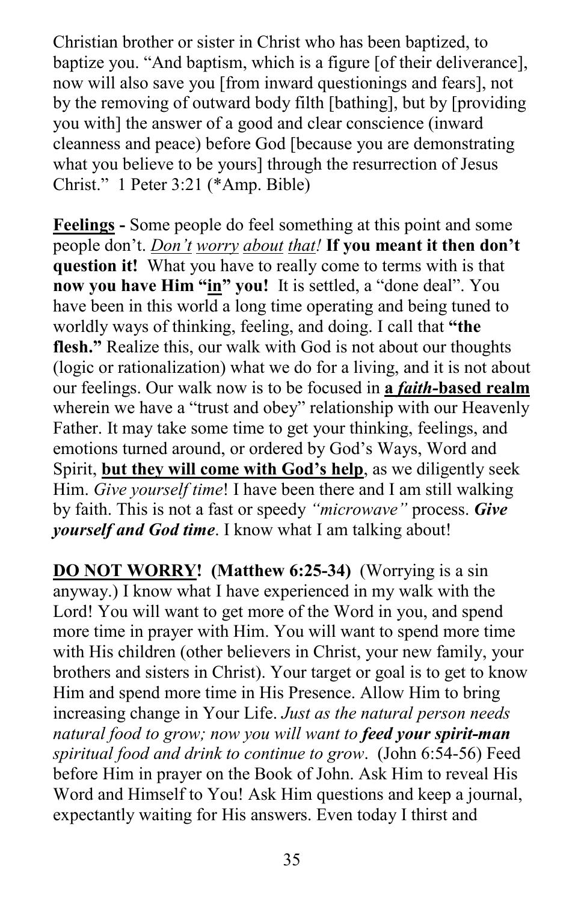Christian brother or sister in Christ who has been baptized, to baptize you. "And baptism, which is a figure [of their deliverance], now will also save you [from inward questionings and fears], not by the removing of outward body filth [bathing], but by [providing you with] the answer of a good and clear conscience (inward cleanness and peace) before God [because you are demonstrating what you believe to be yours] through the resurrection of Jesus Christ." 1 Peter 3:21 (*Amp. Bible)

**Feelings -** Some people do feel something at this point and some people don't. *Don't worry about that!* **If you meant it then don't question it!** What you have to really come to terms with is that **now you have Him "in" you!** It is settled, a "done deal". You have been in this world a long time operating and being tuned to worldly ways of thinking, feeling, and doing. I call that **"the flesh."** Realize this, our walk with God is not about our thoughts (logic or rationalization) what we do for a living, and it is not about our feelings. Our walk now is to be focused in **a *faith*-based realm** wherein we have a "trust and obey" relationship with our Heavenly Father. It may take some time to get your thinking, feelings, and emotions turned around, or ordered by God's Ways, Word and Spirit, **but they will come with God's help**, as we diligently seek Him. *Give yourself time*! I have been there and I am still walking by faith. This is not a fast or speedy *"microwave"* process. ***Give yourself and God time***. I know what I am talking about!

**DO NOT WORRY! (Matthew 6:25-34)** (Worrying is a sin anyway.) I know what I have experienced in my walk with the Lord! You will want to get more of the Word in you, and spend more time in prayer with Him. You will want to spend more time with His children (other believers in Christ, your new family, your brothers and sisters in Christ). Your target or goal is to get to know Him and spend more time in His Presence. Allow Him to bring increasing change in Your Life. *Just as the natural person needs natural food to grow; now you will want to **feed your spirit-man** spiritual food and drink to continue to grow*. (John 6:54-56) Feed before Him in prayer on the Book of John. Ask Him to reveal His Word and Himself to You! Ask Him questions and keep a journal, expectantly waiting for His answers. Even today I thirst and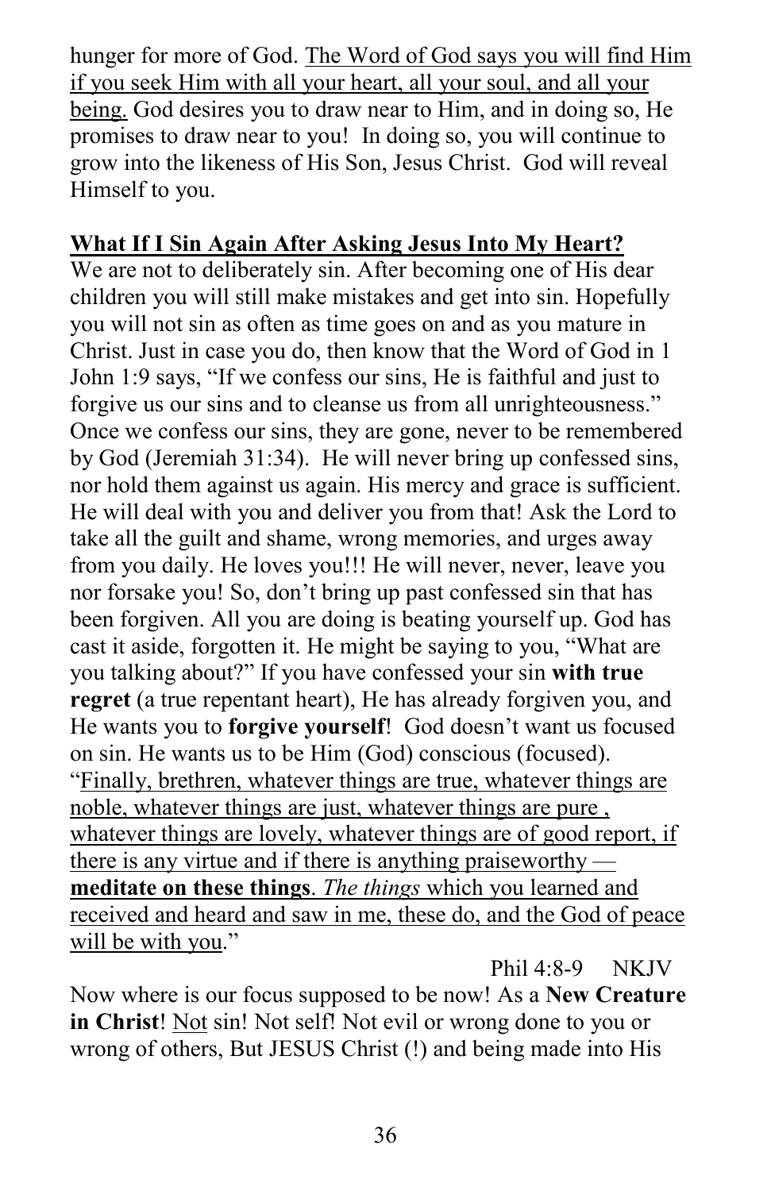hunger for more of God. <u>The Word of God says you will find Him if you seek Him with all your heart, all your soul, and all your being.</u> God desires you to draw near to Him, and in doing so, He promises to draw near to you! In doing so, you will continue to grow into the likeness of His Son, Jesus Christ. God will reveal Himself to you.

**<u>What If I Sin Again After Asking Jesus Into My Heart?</u>**

We are not to deliberately sin. After becoming one of His dear children you will still make mistakes and get into sin. Hopefully you will not sin as often as time goes on and as you mature in Christ. Just in case you do, then know that the Word of God in 1 John 1:9 says, "If we confess our sins, He is faithful and just to forgive us our sins and to cleanse us from all unrighteousness." Once we confess our sins, they are gone, never to be remembered by God (Jeremiah 31:34). He will never bring up confessed sins, nor hold them against us again. His mercy and grace is sufficient. He will deal with you and deliver you from that! Ask the Lord to take all the guilt and shame, wrong memories, and urges away from you daily. He loves you!!! He will never, never, leave you nor forsake you! So, don't bring up past confessed sin that has been forgiven. All you are doing is beating yourself up. God has cast it aside, forgotten it. He might be saying to you, "What are you talking about?" If you have confessed your sin **with true regret** (a true repentant heart), He has already forgiven you, and He wants you to **forgive yourself**! God doesn't want us focused on sin. He wants us to be Him (God) conscious (focused). "<u>Finally, brethren, whatever things are true, whatever things are noble, whatever things are just, whatever things are pure , whatever things are lovely, whatever things are of good report, if there is any virtue and if there is anything praiseworthy — **meditate on these things**. *The things* which you learned and received and heard and saw in me, these do, and the God of peace will be with you</u>."

Phil 4:8-9 NKJV

Now where is our focus supposed to be now! As a **New Creature in Christ**! <u>Not</u> sin! Not self! Not evil or wrong done to you or wrong of others, But JESUS Christ (!) and being made into His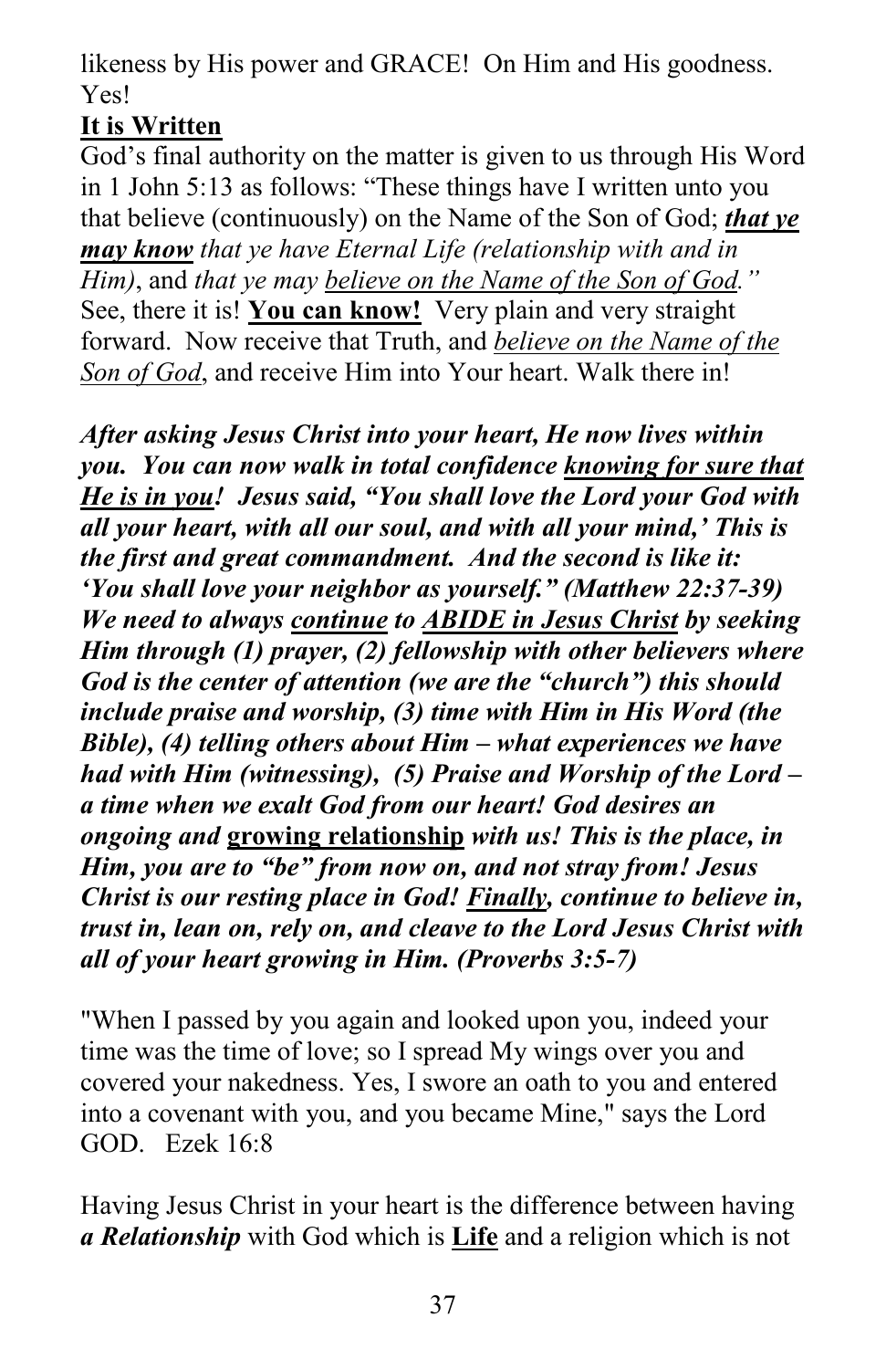likeness by His power and GRACE! On Him and His goodness. Yes!

**It is Written**

God's final authority on the matter is given to us through His Word in 1 John 5:13 as follows: "These things have I written unto you that believe (continuously) on the Name of the Son of God; ***that ye may know*** *that ye have Eternal Life (relationship with and in Him)*, and *that ye may believe on the Name of the Son of God."* See, there it is! **You can know!** Very plain and very straight forward. Now receive that Truth, and *believe on the Name of the Son of God*, and receive Him into Your heart. Walk there in!

***After asking Jesus Christ into your heart, He now lives within you. You can now walk in total confidence knowing for sure that He is in you! Jesus said, "You shall love the Lord your God with all your heart, with all our soul, and with all your mind,' This is the first and great commandment. And the second is like it: 'You shall love your neighbor as yourself." (Matthew 22:37-39) We need to always continue to ABIDE in Jesus Christ by seeking Him through (1) prayer, (2) fellowship with other believers where God is the center of attention (we are the "church") this should include praise and worship, (3) time with Him in His Word (the Bible), (4) telling others about Him – what experiences we have had with Him (witnessing), (5) Praise and Worship of the Lord – a time when we exalt God from our heart! God desires an ongoing and*** **growing relationship** ***with us! This is the place, in Him, you are to "be" from now on, and not stray from! Jesus Christ is our resting place in God! Finally, continue to believe in, trust in, lean on, rely on, and cleave to the Lord Jesus Christ with all of your heart growing in Him. (Proverbs 3:5-7)***

"When I passed by you again and looked upon you, indeed your time was the time of love; so I spread My wings over you and covered your nakedness. Yes, I swore an oath to you and entered into a covenant with you, and you became Mine," says the Lord GOD. Ezek 16:8

Having Jesus Christ in your heart is the difference between having ***a Relationship*** with God which is **Life** and a religion which is not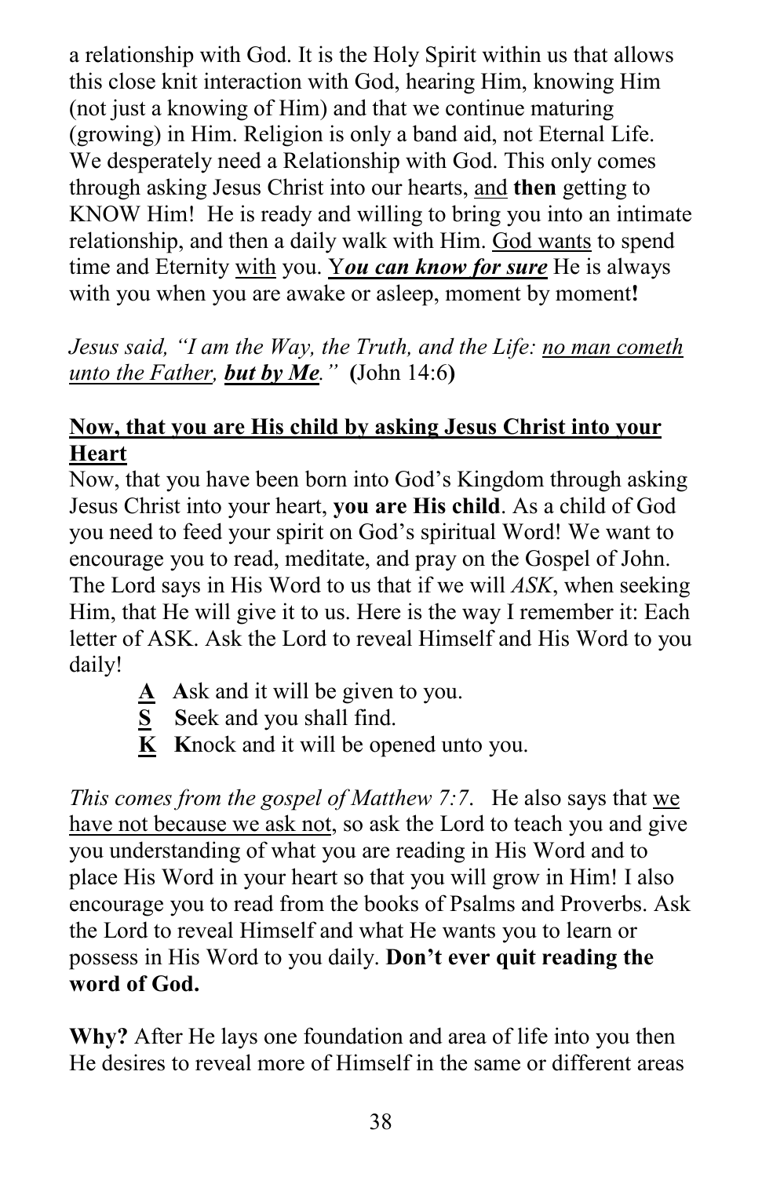a relationship with God. It is the Holy Spirit within us that allows this close knit interaction with God, hearing Him, knowing Him (not just a knowing of Him) and that we continue maturing (growing) in Him. Religion is only a band aid, not Eternal Life. We desperately need a Relationship with God. This only comes through asking Jesus Christ into our hearts, <u>and</u> **then** getting to KNOW Him! He is ready and willing to bring you into an intimate relationship, and then a daily walk with Him. <u>God wants</u> to spend time and Eternity <u>with</u> you. <u>Y***ou can know for sure***</u> He is always with you when you are awake or asleep, moment by moment**!**

*Jesus said, "I am the Way, the Truth, and the Life: <u>no man cometh unto the Father, **but by Me**</u>."* **(**John 14:6**)**

## <u>Now, that you are His child by asking Jesus Christ into your Heart</u>

Now, that you have been born into God's Kingdom through asking Jesus Christ into your heart, **you are His child**. As a child of God you need to feed your spirit on God's spiritual Word! We want to encourage you to read, meditate, and pray on the Gospel of John. The Lord says in His Word to us that if we will *ASK*, when seeking Him, that He will give it to us. Here is the way I remember it: Each letter of ASK. Ask the Lord to reveal Himself and His Word to you daily!

- <u>**A**</u> **A**sk and it will be given to you.
- <u>**S**</u> **S**eek and you shall find.
- <u>**K**</u> **K**nock and it will be opened unto you.

*This comes from the gospel of Matthew 7:7.* He also says that <u>we have not because we ask not</u>, so ask the Lord to teach you and give you understanding of what you are reading in His Word and to place His Word in your heart so that you will grow in Him! I also encourage you to read from the books of Psalms and Proverbs. Ask the Lord to reveal Himself and what He wants you to learn or possess in His Word to you daily. **Don't ever quit reading the word of God.**

**Why?** After He lays one foundation and area of life into you then He desires to reveal more of Himself in the same or different areas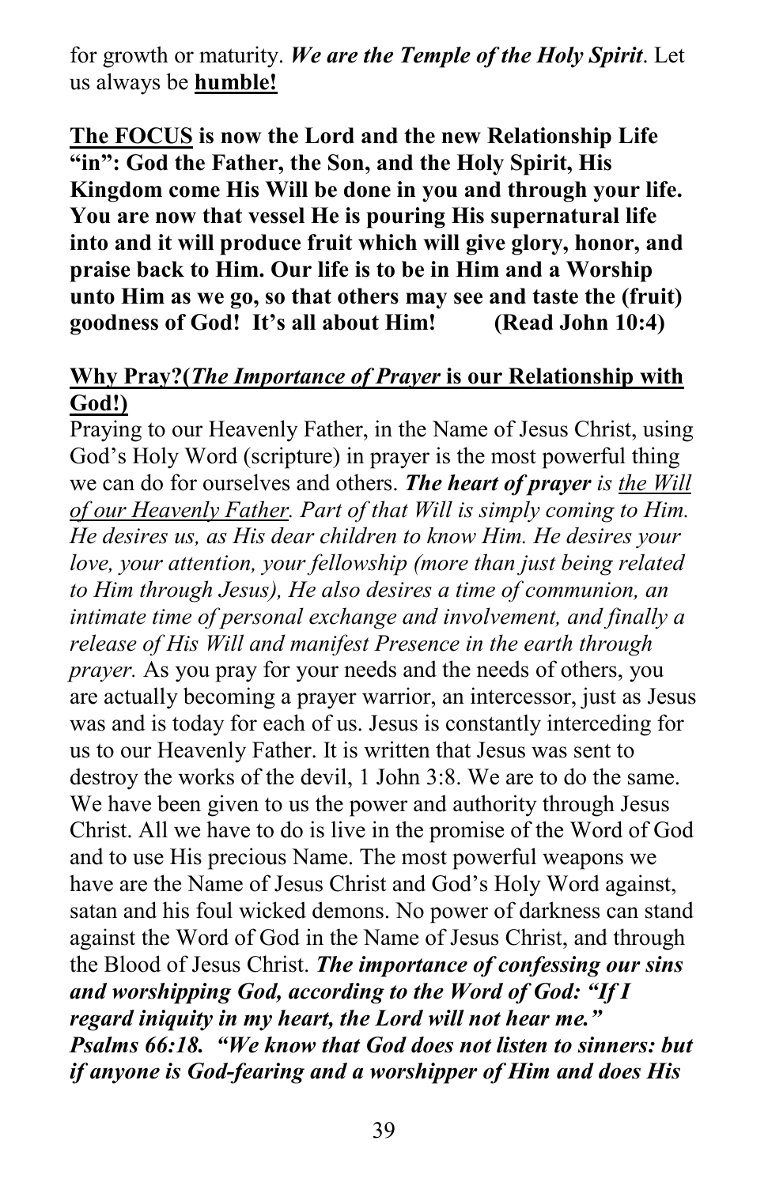for growth or maturity. ***We are the Temple of the Holy Spirit***. Let us always be **humble!**

**The FOCUS is now the Lord and the new Relationship Life "in": God the Father, the Son, and the Holy Spirit, His Kingdom come His Will be done in you and through your life. You are now that vessel He is pouring His supernatural life into and it will produce fruit which will give glory, honor, and praise back to Him. Our life is to be in Him and a Worship unto Him as we go, so that others may see and taste the (fruit) goodness of God! It's all about Him! (Read John 10:4)**

**Why Pray?(*The Importance of Prayer* is our Relationship with God!)**

Praying to our Heavenly Father, in the Name of Jesus Christ, using God's Holy Word (scripture) in prayer is the most powerful thing we can do for ourselves and others. ***The heart of prayer*** *is the Will of our Heavenly Father. Part of that Will is simply coming to Him. He desires us, as His dear children to know Him. He desires your love, your attention, your fellowship (more than just being related to Him through Jesus), He also desires a time of communion, an intimate time of personal exchange and involvement, and finally a release of His Will and manifest Presence in the earth through prayer.* As you pray for your needs and the needs of others, you are actually becoming a prayer warrior, an intercessor, just as Jesus was and is today for each of us. Jesus is constantly interceding for us to our Heavenly Father. It is written that Jesus was sent to destroy the works of the devil, 1 John 3:8. We are to do the same. We have been given to us the power and authority through Jesus Christ. All we have to do is live in the promise of the Word of God and to use His precious Name. The most powerful weapons we have are the Name of Jesus Christ and God's Holy Word against, satan and his foul wicked demons. No power of darkness can stand against the Word of God in the Name of Jesus Christ, and through the Blood of Jesus Christ. ***The importance of confessing our sins and worshipping God, according to the Word of God: "If I regard iniquity in my heart, the Lord will not hear me." Psalms 66:18. "We know that God does not listen to sinners: but if anyone is God-fearing and a worshipper of Him and does His***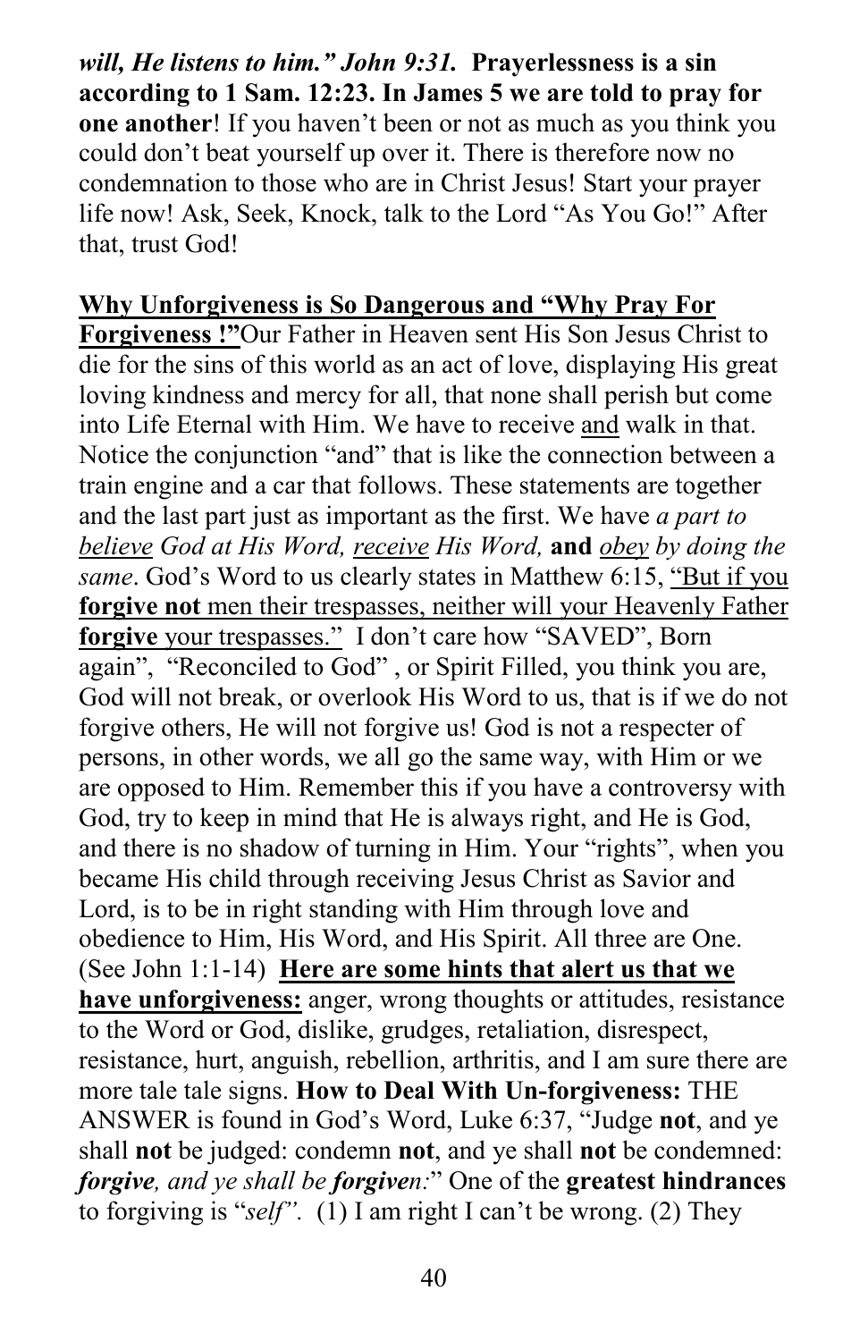***will, He listens to him." John 9:31.*** **Prayerlessness is a sin according to 1 Sam. 12:23. In James 5 we are told to pray for one another**! If you haven't been or not as much as you think you could don't beat yourself up over it. There is therefore now no condemnation to those who are in Christ Jesus! Start your prayer life now! Ask, Seek, Knock, talk to the Lord "As You Go!" After that, trust God!

**Why Unforgiveness is So Dangerous and "Why Pray For Forgiveness !"**Our Father in Heaven sent His Son Jesus Christ to die for the sins of this world as an act of love, displaying His great loving kindness and mercy for all, that none shall perish but come into Life Eternal with Him. We have to receive and walk in that. Notice the conjunction "and" that is like the connection between a train engine and a car that follows. These statements are together and the last part just as important as the first. We have *a part to believe God at His Word, receive His Word,* **and** *obey by doing the same*. God's Word to us clearly states in Matthew 6:15, "But if you **forgive not** men their trespasses, neither will your Heavenly Father **forgive** your trespasses." I don't care how "SAVED", Born again", "Reconciled to God" , or Spirit Filled, you think you are, God will not break, or overlook His Word to us, that is if we do not forgive others, He will not forgive us! God is not a respecter of persons, in other words, we all go the same way, with Him or we are opposed to Him. Remember this if you have a controversy with God, try to keep in mind that He is always right, and He is God, and there is no shadow of turning in Him. Your "rights", when you became His child through receiving Jesus Christ as Savior and Lord, is to be in right standing with Him through love and obedience to Him, His Word, and His Spirit. All three are One. (See John 1:1-14) **Here are some hints that alert us that we have unforgiveness:** anger, wrong thoughts or attitudes, resistance to the Word or God, dislike, grudges, retaliation, disrespect, resistance, hurt, anguish, rebellion, arthritis, and I am sure there are more tale tale signs. **How to Deal With Un-forgiveness:** THE ANSWER is found in God's Word, Luke 6:37, "Judge **not**, and ye shall **not** be judged: condemn **not**, and ye shall **not** be condemned: ***forgive****, and ye shall be* ***forgiven****:*" One of the **greatest hindrances** to forgiving is "*self".* (1) I am right I can't be wrong. (2) They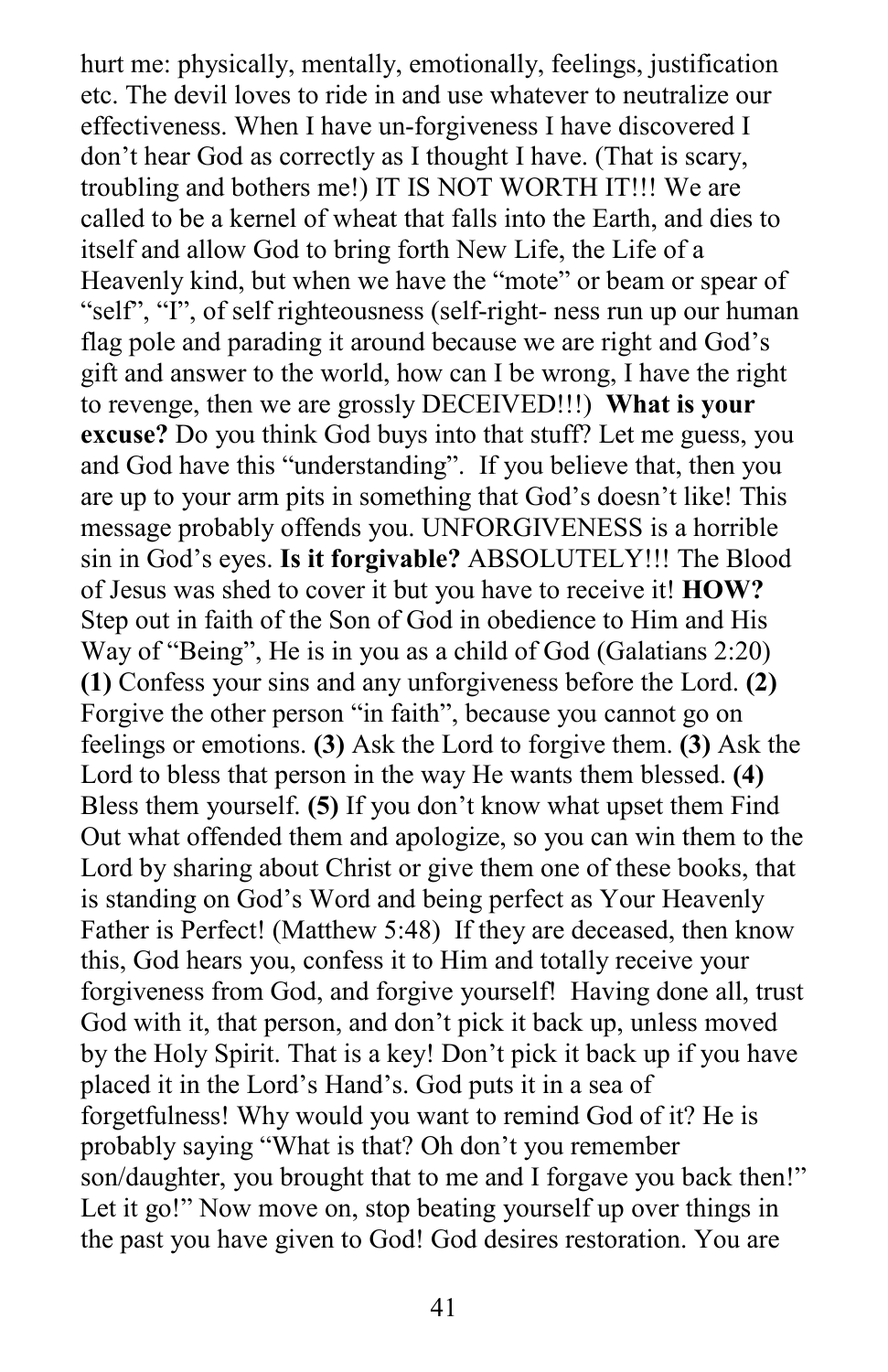hurt me: physically, mentally, emotionally, feelings, justification etc. The devil loves to ride in and use whatever to neutralize our effectiveness. When I have un-forgiveness I have discovered I don't hear God as correctly as I thought I have. (That is scary, troubling and bothers me!) IT IS NOT WORTH IT!!! We are called to be a kernel of wheat that falls into the Earth, and dies to itself and allow God to bring forth New Life, the Life of a Heavenly kind, but when we have the "mote" or beam or spear of "self", "I", of self righteousness (self-right- ness run up our human flag pole and parading it around because we are right and God's gift and answer to the world, how can I be wrong, I have the right to revenge, then we are grossly DECEIVED!!!) **What is your excuse?** Do you think God buys into that stuff? Let me guess, you and God have this "understanding". If you believe that, then you are up to your arm pits in something that God's doesn't like! This message probably offends you. UNFORGIVENESS is a horrible sin in God's eyes. **Is it forgivable?** ABSOLUTELY!!! The Blood of Jesus was shed to cover it but you have to receive it! **HOW?** Step out in faith of the Son of God in obedience to Him and His Way of "Being", He is in you as a child of God (Galatians 2:20) **(1)** Confess your sins and any unforgiveness before the Lord. **(2)** Forgive the other person "in faith", because you cannot go on feelings or emotions. **(3)** Ask the Lord to forgive them. **(3)** Ask the Lord to bless that person in the way He wants them blessed. **(4)** Bless them yourself. **(5)** If you don't know what upset them Find Out what offended them and apologize, so you can win them to the Lord by sharing about Christ or give them one of these books, that is standing on God's Word and being perfect as Your Heavenly Father is Perfect! (Matthew 5:48) If they are deceased, then know this, God hears you, confess it to Him and totally receive your forgiveness from God, and forgive yourself! Having done all, trust God with it, that person, and don't pick it back up, unless moved by the Holy Spirit. That is a key! Don't pick it back up if you have placed it in the Lord's Hand's. God puts it in a sea of forgetfulness! Why would you want to remind God of it? He is probably saying "What is that? Oh don't you remember son/daughter, you brought that to me and I forgave you back then!" Let it go!" Now move on, stop beating yourself up over things in the past you have given to God! God desires restoration. You are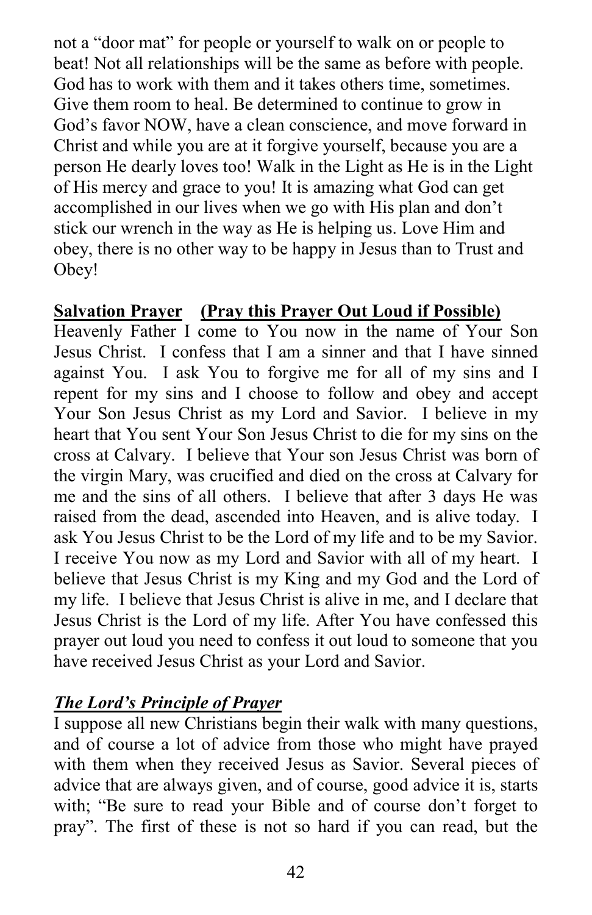not a "door mat" for people or yourself to walk on or people to beat! Not all relationships will be the same as before with people. God has to work with them and it takes others time, sometimes. Give them room to heal. Be determined to continue to grow in God's favor NOW, have a clean conscience, and move forward in Christ and while you are at it forgive yourself, because you are a person He dearly loves too! Walk in the Light as He is in the Light of His mercy and grace to you! It is amazing what God can get accomplished in our lives when we go with His plan and don't stick our wrench in the way as He is helping us. Love Him and obey, there is no other way to be happy in Jesus than to Trust and Obey!

**Salvation Prayer** **(Pray this Prayer Out Loud if Possible)**

Heavenly Father I come to You now in the name of Your Son Jesus Christ. I confess that I am a sinner and that I have sinned against You. I ask You to forgive me for all of my sins and I repent for my sins and I choose to follow and obey and accept Your Son Jesus Christ as my Lord and Savior. I believe in my heart that You sent Your Son Jesus Christ to die for my sins on the cross at Calvary. I believe that Your son Jesus Christ was born of the virgin Mary, was crucified and died on the cross at Calvary for me and the sins of all others. I believe that after 3 days He was raised from the dead, ascended into Heaven, and is alive today. I ask You Jesus Christ to be the Lord of my life and to be my Savior. I receive You now as my Lord and Savior with all of my heart. I believe that Jesus Christ is my King and my God and the Lord of my life. I believe that Jesus Christ is alive in me, and I declare that Jesus Christ is the Lord of my life. After You have confessed this prayer out loud you need to confess it out loud to someone that you have received Jesus Christ as your Lord and Savior.

***The Lord's Principle of Prayer***

I suppose all new Christians begin their walk with many questions, and of course a lot of advice from those who might have prayed with them when they received Jesus as Savior. Several pieces of advice that are always given, and of course, good advice it is, starts with; "Be sure to read your Bible and of course don't forget to pray". The first of these is not so hard if you can read, but the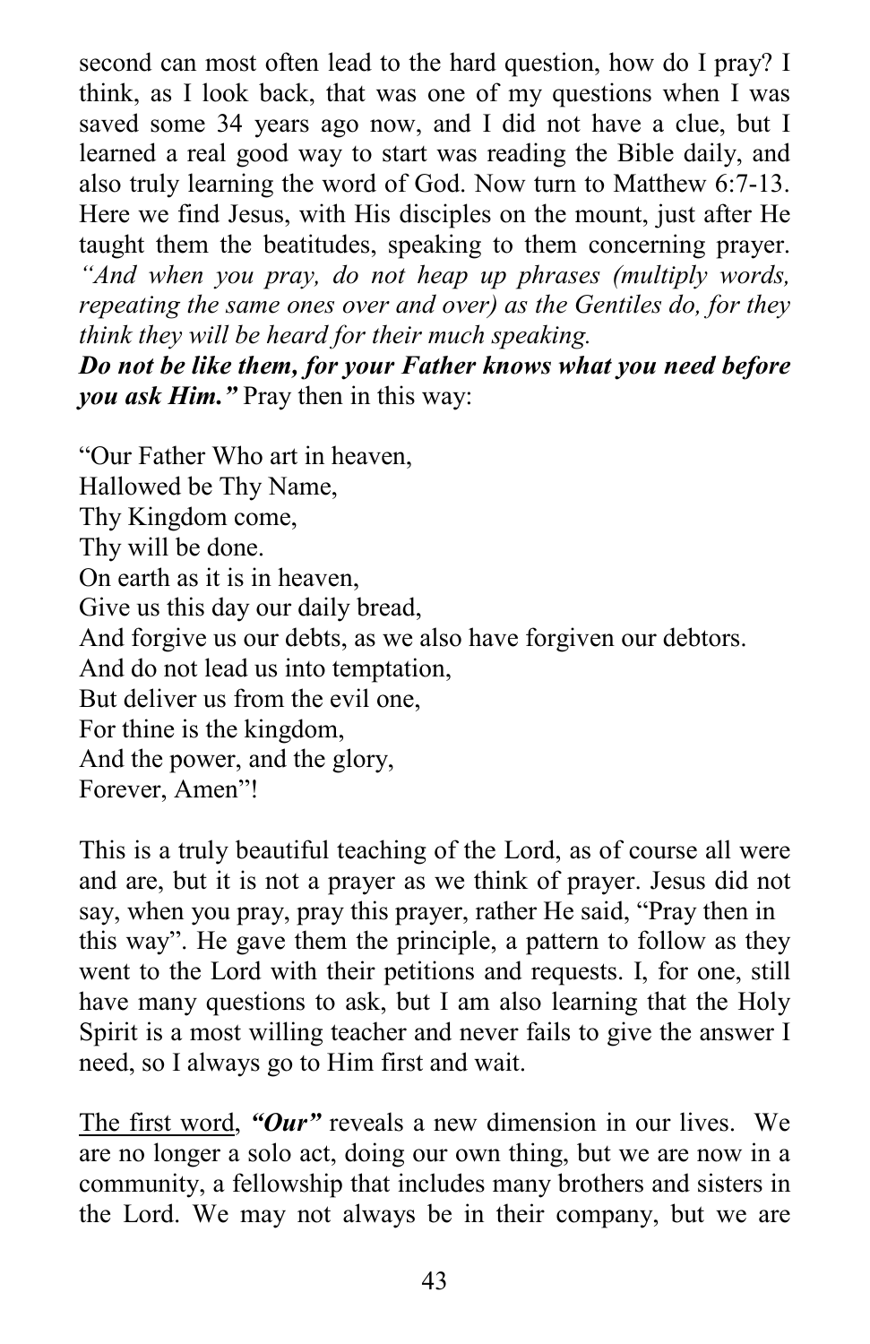second can most often lead to the hard question, how do I pray? I think, as I look back, that was one of my questions when I was saved some 34 years ago now, and I did not have a clue, but I learned a real good way to start was reading the Bible daily, and also truly learning the word of God. Now turn to Matthew 6:7-13. Here we find Jesus, with His disciples on the mount, just after He taught them the beatitudes, speaking to them concerning prayer. *"And when you pray, do not heap up phrases (multiply words, repeating the same ones over and over) as the Gentiles do, for they think they will be heard for their much speaking.*
***Do not be like them, for your Father knows what you need before you ask Him."*** Pray then in this way:

"Our Father Who art in heaven,
Hallowed be Thy Name,
Thy Kingdom come,
Thy will be done.
On earth as it is in heaven,
Give us this day our daily bread,
And forgive us our debts, as we also have forgiven our debtors.
And do not lead us into temptation,
But deliver us from the evil one,
For thine is the kingdom,
And the power, and the glory,
Forever, Amen"!

This is a truly beautiful teaching of the Lord, as of course all were and are, but it is not a prayer as we think of prayer. Jesus did not say, when you pray, pray this prayer, rather He said, "Pray then in this way". He gave them the principle, a pattern to follow as they went to the Lord with their petitions and requests. I, for one, still have many questions to ask, but I am also learning that the Holy Spirit is a most willing teacher and never fails to give the answer I need, so I always go to Him first and wait.

<u>The first word</u>, ***"Our"*** reveals a new dimension in our lives. We are no longer a solo act, doing our own thing, but we are now in a community, a fellowship that includes many brothers and sisters in the Lord. We may not always be in their company, but we are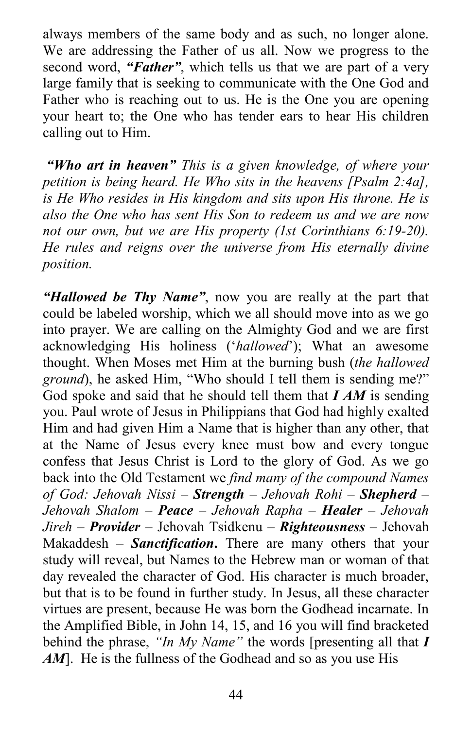always members of the same body and as such, no longer alone. We are addressing the Father of us all. Now we progress to the second word, ***"Father"***, which tells us that we are part of a very large family that is seeking to communicate with the One God and Father who is reaching out to us. He is the One you are opening your heart to; the One who has tender ears to hear His children calling out to Him.

***"Who art in heaven"*** *This is a given knowledge, of where your petition is being heard. He Who sits in the heavens [Psalm 2:4a], is He Who resides in His kingdom and sits upon His throne. He is also the One who has sent His Son to redeem us and we are now not our own, but we are His property (1st Corinthians 6:19-20). He rules and reigns over the universe from His eternally divine position.*

***"Hallowed be Thy Name"***, now you are really at the part that could be labeled worship, which we all should move into as we go into prayer. We are calling on the Almighty God and we are first acknowledging His holiness ('*hallowed*'); What an awesome thought. When Moses met Him at the burning bush (*the hallowed ground*), he asked Him, "Who should I tell them is sending me?" God spoke and said that he should tell them that ***I AM*** is sending you. Paul wrote of Jesus in Philippians that God had highly exalted Him and had given Him a Name that is higher than any other, that at the Name of Jesus every knee must bow and every tongue confess that Jesus Christ is Lord to the glory of God. As we go back into the Old Testament we *find many of the compound Names of God: Jehovah Nissi* – ***Strength*** – *Jehovah Rohi* – ***Shepherd*** – *Jehovah Shalom* – ***Peace*** – *Jehovah Rapha* – ***Healer*** – *Jehovah Jireh* – ***Provider*** – Jehovah Tsidkenu – ***Righteousness*** – Jehovah Makaddesh – ***Sanctification*****.** There are many others that your study will reveal, but Names to the Hebrew man or woman of that day revealed the character of God. His character is much broader, but that is to be found in further study. In Jesus, all these character virtues are present, because He was born the Godhead incarnate. In the Amplified Bible, in John 14, 15, and 16 you will find bracketed behind the phrase, *"In My Name"* the words [presenting all that ***I AM***]. He is the fullness of the Godhead and so as you use His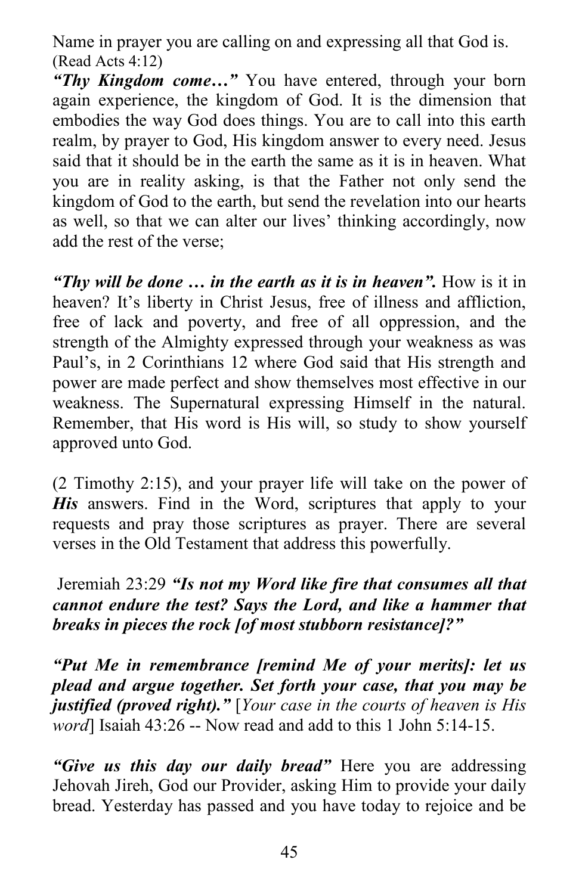Name in prayer you are calling on and expressing all that God is. (Read Acts 4:12)

***"Thy Kingdom come…"*** You have entered, through your born again experience, the kingdom of God. It is the dimension that embodies the way God does things. You are to call into this earth realm, by prayer to God, His kingdom answer to every need. Jesus said that it should be in the earth the same as it is in heaven. What you are in reality asking, is that the Father not only send the kingdom of God to the earth, but send the revelation into our hearts as well, so that we can alter our lives' thinking accordingly, now add the rest of the verse;

***"Thy will be done … in the earth as it is in heaven".*** How is it in heaven? It's liberty in Christ Jesus, free of illness and affliction, free of lack and poverty, and free of all oppression, and the strength of the Almighty expressed through your weakness as was Paul's, in 2 Corinthians 12 where God said that His strength and power are made perfect and show themselves most effective in our weakness. The Supernatural expressing Himself in the natural. Remember, that His word is His will, so study to show yourself approved unto God.

(2 Timothy 2:15), and your prayer life will take on the power of ***His*** answers. Find in the Word, scriptures that apply to your requests and pray those scriptures as prayer. There are several verses in the Old Testament that address this powerfully.

Jeremiah 23:29 ***"Is not my Word like fire that consumes all that cannot endure the test? Says the Lord, and like a hammer that breaks in pieces the rock [of most stubborn resistance]?"***

***"Put Me in remembrance [remind Me of your merits]: let us plead and argue together. Set forth your case, that you may be justified (proved right)."*** [*Your case in the courts of heaven is His word*] Isaiah 43:26 -- Now read and add to this 1 John 5:14-15.

***"Give us this day our daily bread"*** Here you are addressing Jehovah Jireh, God our Provider, asking Him to provide your daily bread. Yesterday has passed and you have today to rejoice and be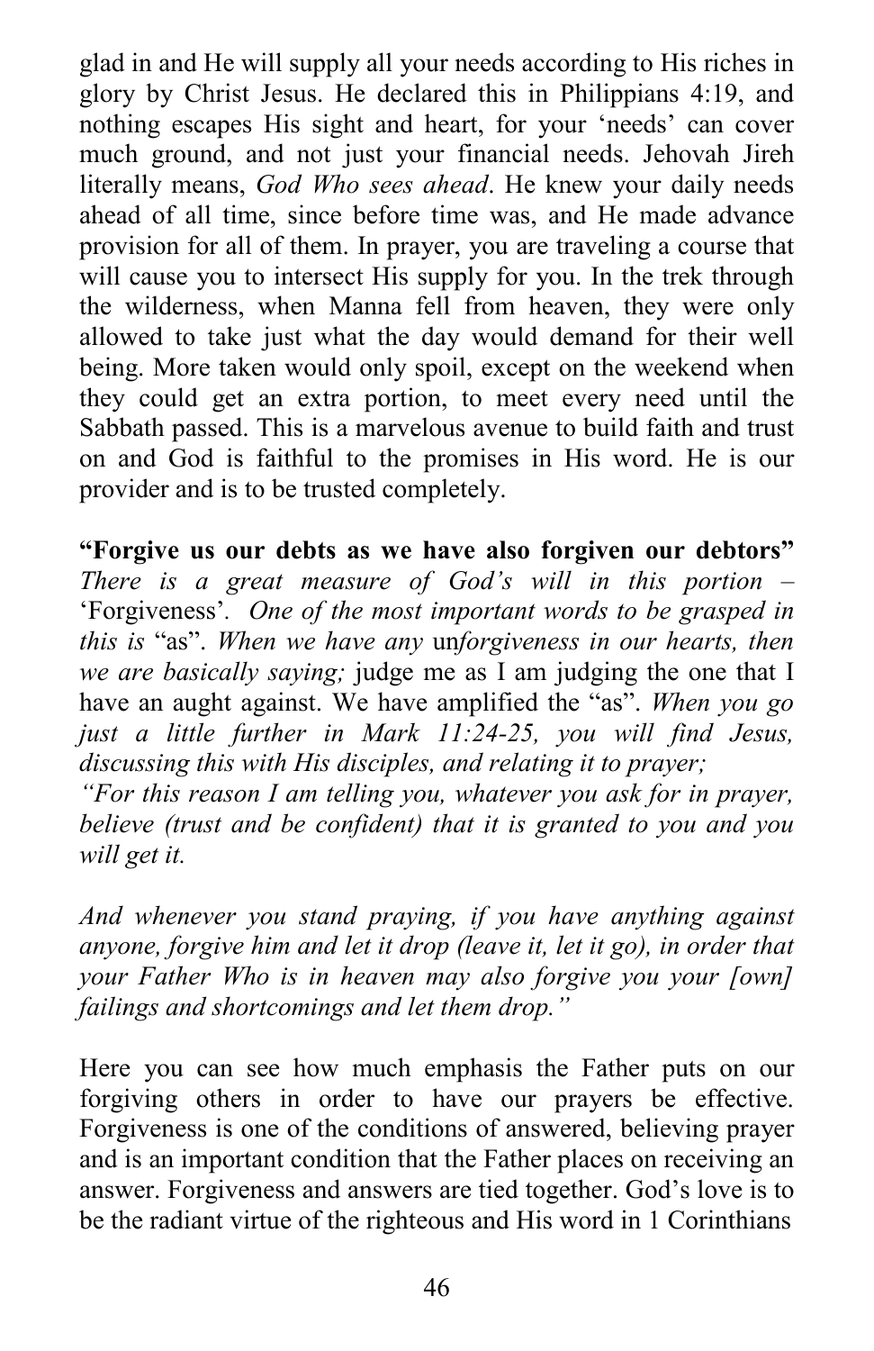glad in and He will supply all your needs according to His riches in glory by Christ Jesus. He declared this in Philippians 4:19, and nothing escapes His sight and heart, for your 'needs' can cover much ground, and not just your financial needs. Jehovah Jireh literally means, *God Who sees ahead*. He knew your daily needs ahead of all time, since before time was, and He made advance provision for all of them. In prayer, you are traveling a course that will cause you to intersect His supply for you. In the trek through the wilderness, when Manna fell from heaven, they were only allowed to take just what the day would demand for their well being. More taken would only spoil, except on the weekend when they could get an extra portion, to meet every need until the Sabbath passed. This is a marvelous avenue to build faith and trust on and God is faithful to the promises in His word. He is our provider and is to be trusted completely.

**"Forgive us our debts as we have also forgiven our debtors"** *There is a great measure of God's will in this portion –* 'Forgiveness'. *One of the most important words to be grasped in this is* "as". *When we have any* un*forgiveness in our hearts, then we are basically saying;* judge me as I am judging the one that I have an aught against. We have amplified the "as". *When you go just a little further in Mark 11:24-25, you will find Jesus, discussing this with His disciples, and relating it to prayer;*
*"For this reason I am telling you, whatever you ask for in prayer, believe (trust and be confident) that it is granted to you and you will get it.*

*And whenever you stand praying, if you have anything against anyone, forgive him and let it drop (leave it, let it go), in order that your Father Who is in heaven may also forgive you your [own] failings and shortcomings and let them drop."*

Here you can see how much emphasis the Father puts on our forgiving others in order to have our prayers be effective. Forgiveness is one of the conditions of answered, believing prayer and is an important condition that the Father places on receiving an answer. Forgiveness and answers are tied together. God's love is to be the radiant virtue of the righteous and His word in 1 Corinthians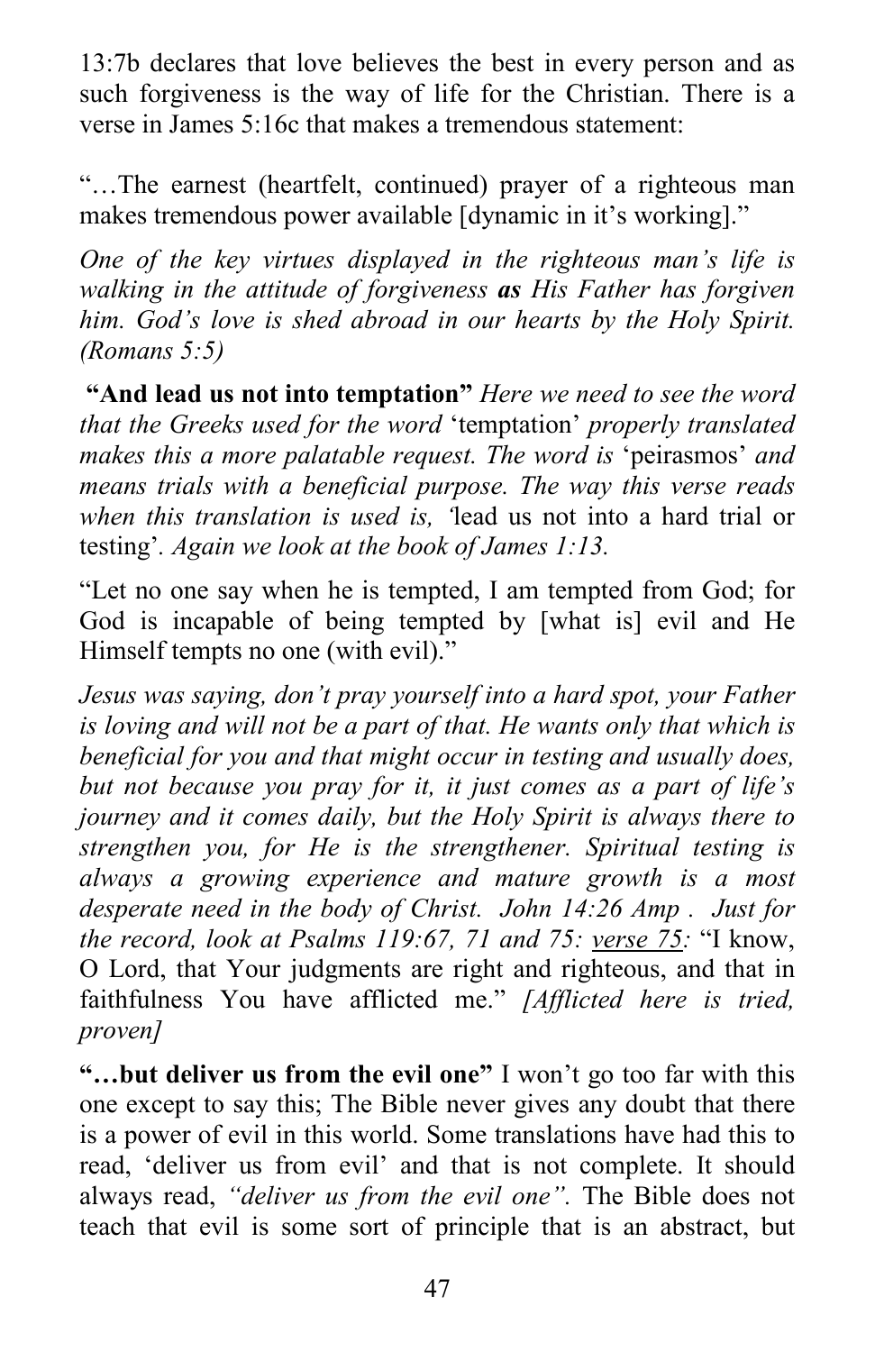13:7b declares that love believes the best in every person and as such forgiveness is the way of life for the Christian. There is a verse in James 5:16c that makes a tremendous statement:

"…The earnest (heartfelt, continued) prayer of a righteous man makes tremendous power available [dynamic in it's working]."

*One of the key virtues displayed in the righteous man's life is walking in the attitude of forgiveness **as** His Father has forgiven him. God's love is shed abroad in our hearts by the Holy Spirit. (Romans 5:5)*

**"And lead us not into temptation"** *Here we need to see the word that the Greeks used for the word* 'temptation' *properly translated makes this a more palatable request. The word is* 'peirasmos' *and means trials with a beneficial purpose. The way this verse reads when this translation is used is, '*lead us not into a hard trial or testing'. *Again we look at the book of James 1:13.*

"Let no one say when he is tempted, I am tempted from God; for God is incapable of being tempted by [what is] evil and He Himself tempts no one (with evil)."

*Jesus was saying, don't pray yourself into a hard spot, your Father is loving and will not be a part of that. He wants only that which is beneficial for you and that might occur in testing and usually does, but not because you pray for it, it just comes as a part of life's journey and it comes daily, but the Holy Spirit is always there to strengthen you, for He is the strengthener. Spiritual testing is always a growing experience and mature growth is a most desperate need in the body of Christ. John 14:26 Amp . Just for the record, look at Psalms 119:67, 71 and 75: <u>verse 75</u>:* "I know, O Lord, that Your judgments are right and righteous, and that in faithfulness You have afflicted me." *[Afflicted here is tried, proven]*

**"…but deliver us from the evil one"** I won't go too far with this one except to say this; The Bible never gives any doubt that there is a power of evil in this world. Some translations have had this to read, 'deliver us from evil' and that is not complete. It should always read, *"deliver us from the evil one"*. The Bible does not teach that evil is some sort of principle that is an abstract, but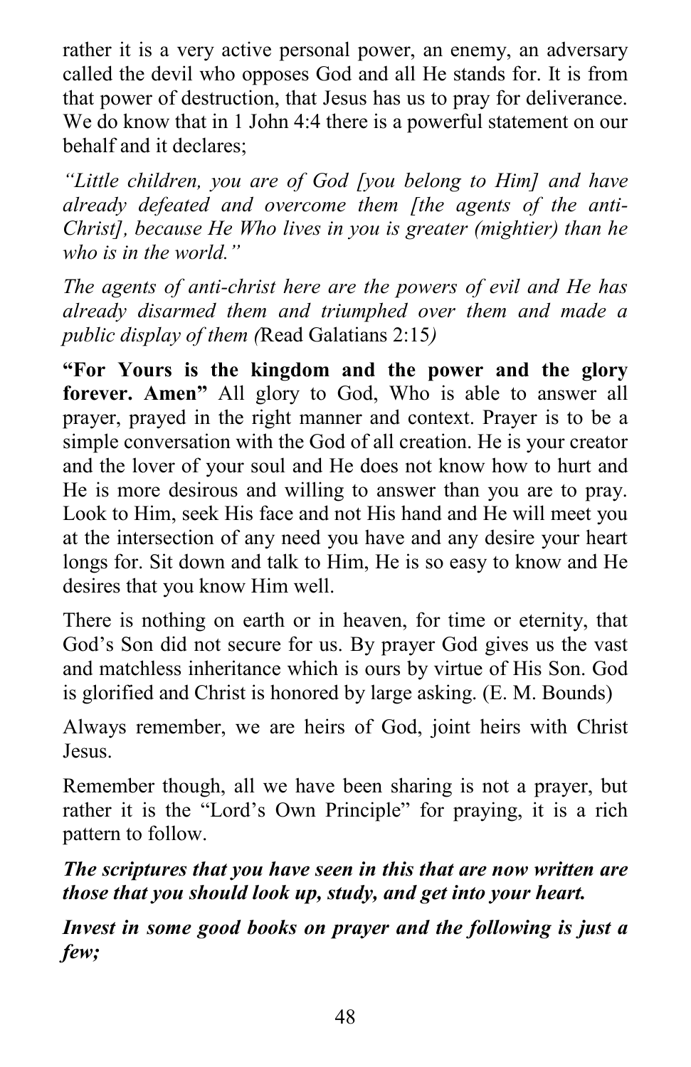rather it is a very active personal power, an enemy, an adversary called the devil who opposes God and all He stands for. It is from that power of destruction, that Jesus has us to pray for deliverance. We do know that in 1 John 4:4 there is a powerful statement on our behalf and it declares;

*"Little children, you are of God [you belong to Him] and have already defeated and overcome them [the agents of the anti-Christ], because He Who lives in you is greater (mightier) than he who is in the world."*

*The agents of anti-christ here are the powers of evil and He has already disarmed them and triumphed over them and made a public display of them (*Read Galatians 2:15*)*

**"For Yours is the kingdom and the power and the glory forever. Amen"** All glory to God, Who is able to answer all prayer, prayed in the right manner and context. Prayer is to be a simple conversation with the God of all creation. He is your creator and the lover of your soul and He does not know how to hurt and He is more desirous and willing to answer than you are to pray. Look to Him, seek His face and not His hand and He will meet you at the intersection of any need you have and any desire your heart longs for. Sit down and talk to Him, He is so easy to know and He desires that you know Him well.

There is nothing on earth or in heaven, for time or eternity, that God's Son did not secure for us. By prayer God gives us the vast and matchless inheritance which is ours by virtue of His Son. God is glorified and Christ is honored by large asking. (E. M. Bounds)

Always remember, we are heirs of God, joint heirs with Christ Jesus.

Remember though, all we have been sharing is not a prayer, but rather it is the "Lord's Own Principle" for praying, it is a rich pattern to follow.

***The scriptures that you have seen in this that are now written are those that you should look up, study, and get into your heart.***

***Invest in some good books on prayer and the following is just a few;***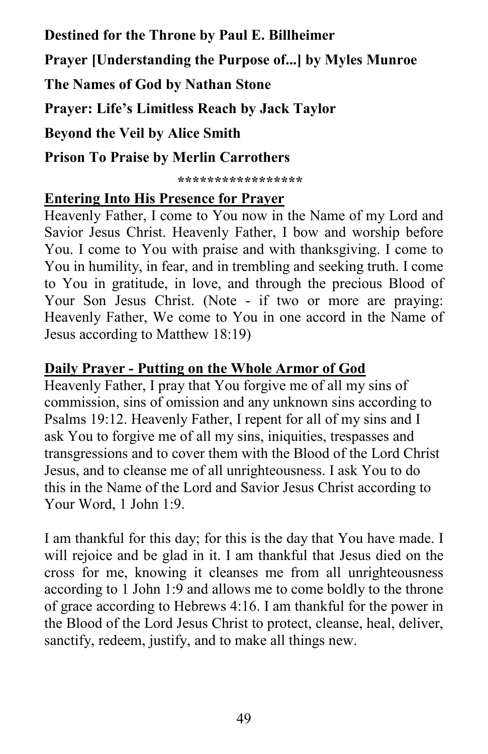**Destined for the Throne by Paul E. Billheimer**

**Prayer [Understanding the Purpose of...] by Myles Munroe**

**The Names of God by Nathan Stone**

**Prayer: Life's Limitless Reach by Jack Taylor**

**Beyond the Veil by Alice Smith**

**Prison To Praise by Merlin Carrothers**

*****************

**Entering Into His Presence for Prayer**

Heavenly Father, I come to You now in the Name of my Lord and Savior Jesus Christ. Heavenly Father, I bow and worship before You. I come to You with praise and with thanksgiving. I come to You in humility, in fear, and in trembling and seeking truth. I come to You in gratitude, in love, and through the precious Blood of Your Son Jesus Christ. (Note - if two or more are praying: Heavenly Father, We come to You in one accord in the Name of Jesus according to Matthew 18:19)

**Daily Prayer - Putting on the Whole Armor of God**

Heavenly Father, I pray that You forgive me of all my sins of commission, sins of omission and any unknown sins according to Psalms 19:12. Heavenly Father, I repent for all of my sins and I ask You to forgive me of all my sins, iniquities, trespasses and transgressions and to cover them with the Blood of the Lord Christ Jesus, and to cleanse me of all unrighteousness. I ask You to do this in the Name of the Lord and Savior Jesus Christ according to Your Word, 1 John 1:9.

I am thankful for this day; for this is the day that You have made. I will rejoice and be glad in it. I am thankful that Jesus died on the cross for me, knowing it cleanses me from all unrighteousness according to 1 John 1:9 and allows me to come boldly to the throne of grace according to Hebrews 4:16. I am thankful for the power in the Blood of the Lord Jesus Christ to protect, cleanse, heal, deliver, sanctify, redeem, justify, and to make all things new.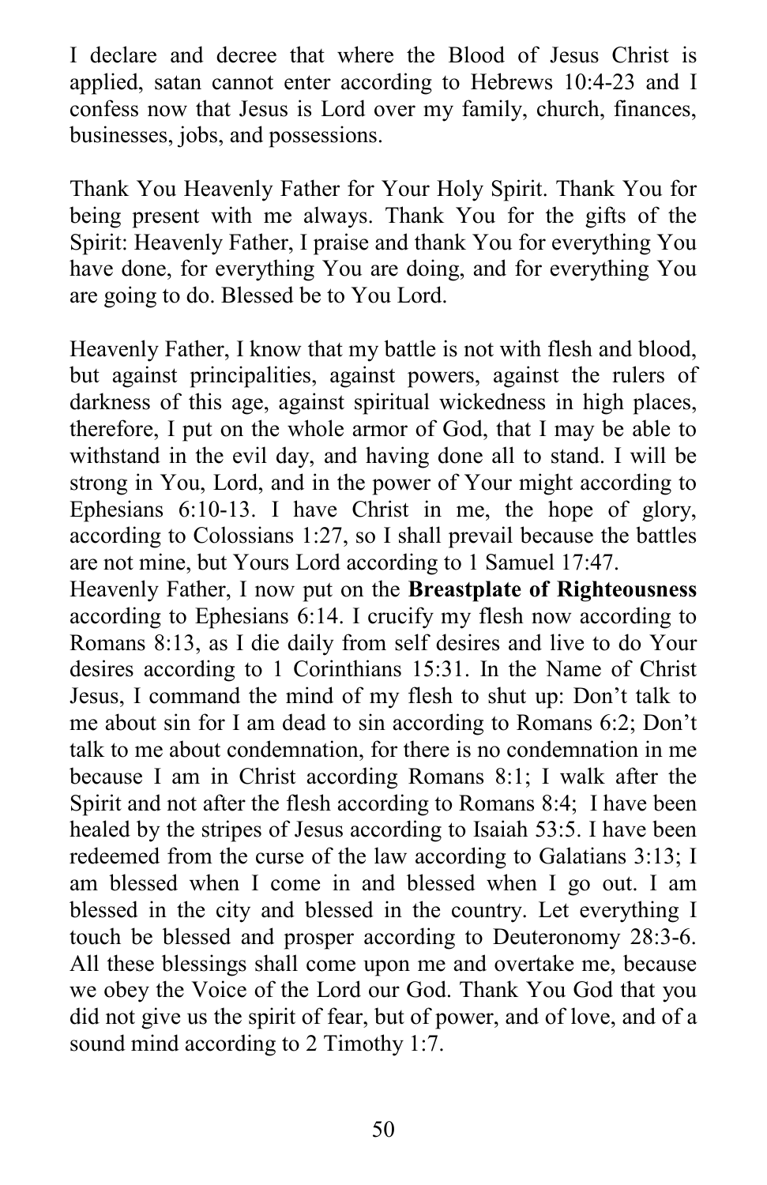I declare and decree that where the Blood of Jesus Christ is applied, satan cannot enter according to Hebrews 10:4-23 and I confess now that Jesus is Lord over my family, church, finances, businesses, jobs, and possessions.

Thank You Heavenly Father for Your Holy Spirit. Thank You for being present with me always. Thank You for the gifts of the Spirit: Heavenly Father, I praise and thank You for everything You have done, for everything You are doing, and for everything You are going to do. Blessed be to You Lord.

Heavenly Father, I know that my battle is not with flesh and blood, but against principalities, against powers, against the rulers of darkness of this age, against spiritual wickedness in high places, therefore, I put on the whole armor of God, that I may be able to withstand in the evil day, and having done all to stand. I will be strong in You, Lord, and in the power of Your might according to Ephesians 6:10-13. I have Christ in me, the hope of glory, according to Colossians 1:27, so I shall prevail because the battles are not mine, but Yours Lord according to 1 Samuel 17:47.
Heavenly Father, I now put on the **Breastplate of Righteousness** according to Ephesians 6:14. I crucify my flesh now according to Romans 8:13, as I die daily from self desires and live to do Your desires according to 1 Corinthians 15:31. In the Name of Christ Jesus, I command the mind of my flesh to shut up: Don't talk to me about sin for I am dead to sin according to Romans 6:2; Don't talk to me about condemnation, for there is no condemnation in me because I am in Christ according Romans 8:1; I walk after the Spirit and not after the flesh according to Romans 8:4; I have been healed by the stripes of Jesus according to Isaiah 53:5. I have been redeemed from the curse of the law according to Galatians 3:13; I am blessed when I come in and blessed when I go out. I am blessed in the city and blessed in the country. Let everything I touch be blessed and prosper according to Deuteronomy 28:3-6. All these blessings shall come upon me and overtake me, because we obey the Voice of the Lord our God. Thank You God that you did not give us the spirit of fear, but of power, and of love, and of a sound mind according to 2 Timothy 1:7.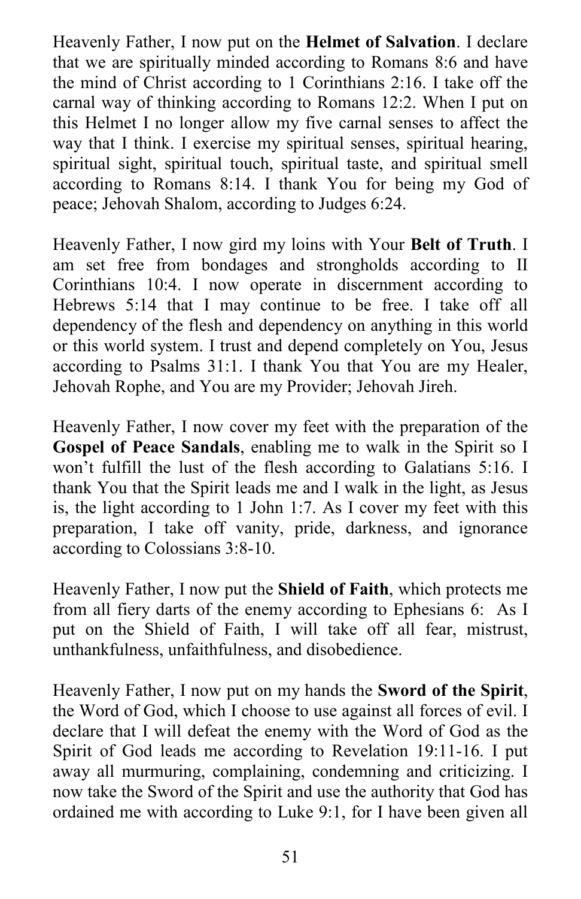Heavenly Father, I now put on the **Helmet of Salvation**. I declare that we are spiritually minded according to Romans 8:6 and have the mind of Christ according to 1 Corinthians 2:16. I take off the carnal way of thinking according to Romans 12:2. When I put on this Helmet I no longer allow my five carnal senses to affect the way that I think. I exercise my spiritual senses, spiritual hearing, spiritual sight, spiritual touch, spiritual taste, and spiritual smell according to Romans 8:14. I thank You for being my God of peace; Jehovah Shalom, according to Judges 6:24.

Heavenly Father, I now gird my loins with Your **Belt of Truth**. I am set free from bondages and strongholds according to II Corinthians 10:4. I now operate in discernment according to Hebrews 5:14 that I may continue to be free. I take off all dependency of the flesh and dependency on anything in this world or this world system. I trust and depend completely on You, Jesus according to Psalms 31:1. I thank You that You are my Healer, Jehovah Rophe, and You are my Provider; Jehovah Jireh.

Heavenly Father, I now cover my feet with the preparation of the **Gospel of Peace Sandals**, enabling me to walk in the Spirit so I won't fulfill the lust of the flesh according to Galatians 5:16. I thank You that the Spirit leads me and I walk in the light, as Jesus is, the light according to 1 John 1:7. As I cover my feet with this preparation, I take off vanity, pride, darkness, and ignorance according to Colossians 3:8-10.

Heavenly Father, I now put the **Shield of Faith**, which protects me from all fiery darts of the enemy according to Ephesians 6: As I put on the Shield of Faith, I will take off all fear, mistrust, unthankfulness, unfaithfulness, and disobedience.

Heavenly Father, I now put on my hands the **Sword of the Spirit**, the Word of God, which I choose to use against all forces of evil. I declare that I will defeat the enemy with the Word of God as the Spirit of God leads me according to Revelation 19:11-16. I put away all murmuring, complaining, condemning and criticizing. I now take the Sword of the Spirit and use the authority that God has ordained me with according to Luke 9:1, for I have been given all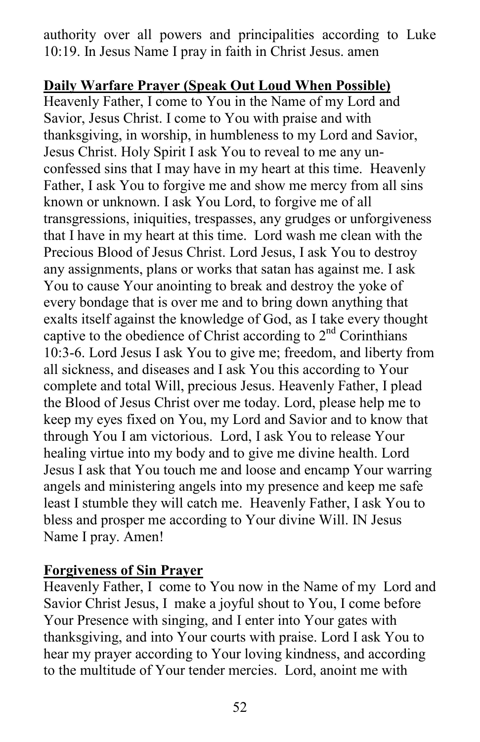authority over all powers and principalities according to Luke 10:19. In Jesus Name I pray in faith in Christ Jesus. amen

## Daily Warfare Prayer (Speak Out Loud When Possible)

Heavenly Father, I come to You in the Name of my Lord and Savior, Jesus Christ. I come to You with praise and with thanksgiving, in worship, in humbleness to my Lord and Savior, Jesus Christ. Holy Spirit I ask You to reveal to me any un-confessed sins that I may have in my heart at this time. Heavenly Father, I ask You to forgive me and show me mercy from all sins known or unknown. I ask You Lord, to forgive me of all transgressions, iniquities, trespasses, any grudges or unforgiveness that I have in my heart at this time. Lord wash me clean with the Precious Blood of Jesus Christ. Lord Jesus, I ask You to destroy any assignments, plans or works that satan has against me. I ask You to cause Your anointing to break and destroy the yoke of every bondage that is over me and to bring down anything that exalts itself against the knowledge of God, as I take every thought captive to the obedience of Christ according to 2nd Corinthians 10:3-6. Lord Jesus I ask You to give me; freedom, and liberty from all sickness, and diseases and I ask You this according to Your complete and total Will, precious Jesus. Heavenly Father, I plead the Blood of Jesus Christ over me today. Lord, please help me to keep my eyes fixed on You, my Lord and Savior and to know that through You I am victorious. Lord, I ask You to release Your healing virtue into my body and to give me divine health. Lord Jesus I ask that You touch me and loose and encamp Your warring angels and ministering angels into my presence and keep me safe least I stumble they will catch me. Heavenly Father, I ask You to bless and prosper me according to Your divine Will. IN Jesus Name I pray. Amen!

## Forgiveness of Sin Prayer

Heavenly Father, I come to You now in the Name of my Lord and Savior Christ Jesus, I make a joyful shout to You, I come before Your Presence with singing, and I enter into Your gates with thanksgiving, and into Your courts with praise. Lord I ask You to hear my prayer according to Your loving kindness, and according to the multitude of Your tender mercies. Lord, anoint me with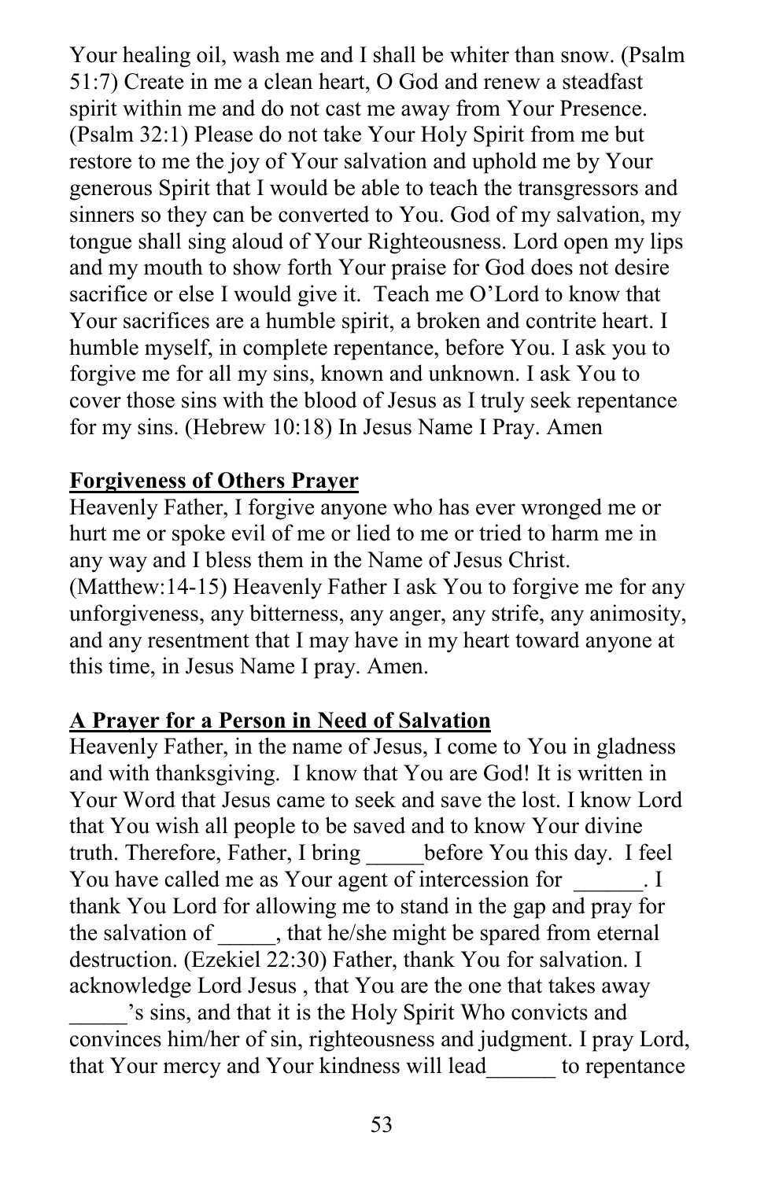Your healing oil, wash me and I shall be whiter than snow. (Psalm 51:7) Create in me a clean heart, O God and renew a steadfast spirit within me and do not cast me away from Your Presence. (Psalm 32:1) Please do not take Your Holy Spirit from me but restore to me the joy of Your salvation and uphold me by Your generous Spirit that I would be able to teach the transgressors and sinners so they can be converted to You. God of my salvation, my tongue shall sing aloud of Your Righteousness. Lord open my lips and my mouth to show forth Your praise for God does not desire sacrifice or else I would give it. Teach me O'Lord to know that Your sacrifices are a humble spirit, a broken and contrite heart. I humble myself, in complete repentance, before You. I ask you to forgive me for all my sins, known and unknown. I ask You to cover those sins with the blood of Jesus as I truly seek repentance for my sins. (Hebrew 10:18) In Jesus Name I Pray. Amen

**Forgiveness of Others Prayer**

Heavenly Father, I forgive anyone who has ever wronged me or hurt me or spoke evil of me or lied to me or tried to harm me in any way and I bless them in the Name of Jesus Christ. (Matthew:14-15) Heavenly Father I ask You to forgive me for any unforgiveness, any bitterness, any anger, any strife, any animosity, and any resentment that I may have in my heart toward anyone at this time, in Jesus Name I pray. Amen.

**A Prayer for a Person in Need of Salvation**

Heavenly Father, in the name of Jesus, I come to You in gladness and with thanksgiving. I know that You are God! It is written in Your Word that Jesus came to seek and save the lost. I know Lord that You wish all people to be saved and to know Your divine truth. Therefore, Father, I bring _____before You this day. I feel You have called me as Your agent of intercession for ______. I thank You Lord for allowing me to stand in the gap and pray for the salvation of _____, that he/she might be spared from eternal destruction. (Ezekiel 22:30) Father, thank You for salvation. I acknowledge Lord Jesus , that You are the one that takes away _____'s sins, and that it is the Holy Spirit Who convicts and convinces him/her of sin, righteousness and judgment. I pray Lord, that Your mercy and Your kindness will lead______ to repentance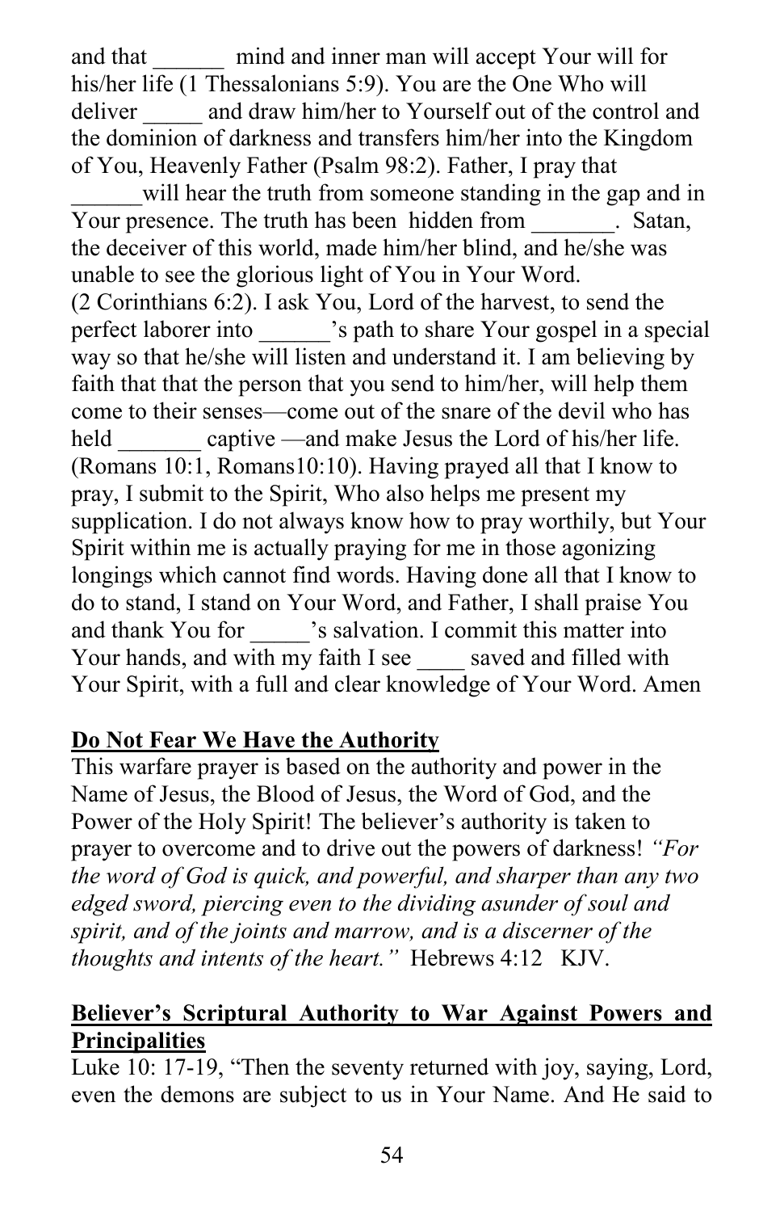and that ______ mind and inner man will accept Your will for his/her life (1 Thessalonians 5:9). You are the One Who will deliver _____ and draw him/her to Yourself out of the control and the dominion of darkness and transfers him/her into the Kingdom of You, Heavenly Father (Psalm 98:2). Father, I pray that ______will hear the truth from someone standing in the gap and in Your presence. The truth has been hidden from _______. Satan, the deceiver of this world, made him/her blind, and he/she was unable to see the glorious light of You in Your Word. (2 Corinthians 6:2). I ask You, Lord of the harvest, to send the perfect laborer into ______'s path to share Your gospel in a special way so that he/she will listen and understand it. I am believing by faith that that the person that you send to him/her, will help them come to their senses—come out of the snare of the devil who has held _______ captive —and make Jesus the Lord of his/her life. (Romans 10:1, Romans10:10). Having prayed all that I know to pray, I submit to the Spirit, Who also helps me present my supplication. I do not always know how to pray worthily, but Your Spirit within me is actually praying for me in those agonizing longings which cannot find words. Having done all that I know to do to stand, I stand on Your Word, and Father, I shall praise You and thank You for _____'s salvation. I commit this matter into Your hands, and with my faith I see ____ saved and filled with Your Spirit, with a full and clear knowledge of Your Word. Amen

**Do Not Fear We Have the Authority**

This warfare prayer is based on the authority and power in the Name of Jesus, the Blood of Jesus, the Word of God, and the Power of the Holy Spirit! The believer's authority is taken to prayer to overcome and to drive out the powers of darkness! *"For the word of God is quick, and powerful, and sharper than any two edged sword, piercing even to the dividing asunder of soul and spirit, and of the joints and marrow, and is a discerner of the thoughts and intents of the heart."* Hebrews 4:12 KJV.

**Believer's Scriptural Authority to War Against Powers and Principalities**

Luke 10: 17-19, "Then the seventy returned with joy, saying, Lord, even the demons are subject to us in Your Name. And He said to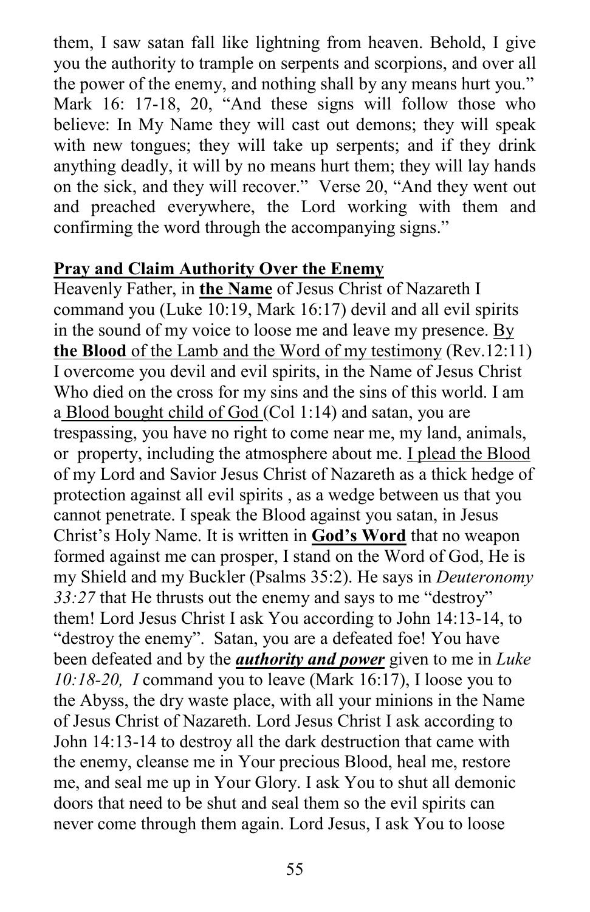them, I saw satan fall like lightning from heaven. Behold, I give you the authority to trample on serpents and scorpions, and over all the power of the enemy, and nothing shall by any means hurt you." Mark 16: 17-18, 20, "And these signs will follow those who believe: In My Name they will cast out demons; they will speak with new tongues; they will take up serpents; and if they drink anything deadly, it will by no means hurt them; they will lay hands on the sick, and they will recover." Verse 20, "And they went out and preached everywhere, the Lord working with them and confirming the word through the accompanying signs."

**Pray and Claim Authority Over the Enemy**

Heavenly Father, in **the Name** of Jesus Christ of Nazareth I command you (Luke 10:19, Mark 16:17) devil and all evil spirits in the sound of my voice to loose me and leave my presence. By **the Blood** of the Lamb and the Word of my testimony (Rev.12:11) I overcome you devil and evil spirits, in the Name of Jesus Christ Who died on the cross for my sins and the sins of this world. I am a Blood bought child of God (Col 1:14) and satan, you are trespassing, you have no right to come near me, my land, animals, or property, including the atmosphere about me. I plead the Blood of my Lord and Savior Jesus Christ of Nazareth as a thick hedge of protection against all evil spirits , as a wedge between us that you cannot penetrate. I speak the Blood against you satan, in Jesus Christ's Holy Name. It is written in **God's Word** that no weapon formed against me can prosper, I stand on the Word of God, He is my Shield and my Buckler (Psalms 35:2). He says in *Deuteronomy 33:27* that He thrusts out the enemy and says to me "destroy" them! Lord Jesus Christ I ask You according to John 14:13-14, to "destroy the enemy". Satan, you are a defeated foe! You have been defeated and by the ***authority and power*** given to me in *Luke 10:18-20, I* command you to leave (Mark 16:17), I loose you to the Abyss, the dry waste place, with all your minions in the Name of Jesus Christ of Nazareth. Lord Jesus Christ I ask according to John 14:13-14 to destroy all the dark destruction that came with the enemy, cleanse me in Your precious Blood, heal me, restore me, and seal me up in Your Glory. I ask You to shut all demonic doors that need to be shut and seal them so the evil spirits can never come through them again. Lord Jesus, I ask You to loose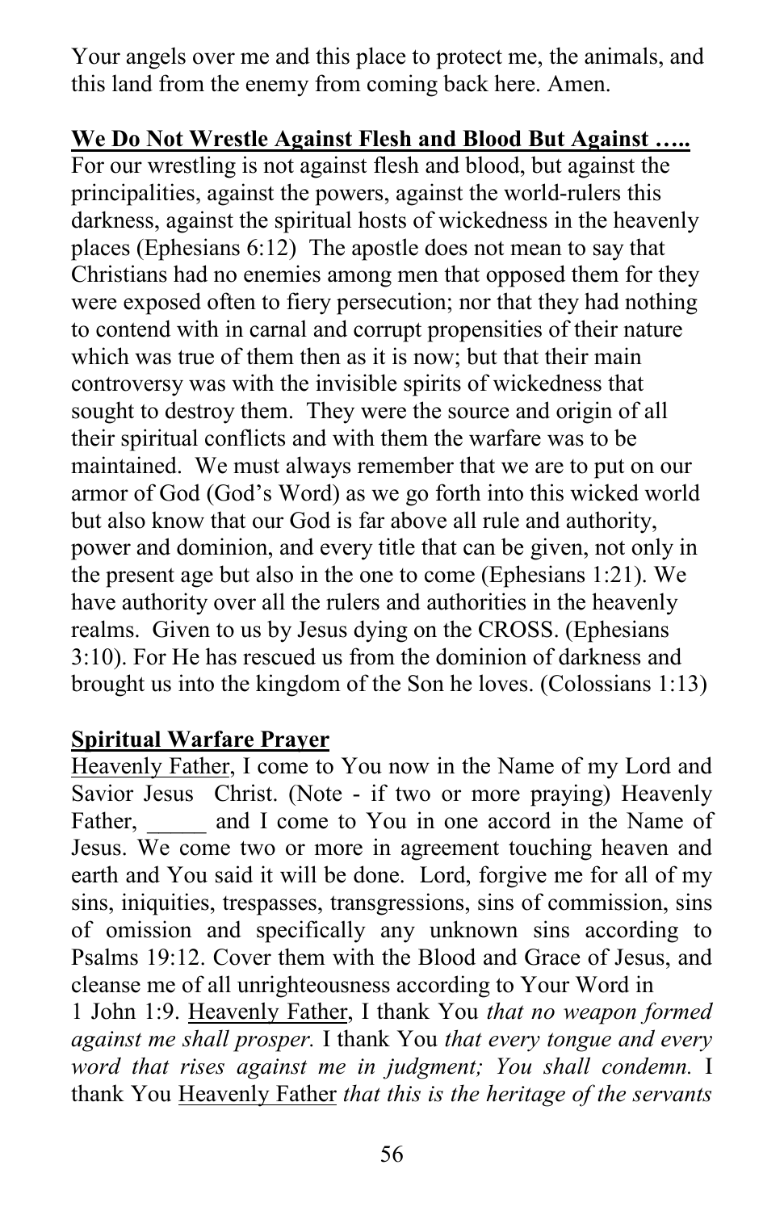Your angels over me and this place to protect me, the animals, and this land from the enemy from coming back here. Amen.

**We Do Not Wrestle Against Flesh and Blood But Against …..**

For our wrestling is not against flesh and blood, but against the principalities, against the powers, against the world-rulers this darkness, against the spiritual hosts of wickedness in the heavenly places (Ephesians 6:12) The apostle does not mean to say that Christians had no enemies among men that opposed them for they were exposed often to fiery persecution; nor that they had nothing to contend with in carnal and corrupt propensities of their nature which was true of them then as it is now; but that their main controversy was with the invisible spirits of wickedness that sought to destroy them. They were the source and origin of all their spiritual conflicts and with them the warfare was to be maintained. We must always remember that we are to put on our armor of God (God's Word) as we go forth into this wicked world but also know that our God is far above all rule and authority, power and dominion, and every title that can be given, not only in the present age but also in the one to come (Ephesians 1:21). We have authority over all the rulers and authorities in the heavenly realms. Given to us by Jesus dying on the CROSS. (Ephesians 3:10). For He has rescued us from the dominion of darkness and brought us into the kingdom of the Son he loves. (Colossians 1:13)

**Spiritual Warfare Prayer**

Heavenly Father, I come to You now in the Name of my Lord and Savior Jesus Christ. (Note - if two or more praying) Heavenly Father, _____ and I come to You in one accord in the Name of Jesus. We come two or more in agreement touching heaven and earth and You said it will be done. Lord, forgive me for all of my sins, iniquities, trespasses, transgressions, sins of commission, sins of omission and specifically any unknown sins according to Psalms 19:12. Cover them with the Blood and Grace of Jesus, and cleanse me of all unrighteousness according to Your Word in 1 John 1:9. Heavenly Father, I thank You *that no weapon formed against me shall prosper.* I thank You *that every tongue and every word that rises against me in judgment; You shall condemn.* I thank You Heavenly Father *that this is the heritage of the servants*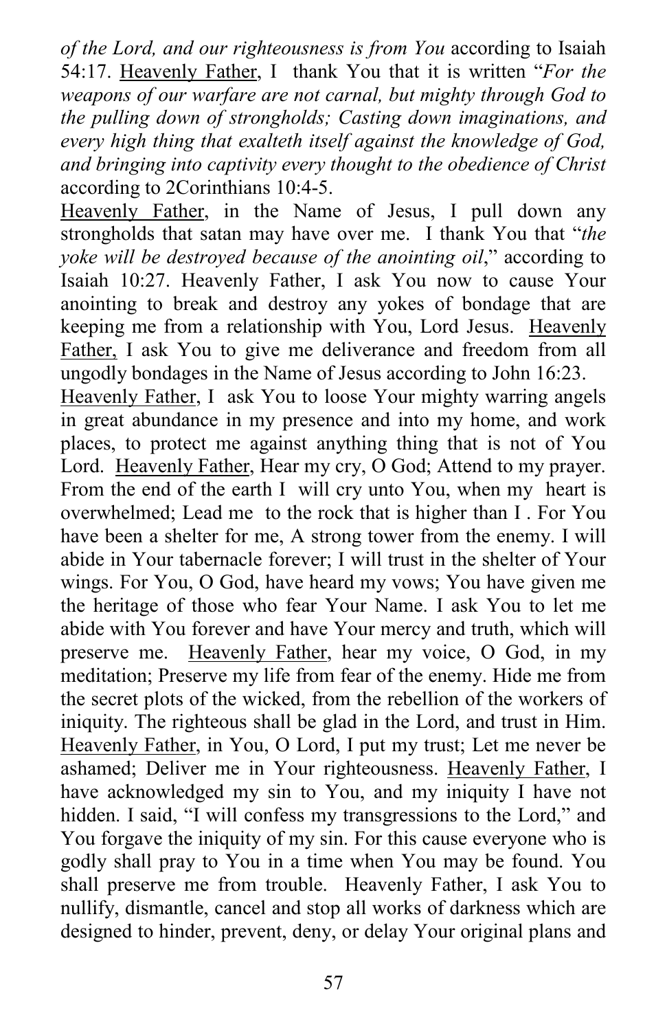*of the Lord, and our righteousness is from You* according to Isaiah 54:17. Heavenly Father, I thank You that it is written "*For the weapons of our warfare are not carnal, but mighty through God to the pulling down of strongholds; Casting down imaginations, and every high thing that exalteth itself against the knowledge of God, and bringing into captivity every thought to the obedience of Christ* according to 2Corinthians 10:4-5.

Heavenly Father, in the Name of Jesus, I pull down any strongholds that satan may have over me. I thank You that "*the yoke will be destroyed because of the anointing oil*," according to Isaiah 10:27. Heavenly Father, I ask You now to cause Your anointing to break and destroy any yokes of bondage that are keeping me from a relationship with You, Lord Jesus. Heavenly Father, I ask You to give me deliverance and freedom from all ungodly bondages in the Name of Jesus according to John 16:23.

Heavenly Father, I ask You to loose Your mighty warring angels in great abundance in my presence and into my home, and work places, to protect me against anything thing that is not of You Lord. Heavenly Father, Hear my cry, O God; Attend to my prayer. From the end of the earth I will cry unto You, when my heart is overwhelmed; Lead me to the rock that is higher than I . For You have been a shelter for me, A strong tower from the enemy. I will abide in Your tabernacle forever; I will trust in the shelter of Your wings. For You, O God, have heard my vows; You have given me the heritage of those who fear Your Name. I ask You to let me abide with You forever and have Your mercy and truth, which will preserve me. Heavenly Father, hear my voice, O God, in my meditation; Preserve my life from fear of the enemy. Hide me from the secret plots of the wicked, from the rebellion of the workers of iniquity. The righteous shall be glad in the Lord, and trust in Him. Heavenly Father, in You, O Lord, I put my trust; Let me never be ashamed; Deliver me in Your righteousness. Heavenly Father, I have acknowledged my sin to You, and my iniquity I have not hidden. I said, "I will confess my transgressions to the Lord," and You forgave the iniquity of my sin. For this cause everyone who is godly shall pray to You in a time when You may be found. You shall preserve me from trouble. Heavenly Father, I ask You to nullify, dismantle, cancel and stop all works of darkness which are designed to hinder, prevent, deny, or delay Your original plans and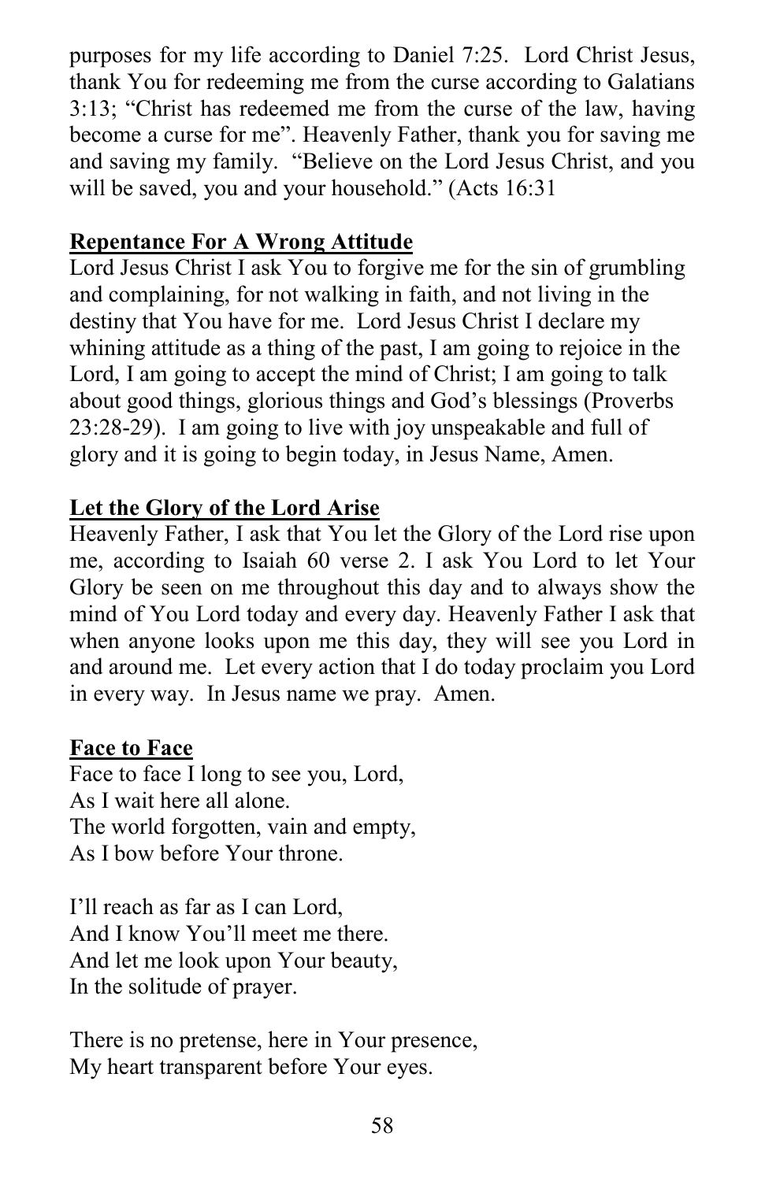purposes for my life according to Daniel 7:25. Lord Christ Jesus, thank You for redeeming me from the curse according to Galatians 3:13; "Christ has redeemed me from the curse of the law, having become a curse for me". Heavenly Father, thank you for saving me and saving my family. "Believe on the Lord Jesus Christ, and you will be saved, you and your household." (Acts 16:31

**Repentance For A Wrong Attitude**

Lord Jesus Christ I ask You to forgive me for the sin of grumbling and complaining, for not walking in faith, and not living in the destiny that You have for me. Lord Jesus Christ I declare my whining attitude as a thing of the past, I am going to rejoice in the Lord, I am going to accept the mind of Christ; I am going to talk about good things, glorious things and God's blessings (Proverbs 23:28-29). I am going to live with joy unspeakable and full of glory and it is going to begin today, in Jesus Name, Amen.

**Let the Glory of the Lord Arise**

Heavenly Father, I ask that You let the Glory of the Lord rise upon me, according to Isaiah 60 verse 2. I ask You Lord to let Your Glory be seen on me throughout this day and to always show the mind of You Lord today and every day. Heavenly Father I ask that when anyone looks upon me this day, they will see you Lord in and around me. Let every action that I do today proclaim you Lord in every way. In Jesus name we pray. Amen.

**Face to Face**

Face to face I long to see you, Lord,
As I wait here all alone.
The world forgotten, vain and empty,
As I bow before Your throne.

I'll reach as far as I can Lord,
And I know You'll meet me there.
And let me look upon Your beauty,
In the solitude of prayer.

There is no pretense, here in Your presence,
My heart transparent before Your eyes.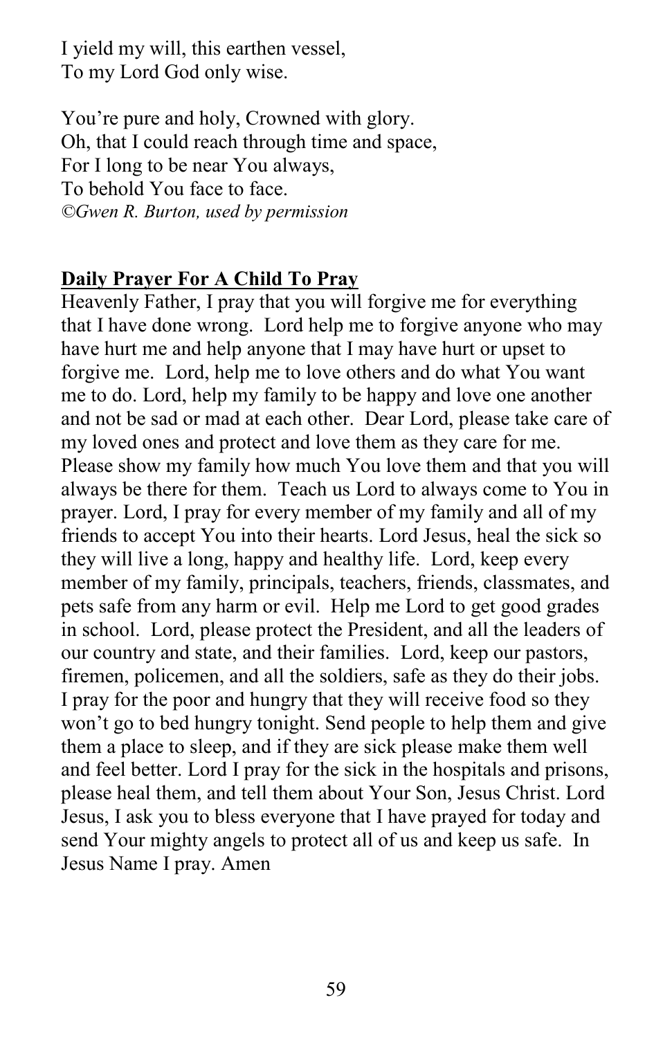I yield my will, this earthen vessel,
To my Lord God only wise.

You're pure and holy, Crowned with glory.
Oh, that I could reach through time and space,
For I long to be near You always,
To behold You face to face.
*©Gwen R. Burton, used by permission*

**<u>Daily Prayer For A Child To Pray</u>**

Heavenly Father, I pray that you will forgive me for everything that I have done wrong. Lord help me to forgive anyone who may have hurt me and help anyone that I may have hurt or upset to forgive me. Lord, help me to love others and do what You want me to do. Lord, help my family to be happy and love one another and not be sad or mad at each other. Dear Lord, please take care of my loved ones and protect and love them as they care for me. Please show my family how much You love them and that you will always be there for them. Teach us Lord to always come to You in prayer. Lord, I pray for every member of my family and all of my friends to accept You into their hearts. Lord Jesus, heal the sick so they will live a long, happy and healthy life. Lord, keep every member of my family, principals, teachers, friends, classmates, and pets safe from any harm or evil. Help me Lord to get good grades in school. Lord, please protect the President, and all the leaders of our country and state, and their families. Lord, keep our pastors, firemen, policemen, and all the soldiers, safe as they do their jobs. I pray for the poor and hungry that they will receive food so they won't go to bed hungry tonight. Send people to help them and give them a place to sleep, and if they are sick please make them well and feel better. Lord I pray for the sick in the hospitals and prisons, please heal them, and tell them about Your Son, Jesus Christ. Lord Jesus, I ask you to bless everyone that I have prayed for today and send Your mighty angels to protect all of us and keep us safe. In Jesus Name I pray. Amen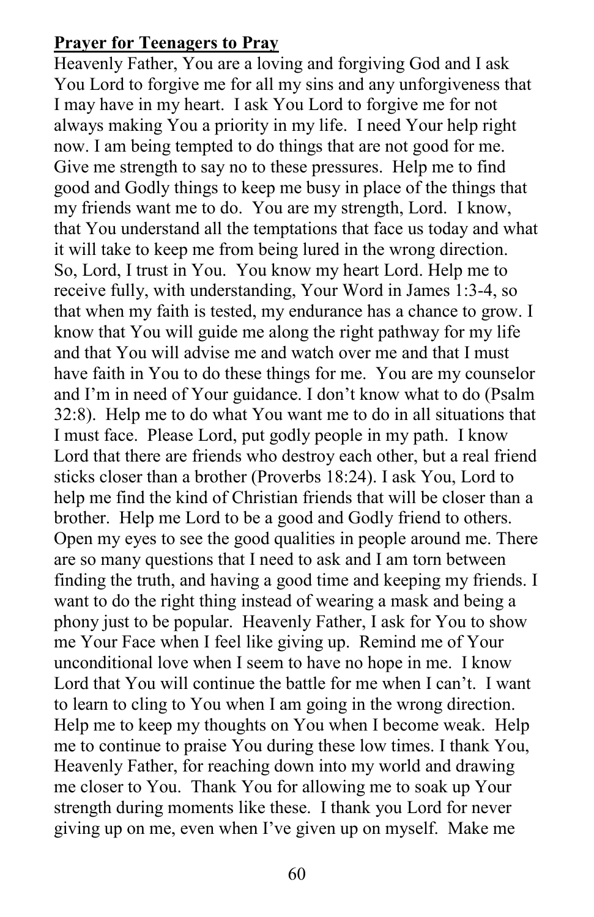**Prayer for Teenagers to Pray**

Heavenly Father, You are a loving and forgiving God and I ask You Lord to forgive me for all my sins and any unforgiveness that I may have in my heart. I ask You Lord to forgive me for not always making You a priority in my life. I need Your help right now. I am being tempted to do things that are not good for me. Give me strength to say no to these pressures. Help me to find good and Godly things to keep me busy in place of the things that my friends want me to do. You are my strength, Lord. I know, that You understand all the temptations that face us today and what it will take to keep me from being lured in the wrong direction. So, Lord, I trust in You. You know my heart Lord. Help me to receive fully, with understanding, Your Word in James 1:3-4, so that when my faith is tested, my endurance has a chance to grow. I know that You will guide me along the right pathway for my life and that You will advise me and watch over me and that I must have faith in You to do these things for me. You are my counselor and I'm in need of Your guidance. I don't know what to do (Psalm 32:8). Help me to do what You want me to do in all situations that I must face. Please Lord, put godly people in my path. I know Lord that there are friends who destroy each other, but a real friend sticks closer than a brother (Proverbs 18:24). I ask You, Lord to help me find the kind of Christian friends that will be closer than a brother. Help me Lord to be a good and Godly friend to others. Open my eyes to see the good qualities in people around me. There are so many questions that I need to ask and I am torn between finding the truth, and having a good time and keeping my friends. I want to do the right thing instead of wearing a mask and being a phony just to be popular. Heavenly Father, I ask for You to show me Your Face when I feel like giving up. Remind me of Your unconditional love when I seem to have no hope in me. I know Lord that You will continue the battle for me when I can't. I want to learn to cling to You when I am going in the wrong direction. Help me to keep my thoughts on You when I become weak. Help me to continue to praise You during these low times. I thank You, Heavenly Father, for reaching down into my world and drawing me closer to You. Thank You for allowing me to soak up Your strength during moments like these. I thank you Lord for never giving up on me, even when I've given up on myself. Make me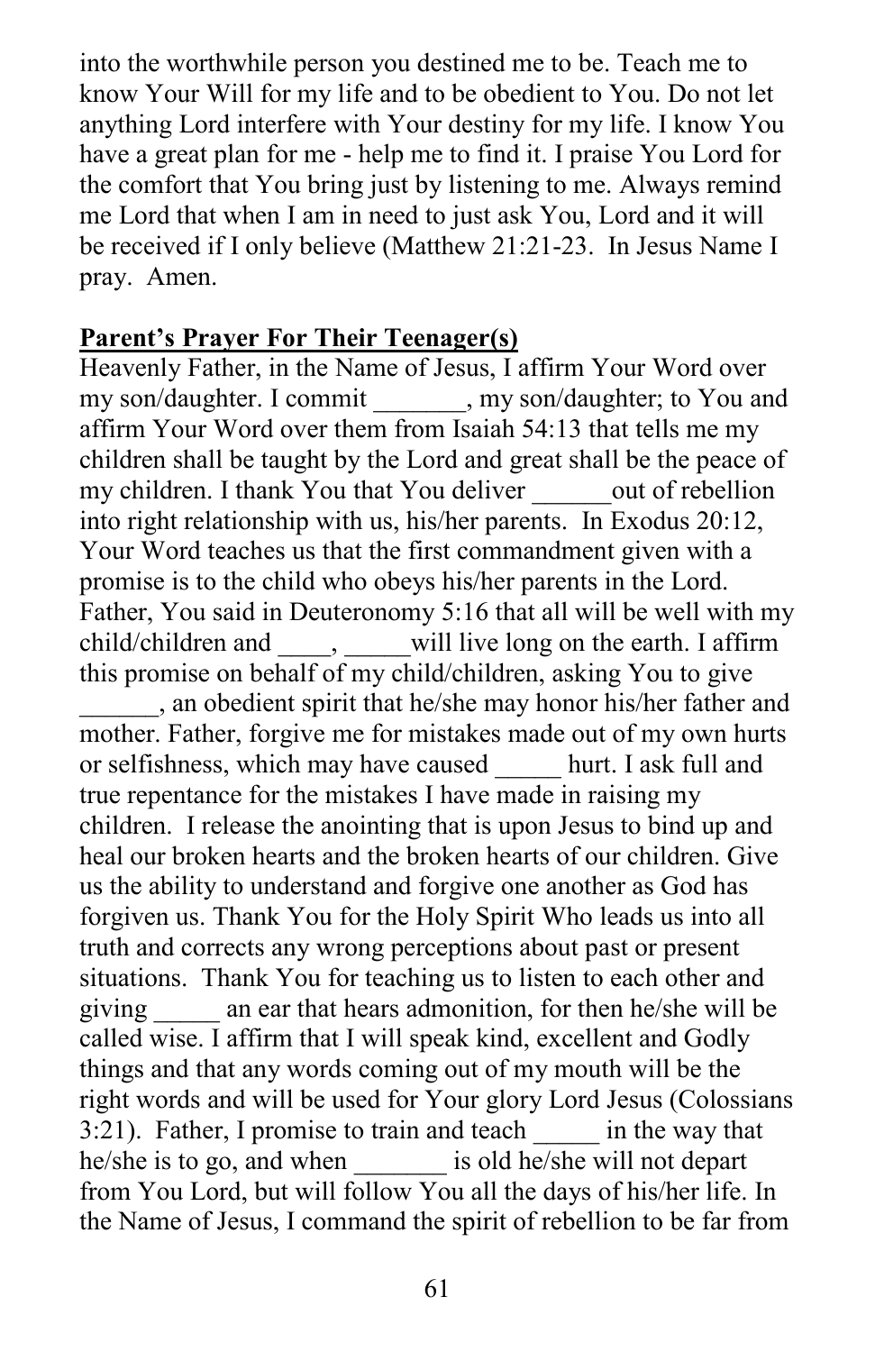into the worthwhile person you destined me to be. Teach me to know Your Will for my life and to be obedient to You. Do not let anything Lord interfere with Your destiny for my life. I know You have a great plan for me - help me to find it. I praise You Lord for the comfort that You bring just by listening to me. Always remind me Lord that when I am in need to just ask You, Lord and it will be received if I only believe (Matthew 21:21-23. In Jesus Name I pray. Amen.

**<u>Parent's Prayer For Their Teenager(s)</u>**

Heavenly Father, in the Name of Jesus, I affirm Your Word over my son/daughter. I commit _______, my son/daughter; to You and affirm Your Word over them from Isaiah 54:13 that tells me my children shall be taught by the Lord and great shall be the peace of my children. I thank You that You deliver ______out of rebellion into right relationship with us, his/her parents. In Exodus 20:12, Your Word teaches us that the first commandment given with a promise is to the child who obeys his/her parents in the Lord. Father, You said in Deuteronomy 5:16 that all will be well with my child/children and ____, _____will live long on the earth. I affirm this promise on behalf of my child/children, asking You to give ______, an obedient spirit that he/she may honor his/her father and mother. Father, forgive me for mistakes made out of my own hurts or selfishness, which may have caused _____ hurt. I ask full and true repentance for the mistakes I have made in raising my children. I release the anointing that is upon Jesus to bind up and heal our broken hearts and the broken hearts of our children. Give us the ability to understand and forgive one another as God has forgiven us. Thank You for the Holy Spirit Who leads us into all truth and corrects any wrong perceptions about past or present situations. Thank You for teaching us to listen to each other and giving _____ an ear that hears admonition, for then he/she will be called wise. I affirm that I will speak kind, excellent and Godly things and that any words coming out of my mouth will be the right words and will be used for Your glory Lord Jesus (Colossians 3:21). Father, I promise to train and teach _____ in the way that he/she is to go, and when _______ is old he/she will not depart from You Lord, but will follow You all the days of his/her life. In the Name of Jesus, I command the spirit of rebellion to be far from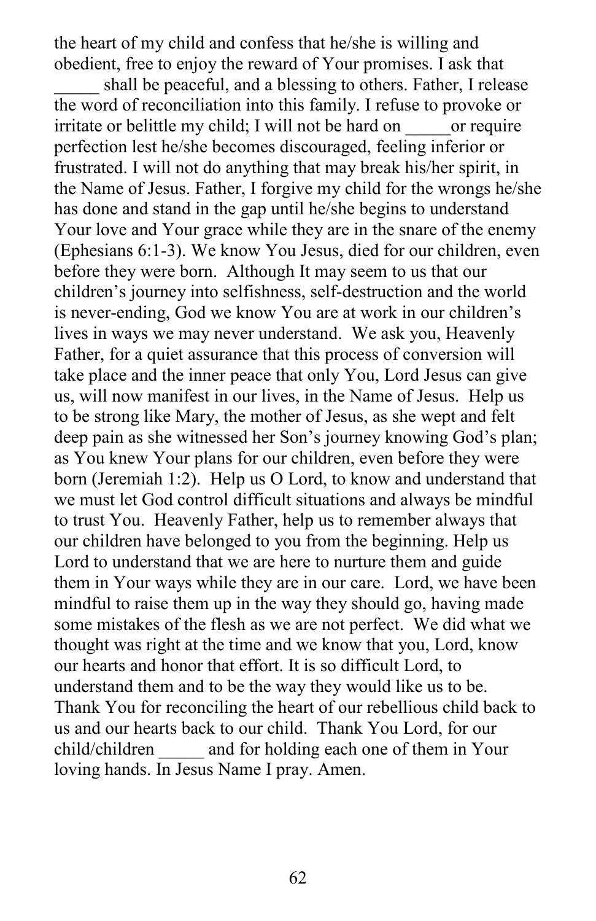the heart of my child and confess that he/she is willing and obedient, free to enjoy the reward of Your promises. I ask that _____ shall be peaceful, and a blessing to others. Father, I release the word of reconciliation into this family. I refuse to provoke or irritate or belittle my child; I will not be hard on _____or require perfection lest he/she becomes discouraged, feeling inferior or frustrated. I will not do anything that may break his/her spirit, in the Name of Jesus. Father, I forgive my child for the wrongs he/she has done and stand in the gap until he/she begins to understand Your love and Your grace while they are in the snare of the enemy (Ephesians 6:1-3). We know You Jesus, died for our children, even before they were born. Although It may seem to us that our children's journey into selfishness, self-destruction and the world is never-ending, God we know You are at work in our children's lives in ways we may never understand. We ask you, Heavenly Father, for a quiet assurance that this process of conversion will take place and the inner peace that only You, Lord Jesus can give us, will now manifest in our lives, in the Name of Jesus. Help us to be strong like Mary, the mother of Jesus, as she wept and felt deep pain as she witnessed her Son's journey knowing God's plan; as You knew Your plans for our children, even before they were born (Jeremiah 1:2). Help us O Lord, to know and understand that we must let God control difficult situations and always be mindful to trust You. Heavenly Father, help us to remember always that our children have belonged to you from the beginning. Help us Lord to understand that we are here to nurture them and guide them in Your ways while they are in our care. Lord, we have been mindful to raise them up in the way they should go, having made some mistakes of the flesh as we are not perfect. We did what we thought was right at the time and we know that you, Lord, know our hearts and honor that effort. It is so difficult Lord, to understand them and to be the way they would like us to be. Thank You for reconciling the heart of our rebellious child back to us and our hearts back to our child. Thank You Lord, for our child/children _____ and for holding each one of them in Your loving hands. In Jesus Name I pray. Amen.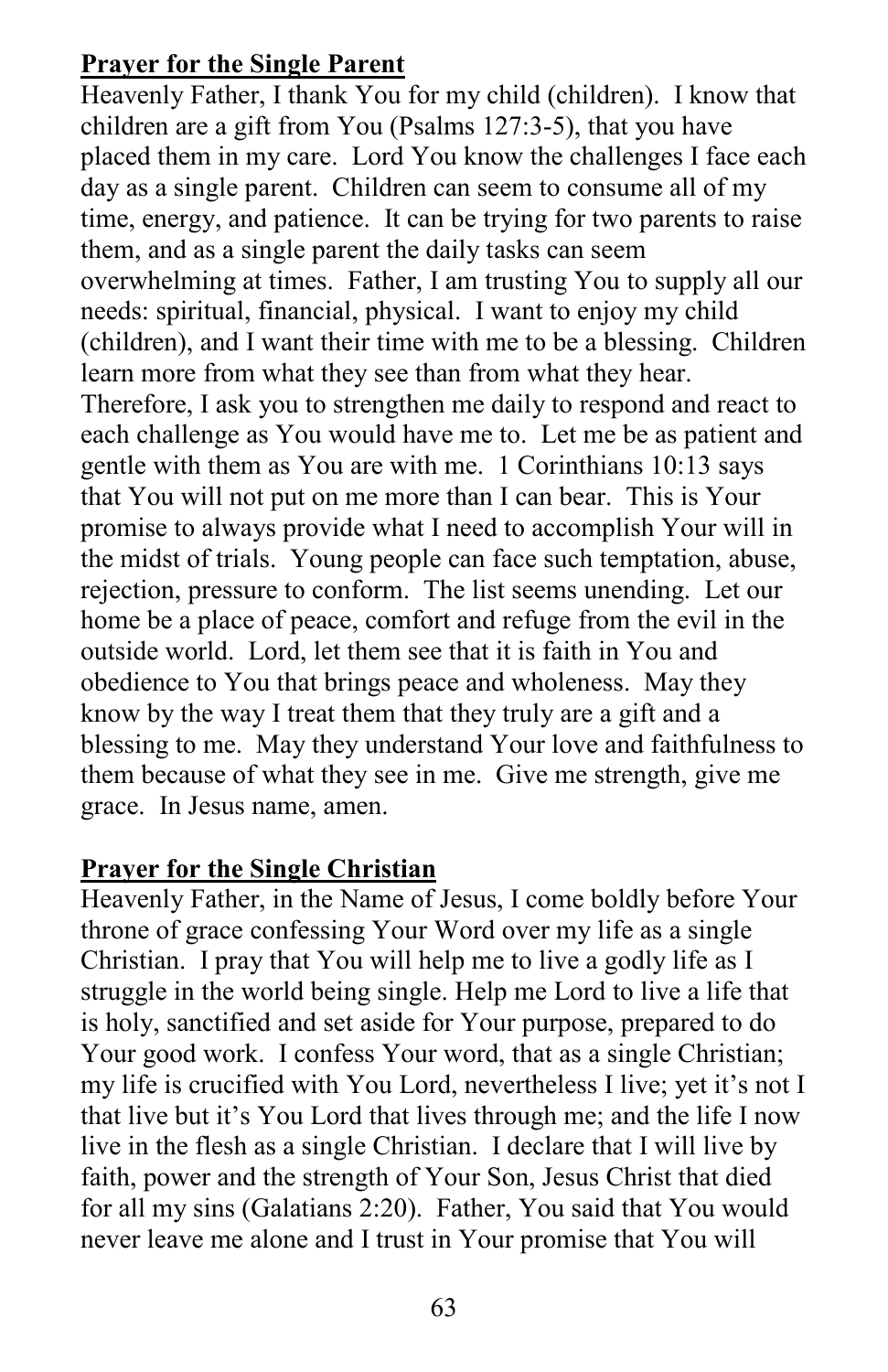**Prayer for the Single Parent**

Heavenly Father, I thank You for my child (children). I know that children are a gift from You (Psalms 127:3-5), that you have placed them in my care. Lord You know the challenges I face each day as a single parent. Children can seem to consume all of my time, energy, and patience. It can be trying for two parents to raise them, and as a single parent the daily tasks can seem overwhelming at times. Father, I am trusting You to supply all our needs: spiritual, financial, physical. I want to enjoy my child (children), and I want their time with me to be a blessing. Children learn more from what they see than from what they hear. Therefore, I ask you to strengthen me daily to respond and react to each challenge as You would have me to. Let me be as patient and gentle with them as You are with me. 1 Corinthians 10:13 says that You will not put on me more than I can bear. This is Your promise to always provide what I need to accomplish Your will in the midst of trials. Young people can face such temptation, abuse, rejection, pressure to conform. The list seems unending. Let our home be a place of peace, comfort and refuge from the evil in the outside world. Lord, let them see that it is faith in You and obedience to You that brings peace and wholeness. May they know by the way I treat them that they truly are a gift and a blessing to me. May they understand Your love and faithfulness to them because of what they see in me. Give me strength, give me grace. In Jesus name, amen.

**Prayer for the Single Christian**

Heavenly Father, in the Name of Jesus, I come boldly before Your throne of grace confessing Your Word over my life as a single Christian. I pray that You will help me to live a godly life as I struggle in the world being single. Help me Lord to live a life that is holy, sanctified and set aside for Your purpose, prepared to do Your good work. I confess Your word, that as a single Christian; my life is crucified with You Lord, nevertheless I live; yet it's not I that live but it's You Lord that lives through me; and the life I now live in the flesh as a single Christian. I declare that I will live by faith, power and the strength of Your Son, Jesus Christ that died for all my sins (Galatians 2:20). Father, You said that You would never leave me alone and I trust in Your promise that You will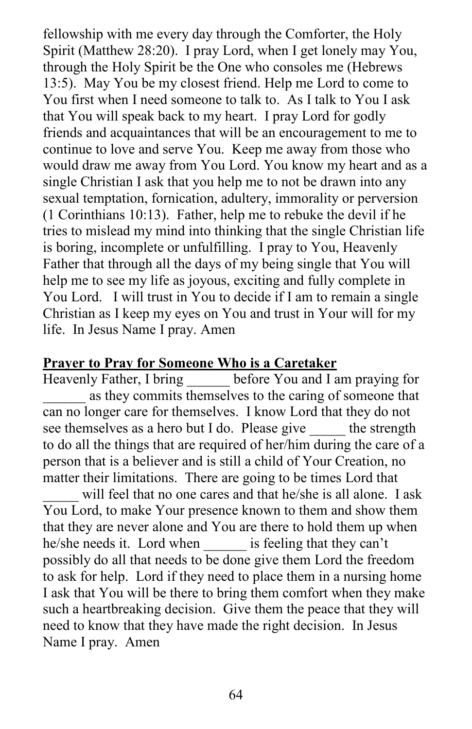fellowship with me every day through the Comforter, the Holy Spirit (Matthew 28:20). I pray Lord, when I get lonely may You, through the Holy Spirit be the One who consoles me (Hebrews 13:5). May You be my closest friend. Help me Lord to come to You first when I need someone to talk to. As I talk to You I ask that You will speak back to my heart. I pray Lord for godly friends and acquaintances that will be an encouragement to me to continue to love and serve You. Keep me away from those who would draw me away from You Lord. You know my heart and as a single Christian I ask that you help me to not be drawn into any sexual temptation, fornication, adultery, immorality or perversion (1 Corinthians 10:13). Father, help me to rebuke the devil if he tries to mislead my mind into thinking that the single Christian life is boring, incomplete or unfulfilling. I pray to You, Heavenly Father that through all the days of my being single that You will help me to see my life as joyous, exciting and fully complete in You Lord. I will trust in You to decide if I am to remain a single Christian as I keep my eyes on You and trust in Your will for my life. In Jesus Name I pray. Amen

**<u>Prayer to Pray for Someone Who is a Caretaker</u>**

Heavenly Father, I bring ______ before You and I am praying for ______ as they commits themselves to the caring of someone that can no longer care for themselves. I know Lord that they do not see themselves as a hero but I do. Please give _____ the strength to do all the things that are required of her/him during the care of a person that is a believer and is still a child of Your Creation, no matter their limitations. There are going to be times Lord that _____ will feel that no one cares and that he/she is all alone. I ask You Lord, to make Your presence known to them and show them that they are never alone and You are there to hold them up when he/she needs it. Lord when ______ is feeling that they can't possibly do all that needs to be done give them Lord the freedom to ask for help. Lord if they need to place them in a nursing home I ask that You will be there to bring them comfort when they make such a heartbreaking decision. Give them the peace that they will need to know that they have made the right decision. In Jesus Name I pray. Amen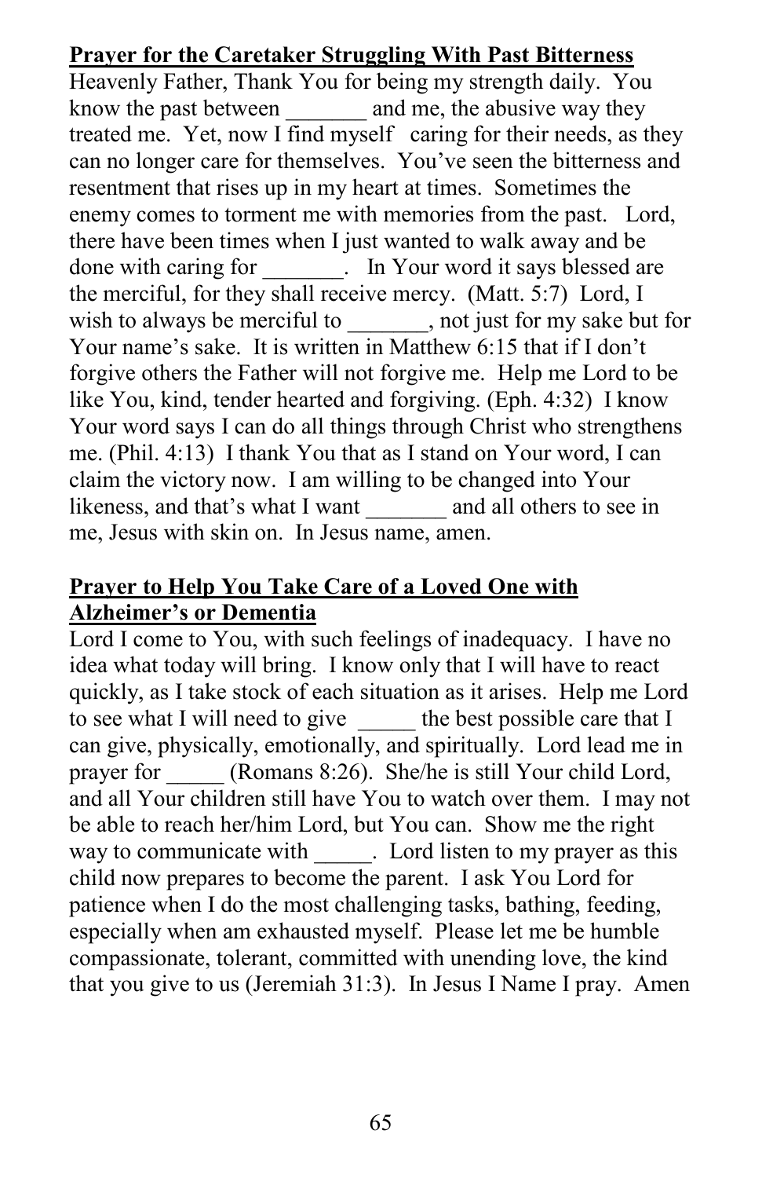**Prayer for the Caretaker Struggling With Past Bitterness**

Heavenly Father, Thank You for being my strength daily. You know the past between _______ and me, the abusive way they treated me. Yet, now I find myself caring for their needs, as they can no longer care for themselves. You've seen the bitterness and resentment that rises up in my heart at times. Sometimes the enemy comes to torment me with memories from the past. Lord, there have been times when I just wanted to walk away and be done with caring for _______. In Your word it says blessed are the merciful, for they shall receive mercy. (Matt. 5:7) Lord, I wish to always be merciful to _______, not just for my sake but for Your name's sake. It is written in Matthew 6:15 that if I don't forgive others the Father will not forgive me. Help me Lord to be like You, kind, tender hearted and forgiving. (Eph. 4:32) I know Your word says I can do all things through Christ who strengthens me. (Phil. 4:13) I thank You that as I stand on Your word, I can claim the victory now. I am willing to be changed into Your likeness, and that's what I want _______ and all others to see in me, Jesus with skin on. In Jesus name, amen.

**Prayer to Help You Take Care of a Loved One with Alzheimer's or Dementia**

Lord I come to You, with such feelings of inadequacy. I have no idea what today will bring. I know only that I will have to react quickly, as I take stock of each situation as it arises. Help me Lord to see what I will need to give _____ the best possible care that I can give, physically, emotionally, and spiritually. Lord lead me in prayer for _____ (Romans 8:26). She/he is still Your child Lord, and all Your children still have You to watch over them. I may not be able to reach her/him Lord, but You can. Show me the right way to communicate with _____. Lord listen to my prayer as this child now prepares to become the parent. I ask You Lord for patience when I do the most challenging tasks, bathing, feeding, especially when am exhausted myself. Please let me be humble compassionate, tolerant, committed with unending love, the kind that you give to us (Jeremiah 31:3). In Jesus I Name I pray. Amen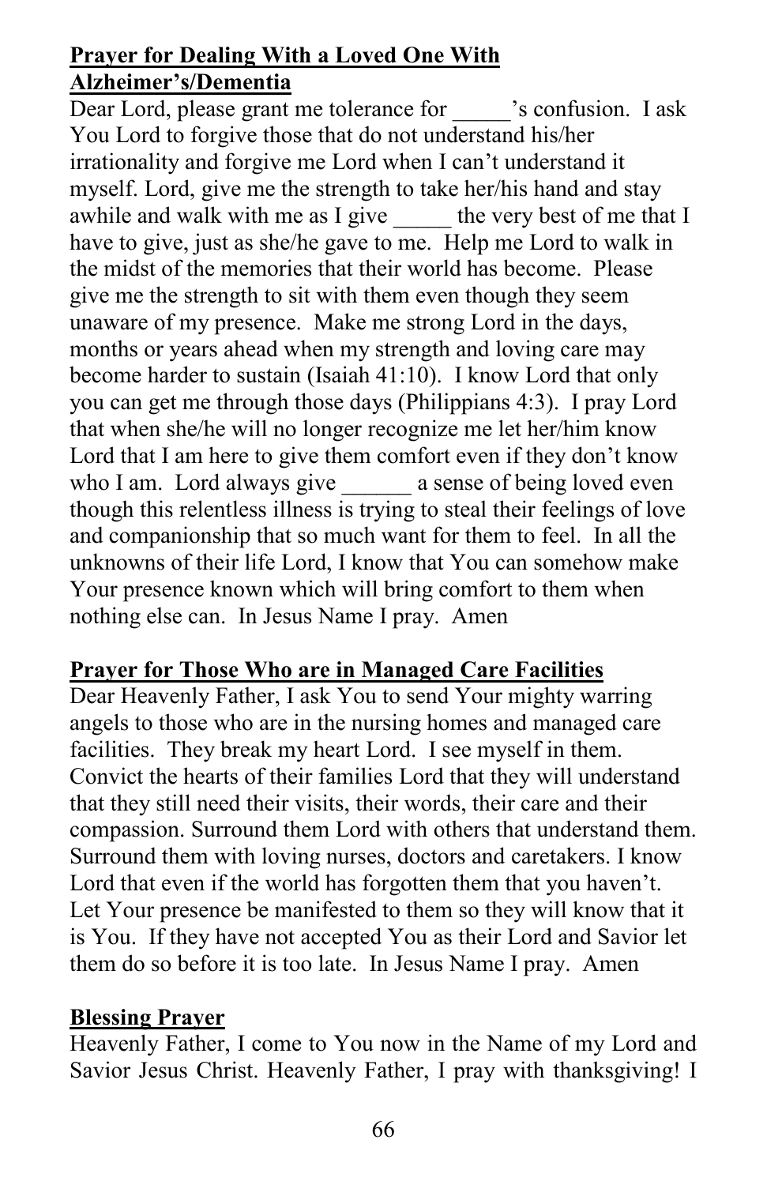**Prayer for Dealing With a Loved One With Alzheimer's/Dementia**

Dear Lord, please grant me tolerance for _____'s confusion. I ask You Lord to forgive those that do not understand his/her irrationality and forgive me Lord when I can't understand it myself. Lord, give me the strength to take her/his hand and stay awhile and walk with me as I give _____ the very best of me that I have to give, just as she/he gave to me. Help me Lord to walk in the midst of the memories that their world has become. Please give me the strength to sit with them even though they seem unaware of my presence. Make me strong Lord in the days, months or years ahead when my strength and loving care may become harder to sustain (Isaiah 41:10). I know Lord that only you can get me through those days (Philippians 4:3). I pray Lord that when she/he will no longer recognize me let her/him know Lord that I am here to give them comfort even if they don't know who I am. Lord always give ______ a sense of being loved even though this relentless illness is trying to steal their feelings of love and companionship that so much want for them to feel. In all the unknowns of their life Lord, I know that You can somehow make Your presence known which will bring comfort to them when nothing else can. In Jesus Name I pray. Amen

**Prayer for Those Who are in Managed Care Facilities**

Dear Heavenly Father, I ask You to send Your mighty warring angels to those who are in the nursing homes and managed care facilities. They break my heart Lord. I see myself in them. Convict the hearts of their families Lord that they will understand that they still need their visits, their words, their care and their compassion. Surround them Lord with others that understand them. Surround them with loving nurses, doctors and caretakers. I know Lord that even if the world has forgotten them that you haven't. Let Your presence be manifested to them so they will know that it is You. If they have not accepted You as their Lord and Savior let them do so before it is too late. In Jesus Name I pray. Amen

**Blessing Prayer**

Heavenly Father, I come to You now in the Name of my Lord and Savior Jesus Christ. Heavenly Father, I pray with thanksgiving! I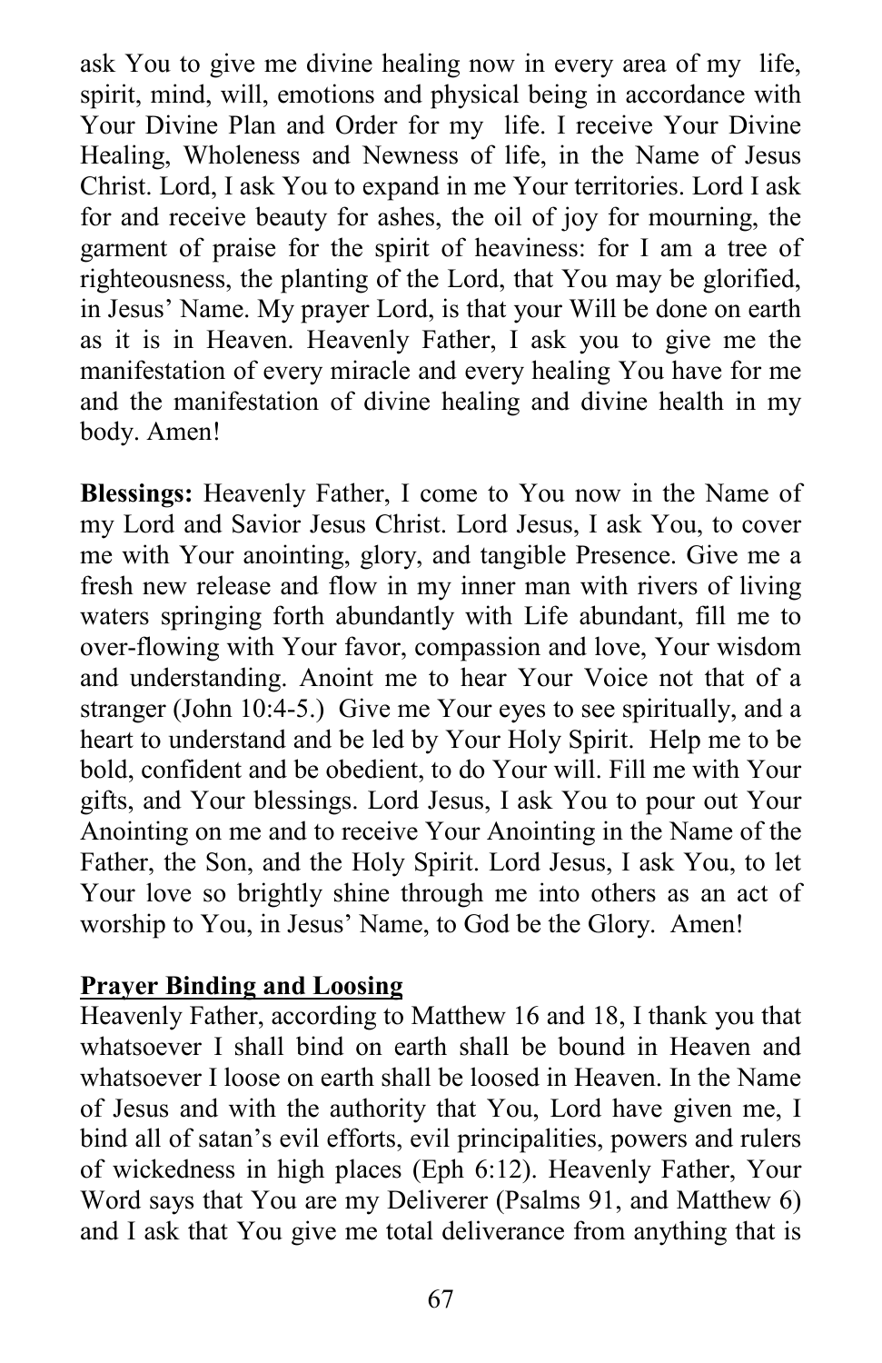ask You to give me divine healing now in every area of my life, spirit, mind, will, emotions and physical being in accordance with Your Divine Plan and Order for my life. I receive Your Divine Healing, Wholeness and Newness of life, in the Name of Jesus Christ. Lord, I ask You to expand in me Your territories. Lord I ask for and receive beauty for ashes, the oil of joy for mourning, the garment of praise for the spirit of heaviness: for I am a tree of righteousness, the planting of the Lord, that You may be glorified, in Jesus' Name. My prayer Lord, is that your Will be done on earth as it is in Heaven. Heavenly Father, I ask you to give me the manifestation of every miracle and every healing You have for me and the manifestation of divine healing and divine health in my body. Amen!

**Blessings:** Heavenly Father, I come to You now in the Name of my Lord and Savior Jesus Christ. Lord Jesus, I ask You, to cover me with Your anointing, glory, and tangible Presence. Give me a fresh new release and flow in my inner man with rivers of living waters springing forth abundantly with Life abundant, fill me to over-flowing with Your favor, compassion and love, Your wisdom and understanding. Anoint me to hear Your Voice not that of a stranger (John 10:4-5.) Give me Your eyes to see spiritually, and a heart to understand and be led by Your Holy Spirit. Help me to be bold, confident and be obedient, to do Your will. Fill me with Your gifts, and Your blessings. Lord Jesus, I ask You to pour out Your Anointing on me and to receive Your Anointing in the Name of the Father, the Son, and the Holy Spirit. Lord Jesus, I ask You, to let Your love so brightly shine through me into others as an act of worship to You, in Jesus' Name, to God be the Glory. Amen!

**Prayer Binding and Loosing**

Heavenly Father, according to Matthew 16 and 18, I thank you that whatsoever I shall bind on earth shall be bound in Heaven and whatsoever I loose on earth shall be loosed in Heaven. In the Name of Jesus and with the authority that You, Lord have given me, I bind all of satan's evil efforts, evil principalities, powers and rulers of wickedness in high places (Eph 6:12). Heavenly Father, Your Word says that You are my Deliverer (Psalms 91, and Matthew 6) and I ask that You give me total deliverance from anything that is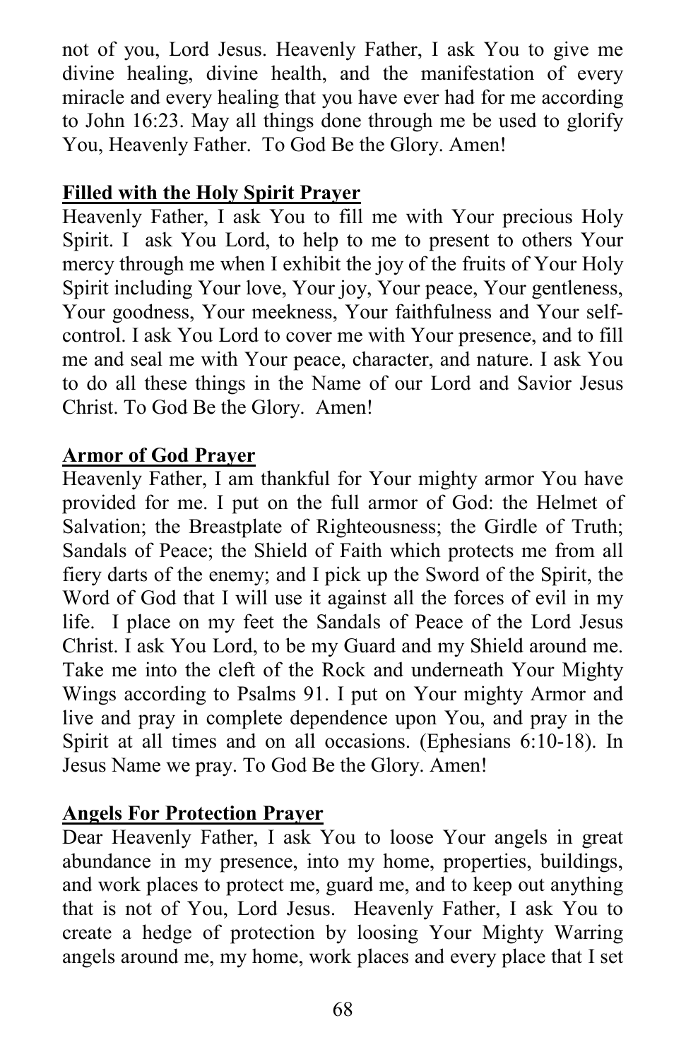not of you, Lord Jesus. Heavenly Father, I ask You to give me divine healing, divine health, and the manifestation of every miracle and every healing that you have ever had for me according to John 16:23. May all things done through me be used to glorify You, Heavenly Father. To God Be the Glory. Amen!

**Filled with the Holy Spirit Prayer**

Heavenly Father, I ask You to fill me with Your precious Holy Spirit. I ask You Lord, to help to me to present to others Your mercy through me when I exhibit the joy of the fruits of Your Holy Spirit including Your love, Your joy, Your peace, Your gentleness, Your goodness, Your meekness, Your faithfulness and Your self-control. I ask You Lord to cover me with Your presence, and to fill me and seal me with Your peace, character, and nature. I ask You to do all these things in the Name of our Lord and Savior Jesus Christ. To God Be the Glory. Amen!

**Armor of God Prayer**

Heavenly Father, I am thankful for Your mighty armor You have provided for me. I put on the full armor of God: the Helmet of Salvation; the Breastplate of Righteousness; the Girdle of Truth; Sandals of Peace; the Shield of Faith which protects me from all fiery darts of the enemy; and I pick up the Sword of the Spirit, the Word of God that I will use it against all the forces of evil in my life. I place on my feet the Sandals of Peace of the Lord Jesus Christ. I ask You Lord, to be my Guard and my Shield around me. Take me into the cleft of the Rock and underneath Your Mighty Wings according to Psalms 91. I put on Your mighty Armor and live and pray in complete dependence upon You, and pray in the Spirit at all times and on all occasions. (Ephesians 6:10-18). In Jesus Name we pray. To God Be the Glory. Amen!

**Angels For Protection Prayer**

Dear Heavenly Father, I ask You to loose Your angels in great abundance in my presence, into my home, properties, buildings, and work places to protect me, guard me, and to keep out anything that is not of You, Lord Jesus. Heavenly Father, I ask You to create a hedge of protection by loosing Your Mighty Warring angels around me, my home, work places and every place that I set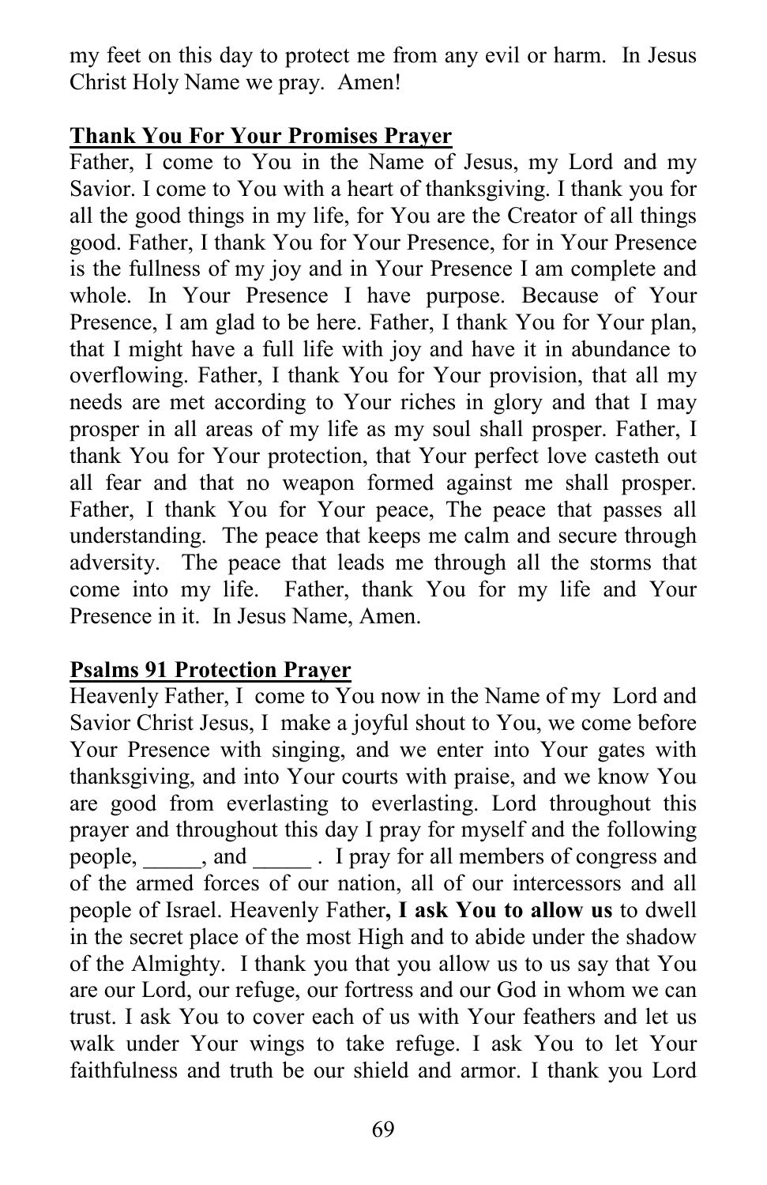my feet on this day to protect me from any evil or harm. In Jesus Christ Holy Name we pray. Amen!

**Thank You For Your Promises Prayer**

Father, I come to You in the Name of Jesus, my Lord and my Savior. I come to You with a heart of thanksgiving. I thank you for all the good things in my life, for You are the Creator of all things good. Father, I thank You for Your Presence, for in Your Presence is the fullness of my joy and in Your Presence I am complete and whole. In Your Presence I have purpose. Because of Your Presence, I am glad to be here. Father, I thank You for Your plan, that I might have a full life with joy and have it in abundance to overflowing. Father, I thank You for Your provision, that all my needs are met according to Your riches in glory and that I may prosper in all areas of my life as my soul shall prosper. Father, I thank You for Your protection, that Your perfect love casteth out all fear and that no weapon formed against me shall prosper. Father, I thank You for Your peace, The peace that passes all understanding. The peace that keeps me calm and secure through adversity. The peace that leads me through all the storms that come into my life. Father, thank You for my life and Your Presence in it. In Jesus Name, Amen.

**Psalms 91 Protection Prayer**

Heavenly Father, I come to You now in the Name of my Lord and Savior Christ Jesus, I make a joyful shout to You, we come before Your Presence with singing, and we enter into Your gates with thanksgiving, and into Your courts with praise, and we know You are good from everlasting to everlasting. Lord throughout this prayer and throughout this day I pray for myself and the following people, _____, and _____ . I pray for all members of congress and of the armed forces of our nation, all of our intercessors and all people of Israel. Heavenly Father**, I ask You to allow us** to dwell in the secret place of the most High and to abide under the shadow of the Almighty. I thank you that you allow us to us say that You are our Lord, our refuge, our fortress and our God in whom we can trust. I ask You to cover each of us with Your feathers and let us walk under Your wings to take refuge. I ask You to let Your faithfulness and truth be our shield and armor. I thank you Lord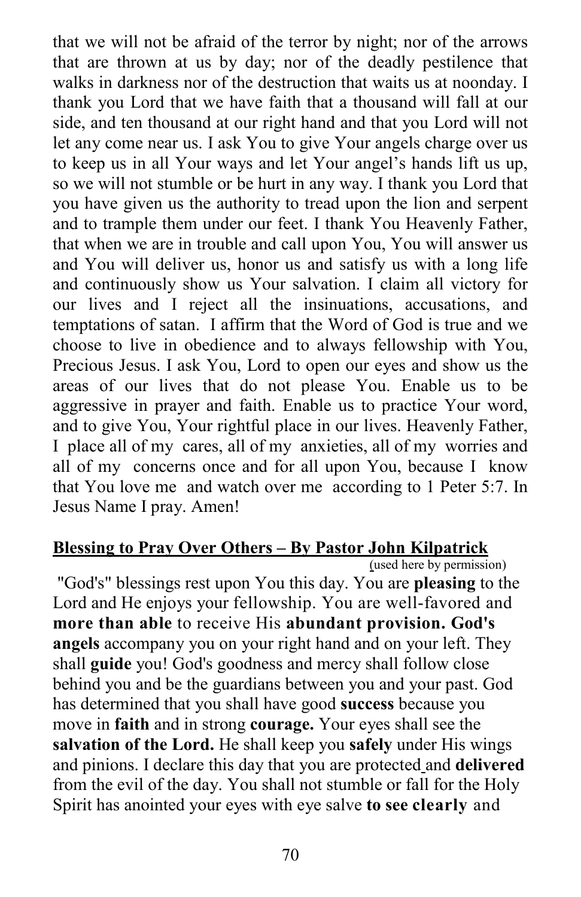that we will not be afraid of the terror by night; nor of the arrows that are thrown at us by day; nor of the deadly pestilence that walks in darkness nor of the destruction that waits us at noonday. I thank you Lord that we have faith that a thousand will fall at our side, and ten thousand at our right hand and that you Lord will not let any come near us. I ask You to give Your angels charge over us to keep us in all Your ways and let Your angel's hands lift us up, so we will not stumble or be hurt in any way. I thank you Lord that you have given us the authority to tread upon the lion and serpent and to trample them under our feet. I thank You Heavenly Father, that when we are in trouble and call upon You, You will answer us and You will deliver us, honor us and satisfy us with a long life and continuously show us Your salvation. I claim all victory for our lives and I reject all the insinuations, accusations, and temptations of satan. I affirm that the Word of God is true and we choose to live in obedience and to always fellowship with You, Precious Jesus. I ask You, Lord to open our eyes and show us the areas of our lives that do not please You. Enable us to be aggressive in prayer and faith. Enable us to practice Your word, and to give You, Your rightful place in our lives. Heavenly Father, I place all of my cares, all of my anxieties, all of my worries and all of my concerns once and for all upon You, because I know that You love me and watch over me according to 1 Peter 5:7. In Jesus Name I pray. Amen!

**Blessing to Pray Over Others – By Pastor John Kilpatrick**

(used here by permission)

"God's" blessings rest upon You this day. You are **pleasing** to the Lord and He enjoys your fellowship. You are well-favored and **more than able** to receive His **abundant provision. God's angels** accompany you on your right hand and on your left. They shall **guide** you! God's goodness and mercy shall follow close behind you and be the guardians between you and your past. God has determined that you shall have good **success** because you move in **faith** and in strong **courage.** Your eyes shall see the **salvation of the Lord.** He shall keep you **safely** under His wings and pinions. I declare this day that you are protected and **delivered** from the evil of the day. You shall not stumble or fall for the Holy Spirit has anointed your eyes with eye salve **to see clearly** and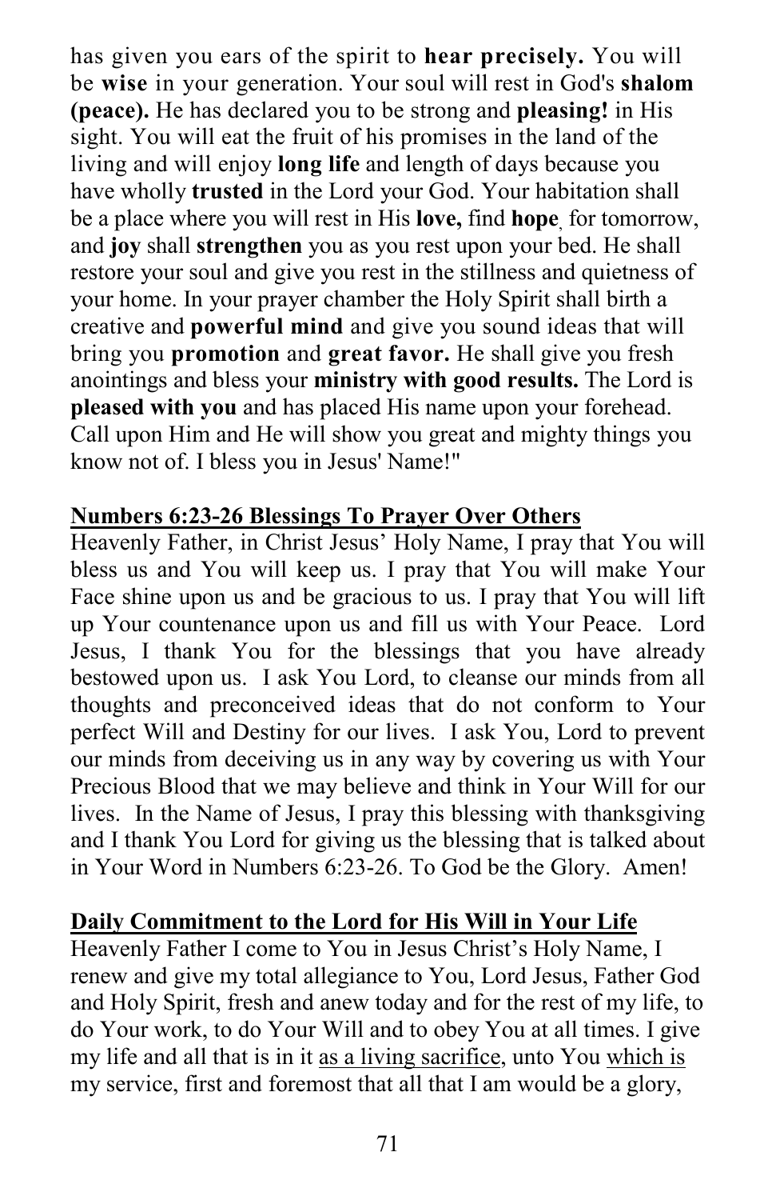has given you ears of the spirit to **hear precisely.** You will be **wise** in your generation. Your soul will rest in God's **shalom (peace).** He has declared you to be strong and **pleasing!** in His sight. You will eat the fruit of his promises in the land of the living and will enjoy **long life** and length of days because you have wholly **trusted** in the Lord your God. Your habitation shall be a place where you will rest in His **love,** find **hope**, for tomorrow, and **joy** shall **strengthen** you as you rest upon your bed. He shall restore your soul and give you rest in the stillness and quietness of your home. In your prayer chamber the Holy Spirit shall birth a creative and **powerful mind** and give you sound ideas that will bring you **promotion** and **great favor.** He shall give you fresh anointings and bless your **ministry with good results.** The Lord is **pleased with you** and has placed His name upon your forehead. Call upon Him and He will show you great and mighty things you know not of. I bless you in Jesus' Name!"

**<u>Numbers 6:23-26 Blessings To Prayer Over Others</u>**

Heavenly Father, in Christ Jesus' Holy Name, I pray that You will bless us and You will keep us. I pray that You will make Your Face shine upon us and be gracious to us. I pray that You will lift up Your countenance upon us and fill us with Your Peace. Lord Jesus, I thank You for the blessings that you have already bestowed upon us. I ask You Lord, to cleanse our minds from all thoughts and preconceived ideas that do not conform to Your perfect Will and Destiny for our lives. I ask You, Lord to prevent our minds from deceiving us in any way by covering us with Your Precious Blood that we may believe and think in Your Will for our lives. In the Name of Jesus, I pray this blessing with thanksgiving and I thank You Lord for giving us the blessing that is talked about in Your Word in Numbers 6:23-26. To God be the Glory. Amen!

**<u>Daily Commitment to the Lord for His Will in Your Life</u>**

Heavenly Father I come to You in Jesus Christ's Holy Name, I renew and give my total allegiance to You, Lord Jesus, Father God and Holy Spirit, fresh and anew today and for the rest of my life, to do Your work, to do Your Will and to obey You at all times. I give my life and all that is in it <u>as a living sacrifice</u>, unto You <u>which is</u> my service, first and foremost that all that I am would be a glory,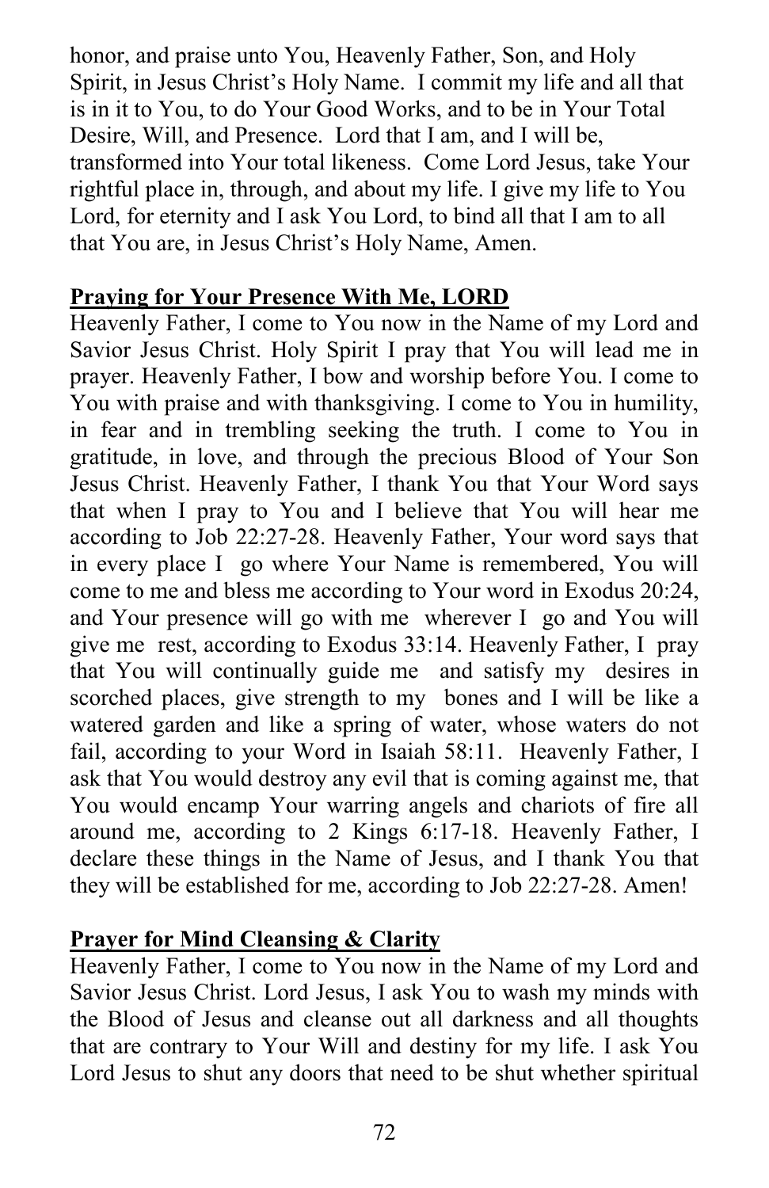honor, and praise unto You, Heavenly Father, Son, and Holy Spirit, in Jesus Christ's Holy Name. I commit my life and all that is in it to You, to do Your Good Works, and to be in Your Total Desire, Will, and Presence. Lord that I am, and I will be, transformed into Your total likeness. Come Lord Jesus, take Your rightful place in, through, and about my life. I give my life to You Lord, for eternity and I ask You Lord, to bind all that I am to all that You are, in Jesus Christ's Holy Name, Amen.

**Praying for Your Presence With Me, LORD**

Heavenly Father, I come to You now in the Name of my Lord and Savior Jesus Christ. Holy Spirit I pray that You will lead me in prayer. Heavenly Father, I bow and worship before You. I come to You with praise and with thanksgiving. I come to You in humility, in fear and in trembling seeking the truth. I come to You in gratitude, in love, and through the precious Blood of Your Son Jesus Christ. Heavenly Father, I thank You that Your Word says that when I pray to You and I believe that You will hear me according to Job 22:27-28. Heavenly Father, Your word says that in every place I go where Your Name is remembered, You will come to me and bless me according to Your word in Exodus 20:24, and Your presence will go with me wherever I go and You will give me rest, according to Exodus 33:14. Heavenly Father, I pray that You will continually guide me and satisfy my desires in scorched places, give strength to my bones and I will be like a watered garden and like a spring of water, whose waters do not fail, according to your Word in Isaiah 58:11. Heavenly Father, I ask that You would destroy any evil that is coming against me, that You would encamp Your warring angels and chariots of fire all around me, according to 2 Kings 6:17-18. Heavenly Father, I declare these things in the Name of Jesus, and I thank You that they will be established for me, according to Job 22:27-28. Amen!

**Prayer for Mind Cleansing & Clarity**

Heavenly Father, I come to You now in the Name of my Lord and Savior Jesus Christ. Lord Jesus, I ask You to wash my minds with the Blood of Jesus and cleanse out all darkness and all thoughts that are contrary to Your Will and destiny for my life. I ask You Lord Jesus to shut any doors that need to be shut whether spiritual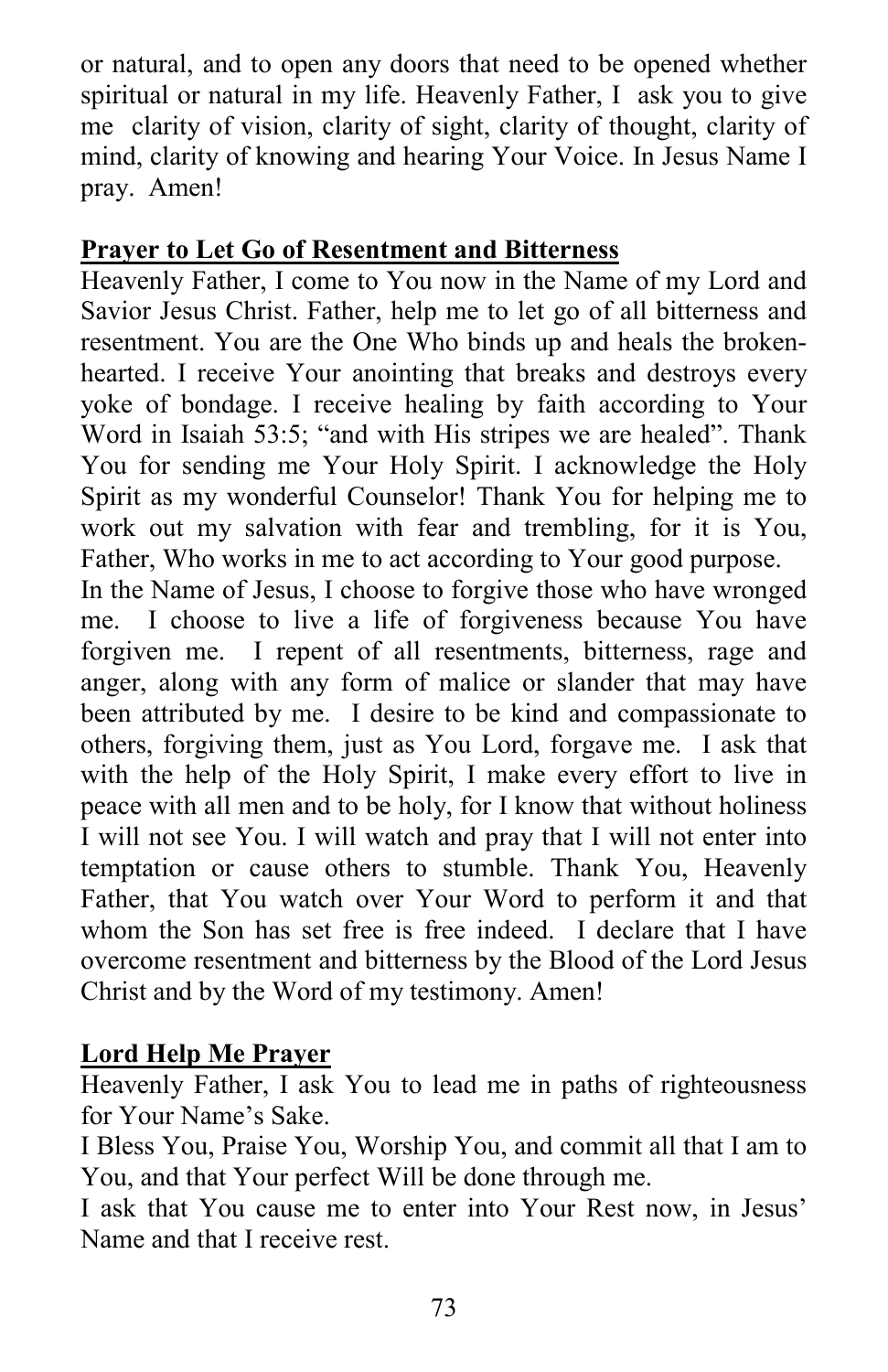or natural, and to open any doors that need to be opened whether spiritual or natural in my life. Heavenly Father, I ask you to give me clarity of vision, clarity of sight, clarity of thought, clarity of mind, clarity of knowing and hearing Your Voice. In Jesus Name I pray. Amen!

## Prayer to Let Go of Resentment and Bitterness

Heavenly Father, I come to You now in the Name of my Lord and Savior Jesus Christ. Father, help me to let go of all bitterness and resentment. You are the One Who binds up and heals the broken-hearted. I receive Your anointing that breaks and destroys every yoke of bondage. I receive healing by faith according to Your Word in Isaiah 53:5; "and with His stripes we are healed". Thank You for sending me Your Holy Spirit. I acknowledge the Holy Spirit as my wonderful Counselor! Thank You for helping me to work out my salvation with fear and trembling, for it is You, Father, Who works in me to act according to Your good purpose.

In the Name of Jesus, I choose to forgive those who have wronged me. I choose to live a life of forgiveness because You have forgiven me. I repent of all resentments, bitterness, rage and anger, along with any form of malice or slander that may have been attributed by me. I desire to be kind and compassionate to others, forgiving them, just as You Lord, forgave me. I ask that with the help of the Holy Spirit, I make every effort to live in peace with all men and to be holy, for I know that without holiness I will not see You. I will watch and pray that I will not enter into temptation or cause others to stumble. Thank You, Heavenly Father, that You watch over Your Word to perform it and that whom the Son has set free is free indeed. I declare that I have overcome resentment and bitterness by the Blood of the Lord Jesus Christ and by the Word of my testimony. Amen!

## Lord Help Me Prayer

Heavenly Father, I ask You to lead me in paths of righteousness for Your Name's Sake.

I Bless You, Praise You, Worship You, and commit all that I am to You, and that Your perfect Will be done through me.

I ask that You cause me to enter into Your Rest now, in Jesus' Name and that I receive rest.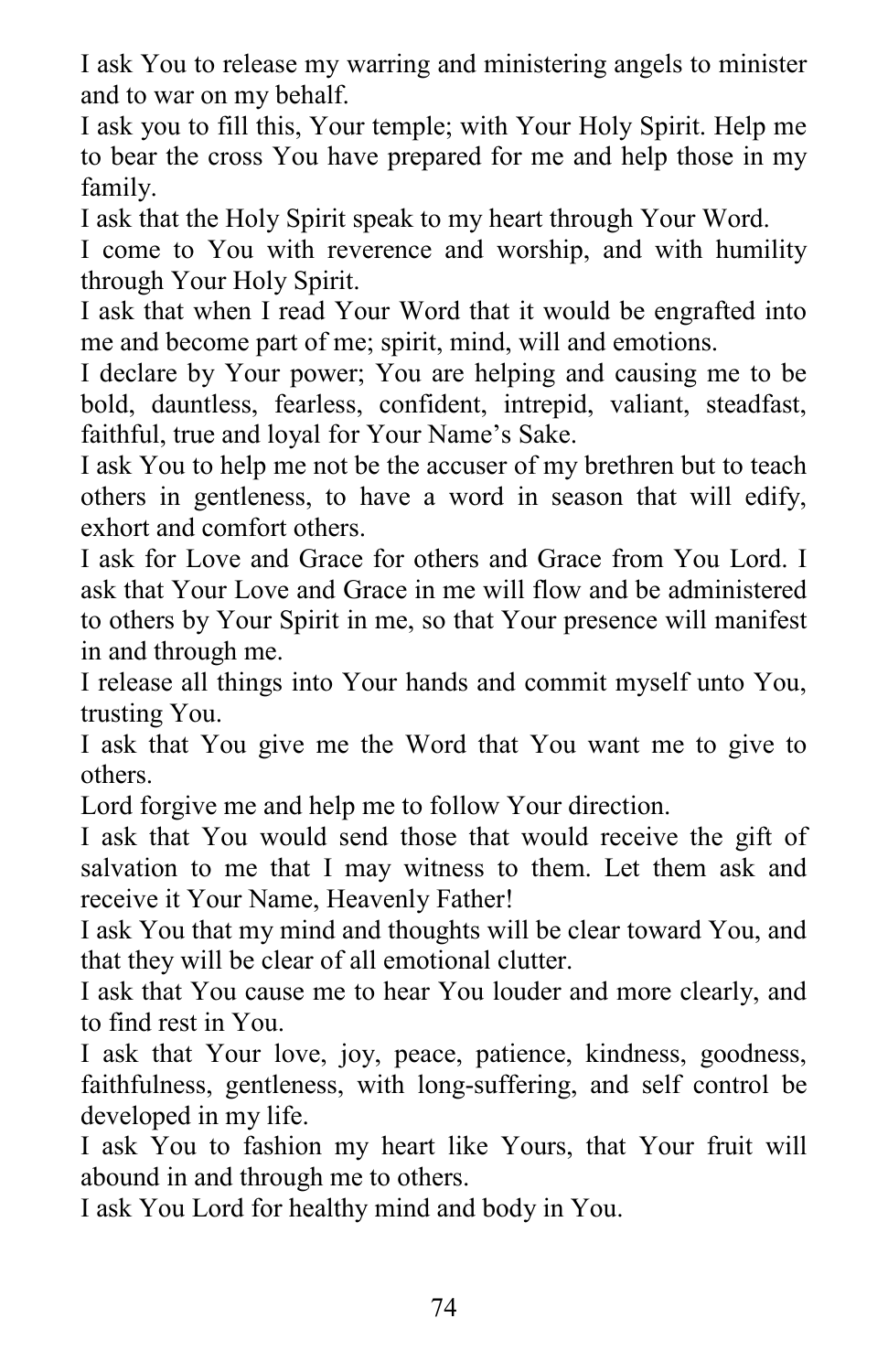I ask You to release my warring and ministering angels to minister and to war on my behalf.

I ask you to fill this, Your temple; with Your Holy Spirit. Help me to bear the cross You have prepared for me and help those in my family.

I ask that the Holy Spirit speak to my heart through Your Word.

I come to You with reverence and worship, and with humility through Your Holy Spirit.

I ask that when I read Your Word that it would be engrafted into me and become part of me; spirit, mind, will and emotions.

I declare by Your power; You are helping and causing me to be bold, dauntless, fearless, confident, intrepid, valiant, steadfast, faithful, true and loyal for Your Name's Sake.

I ask You to help me not be the accuser of my brethren but to teach others in gentleness, to have a word in season that will edify, exhort and comfort others.

I ask for Love and Grace for others and Grace from You Lord. I ask that Your Love and Grace in me will flow and be administered to others by Your Spirit in me, so that Your presence will manifest in and through me.

I release all things into Your hands and commit myself unto You, trusting You.

I ask that You give me the Word that You want me to give to others.

Lord forgive me and help me to follow Your direction.

I ask that You would send those that would receive the gift of salvation to me that I may witness to them. Let them ask and receive it Your Name, Heavenly Father!

I ask You that my mind and thoughts will be clear toward You, and that they will be clear of all emotional clutter.

I ask that You cause me to hear You louder and more clearly, and to find rest in You.

I ask that Your love, joy, peace, patience, kindness, goodness, faithfulness, gentleness, with long-suffering, and self control be developed in my life.

I ask You to fashion my heart like Yours, that Your fruit will abound in and through me to others.

I ask You Lord for healthy mind and body in You.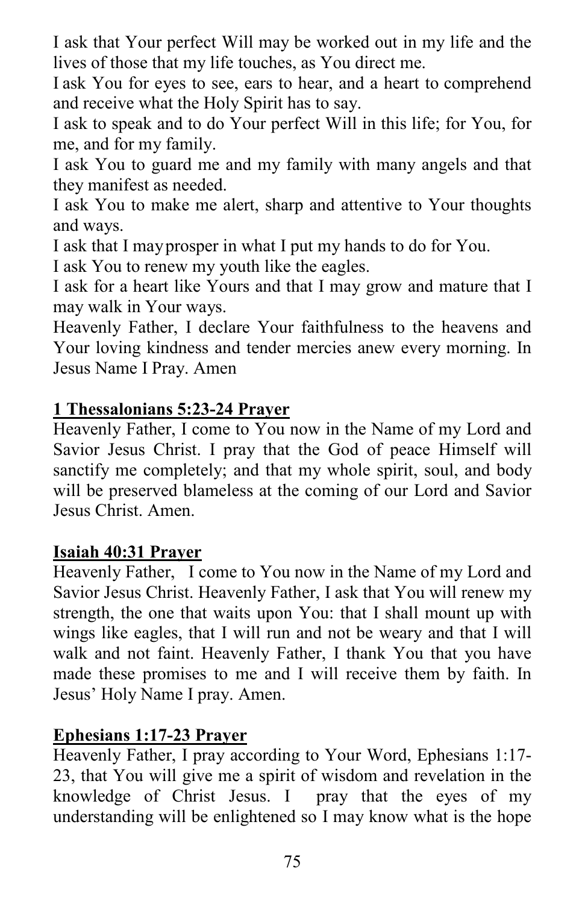I ask that Your perfect Will may be worked out in my life and the lives of those that my life touches, as You direct me.

I ask You for eyes to see, ears to hear, and a heart to comprehend and receive what the Holy Spirit has to say.

I ask to speak and to do Your perfect Will in this life; for You, for me, and for my family.

I ask You to guard me and my family with many angels and that they manifest as needed.

I ask You to make me alert, sharp and attentive to Your thoughts and ways.

I ask that I may prosper in what I put my hands to do for You.

I ask You to renew my youth like the eagles.

I ask for a heart like Yours and that I may grow and mature that I may walk in Your ways.

Heavenly Father, I declare Your faithfulness to the heavens and Your loving kindness and tender mercies anew every morning. In Jesus Name I Pray. Amen

## 1 Thessalonians 5:23-24 Prayer

Heavenly Father, I come to You now in the Name of my Lord and Savior Jesus Christ. I pray that the God of peace Himself will sanctify me completely; and that my whole spirit, soul, and body will be preserved blameless at the coming of our Lord and Savior Jesus Christ. Amen.

## Isaiah 40:31 Prayer

Heavenly Father, I come to You now in the Name of my Lord and Savior Jesus Christ. Heavenly Father, I ask that You will renew my strength, the one that waits upon You: that I shall mount up with wings like eagles, that I will run and not be weary and that I will walk and not faint. Heavenly Father, I thank You that you have made these promises to me and I will receive them by faith. In Jesus' Holy Name I pray. Amen.

## Ephesians 1:17-23 Prayer

Heavenly Father, I pray according to Your Word, Ephesians 1:17-23, that You will give me a spirit of wisdom and revelation in the knowledge of Christ Jesus. I pray that the eyes of my understanding will be enlightened so I may know what is the hope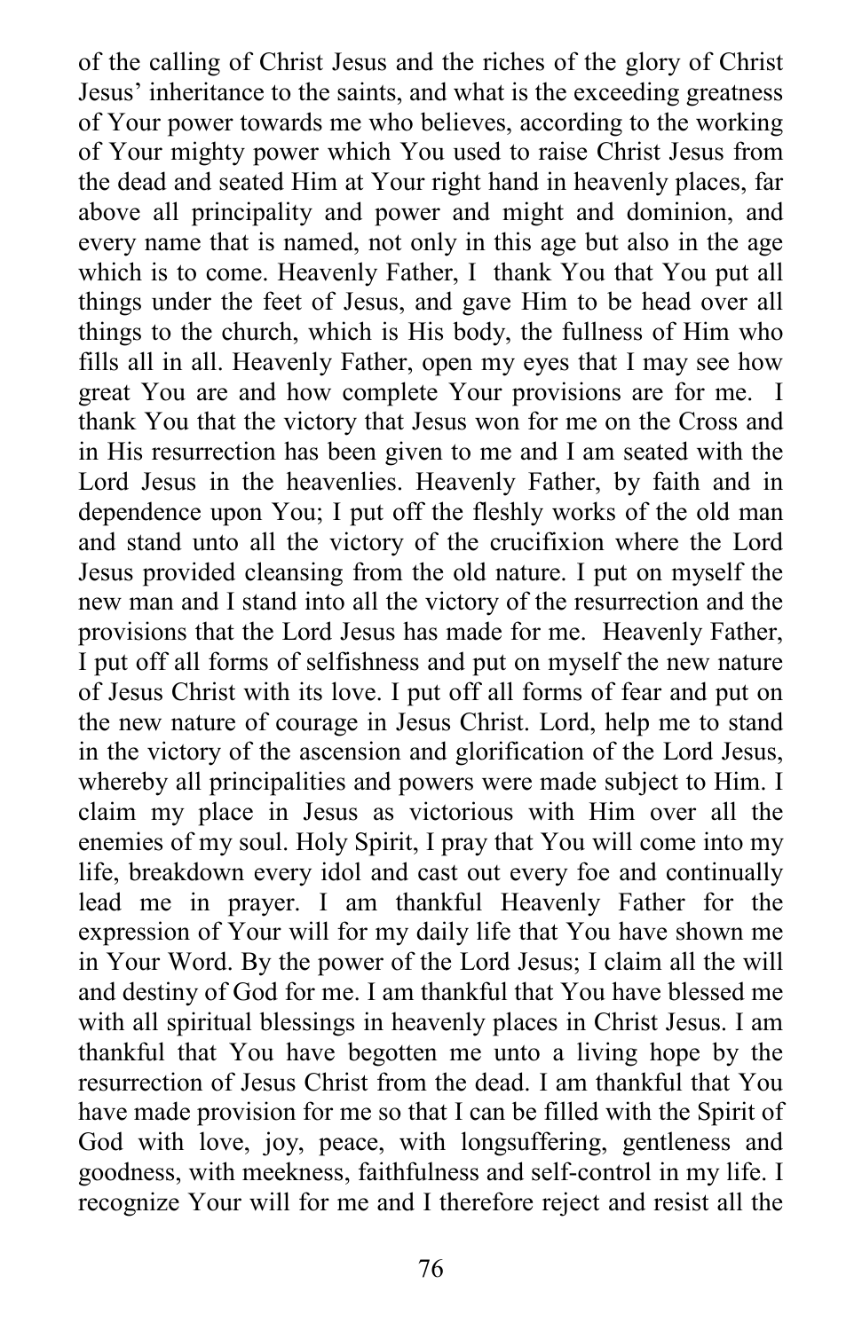of the calling of Christ Jesus and the riches of the glory of Christ Jesus' inheritance to the saints, and what is the exceeding greatness of Your power towards me who believes, according to the working of Your mighty power which You used to raise Christ Jesus from the dead and seated Him at Your right hand in heavenly places, far above all principality and power and might and dominion, and every name that is named, not only in this age but also in the age which is to come. Heavenly Father, I thank You that You put all things under the feet of Jesus, and gave Him to be head over all things to the church, which is His body, the fullness of Him who fills all in all. Heavenly Father, open my eyes that I may see how great You are and how complete Your provisions are for me. I thank You that the victory that Jesus won for me on the Cross and in His resurrection has been given to me and I am seated with the Lord Jesus in the heavenlies. Heavenly Father, by faith and in dependence upon You; I put off the fleshly works of the old man and stand unto all the victory of the crucifixion where the Lord Jesus provided cleansing from the old nature. I put on myself the new man and I stand into all the victory of the resurrection and the provisions that the Lord Jesus has made for me. Heavenly Father, I put off all forms of selfishness and put on myself the new nature of Jesus Christ with its love. I put off all forms of fear and put on the new nature of courage in Jesus Christ. Lord, help me to stand in the victory of the ascension and glorification of the Lord Jesus, whereby all principalities and powers were made subject to Him. I claim my place in Jesus as victorious with Him over all the enemies of my soul. Holy Spirit, I pray that You will come into my life, breakdown every idol and cast out every foe and continually lead me in prayer. I am thankful Heavenly Father for the expression of Your will for my daily life that You have shown me in Your Word. By the power of the Lord Jesus; I claim all the will and destiny of God for me. I am thankful that You have blessed me with all spiritual blessings in heavenly places in Christ Jesus. I am thankful that You have begotten me unto a living hope by the resurrection of Jesus Christ from the dead. I am thankful that You have made provision for me so that I can be filled with the Spirit of God with love, joy, peace, with longsuffering, gentleness and goodness, with meekness, faithfulness and self-control in my life. I recognize Your will for me and I therefore reject and resist all the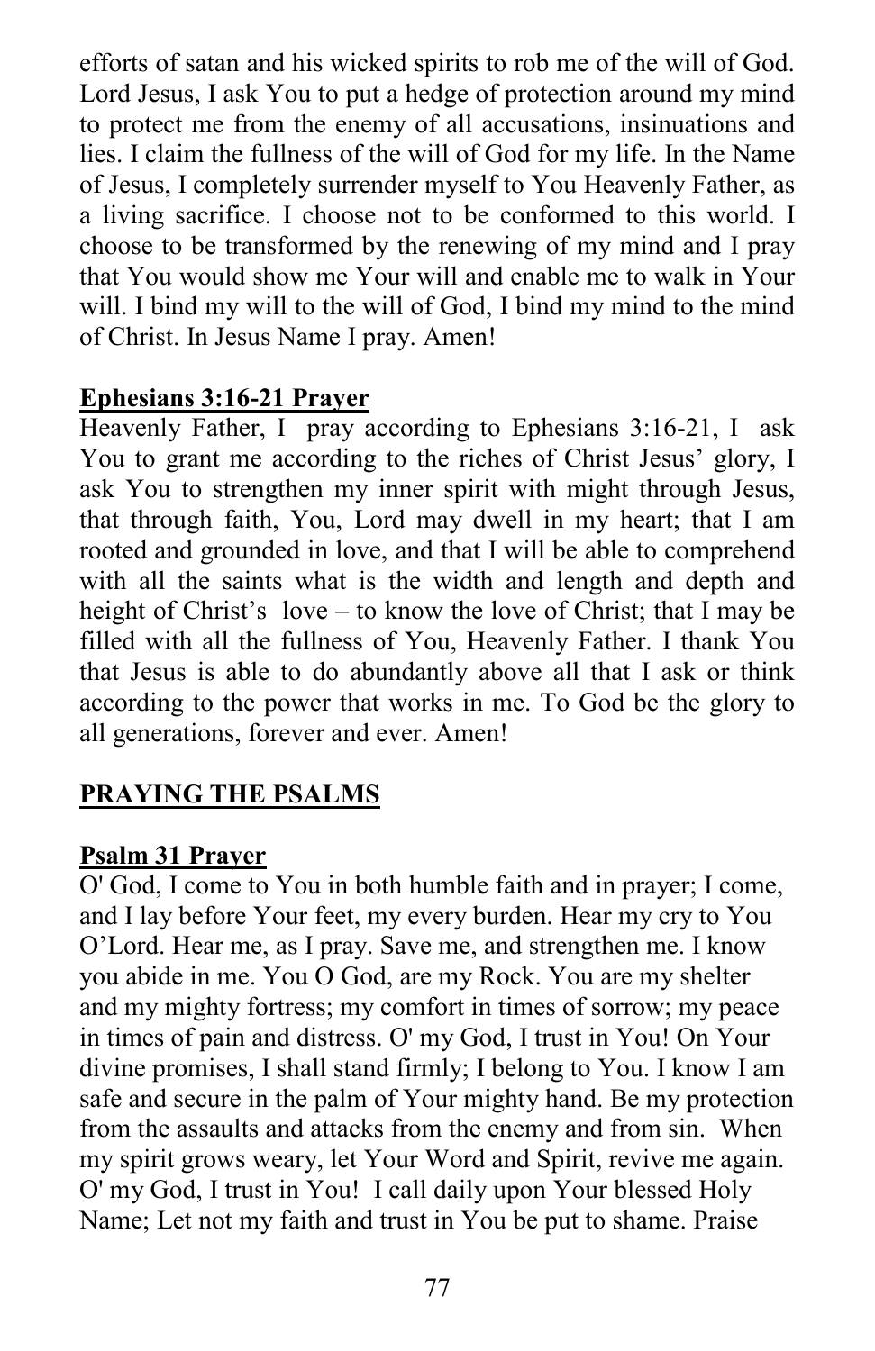efforts of satan and his wicked spirits to rob me of the will of God. Lord Jesus, I ask You to put a hedge of protection around my mind to protect me from the enemy of all accusations, insinuations and lies. I claim the fullness of the will of God for my life. In the Name of Jesus, I completely surrender myself to You Heavenly Father, as a living sacrifice. I choose not to be conformed to this world. I choose to be transformed by the renewing of my mind and I pray that You would show me Your will and enable me to walk in Your will. I bind my will to the will of God, I bind my mind to the mind of Christ. In Jesus Name I pray. Amen!

**Ephesians 3:16-21 Prayer**

Heavenly Father, I pray according to Ephesians 3:16-21, I ask You to grant me according to the riches of Christ Jesus' glory, I ask You to strengthen my inner spirit with might through Jesus, that through faith, You, Lord may dwell in my heart; that I am rooted and grounded in love, and that I will be able to comprehend with all the saints what is the width and length and depth and height of Christ's love – to know the love of Christ; that I may be filled with all the fullness of You, Heavenly Father. I thank You that Jesus is able to do abundantly above all that I ask or think according to the power that works in me. To God be the glory to all generations, forever and ever. Amen!

## PRAYING THE PSALMS

**Psalm 31 Prayer**

O' God, I come to You in both humble faith and in prayer; I come, and I lay before Your feet, my every burden. Hear my cry to You O'Lord. Hear me, as I pray. Save me, and strengthen me. I know you abide in me. You O God, are my Rock. You are my shelter and my mighty fortress; my comfort in times of sorrow; my peace in times of pain and distress. O' my God, I trust in You! On Your divine promises, I shall stand firmly; I belong to You. I know I am safe and secure in the palm of Your mighty hand. Be my protection from the assaults and attacks from the enemy and from sin. When my spirit grows weary, let Your Word and Spirit, revive me again. O' my God, I trust in You! I call daily upon Your blessed Holy Name; Let not my faith and trust in You be put to shame. Praise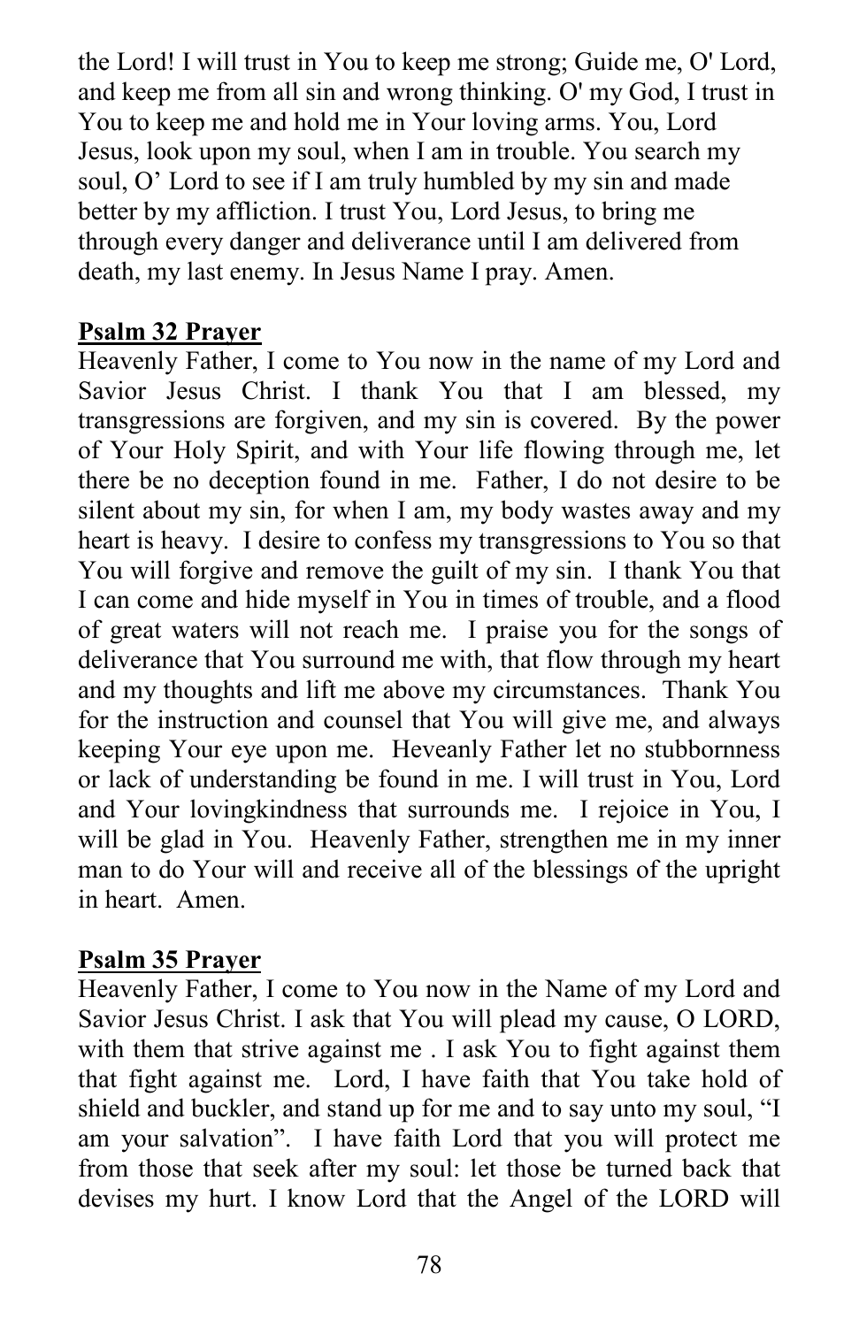the Lord! I will trust in You to keep me strong; Guide me, O' Lord, and keep me from all sin and wrong thinking. O' my God, I trust in You to keep me and hold me in Your loving arms. You, Lord Jesus, look upon my soul, when I am in trouble. You search my soul, O' Lord to see if I am truly humbled by my sin and made better by my affliction. I trust You, Lord Jesus, to bring me through every danger and deliverance until I am delivered from death, my last enemy. In Jesus Name I pray. Amen.

**Psalm 32 Prayer**

Heavenly Father, I come to You now in the name of my Lord and Savior Jesus Christ. I thank You that I am blessed, my transgressions are forgiven, and my sin is covered. By the power of Your Holy Spirit, and with Your life flowing through me, let there be no deception found in me. Father, I do not desire to be silent about my sin, for when I am, my body wastes away and my heart is heavy. I desire to confess my transgressions to You so that You will forgive and remove the guilt of my sin. I thank You that I can come and hide myself in You in times of trouble, and a flood of great waters will not reach me. I praise you for the songs of deliverance that You surround me with, that flow through my heart and my thoughts and lift me above my circumstances. Thank You for the instruction and counsel that You will give me, and always keeping Your eye upon me. Heveanly Father let no stubbornness or lack of understanding be found in me. I will trust in You, Lord and Your lovingkindness that surrounds me. I rejoice in You, I will be glad in You. Heavenly Father, strengthen me in my inner man to do Your will and receive all of the blessings of the upright in heart. Amen.

**Psalm 35 Prayer**

Heavenly Father, I come to You now in the Name of my Lord and Savior Jesus Christ. I ask that You will plead my cause, O LORD, with them that strive against me . I ask You to fight against them that fight against me. Lord, I have faith that You take hold of shield and buckler, and stand up for me and to say unto my soul, "I am your salvation". I have faith Lord that you will protect me from those that seek after my soul: let those be turned back that devises my hurt. I know Lord that the Angel of the LORD will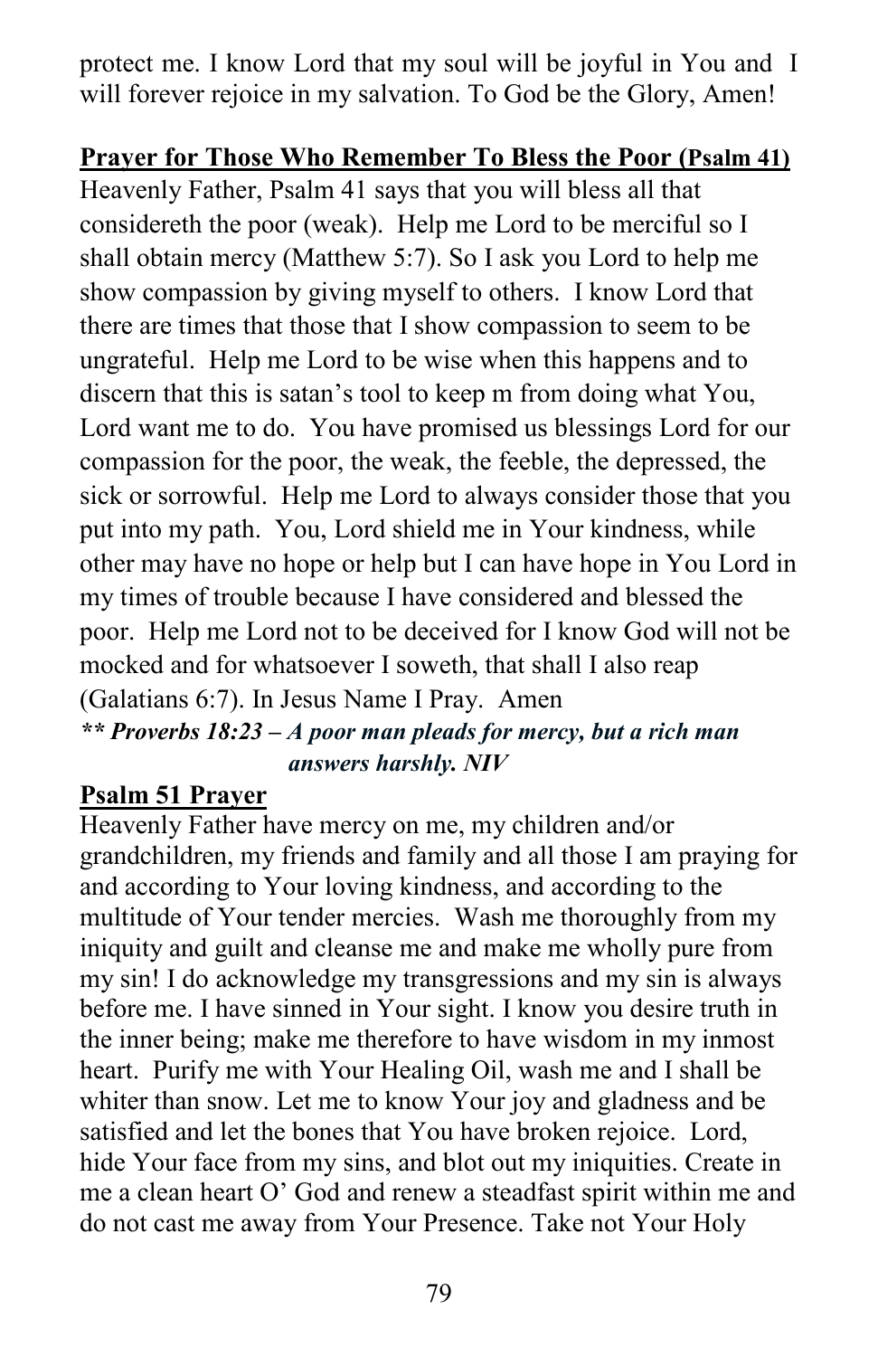protect me. I know Lord that my soul will be joyful in You and I will forever rejoice in my salvation. To God be the Glory, Amen!

**Prayer for Those Who Remember To Bless the Poor (Psalm 41)**

Heavenly Father, Psalm 41 says that you will bless all that considereth the poor (weak). Help me Lord to be merciful so I shall obtain mercy (Matthew 5:7). So I ask you Lord to help me show compassion by giving myself to others. I know Lord that there are times that those that I show compassion to seem to be ungrateful. Help me Lord to be wise when this happens and to discern that this is satan's tool to keep m from doing what You, Lord want me to do. You have promised us blessings Lord for our compassion for the poor, the weak, the feeble, the depressed, the sick or sorrowful. Help me Lord to always consider those that you put into my path. You, Lord shield me in Your kindness, while other may have no hope or help but I can have hope in You Lord in my times of trouble because I have considered and blessed the poor. Help me Lord not to be deceived for I know God will not be mocked and for whatsoever I soweth, that shall I also reap (Galatians 6:7). In Jesus Name I Pray. Amen

***\*\* Proverbs 18:23 – A poor man pleads for mercy, but a rich man answers harshly. NIV***

**Psalm 51 Prayer**

Heavenly Father have mercy on me, my children and/or grandchildren, my friends and family and all those I am praying for and according to Your loving kindness, and according to the multitude of Your tender mercies. Wash me thoroughly from my iniquity and guilt and cleanse me and make me wholly pure from my sin! I do acknowledge my transgressions and my sin is always before me. I have sinned in Your sight. I know you desire truth in the inner being; make me therefore to have wisdom in my inmost heart. Purify me with Your Healing Oil, wash me and I shall be whiter than snow. Let me to know Your joy and gladness and be satisfied and let the bones that You have broken rejoice. Lord, hide Your face from my sins, and blot out my iniquities. Create in me a clean heart O' God and renew a steadfast spirit within me and do not cast me away from Your Presence. Take not Your Holy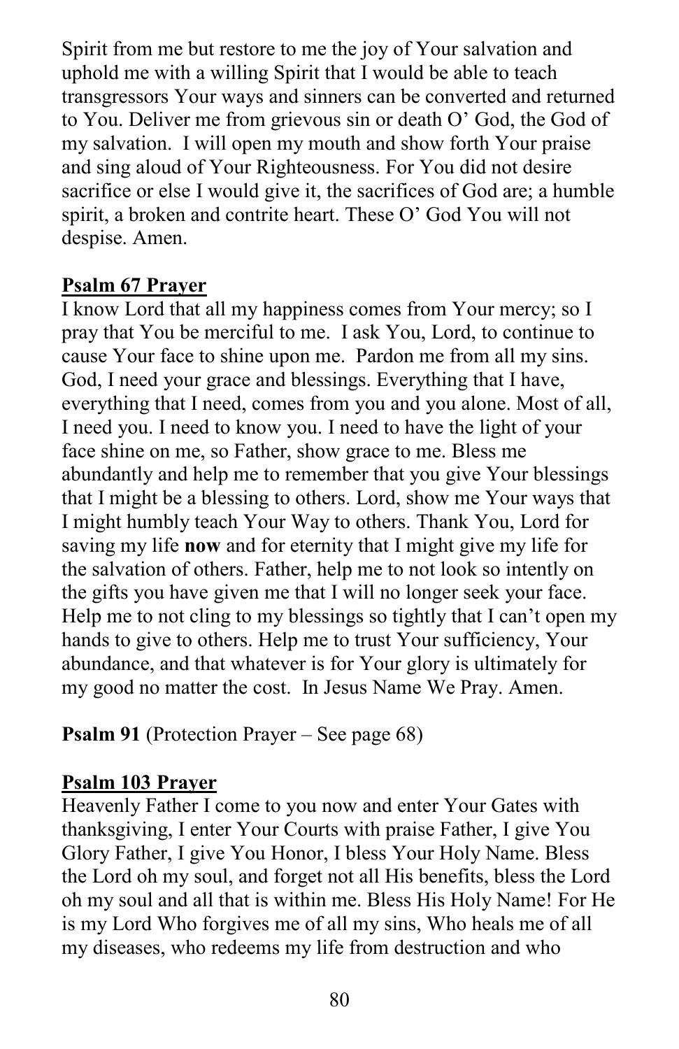Spirit from me but restore to me the joy of Your salvation and uphold me with a willing Spirit that I would be able to teach transgressors Your ways and sinners can be converted and returned to You. Deliver me from grievous sin or death O' God, the God of my salvation. I will open my mouth and show forth Your praise and sing aloud of Your Righteousness. For You did not desire sacrifice or else I would give it, the sacrifices of God are; a humble spirit, a broken and contrite heart. These O' God You will not despise. Amen.

**Psalm 67 Prayer**

I know Lord that all my happiness comes from Your mercy; so I pray that You be merciful to me. I ask You, Lord, to continue to cause Your face to shine upon me. Pardon me from all my sins. God, I need your grace and blessings. Everything that I have, everything that I need, comes from you and you alone. Most of all, I need you. I need to know you. I need to have the light of your face shine on me, so Father, show grace to me. Bless me abundantly and help me to remember that you give Your blessings that I might be a blessing to others. Lord, show me Your ways that I might humbly teach Your Way to others. Thank You, Lord for saving my life **now** and for eternity that I might give my life for the salvation of others. Father, help me to not look so intently on the gifts you have given me that I will no longer seek your face. Help me to not cling to my blessings so tightly that I can't open my hands to give to others. Help me to trust Your sufficiency, Your abundance, and that whatever is for Your glory is ultimately for my good no matter the cost. In Jesus Name We Pray. Amen.

**Psalm 91** (Protection Prayer – See page 68)

**Psalm 103 Prayer**

Heavenly Father I come to you now and enter Your Gates with thanksgiving, I enter Your Courts with praise Father, I give You Glory Father, I give You Honor, I bless Your Holy Name. Bless the Lord oh my soul, and forget not all His benefits, bless the Lord oh my soul and all that is within me. Bless His Holy Name! For He is my Lord Who forgives me of all my sins, Who heals me of all my diseases, who redeems my life from destruction and who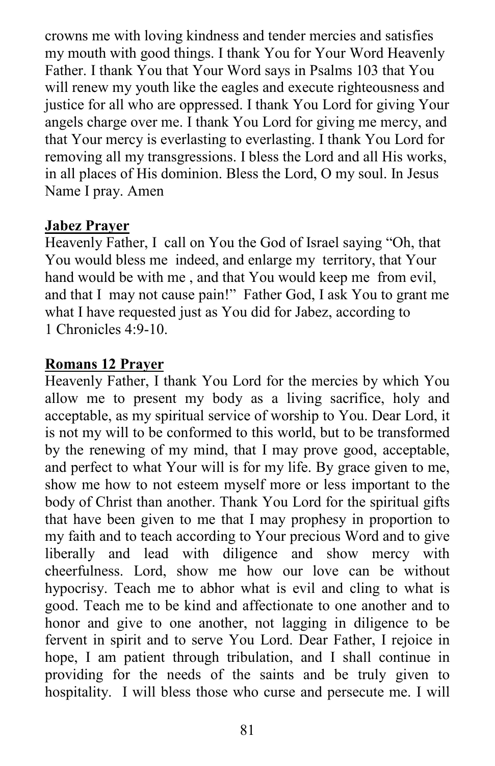crowns me with loving kindness and tender mercies and satisfies my mouth with good things. I thank You for Your Word Heavenly Father. I thank You that Your Word says in Psalms 103 that You will renew my youth like the eagles and execute righteousness and justice for all who are oppressed. I thank You Lord for giving Your angels charge over me. I thank You Lord for giving me mercy, and that Your mercy is everlasting to everlasting. I thank You Lord for removing all my transgressions. I bless the Lord and all His works, in all places of His dominion. Bless the Lord, O my soul. In Jesus Name I pray. Amen

**Jabez Prayer**

Heavenly Father, I call on You the God of Israel saying "Oh, that You would bless me indeed, and enlarge my territory, that Your hand would be with me , and that You would keep me from evil, and that I may not cause pain!" Father God, I ask You to grant me what I have requested just as You did for Jabez, according to 1 Chronicles 4:9-10.

**Romans 12 Prayer**

Heavenly Father, I thank You Lord for the mercies by which You allow me to present my body as a living sacrifice, holy and acceptable, as my spiritual service of worship to You. Dear Lord, it is not my will to be conformed to this world, but to be transformed by the renewing of my mind, that I may prove good, acceptable, and perfect to what Your will is for my life. By grace given to me, show me how to not esteem myself more or less important to the body of Christ than another. Thank You Lord for the spiritual gifts that have been given to me that I may prophesy in proportion to my faith and to teach according to Your precious Word and to give liberally and lead with diligence and show mercy with cheerfulness. Lord, show me how our love can be without hypocrisy. Teach me to abhor what is evil and cling to what is good. Teach me to be kind and affectionate to one another and to honor and give to one another, not lagging in diligence to be fervent in spirit and to serve You Lord. Dear Father, I rejoice in hope, I am patient through tribulation, and I shall continue in providing for the needs of the saints and be truly given to hospitality. I will bless those who curse and persecute me. I will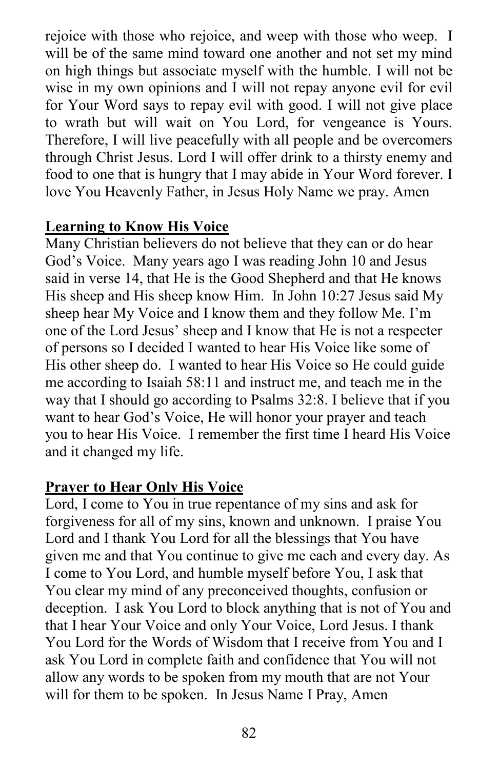rejoice with those who rejoice, and weep with those who weep. I will be of the same mind toward one another and not set my mind on high things but associate myself with the humble. I will not be wise in my own opinions and I will not repay anyone evil for evil for Your Word says to repay evil with good. I will not give place to wrath but will wait on You Lord, for vengeance is Yours. Therefore, I will live peacefully with all people and be overcomers through Christ Jesus. Lord I will offer drink to a thirsty enemy and food to one that is hungry that I may abide in Your Word forever. I love You Heavenly Father, in Jesus Holy Name we pray. Amen

**Learning to Know His Voice**

Many Christian believers do not believe that they can or do hear God's Voice. Many years ago I was reading John 10 and Jesus said in verse 14, that He is the Good Shepherd and that He knows His sheep and His sheep know Him. In John 10:27 Jesus said My sheep hear My Voice and I know them and they follow Me. I'm one of the Lord Jesus' sheep and I know that He is not a respecter of persons so I decided I wanted to hear His Voice like some of His other sheep do. I wanted to hear His Voice so He could guide me according to Isaiah 58:11 and instruct me, and teach me in the way that I should go according to Psalms 32:8. I believe that if you want to hear God's Voice, He will honor your prayer and teach you to hear His Voice. I remember the first time I heard His Voice and it changed my life.

**Prayer to Hear Only His Voice**

Lord, I come to You in true repentance of my sins and ask for forgiveness for all of my sins, known and unknown. I praise You Lord and I thank You Lord for all the blessings that You have given me and that You continue to give me each and every day. As I come to You Lord, and humble myself before You, I ask that You clear my mind of any preconceived thoughts, confusion or deception. I ask You Lord to block anything that is not of You and that I hear Your Voice and only Your Voice, Lord Jesus. I thank You Lord for the Words of Wisdom that I receive from You and I ask You Lord in complete faith and confidence that You will not allow any words to be spoken from my mouth that are not Your will for them to be spoken. In Jesus Name I Pray, Amen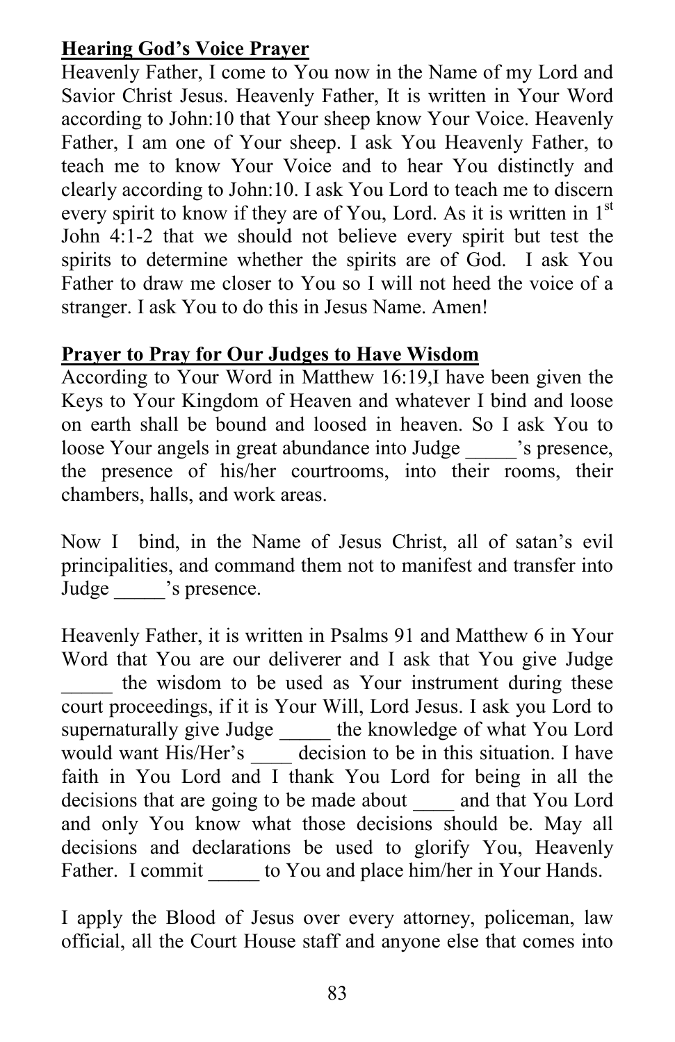**Hearing God's Voice Prayer**

Heavenly Father, I come to You now in the Name of my Lord and Savior Christ Jesus. Heavenly Father, It is written in Your Word according to John:10 that Your sheep know Your Voice. Heavenly Father, I am one of Your sheep. I ask You Heavenly Father, to teach me to know Your Voice and to hear You distinctly and clearly according to John:10. I ask You Lord to teach me to discern every spirit to know if they are of You, Lord. As it is written in 1st John 4:1-2 that we should not believe every spirit but test the spirits to determine whether the spirits are of God. I ask You Father to draw me closer to You so I will not heed the voice of a stranger. I ask You to do this in Jesus Name. Amen!

**Prayer to Pray for Our Judges to Have Wisdom**

According to Your Word in Matthew 16:19,I have been given the Keys to Your Kingdom of Heaven and whatever I bind and loose on earth shall be bound and loosed in heaven. So I ask You to loose Your angels in great abundance into Judge _____'s presence, the presence of his/her courtrooms, into their rooms, their chambers, halls, and work areas.

Now I bind, in the Name of Jesus Christ, all of satan's evil principalities, and command them not to manifest and transfer into Judge _____'s presence.

Heavenly Father, it is written in Psalms 91 and Matthew 6 in Your Word that You are our deliverer and I ask that You give Judge _____ the wisdom to be used as Your instrument during these court proceedings, if it is Your Will, Lord Jesus. I ask you Lord to supernaturally give Judge _____ the knowledge of what You Lord would want His/Her's ____ decision to be in this situation. I have faith in You Lord and I thank You Lord for being in all the decisions that are going to be made about ____ and that You Lord and only You know what those decisions should be. May all decisions and declarations be used to glorify You, Heavenly Father. I commit _____ to You and place him/her in Your Hands.

I apply the Blood of Jesus over every attorney, policeman, law official, all the Court House staff and anyone else that comes into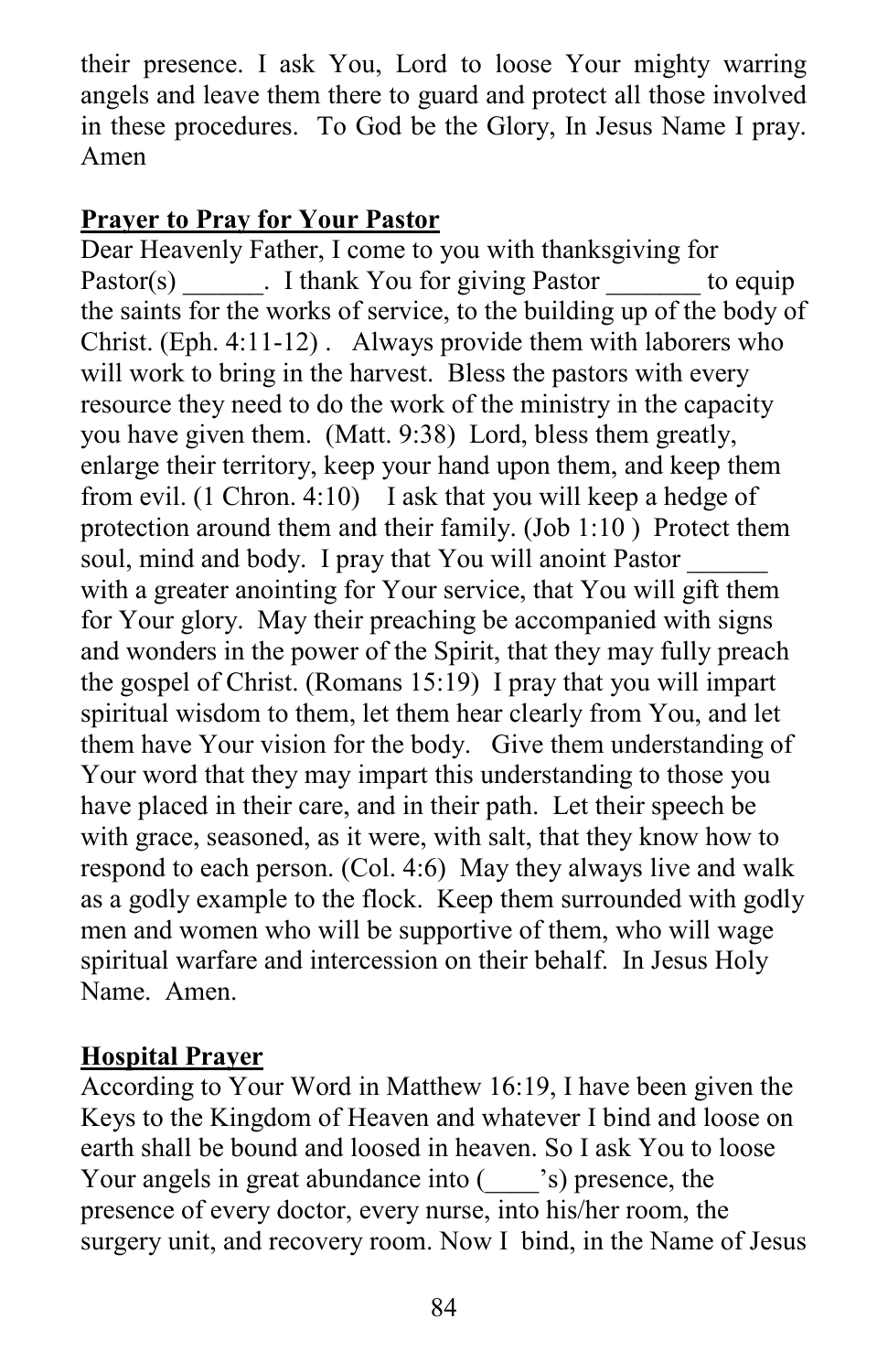their presence. I ask You, Lord to loose Your mighty warring angels and leave them there to guard and protect all those involved in these procedures. To God be the Glory, In Jesus Name I pray. Amen

**Prayer to Pray for Your Pastor**

Dear Heavenly Father, I come to you with thanksgiving for Pastor(s) ______. I thank You for giving Pastor _______ to equip the saints for the works of service, to the building up of the body of Christ. (Eph. 4:11-12) . Always provide them with laborers who will work to bring in the harvest. Bless the pastors with every resource they need to do the work of the ministry in the capacity you have given them. (Matt. 9:38) Lord, bless them greatly, enlarge their territory, keep your hand upon them, and keep them from evil. (1 Chron. 4:10) I ask that you will keep a hedge of protection around them and their family. (Job 1:10 ) Protect them soul, mind and body. I pray that You will anoint Pastor ______ with a greater anointing for Your service, that You will gift them for Your glory. May their preaching be accompanied with signs and wonders in the power of the Spirit, that they may fully preach the gospel of Christ. (Romans 15:19) I pray that you will impart spiritual wisdom to them, let them hear clearly from You, and let them have Your vision for the body. Give them understanding of Your word that they may impart this understanding to those you have placed in their care, and in their path. Let their speech be with grace, seasoned, as it were, with salt, that they know how to respond to each person. (Col. 4:6) May they always live and walk as a godly example to the flock. Keep them surrounded with godly men and women who will be supportive of them, who will wage spiritual warfare and intercession on their behalf. In Jesus Holy Name. Amen.

**Hospital Prayer**

According to Your Word in Matthew 16:19, I have been given the Keys to the Kingdom of Heaven and whatever I bind and loose on earth shall be bound and loosed in heaven. So I ask You to loose Your angels in great abundance into (____'s) presence, the presence of every doctor, every nurse, into his/her room, the surgery unit, and recovery room. Now I bind, in the Name of Jesus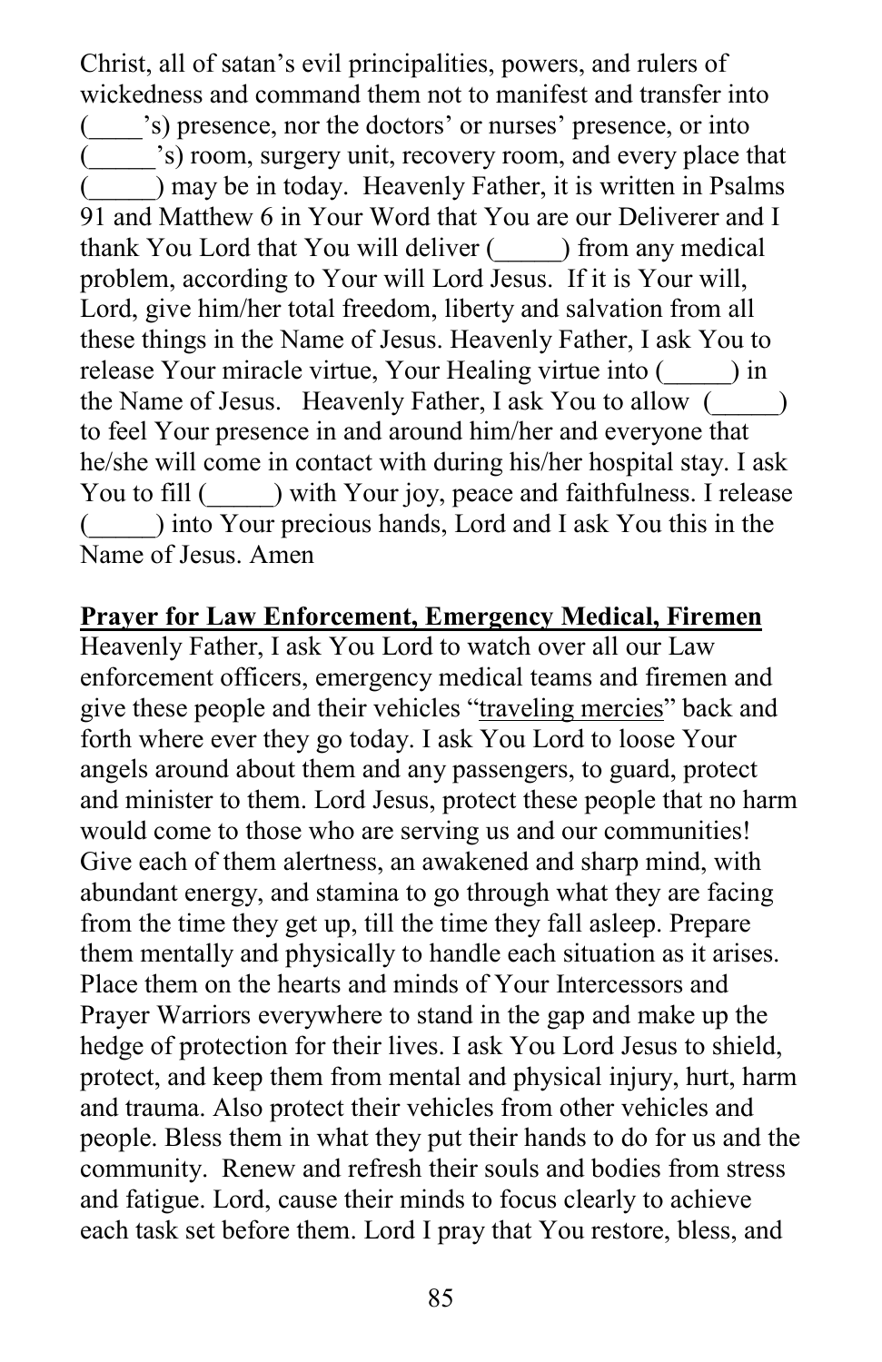Christ, all of satan's evil principalities, powers, and rulers of wickedness and command them not to manifest and transfer into (____'s) presence, nor the doctors' or nurses' presence, or into (_____'s) room, surgery unit, recovery room, and every place that (_____) may be in today. Heavenly Father, it is written in Psalms 91 and Matthew 6 in Your Word that You are our Deliverer and I thank You Lord that You will deliver (_____) from any medical problem, according to Your will Lord Jesus. If it is Your will, Lord, give him/her total freedom, liberty and salvation from all these things in the Name of Jesus. Heavenly Father, I ask You to release Your miracle virtue, Your Healing virtue into (_____) in the Name of Jesus. Heavenly Father, I ask You to allow (_____) to feel Your presence in and around him/her and everyone that he/she will come in contact with during his/her hospital stay. I ask You to fill (_____) with Your joy, peace and faithfulness. I release (_____) into Your precious hands, Lord and I ask You this in the Name of Jesus. Amen

**Prayer for Law Enforcement, Emergency Medical, Firemen**

Heavenly Father, I ask You Lord to watch over all our Law enforcement officers, emergency medical teams and firemen and give these people and their vehicles "traveling mercies" back and forth where ever they go today. I ask You Lord to loose Your angels around about them and any passengers, to guard, protect and minister to them. Lord Jesus, protect these people that no harm would come to those who are serving us and our communities! Give each of them alertness, an awakened and sharp mind, with abundant energy, and stamina to go through what they are facing from the time they get up, till the time they fall asleep. Prepare them mentally and physically to handle each situation as it arises. Place them on the hearts and minds of Your Intercessors and Prayer Warriors everywhere to stand in the gap and make up the hedge of protection for their lives. I ask You Lord Jesus to shield, protect, and keep them from mental and physical injury, hurt, harm and trauma. Also protect their vehicles from other vehicles and people. Bless them in what they put their hands to do for us and the community. Renew and refresh their souls and bodies from stress and fatigue. Lord, cause their minds to focus clearly to achieve each task set before them. Lord I pray that You restore, bless, and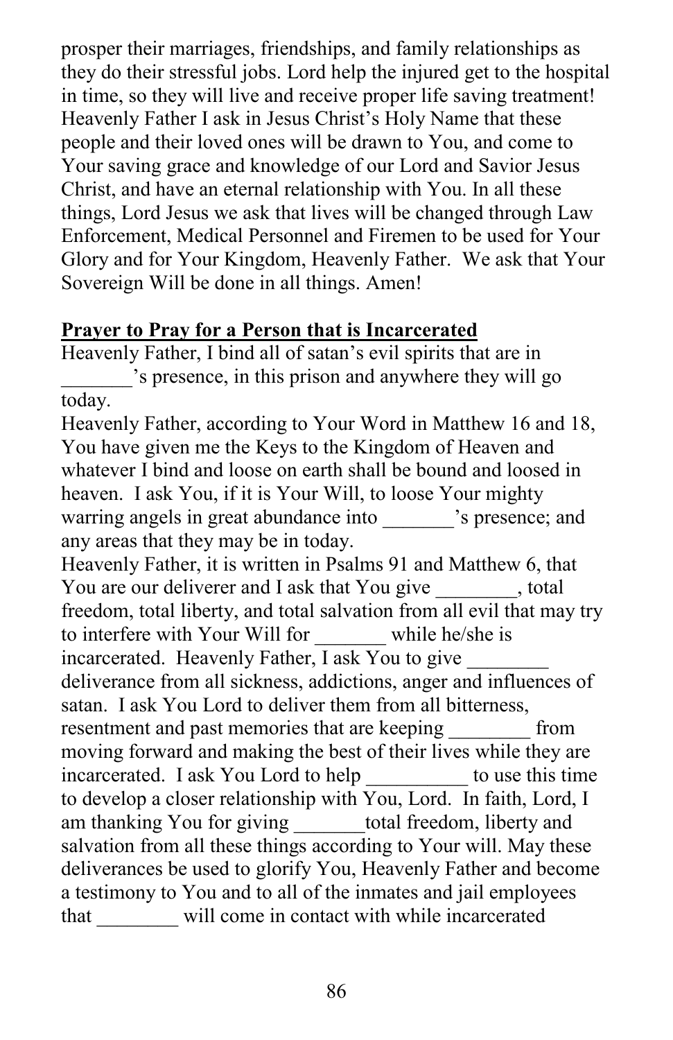prosper their marriages, friendships, and family relationships as they do their stressful jobs. Lord help the injured get to the hospital in time, so they will live and receive proper life saving treatment! Heavenly Father I ask in Jesus Christ's Holy Name that these people and their loved ones will be drawn to You, and come to Your saving grace and knowledge of our Lord and Savior Jesus Christ, and have an eternal relationship with You. In all these things, Lord Jesus we ask that lives will be changed through Law Enforcement, Medical Personnel and Firemen to be used for Your Glory and for Your Kingdom, Heavenly Father. We ask that Your Sovereign Will be done in all things. Amen!

**Prayer to Pray for a Person that is Incarcerated**

Heavenly Father, I bind all of satan's evil spirits that are in _______'s presence, in this prison and anywhere they will go today.

Heavenly Father, according to Your Word in Matthew 16 and 18, You have given me the Keys to the Kingdom of Heaven and whatever I bind and loose on earth shall be bound and loosed in heaven. I ask You, if it is Your Will, to loose Your mighty warring angels in great abundance into _______'s presence; and any areas that they may be in today.

Heavenly Father, it is written in Psalms 91 and Matthew 6, that You are our deliverer and I ask that You give ________, total freedom, total liberty, and total salvation from all evil that may try to interfere with Your Will for _______ while he/she is incarcerated. Heavenly Father, I ask You to give ________ deliverance from all sickness, addictions, anger and influences of satan. I ask You Lord to deliver them from all bitterness, resentment and past memories that are keeping ________ from moving forward and making the best of their lives while they are incarcerated. I ask You Lord to help __________ to use this time to develop a closer relationship with You, Lord. In faith, Lord, I am thanking You for giving _______total freedom, liberty and salvation from all these things according to Your will. May these deliverances be used to glorify You, Heavenly Father and become a testimony to You and to all of the inmates and jail employees that ________ will come in contact with while incarcerated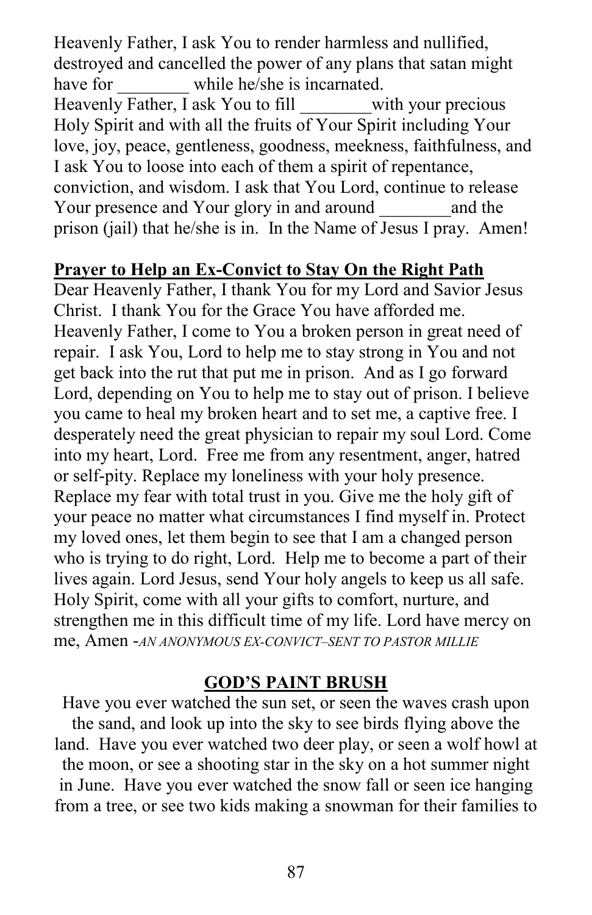Heavenly Father, I ask You to render harmless and nullified, destroyed and cancelled the power of any plans that satan might have for ________ while he/she is incarnated.
Heavenly Father, I ask You to fill ________with your precious Holy Spirit and with all the fruits of Your Spirit including Your love, joy, peace, gentleness, goodness, meekness, faithfulness, and I ask You to loose into each of them a spirit of repentance, conviction, and wisdom. I ask that You Lord, continue to release Your presence and Your glory in and around ________and the prison (jail) that he/she is in. In the Name of Jesus I pray. Amen!

**Prayer to Help an Ex-Convict to Stay On the Right Path**

Dear Heavenly Father, I thank You for my Lord and Savior Jesus Christ. I thank You for the Grace You have afforded me. Heavenly Father, I come to You a broken person in great need of repair. I ask You, Lord to help me to stay strong in You and not get back into the rut that put me in prison. And as I go forward Lord, depending on You to help me to stay out of prison. I believe you came to heal my broken heart and to set me, a captive free. I desperately need the great physician to repair my soul Lord. Come into my heart, Lord. Free me from any resentment, anger, hatred or self-pity. Replace my loneliness with your holy presence. Replace my fear with total trust in you. Give me the holy gift of your peace no matter what circumstances I find myself in. Protect my loved ones, let them begin to see that I am a changed person who is trying to do right, Lord. Help me to become a part of their lives again. Lord Jesus, send Your holy angels to keep us all safe. Holy Spirit, come with all your gifts to comfort, nurture, and strengthen me in this difficult time of my life. Lord have mercy on me, Amen -*AN ANONYMOUS EX-CONVICT–SENT TO PASTOR MILLIE*

**GOD'S PAINT BRUSH**

Have you ever watched the sun set, or seen the waves crash upon the sand, and look up into the sky to see birds flying above the land. Have you ever watched two deer play, or seen a wolf howl at the moon, or see a shooting star in the sky on a hot summer night in June. Have you ever watched the snow fall or seen ice hanging from a tree, or see two kids making a snowman for their families to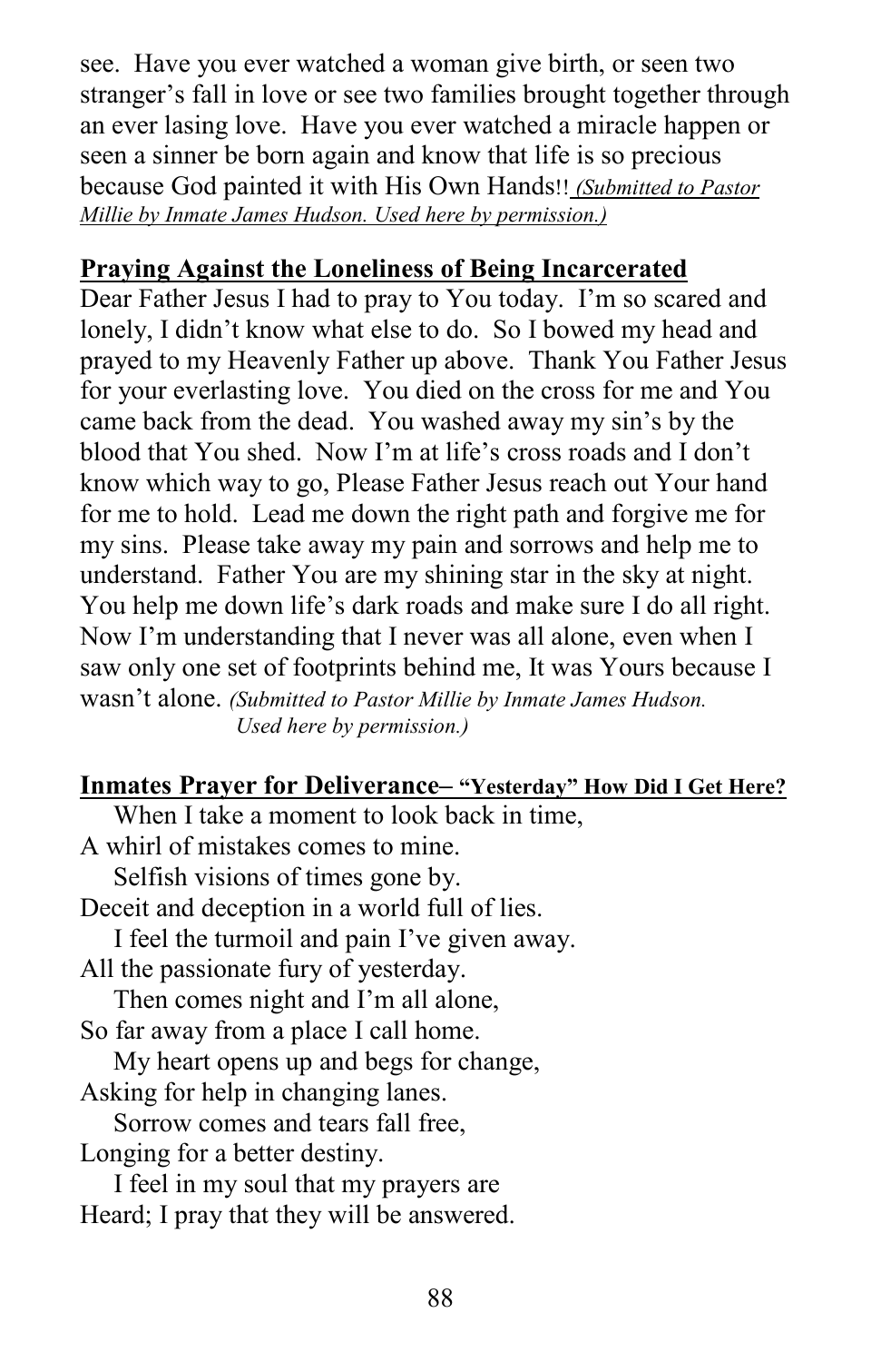see. Have you ever watched a woman give birth, or seen two stranger's fall in love or see two families brought together through an ever lasing love. Have you ever watched a miracle happen or seen a sinner be born again and know that life is so precious because God painted it with His Own Hands!! *(Submitted to Pastor Millie by Inmate James Hudson. Used here by permission.)*

**Praying Against the Loneliness of Being Incarcerated**

Dear Father Jesus I had to pray to You today. I'm so scared and lonely, I didn't know what else to do. So I bowed my head and prayed to my Heavenly Father up above. Thank You Father Jesus for your everlasting love. You died on the cross for me and You came back from the dead. You washed away my sin's by the blood that You shed. Now I'm at life's cross roads and I don't know which way to go, Please Father Jesus reach out Your hand for me to hold. Lead me down the right path and forgive me for my sins. Please take away my pain and sorrows and help me to understand. Father You are my shining star in the sky at night. You help me down life's dark roads and make sure I do all right. Now I'm understanding that I never was all alone, even when I saw only one set of footprints behind me, It was Yours because I wasn't alone. *(Submitted to Pastor Millie by Inmate James Hudson. Used here by permission.)*

**Inmates Prayer for Deliverance– "Yesterday" How Did I Get Here?**

When I take a moment to look back in time,
A whirl of mistakes comes to mine.
Selfish visions of times gone by.
Deceit and deception in a world full of lies.
I feel the turmoil and pain I've given away.
All the passionate fury of yesterday.
Then comes night and I'm all alone,
So far away from a place I call home.
My heart opens up and begs for change,
Asking for help in changing lanes.
Sorrow comes and tears fall free,
Longing for a better destiny.
I feel in my soul that my prayers are
Heard; I pray that they will be answered.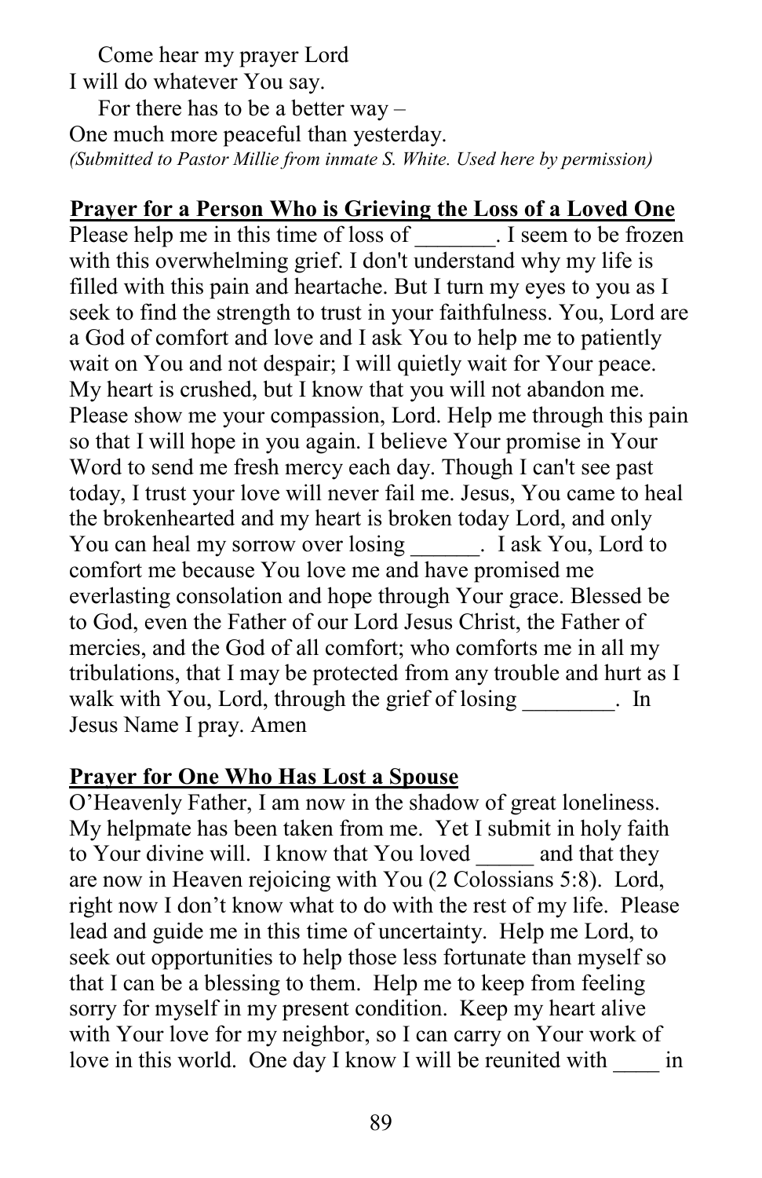Come hear my prayer Lord
I will do whatever You say.
For there has to be a better way –
One much more peaceful than yesterday.
*(Submitted to Pastor Millie from inmate S. White. Used here by permission)*

## Prayer for a Person Who is Grieving the Loss of a Loved One

Please help me in this time of loss of _______. I seem to be frozen with this overwhelming grief. I don't understand why my life is filled with this pain and heartache. But I turn my eyes to you as I seek to find the strength to trust in your faithfulness. You, Lord are a God of comfort and love and I ask You to help me to patiently wait on You and not despair; I will quietly wait for Your peace. My heart is crushed, but I know that you will not abandon me. Please show me your compassion, Lord. Help me through this pain so that I will hope in you again. I believe Your promise in Your Word to send me fresh mercy each day. Though I can't see past today, I trust your love will never fail me. Jesus, You came to heal the brokenhearted and my heart is broken today Lord, and only You can heal my sorrow over losing ______. I ask You, Lord to comfort me because You love me and have promised me everlasting consolation and hope through Your grace. Blessed be to God, even the Father of our Lord Jesus Christ, the Father of mercies, and the God of all comfort; who comforts me in all my tribulations, that I may be protected from any trouble and hurt as I walk with You, Lord, through the grief of losing ________. In Jesus Name I pray. Amen

## Prayer for One Who Has Lost a Spouse

O'Heavenly Father, I am now in the shadow of great loneliness. My helpmate has been taken from me. Yet I submit in holy faith to Your divine will. I know that You loved _____ and that they are now in Heaven rejoicing with You (2 Colossians 5:8). Lord, right now I don't know what to do with the rest of my life. Please lead and guide me in this time of uncertainty. Help me Lord, to seek out opportunities to help those less fortunate than myself so that I can be a blessing to them. Help me to keep from feeling sorry for myself in my present condition. Keep my heart alive with Your love for my neighbor, so I can carry on Your work of love in this world. One day I know I will be reunited with ____ in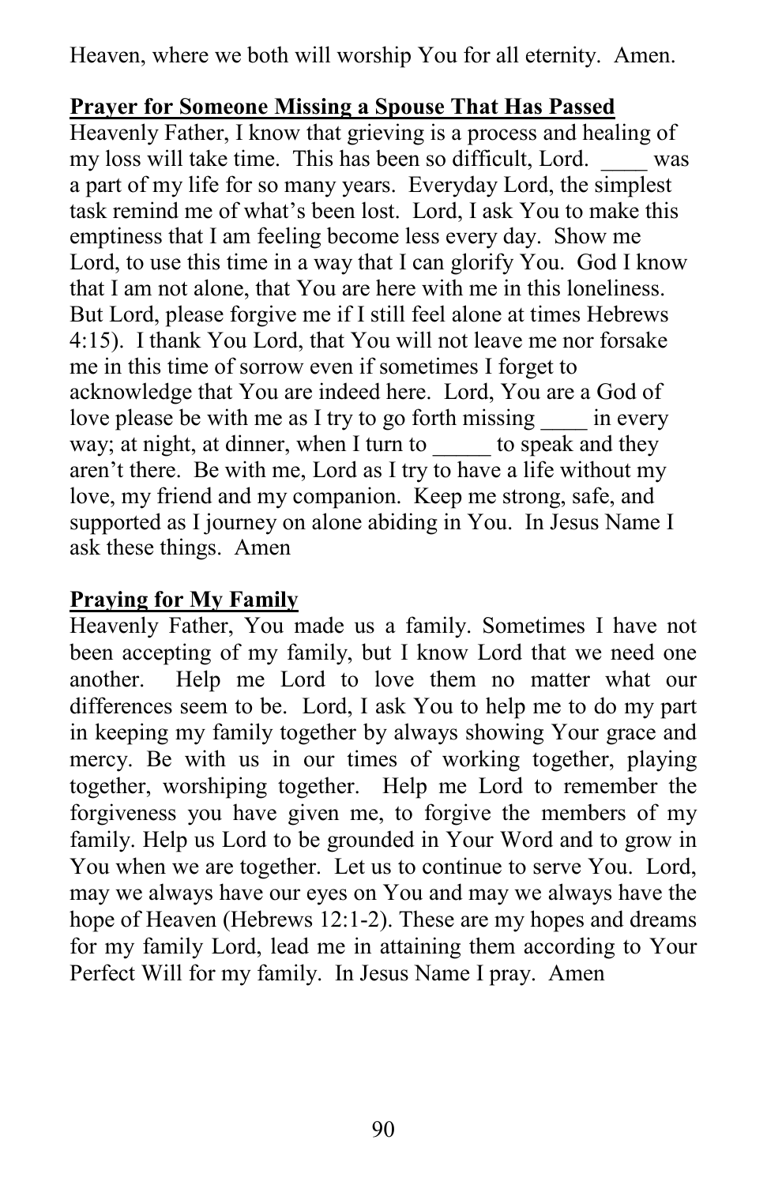Heaven, where we both will worship You for all eternity. Amen.

**Prayer for Someone Missing a Spouse That Has Passed**

Heavenly Father, I know that grieving is a process and healing of my loss will take time. This has been so difficult, Lord. ____ was a part of my life for so many years. Everyday Lord, the simplest task remind me of what's been lost. Lord, I ask You to make this emptiness that I am feeling become less every day. Show me Lord, to use this time in a way that I can glorify You. God I know that I am not alone, that You are here with me in this loneliness. But Lord, please forgive me if I still feel alone at times Hebrews 4:15). I thank You Lord, that You will not leave me nor forsake me in this time of sorrow even if sometimes I forget to acknowledge that You are indeed here. Lord, You are a God of love please be with me as I try to go forth missing ____ in every way; at night, at dinner, when I turn to _____ to speak and they aren't there. Be with me, Lord as I try to have a life without my love, my friend and my companion. Keep me strong, safe, and supported as I journey on alone abiding in You. In Jesus Name I ask these things. Amen

**Praying for My Family**

Heavenly Father, You made us a family. Sometimes I have not been accepting of my family, but I know Lord that we need one another. Help me Lord to love them no matter what our differences seem to be. Lord, I ask You to help me to do my part in keeping my family together by always showing Your grace and mercy. Be with us in our times of working together, playing together, worshiping together. Help me Lord to remember the forgiveness you have given me, to forgive the members of my family. Help us Lord to be grounded in Your Word and to grow in You when we are together. Let us to continue to serve You. Lord, may we always have our eyes on You and may we always have the hope of Heaven (Hebrews 12:1-2). These are my hopes and dreams for my family Lord, lead me in attaining them according to Your Perfect Will for my family. In Jesus Name I pray. Amen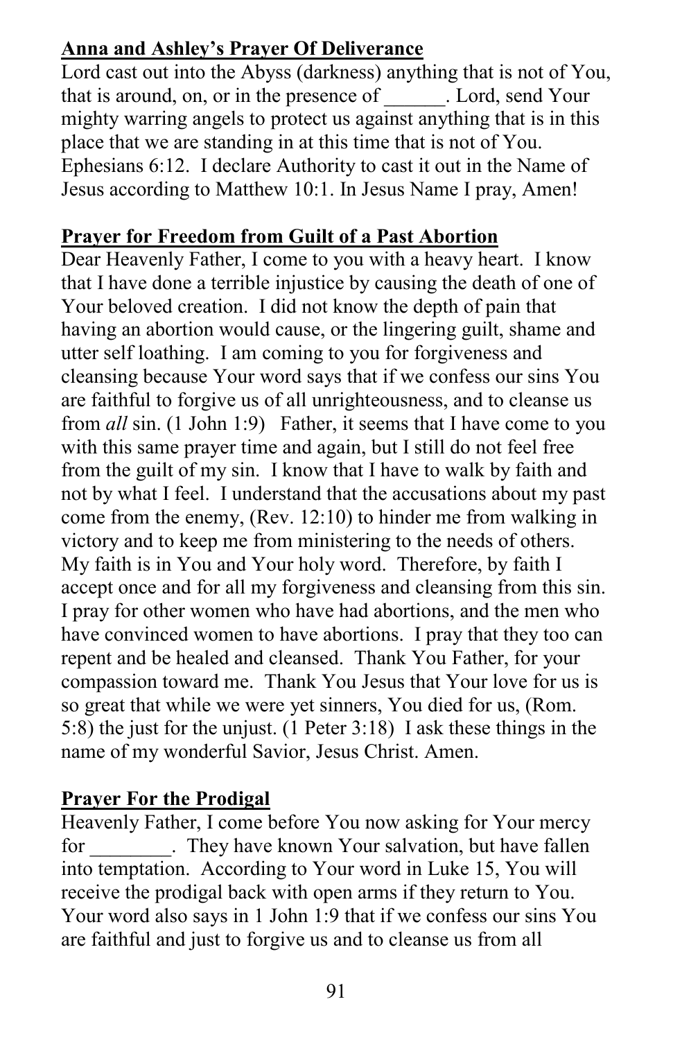**Anna and Ashley's Prayer Of Deliverance**

Lord cast out into the Abyss (darkness) anything that is not of You, that is around, on, or in the presence of ______. Lord, send Your mighty warring angels to protect us against anything that is in this place that we are standing in at this time that is not of You. Ephesians 6:12. I declare Authority to cast it out in the Name of Jesus according to Matthew 10:1. In Jesus Name I pray, Amen!

**Prayer for Freedom from Guilt of a Past Abortion**

Dear Heavenly Father, I come to you with a heavy heart. I know that I have done a terrible injustice by causing the death of one of Your beloved creation. I did not know the depth of pain that having an abortion would cause, or the lingering guilt, shame and utter self loathing. I am coming to you for forgiveness and cleansing because Your word says that if we confess our sins You are faithful to forgive us of all unrighteousness, and to cleanse us from *all* sin. (1 John 1:9) Father, it seems that I have come to you with this same prayer time and again, but I still do not feel free from the guilt of my sin. I know that I have to walk by faith and not by what I feel. I understand that the accusations about my past come from the enemy, (Rev. 12:10) to hinder me from walking in victory and to keep me from ministering to the needs of others. My faith is in You and Your holy word. Therefore, by faith I accept once and for all my forgiveness and cleansing from this sin. I pray for other women who have had abortions, and the men who have convinced women to have abortions. I pray that they too can repent and be healed and cleansed. Thank You Father, for your compassion toward me. Thank You Jesus that Your love for us is so great that while we were yet sinners, You died for us, (Rom. 5:8) the just for the unjust. (1 Peter 3:18) I ask these things in the name of my wonderful Savior, Jesus Christ. Amen.

**Prayer For the Prodigal**

Heavenly Father, I come before You now asking for Your mercy for ________. They have known Your salvation, but have fallen into temptation. According to Your word in Luke 15, You will receive the prodigal back with open arms if they return to You. Your word also says in 1 John 1:9 that if we confess our sins You are faithful and just to forgive us and to cleanse us from all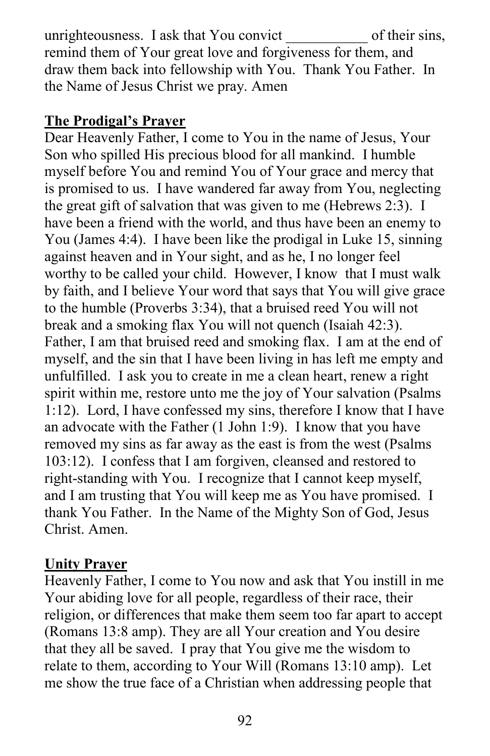unrighteousness. I ask that You convict ___________ of their sins, remind them of Your great love and forgiveness for them, and draw them back into fellowship with You. Thank You Father. In the Name of Jesus Christ we pray. Amen

**The Prodigal's Prayer**

Dear Heavenly Father, I come to You in the name of Jesus, Your Son who spilled His precious blood for all mankind. I humble myself before You and remind You of Your grace and mercy that is promised to us. I have wandered far away from You, neglecting the great gift of salvation that was given to me (Hebrews 2:3). I have been a friend with the world, and thus have been an enemy to You (James 4:4). I have been like the prodigal in Luke 15, sinning against heaven and in Your sight, and as he, I no longer feel worthy to be called your child. However, I know that I must walk by faith, and I believe Your word that says that You will give grace to the humble (Proverbs 3:34), that a bruised reed You will not break and a smoking flax You will not quench (Isaiah 42:3). Father, I am that bruised reed and smoking flax. I am at the end of myself, and the sin that I have been living in has left me empty and unfulfilled. I ask you to create in me a clean heart, renew a right spirit within me, restore unto me the joy of Your salvation (Psalms 1:12). Lord, I have confessed my sins, therefore I know that I have an advocate with the Father (1 John 1:9). I know that you have removed my sins as far away as the east is from the west (Psalms 103:12). I confess that I am forgiven, cleansed and restored to right-standing with You. I recognize that I cannot keep myself, and I am trusting that You will keep me as You have promised. I thank You Father. In the Name of the Mighty Son of God, Jesus Christ. Amen.

**Unity Prayer**

Heavenly Father, I come to You now and ask that You instill in me Your abiding love for all people, regardless of their race, their religion, or differences that make them seem too far apart to accept (Romans 13:8 amp). They are all Your creation and You desire that they all be saved. I pray that You give me the wisdom to relate to them, according to Your Will (Romans 13:10 amp). Let me show the true face of a Christian when addressing people that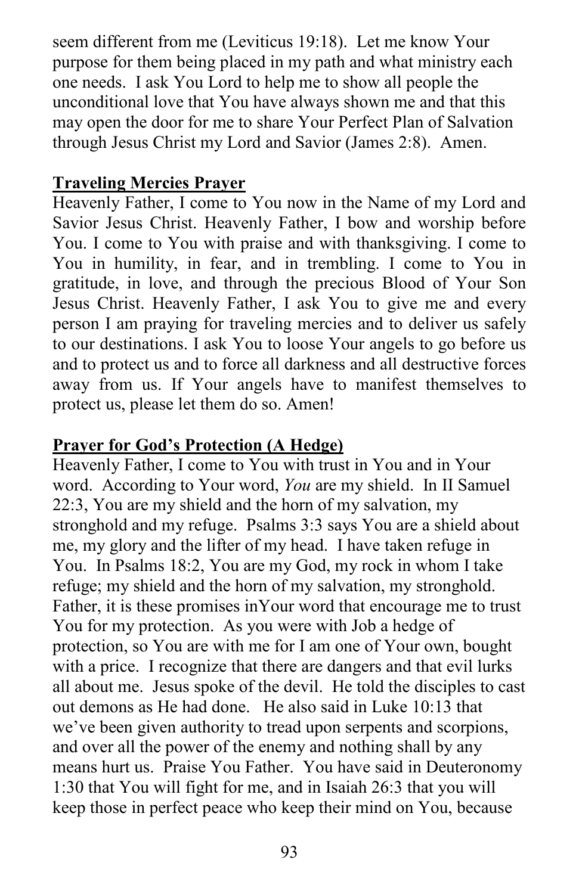seem different from me (Leviticus 19:18). Let me know Your purpose for them being placed in my path and what ministry each one needs. I ask You Lord to help me to show all people the unconditional love that You have always shown me and that this may open the door for me to share Your Perfect Plan of Salvation through Jesus Christ my Lord and Savior (James 2:8). Amen.

**Traveling Mercies Prayer**

Heavenly Father, I come to You now in the Name of my Lord and Savior Jesus Christ. Heavenly Father, I bow and worship before You. I come to You with praise and with thanksgiving. I come to You in humility, in fear, and in trembling. I come to You in gratitude, in love, and through the precious Blood of Your Son Jesus Christ. Heavenly Father, I ask You to give me and every person I am praying for traveling mercies and to deliver us safely to our destinations. I ask You to loose Your angels to go before us and to protect us and to force all darkness and all destructive forces away from us. If Your angels have to manifest themselves to protect us, please let them do so. Amen!

**Prayer for God's Protection (A Hedge)**

Heavenly Father, I come to You with trust in You and in Your word. According to Your word, *You* are my shield. In II Samuel 22:3, You are my shield and the horn of my salvation, my stronghold and my refuge. Psalms 3:3 says You are a shield about me, my glory and the lifter of my head. I have taken refuge in You. In Psalms 18:2, You are my God, my rock in whom I take refuge; my shield and the horn of my salvation, my stronghold. Father, it is these promises inYour word that encourage me to trust You for my protection. As you were with Job a hedge of protection, so You are with me for I am one of Your own, bought with a price. I recognize that there are dangers and that evil lurks all about me. Jesus spoke of the devil. He told the disciples to cast out demons as He had done. He also said in Luke 10:13 that we've been given authority to tread upon serpents and scorpions, and over all the power of the enemy and nothing shall by any means hurt us. Praise You Father. You have said in Deuteronomy 1:30 that You will fight for me, and in Isaiah 26:3 that you will keep those in perfect peace who keep their mind on You, because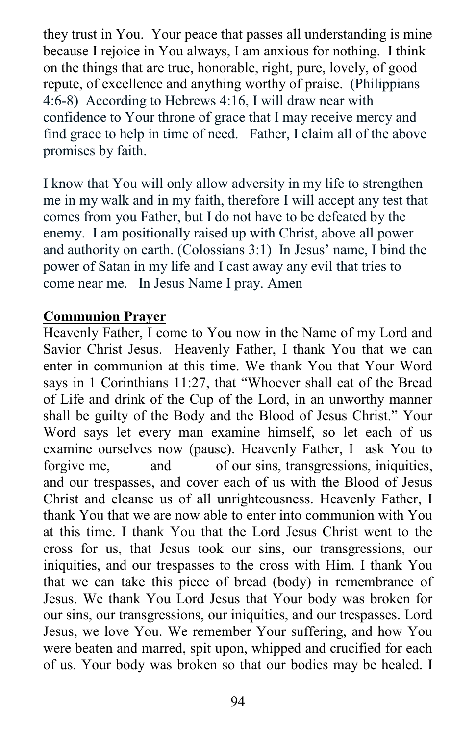they trust in You. Your peace that passes all understanding is mine because I rejoice in You always, I am anxious for nothing. I think on the things that are true, honorable, right, pure, lovely, of good repute, of excellence and anything worthy of praise. (Philippians 4:6-8) According to Hebrews 4:16, I will draw near with confidence to Your throne of grace that I may receive mercy and find grace to help in time of need. Father, I claim all of the above promises by faith.

I know that You will only allow adversity in my life to strengthen me in my walk and in my faith, therefore I will accept any test that comes from you Father, but I do not have to be defeated by the enemy. I am positionally raised up with Christ, above all power and authority on earth. (Colossians 3:1) In Jesus' name, I bind the power of Satan in my life and I cast away any evil that tries to come near me. In Jesus Name I pray. Amen

**Communion Prayer**

Heavenly Father, I come to You now in the Name of my Lord and Savior Christ Jesus. Heavenly Father, I thank You that we can enter in communion at this time. We thank You that Your Word says in 1 Corinthians 11:27, that "Whoever shall eat of the Bread of Life and drink of the Cup of the Lord, in an unworthy manner shall be guilty of the Body and the Blood of Jesus Christ." Your Word says let every man examine himself, so let each of us examine ourselves now (pause). Heavenly Father, I ask You to forgive me,_____ and _____ of our sins, transgressions, iniquities, and our trespasses, and cover each of us with the Blood of Jesus Christ and cleanse us of all unrighteousness. Heavenly Father, I thank You that we are now able to enter into communion with You at this time. I thank You that the Lord Jesus Christ went to the cross for us, that Jesus took our sins, our transgressions, our iniquities, and our trespasses to the cross with Him. I thank You that we can take this piece of bread (body) in remembrance of Jesus. We thank You Lord Jesus that Your body was broken for our sins, our transgressions, our iniquities, and our trespasses. Lord Jesus, we love You. We remember Your suffering, and how You were beaten and marred, spit upon, whipped and crucified for each of us. Your body was broken so that our bodies may be healed. I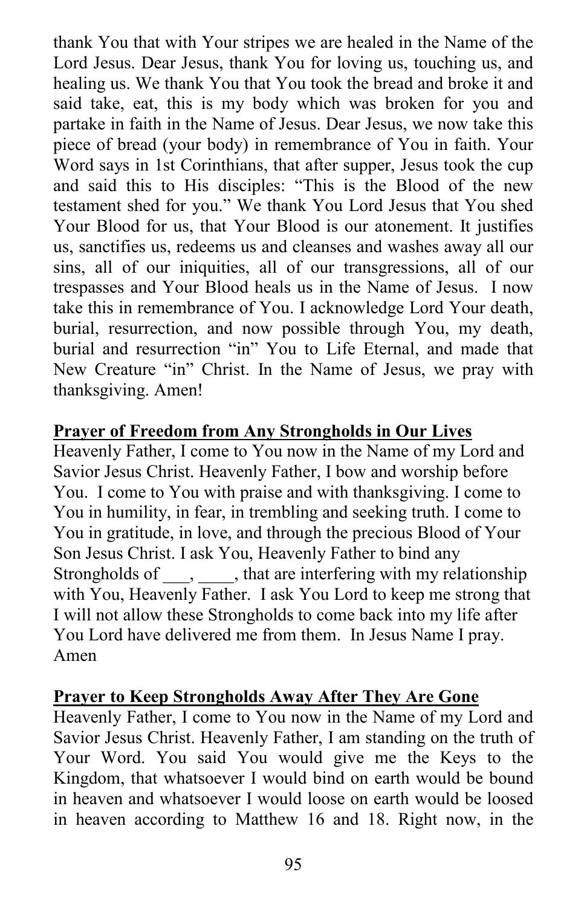thank You that with Your stripes we are healed in the Name of the Lord Jesus. Dear Jesus, thank You for loving us, touching us, and healing us. We thank You that You took the bread and broke it and said take, eat, this is my body which was broken for you and partake in faith in the Name of Jesus. Dear Jesus, we now take this piece of bread (your body) in remembrance of You in faith. Your Word says in 1st Corinthians, that after supper, Jesus took the cup and said this to His disciples: "This is the Blood of the new testament shed for you." We thank You Lord Jesus that You shed Your Blood for us, that Your Blood is our atonement. It justifies us, sanctifies us, redeems us and cleanses and washes away all our sins, all of our iniquities, all of our transgressions, all of our trespasses and Your Blood heals us in the Name of Jesus. I now take this in remembrance of You. I acknowledge Lord Your death, burial, resurrection, and now possible through You, my death, burial and resurrection "in" You to Life Eternal, and made that New Creature "in" Christ. In the Name of Jesus, we pray with thanksgiving. Amen!

**Prayer of Freedom from Any Strongholds in Our Lives**

Heavenly Father, I come to You now in the Name of my Lord and Savior Jesus Christ. Heavenly Father, I bow and worship before You. I come to You with praise and with thanksgiving. I come to You in humility, in fear, in trembling and seeking truth. I come to You in gratitude, in love, and through the precious Blood of Your Son Jesus Christ. I ask You, Heavenly Father to bind any Strongholds of ___, ____, that are interfering with my relationship with You, Heavenly Father. I ask You Lord to keep me strong that I will not allow these Strongholds to come back into my life after You Lord have delivered me from them. In Jesus Name I pray. Amen

**Prayer to Keep Strongholds Away After They Are Gone**

Heavenly Father, I come to You now in the Name of my Lord and Savior Jesus Christ. Heavenly Father, I am standing on the truth of Your Word. You said You would give me the Keys to the Kingdom, that whatsoever I would bind on earth would be bound in heaven and whatsoever I would loose on earth would be loosed in heaven according to Matthew 16 and 18. Right now, in the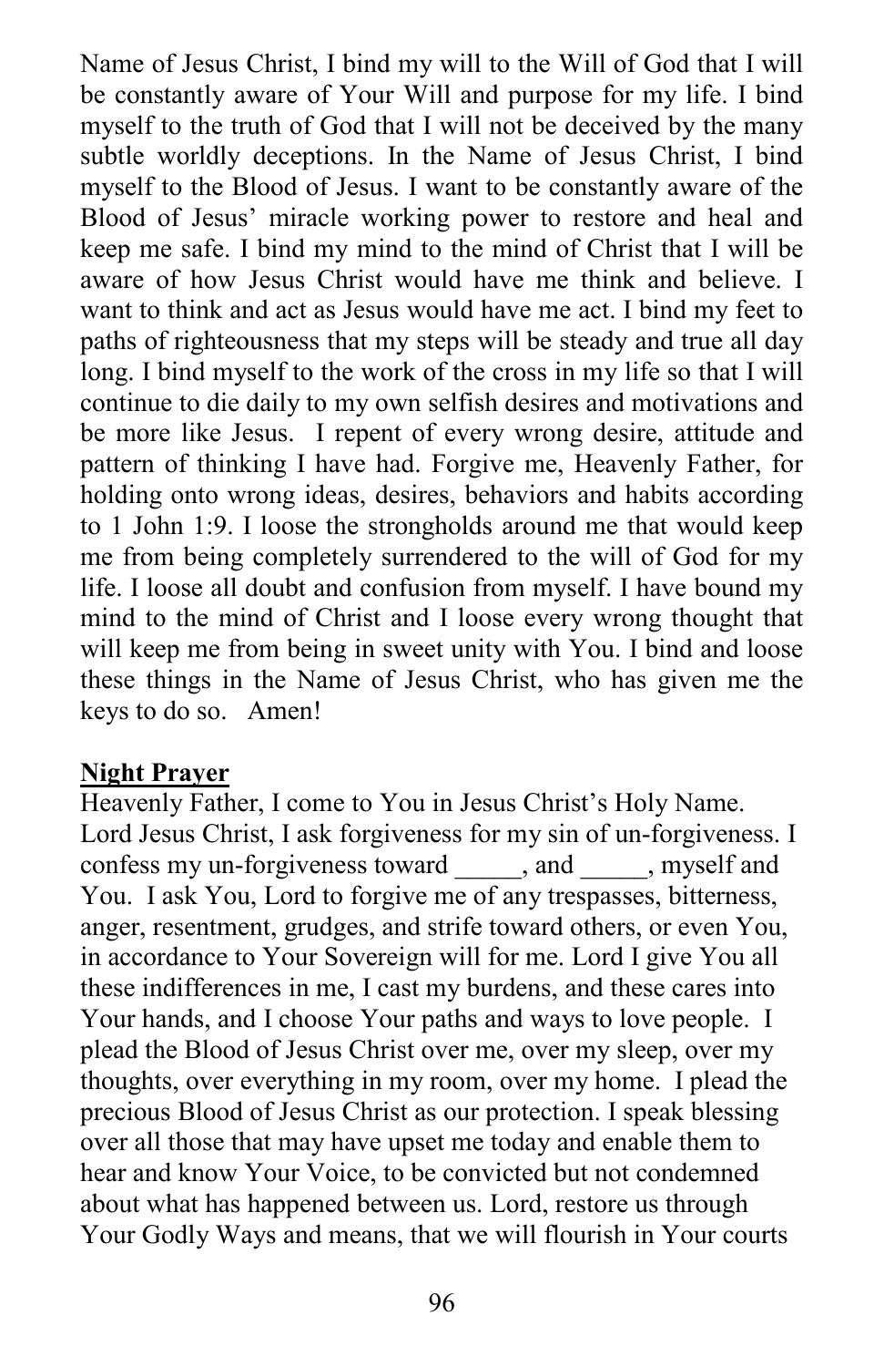Name of Jesus Christ, I bind my will to the Will of God that I will be constantly aware of Your Will and purpose for my life. I bind myself to the truth of God that I will not be deceived by the many subtle worldly deceptions. In the Name of Jesus Christ, I bind myself to the Blood of Jesus. I want to be constantly aware of the Blood of Jesus' miracle working power to restore and heal and keep me safe. I bind my mind to the mind of Christ that I will be aware of how Jesus Christ would have me think and believe. I want to think and act as Jesus would have me act. I bind my feet to paths of righteousness that my steps will be steady and true all day long. I bind myself to the work of the cross in my life so that I will continue to die daily to my own selfish desires and motivations and be more like Jesus. I repent of every wrong desire, attitude and pattern of thinking I have had. Forgive me, Heavenly Father, for holding onto wrong ideas, desires, behaviors and habits according to 1 John 1:9. I loose the strongholds around me that would keep me from being completely surrendered to the will of God for my life. I loose all doubt and confusion from myself. I have bound my mind to the mind of Christ and I loose every wrong thought that will keep me from being in sweet unity with You. I bind and loose these things in the Name of Jesus Christ, who has given me the keys to do so. Amen!

**Night Prayer**

Heavenly Father, I come to You in Jesus Christ's Holy Name. Lord Jesus Christ, I ask forgiveness for my sin of un-forgiveness. I confess my un-forgiveness toward _____, and _____, myself and You. I ask You, Lord to forgive me of any trespasses, bitterness, anger, resentment, grudges, and strife toward others, or even You, in accordance to Your Sovereign will for me. Lord I give You all these indifferences in me, I cast my burdens, and these cares into Your hands, and I choose Your paths and ways to love people. I plead the Blood of Jesus Christ over me, over my sleep, over my thoughts, over everything in my room, over my home. I plead the precious Blood of Jesus Christ as our protection. I speak blessing over all those that may have upset me today and enable them to hear and know Your Voice, to be convicted but not condemned about what has happened between us. Lord, restore us through Your Godly Ways and means, that we will flourish in Your courts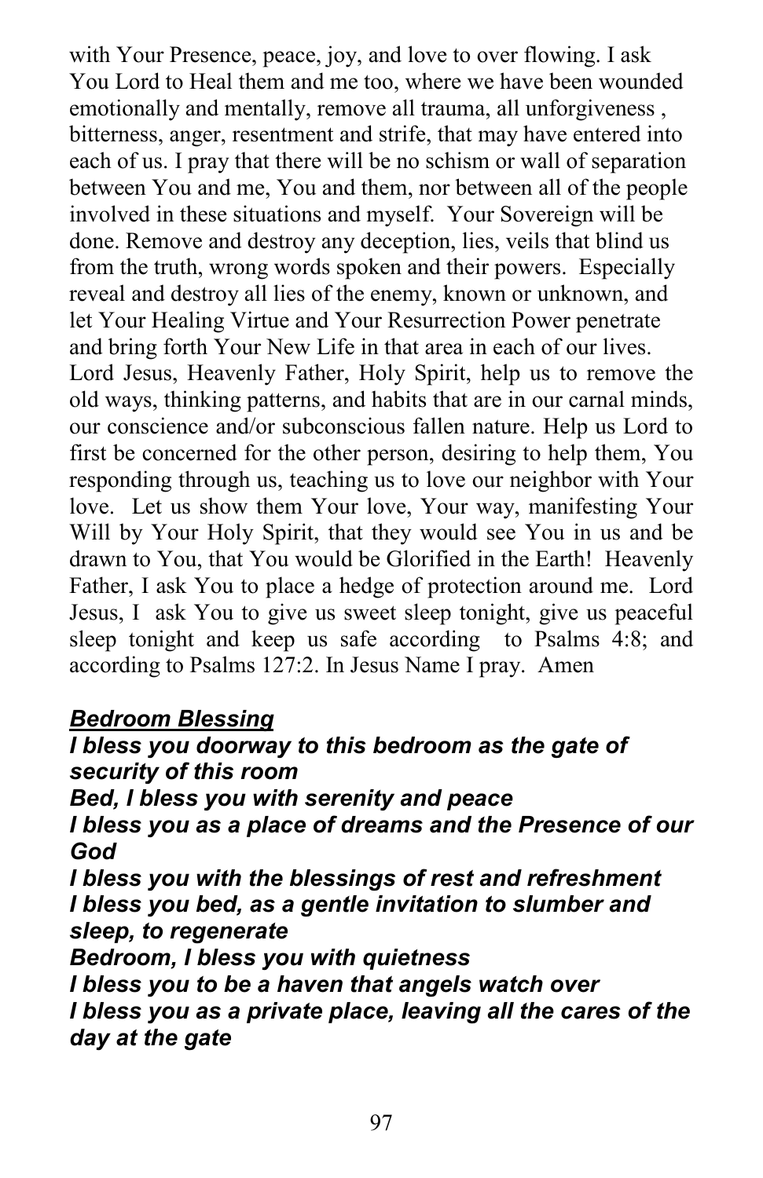with Your Presence, peace, joy, and love to over flowing. I ask You Lord to Heal them and me too, where we have been wounded emotionally and mentally, remove all trauma, all unforgiveness , bitterness, anger, resentment and strife, that may have entered into each of us. I pray that there will be no schism or wall of separation between You and me, You and them, nor between all of the people involved in these situations and myself. Your Sovereign will be done. Remove and destroy any deception, lies, veils that blind us from the truth, wrong words spoken and their powers. Especially reveal and destroy all lies of the enemy, known or unknown, and let Your Healing Virtue and Your Resurrection Power penetrate and bring forth Your New Life in that area in each of our lives. Lord Jesus, Heavenly Father, Holy Spirit, help us to remove the old ways, thinking patterns, and habits that are in our carnal minds, our conscience and/or subconscious fallen nature. Help us Lord to first be concerned for the other person, desiring to help them, You responding through us, teaching us to love our neighbor with Your love. Let us show them Your love, Your way, manifesting Your Will by Your Holy Spirit, that they would see You in us and be drawn to You, that You would be Glorified in the Earth! Heavenly Father, I ask You to place a hedge of protection around me. Lord Jesus, I ask You to give us sweet sleep tonight, give us peaceful sleep tonight and keep us safe according to Psalms 4:8; and according to Psalms 127:2. In Jesus Name I pray. Amen

***<u>Bedroom Blessing</u>***

***I bless you doorway to this bedroom as the gate of security of this room***
***Bed, I bless you with serenity and peace***
***I bless you as a place of dreams and the Presence of our God***
***I bless you with the blessings of rest and refreshment***
***I bless you bed, as a gentle invitation to slumber and sleep, to regenerate***
***Bedroom, I bless you with quietness***
***I bless you to be a haven that angels watch over***
***I bless you as a private place, leaving all the cares of the day at the gate***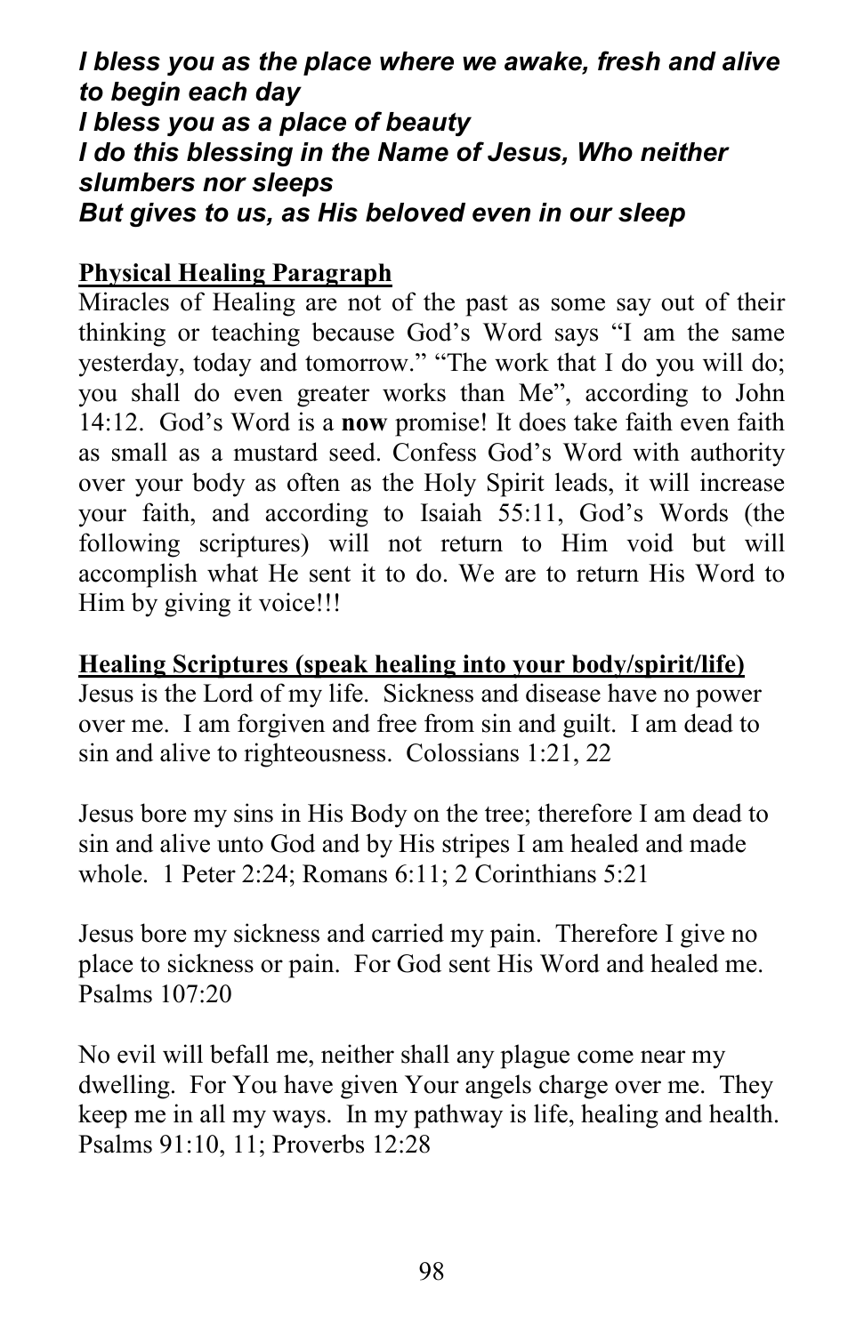***I bless you as the place where we awake, fresh and alive to begin each day***
***I bless you as a place of beauty***
***I do this blessing in the Name of Jesus, Who neither slumbers nor sleeps***
***But gives to us, as His beloved even in our sleep***

**Physical Healing Paragraph**

Miracles of Healing are not of the past as some say out of their thinking or teaching because God's Word says "I am the same yesterday, today and tomorrow." "The work that I do you will do; you shall do even greater works than Me", according to John 14:12. God's Word is a **now** promise! It does take faith even faith as small as a mustard seed. Confess God's Word with authority over your body as often as the Holy Spirit leads, it will increase your faith, and according to Isaiah 55:11, God's Words (the following scriptures) will not return to Him void but will accomplish what He sent it to do. We are to return His Word to Him by giving it voice!!!

**Healing Scriptures (speak healing into your body/spirit/life)**

Jesus is the Lord of my life. Sickness and disease have no power over me. I am forgiven and free from sin and guilt. I am dead to sin and alive to righteousness. Colossians 1:21, 22

Jesus bore my sins in His Body on the tree; therefore I am dead to sin and alive unto God and by His stripes I am healed and made whole. 1 Peter 2:24; Romans 6:11; 2 Corinthians 5:21

Jesus bore my sickness and carried my pain. Therefore I give no place to sickness or pain. For God sent His Word and healed me. Psalms 107:20

No evil will befall me, neither shall any plague come near my dwelling. For You have given Your angels charge over me. They keep me in all my ways. In my pathway is life, healing and health. Psalms 91:10, 11; Proverbs 12:28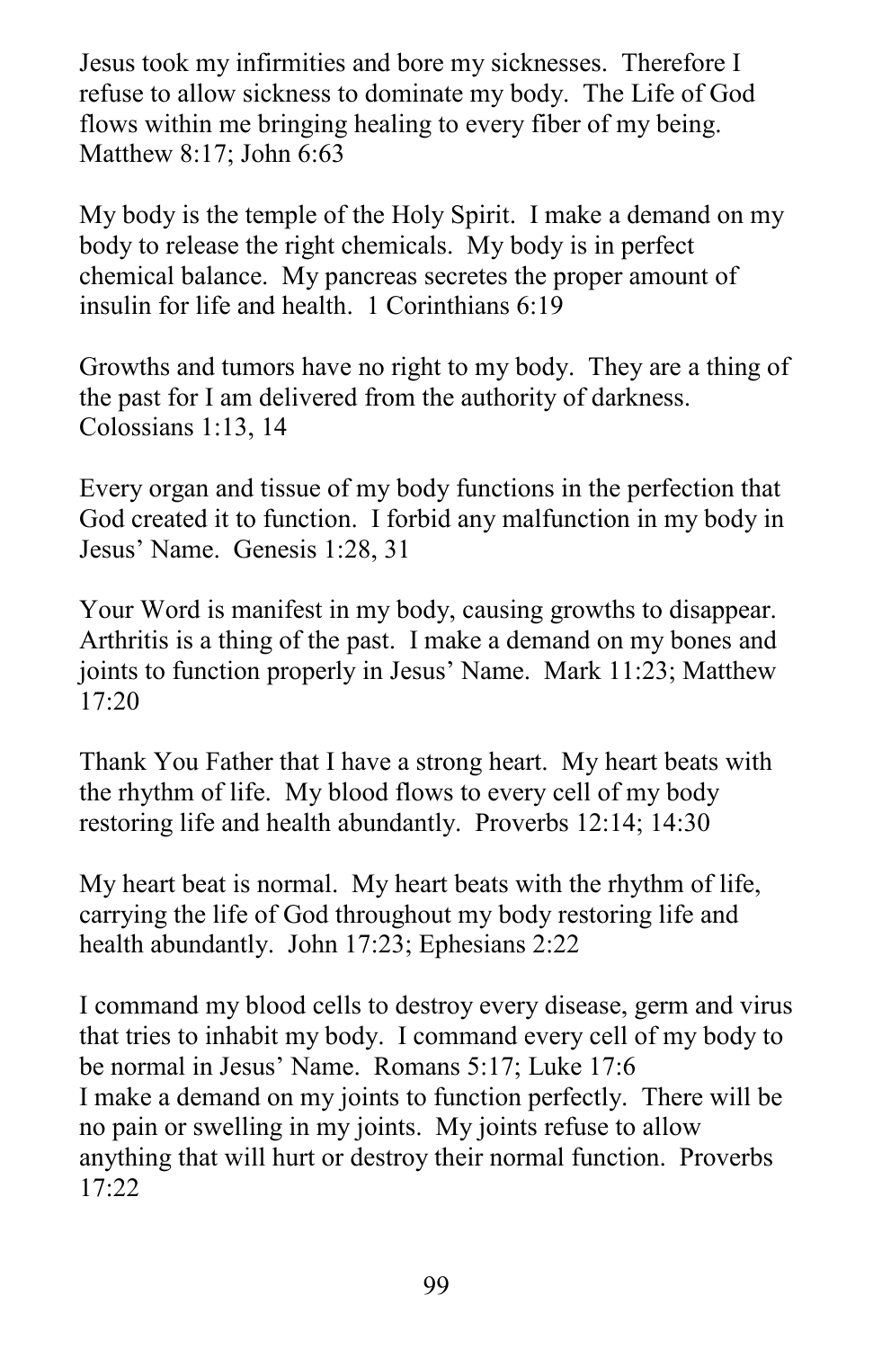Jesus took my infirmities and bore my sicknesses. Therefore I refuse to allow sickness to dominate my body. The Life of God flows within me bringing healing to every fiber of my being. Matthew 8:17; John 6:63

My body is the temple of the Holy Spirit. I make a demand on my body to release the right chemicals. My body is in perfect chemical balance. My pancreas secretes the proper amount of insulin for life and health. 1 Corinthians 6:19

Growths and tumors have no right to my body. They are a thing of the past for I am delivered from the authority of darkness. Colossians 1:13, 14

Every organ and tissue of my body functions in the perfection that God created it to function. I forbid any malfunction in my body in Jesus' Name. Genesis 1:28, 31

Your Word is manifest in my body, causing growths to disappear. Arthritis is a thing of the past. I make a demand on my bones and joints to function properly in Jesus' Name. Mark 11:23; Matthew 17:20

Thank You Father that I have a strong heart. My heart beats with the rhythm of life. My blood flows to every cell of my body restoring life and health abundantly. Proverbs 12:14; 14:30

My heart beat is normal. My heart beats with the rhythm of life, carrying the life of God throughout my body restoring life and health abundantly. John 17:23; Ephesians 2:22

I command my blood cells to destroy every disease, germ and virus that tries to inhabit my body. I command every cell of my body to be normal in Jesus' Name. Romans 5:17; Luke 17:6

I make a demand on my joints to function perfectly. There will be no pain or swelling in my joints. My joints refuse to allow anything that will hurt or destroy their normal function. Proverbs 17:22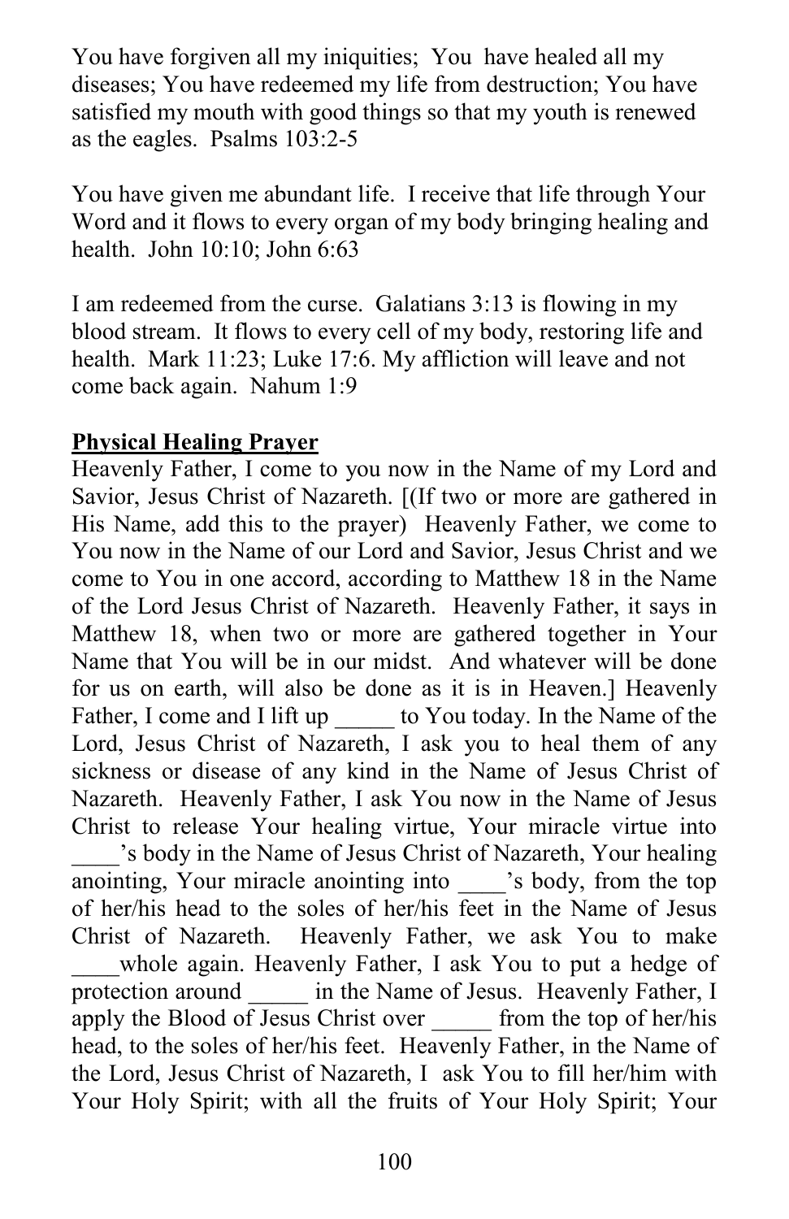You have forgiven all my iniquities; You have healed all my diseases; You have redeemed my life from destruction; You have satisfied my mouth with good things so that my youth is renewed as the eagles. Psalms 103:2-5

You have given me abundant life. I receive that life through Your Word and it flows to every organ of my body bringing healing and health. John 10:10; John 6:63

I am redeemed from the curse. Galatians 3:13 is flowing in my blood stream. It flows to every cell of my body, restoring life and health. Mark 11:23; Luke 17:6. My affliction will leave and not come back again. Nahum 1:9

**Physical Healing Prayer**

Heavenly Father, I come to you now in the Name of my Lord and Savior, Jesus Christ of Nazareth. [(If two or more are gathered in His Name, add this to the prayer) Heavenly Father, we come to You now in the Name of our Lord and Savior, Jesus Christ and we come to You in one accord, according to Matthew 18 in the Name of the Lord Jesus Christ of Nazareth. Heavenly Father, it says in Matthew 18, when two or more are gathered together in Your Name that You will be in our midst. And whatever will be done for us on earth, will also be done as it is in Heaven.] Heavenly Father, I come and I lift up _____ to You today. In the Name of the Lord, Jesus Christ of Nazareth, I ask you to heal them of any sickness or disease of any kind in the Name of Jesus Christ of Nazareth. Heavenly Father, I ask You now in the Name of Jesus Christ to release Your healing virtue, Your miracle virtue into ____'s body in the Name of Jesus Christ of Nazareth, Your healing anointing, Your miracle anointing into ____'s body, from the top of her/his head to the soles of her/his feet in the Name of Jesus Christ of Nazareth. Heavenly Father, we ask You to make ____whole again. Heavenly Father, I ask You to put a hedge of protection around _____ in the Name of Jesus. Heavenly Father, I apply the Blood of Jesus Christ over _____ from the top of her/his head, to the soles of her/his feet. Heavenly Father, in the Name of the Lord, Jesus Christ of Nazareth, I ask You to fill her/him with Your Holy Spirit; with all the fruits of Your Holy Spirit; Your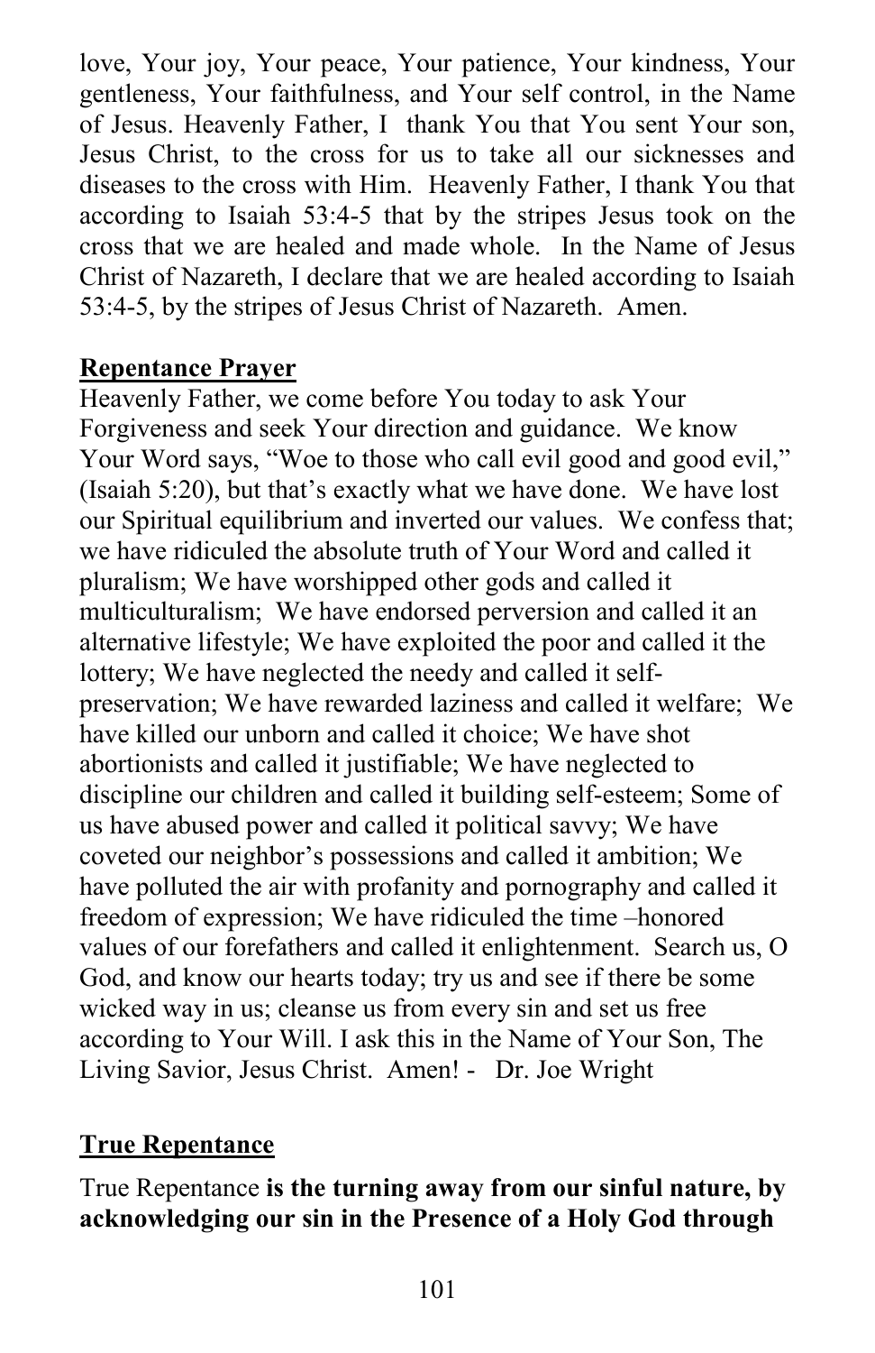love, Your joy, Your peace, Your patience, Your kindness, Your gentleness, Your faithfulness, and Your self control, in the Name of Jesus. Heavenly Father, I thank You that You sent Your son, Jesus Christ, to the cross for us to take all our sicknesses and diseases to the cross with Him. Heavenly Father, I thank You that according to Isaiah 53:4-5 that by the stripes Jesus took on the cross that we are healed and made whole. In the Name of Jesus Christ of Nazareth, I declare that we are healed according to Isaiah 53:4-5, by the stripes of Jesus Christ of Nazareth. Amen.

**Repentance Prayer**

Heavenly Father, we come before You today to ask Your Forgiveness and seek Your direction and guidance. We know Your Word says, "Woe to those who call evil good and good evil," (Isaiah 5:20), but that's exactly what we have done. We have lost our Spiritual equilibrium and inverted our values. We confess that; we have ridiculed the absolute truth of Your Word and called it pluralism; We have worshipped other gods and called it multiculturalism; We have endorsed perversion and called it an alternative lifestyle; We have exploited the poor and called it the lottery; We have neglected the needy and called it self-preservation; We have rewarded laziness and called it welfare; We have killed our unborn and called it choice; We have shot abortionists and called it justifiable; We have neglected to discipline our children and called it building self-esteem; Some of us have abused power and called it political savvy; We have coveted our neighbor's possessions and called it ambition; We have polluted the air with profanity and pornography and called it freedom of expression; We have ridiculed the time –honored values of our forefathers and called it enlightenment. Search us, O God, and know our hearts today; try us and see if there be some wicked way in us; cleanse us from every sin and set us free according to Your Will. I ask this in the Name of Your Son, The Living Savior, Jesus Christ. Amen! - Dr. Joe Wright

**True Repentance**

True Repentance **is the turning away from our sinful nature, by acknowledging our sin in the Presence of a Holy God through**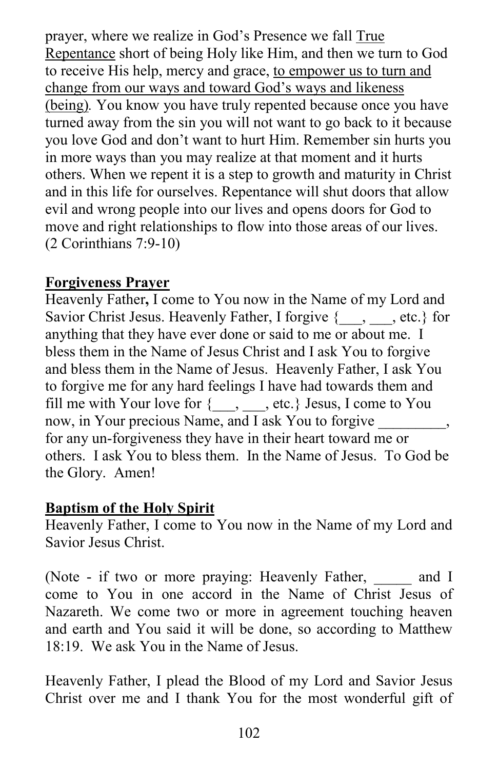prayer, where we realize in God's Presence we fall True Repentance short of being Holy like Him, and then we turn to God to receive His help, mercy and grace, to empower us to turn and change from our ways and toward God's ways and likeness (being). You know you have truly repented because once you have turned away from the sin you will not want to go back to it because you love God and don't want to hurt Him. Remember sin hurts you in more ways than you may realize at that moment and it hurts others. When we repent it is a step to growth and maturity in Christ and in this life for ourselves. Repentance will shut doors that allow evil and wrong people into our lives and opens doors for God to move and right relationships to flow into those areas of our lives. (2 Corinthians 7:9-10)

**Forgiveness Prayer**

Heavenly Father**,** I come to You now in the Name of my Lord and Savior Christ Jesus. Heavenly Father, I forgive {___, ___, etc.} for anything that they have ever done or said to me or about me. I bless them in the Name of Jesus Christ and I ask You to forgive and bless them in the Name of Jesus. Heavenly Father, I ask You to forgive me for any hard feelings I have had towards them and fill me with Your love for {___, ___, etc.} Jesus, I come to You now, in Your precious Name, and I ask You to forgive _________, for any un-forgiveness they have in their heart toward me or others. I ask You to bless them. In the Name of Jesus. To God be the Glory. Amen!

**Baptism of the Holy Spirit**

Heavenly Father, I come to You now in the Name of my Lord and Savior Jesus Christ.

(Note - if two or more praying: Heavenly Father, _____ and I come to You in one accord in the Name of Christ Jesus of Nazareth. We come two or more in agreement touching heaven and earth and You said it will be done, so according to Matthew 18:19. We ask You in the Name of Jesus.

Heavenly Father, I plead the Blood of my Lord and Savior Jesus Christ over me and I thank You for the most wonderful gift of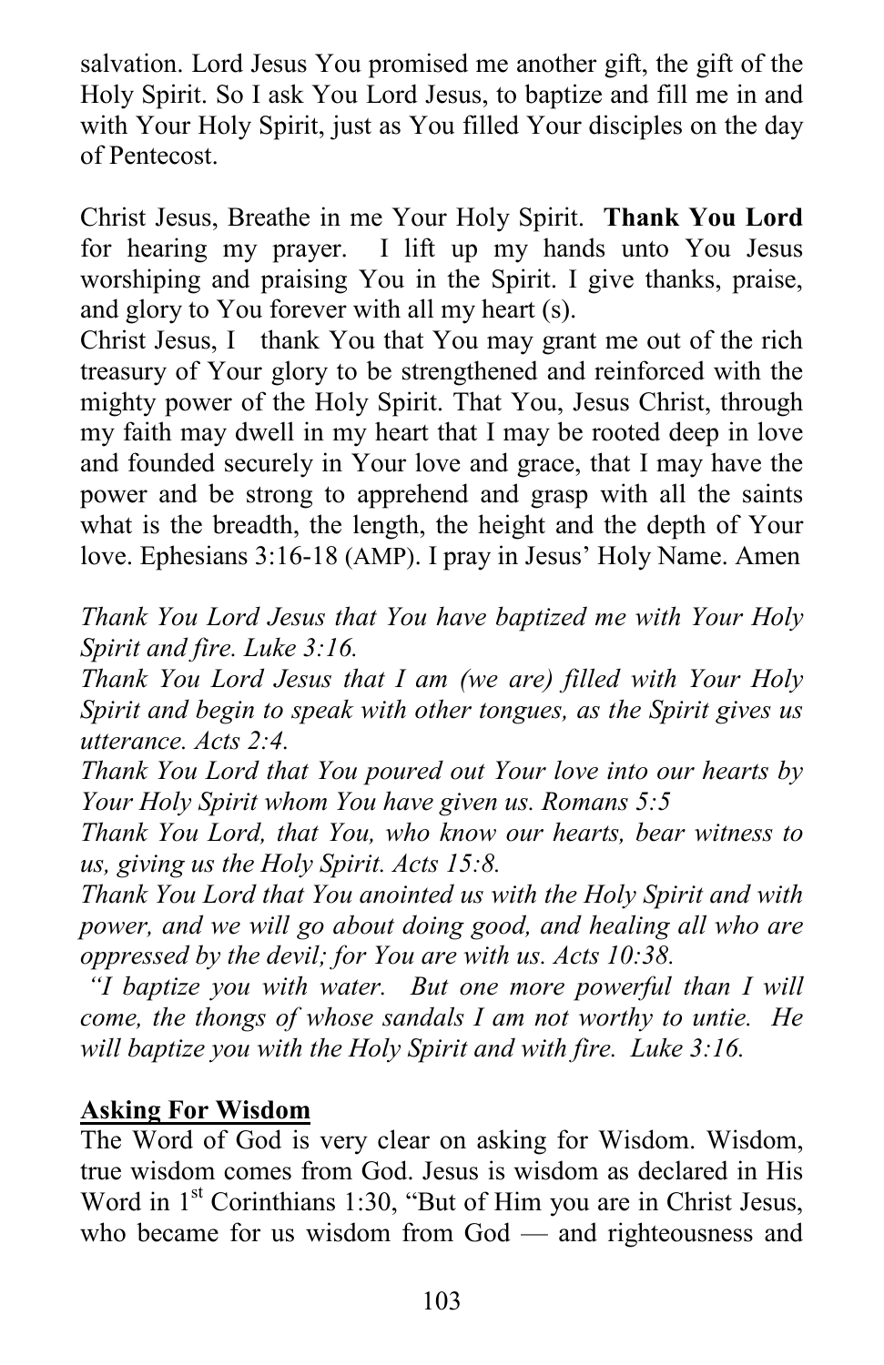salvation. Lord Jesus You promised me another gift, the gift of the Holy Spirit. So I ask You Lord Jesus, to baptize and fill me in and with Your Holy Spirit, just as You filled Your disciples on the day of Pentecost.

Christ Jesus, Breathe in me Your Holy Spirit. **Thank You Lord** for hearing my prayer. I lift up my hands unto You Jesus worshiping and praising You in the Spirit. I give thanks, praise, and glory to You forever with all my heart (s).

Christ Jesus, I thank You that You may grant me out of the rich treasury of Your glory to be strengthened and reinforced with the mighty power of the Holy Spirit. That You, Jesus Christ, through my faith may dwell in my heart that I may be rooted deep in love and founded securely in Your love and grace, that I may have the power and be strong to apprehend and grasp with all the saints what is the breadth, the length, the height and the depth of Your love. Ephesians 3:16-18 (AMP). I pray in Jesus' Holy Name. Amen

*Thank You Lord Jesus that You have baptized me with Your Holy Spirit and fire. Luke 3:16.*

*Thank You Lord Jesus that I am (we are) filled with Your Holy Spirit and begin to speak with other tongues, as the Spirit gives us utterance. Acts 2:4.*

*Thank You Lord that You poured out Your love into our hearts by Your Holy Spirit whom You have given us. Romans 5:5*

*Thank You Lord, that You, who know our hearts, bear witness to us, giving us the Holy Spirit. Acts 15:8.*

*Thank You Lord that You anointed us with the Holy Spirit and with power, and we will go about doing good, and healing all who are oppressed by the devil; for You are with us. Acts 10:38.*

*"I baptize you with water. But one more powerful than I will come, the thongs of whose sandals I am not worthy to untie. He will baptize you with the Holy Spirit and with fire. Luke 3:16.*

**Asking For Wisdom**

The Word of God is very clear on asking for Wisdom. Wisdom, true wisdom comes from God. Jesus is wisdom as declared in His Word in 1st Corinthians 1:30, "But of Him you are in Christ Jesus, who became for us wisdom from God — and righteousness and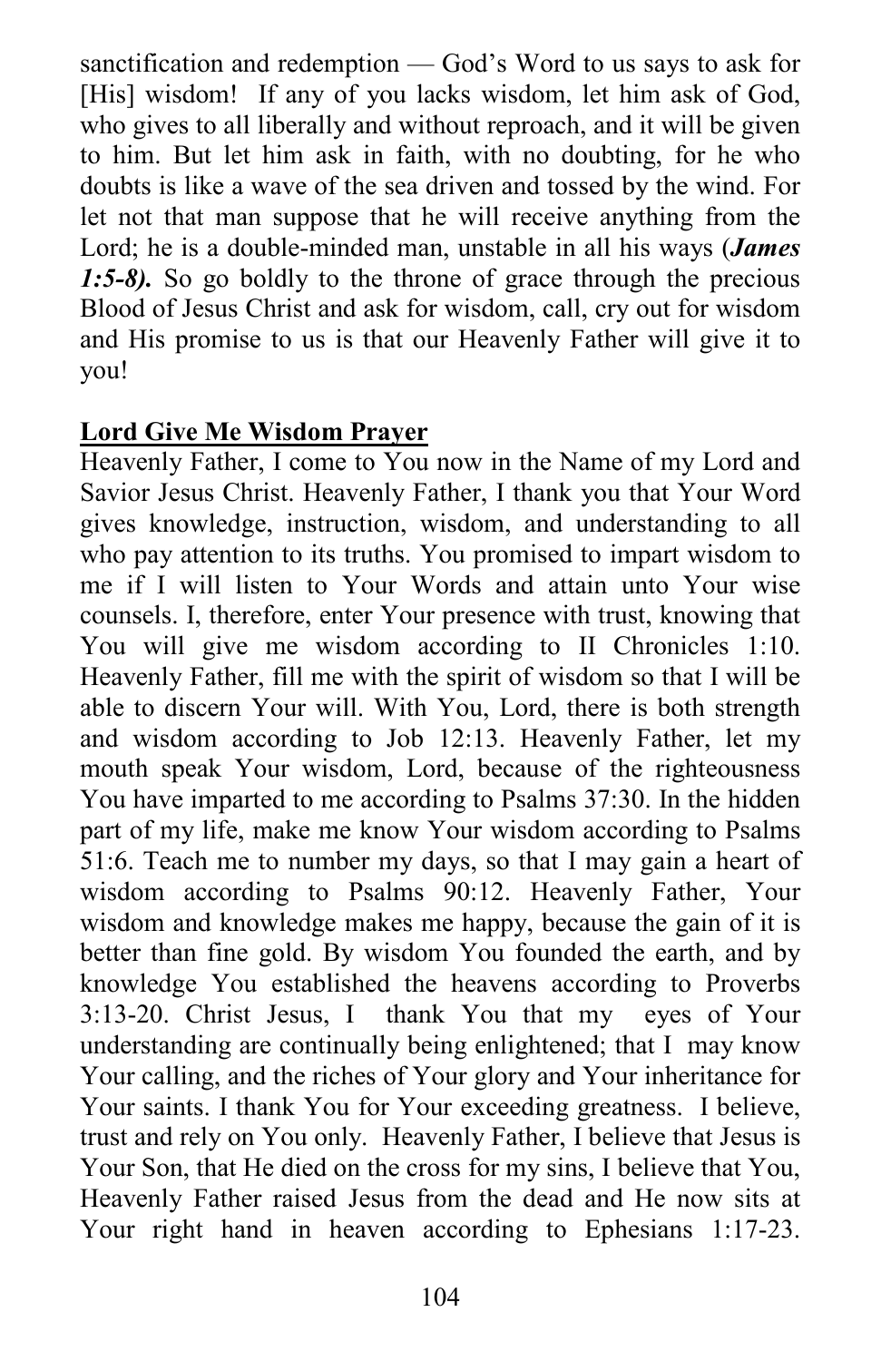sanctification and redemption — God's Word to us says to ask for [His] wisdom! If any of you lacks wisdom, let him ask of God, who gives to all liberally and without reproach, and it will be given to him. But let him ask in faith, with no doubting, for he who doubts is like a wave of the sea driven and tossed by the wind. For let not that man suppose that he will receive anything from the Lord; he is a double-minded man, unstable in all his ways (***James 1:5-8).*** So go boldly to the throne of grace through the precious Blood of Jesus Christ and ask for wisdom, call, cry out for wisdom and His promise to us is that our Heavenly Father will give it to you!

**Lord Give Me Wisdom Prayer**

Heavenly Father, I come to You now in the Name of my Lord and Savior Jesus Christ. Heavenly Father, I thank you that Your Word gives knowledge, instruction, wisdom, and understanding to all who pay attention to its truths. You promised to impart wisdom to me if I will listen to Your Words and attain unto Your wise counsels. I, therefore, enter Your presence with trust, knowing that You will give me wisdom according to II Chronicles 1:10. Heavenly Father, fill me with the spirit of wisdom so that I will be able to discern Your will. With You, Lord, there is both strength and wisdom according to Job 12:13. Heavenly Father, let my mouth speak Your wisdom, Lord, because of the righteousness You have imparted to me according to Psalms 37:30. In the hidden part of my life, make me know Your wisdom according to Psalms 51:6. Teach me to number my days, so that I may gain a heart of wisdom according to Psalms 90:12. Heavenly Father, Your wisdom and knowledge makes me happy, because the gain of it is better than fine gold. By wisdom You founded the earth, and by knowledge You established the heavens according to Proverbs 3:13-20. Christ Jesus, I thank You that my eyes of Your understanding are continually being enlightened; that I may know Your calling, and the riches of Your glory and Your inheritance for Your saints. I thank You for Your exceeding greatness. I believe, trust and rely on You only. Heavenly Father, I believe that Jesus is Your Son, that He died on the cross for my sins, I believe that You, Heavenly Father raised Jesus from the dead and He now sits at Your right hand in heaven according to Ephesians 1:17-23.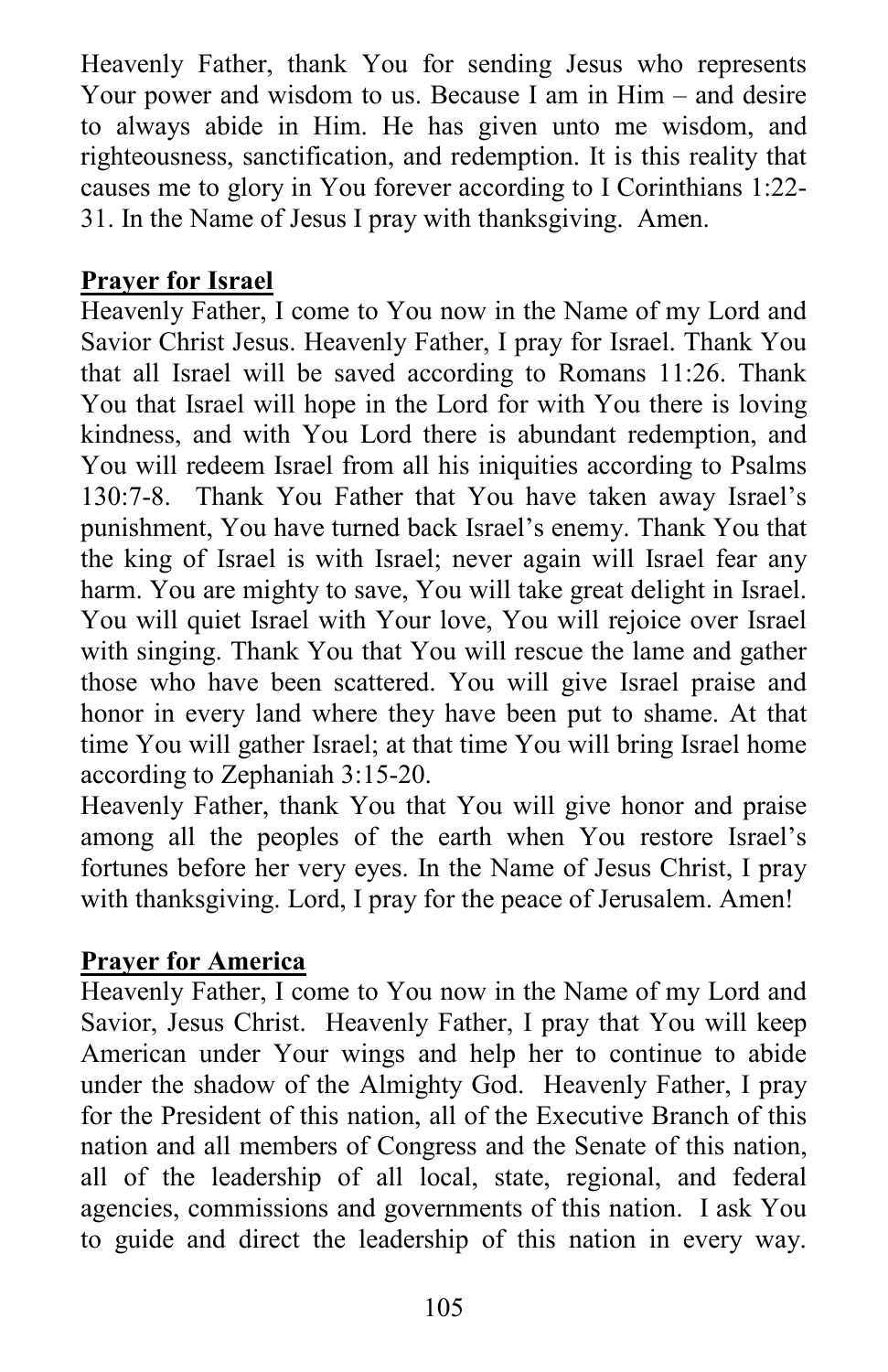Heavenly Father, thank You for sending Jesus who represents Your power and wisdom to us. Because I am in Him – and desire to always abide in Him. He has given unto me wisdom, and righteousness, sanctification, and redemption. It is this reality that causes me to glory in You forever according to I Corinthians 1:22-31. In the Name of Jesus I pray with thanksgiving. Amen.

**Prayer for Israel**

Heavenly Father, I come to You now in the Name of my Lord and Savior Christ Jesus. Heavenly Father, I pray for Israel. Thank You that all Israel will be saved according to Romans 11:26. Thank You that Israel will hope in the Lord for with You there is loving kindness, and with You Lord there is abundant redemption, and You will redeem Israel from all his iniquities according to Psalms 130:7-8. Thank You Father that You have taken away Israel's punishment, You have turned back Israel's enemy. Thank You that the king of Israel is with Israel; never again will Israel fear any harm. You are mighty to save, You will take great delight in Israel. You will quiet Israel with Your love, You will rejoice over Israel with singing. Thank You that You will rescue the lame and gather those who have been scattered. You will give Israel praise and honor in every land where they have been put to shame. At that time You will gather Israel; at that time You will bring Israel home according to Zephaniah 3:15-20.

Heavenly Father, thank You that You will give honor and praise among all the peoples of the earth when You restore Israel's fortunes before her very eyes. In the Name of Jesus Christ, I pray with thanksgiving. Lord, I pray for the peace of Jerusalem. Amen!

**Prayer for America**

Heavenly Father, I come to You now in the Name of my Lord and Savior, Jesus Christ. Heavenly Father, I pray that You will keep American under Your wings and help her to continue to abide under the shadow of the Almighty God. Heavenly Father, I pray for the President of this nation, all of the Executive Branch of this nation and all members of Congress and the Senate of this nation, all of the leadership of all local, state, regional, and federal agencies, commissions and governments of this nation. I ask You to guide and direct the leadership of this nation in every way.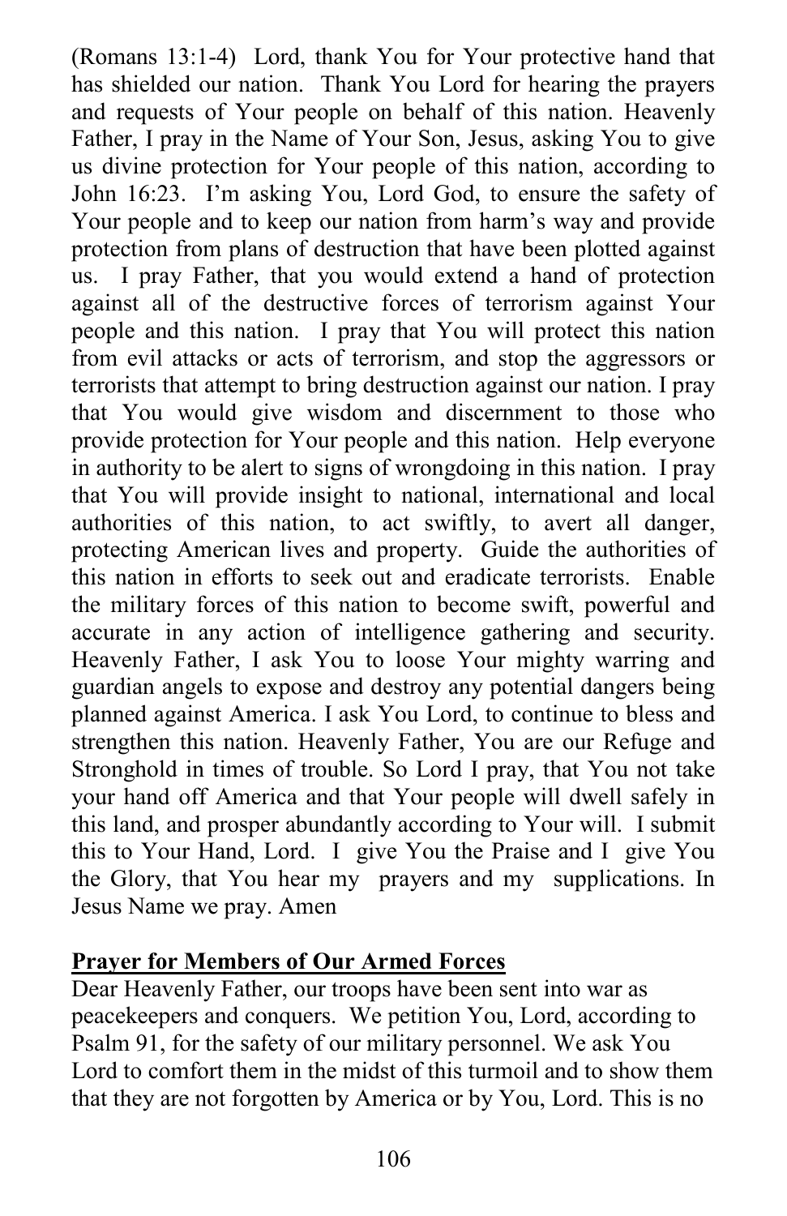(Romans 13:1-4) Lord, thank You for Your protective hand that has shielded our nation. Thank You Lord for hearing the prayers and requests of Your people on behalf of this nation. Heavenly Father, I pray in the Name of Your Son, Jesus, asking You to give us divine protection for Your people of this nation, according to John 16:23. I'm asking You, Lord God, to ensure the safety of Your people and to keep our nation from harm's way and provide protection from plans of destruction that have been plotted against us. I pray Father, that you would extend a hand of protection against all of the destructive forces of terrorism against Your people and this nation. I pray that You will protect this nation from evil attacks or acts of terrorism, and stop the aggressors or terrorists that attempt to bring destruction against our nation. I pray that You would give wisdom and discernment to those who provide protection for Your people and this nation. Help everyone in authority to be alert to signs of wrongdoing in this nation. I pray that You will provide insight to national, international and local authorities of this nation, to act swiftly, to avert all danger, protecting American lives and property. Guide the authorities of this nation in efforts to seek out and eradicate terrorists. Enable the military forces of this nation to become swift, powerful and accurate in any action of intelligence gathering and security. Heavenly Father, I ask You to loose Your mighty warring and guardian angels to expose and destroy any potential dangers being planned against America. I ask You Lord, to continue to bless and strengthen this nation. Heavenly Father, You are our Refuge and Stronghold in times of trouble. So Lord I pray, that You not take your hand off America and that Your people will dwell safely in this land, and prosper abundantly according to Your will. I submit this to Your Hand, Lord. I give You the Praise and I give You the Glory, that You hear my prayers and my supplications. In Jesus Name we pray. Amen

**Prayer for Members of Our Armed Forces**

Dear Heavenly Father, our troops have been sent into war as peacekeepers and conquers. We petition You, Lord, according to Psalm 91, for the safety of our military personnel. We ask You Lord to comfort them in the midst of this turmoil and to show them that they are not forgotten by America or by You, Lord. This is no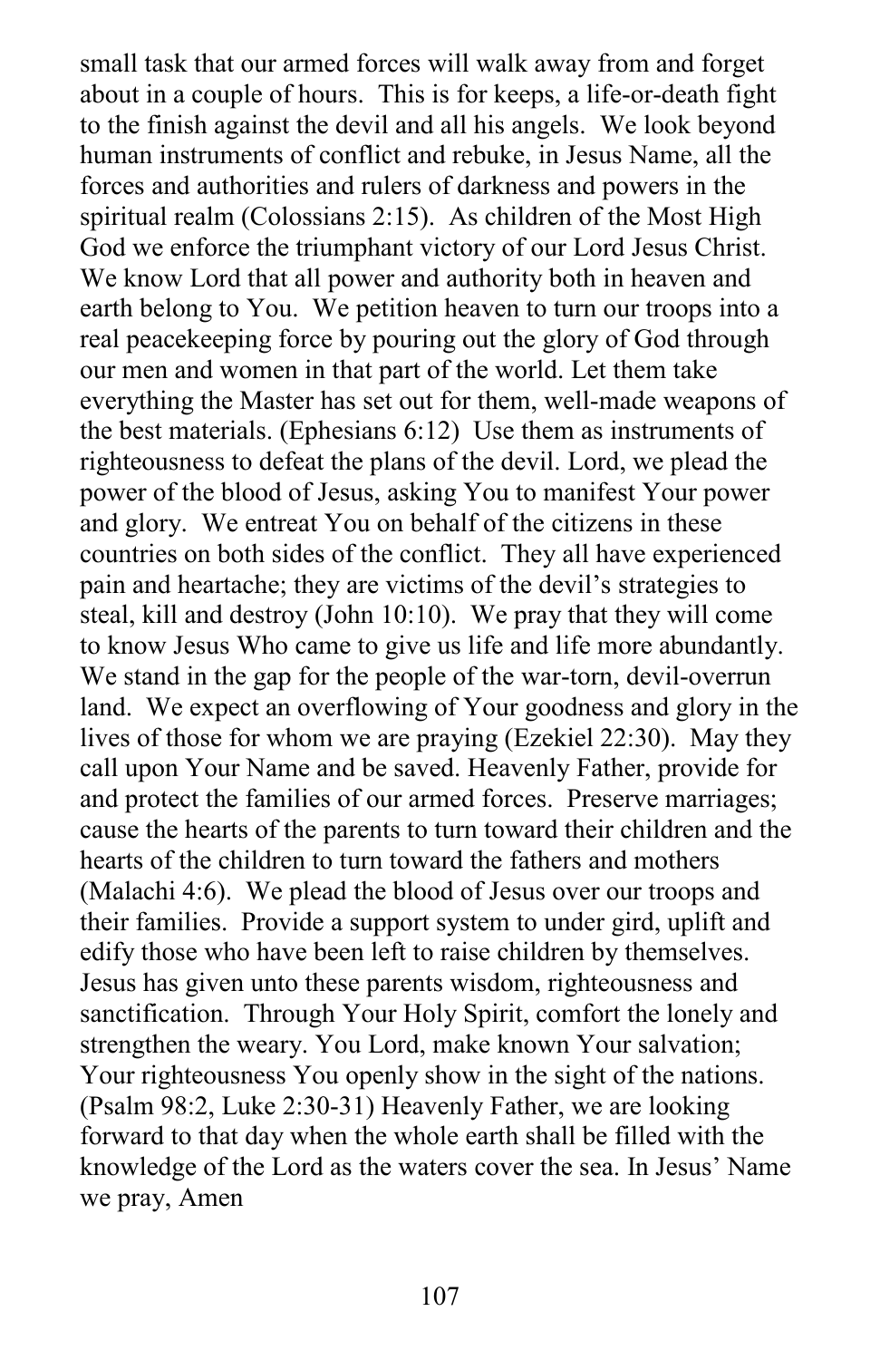small task that our armed forces will walk away from and forget about in a couple of hours. This is for keeps, a life-or-death fight to the finish against the devil and all his angels. We look beyond human instruments of conflict and rebuke, in Jesus Name, all the forces and authorities and rulers of darkness and powers in the spiritual realm (Colossians 2:15). As children of the Most High God we enforce the triumphant victory of our Lord Jesus Christ. We know Lord that all power and authority both in heaven and earth belong to You. We petition heaven to turn our troops into a real peacekeeping force by pouring out the glory of God through our men and women in that part of the world. Let them take everything the Master has set out for them, well-made weapons of the best materials. (Ephesians 6:12) Use them as instruments of righteousness to defeat the plans of the devil. Lord, we plead the power of the blood of Jesus, asking You to manifest Your power and glory. We entreat You on behalf of the citizens in these countries on both sides of the conflict. They all have experienced pain and heartache; they are victims of the devil's strategies to steal, kill and destroy (John 10:10). We pray that they will come to know Jesus Who came to give us life and life more abundantly. We stand in the gap for the people of the war-torn, devil-overrun land. We expect an overflowing of Your goodness and glory in the lives of those for whom we are praying (Ezekiel 22:30). May they call upon Your Name and be saved. Heavenly Father, provide for and protect the families of our armed forces. Preserve marriages; cause the hearts of the parents to turn toward their children and the hearts of the children to turn toward the fathers and mothers (Malachi 4:6). We plead the blood of Jesus over our troops and their families. Provide a support system to under gird, uplift and edify those who have been left to raise children by themselves. Jesus has given unto these parents wisdom, righteousness and sanctification. Through Your Holy Spirit, comfort the lonely and strengthen the weary. You Lord, make known Your salvation; Your righteousness You openly show in the sight of the nations. (Psalm 98:2, Luke 2:30-31) Heavenly Father, we are looking forward to that day when the whole earth shall be filled with the knowledge of the Lord as the waters cover the sea. In Jesus' Name we pray, Amen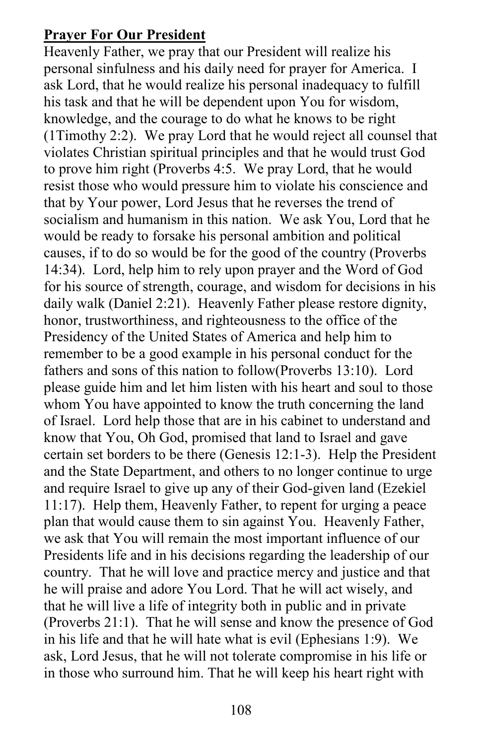**Prayer For Our President**

Heavenly Father, we pray that our President will realize his personal sinfulness and his daily need for prayer for America. I ask Lord, that he would realize his personal inadequacy to fulfill his task and that he will be dependent upon You for wisdom, knowledge, and the courage to do what he knows to be right (1Timothy 2:2). We pray Lord that he would reject all counsel that violates Christian spiritual principles and that he would trust God to prove him right (Proverbs 4:5. We pray Lord, that he would resist those who would pressure him to violate his conscience and that by Your power, Lord Jesus that he reverses the trend of socialism and humanism in this nation. We ask You, Lord that he would be ready to forsake his personal ambition and political causes, if to do so would be for the good of the country (Proverbs 14:34). Lord, help him to rely upon prayer and the Word of God for his source of strength, courage, and wisdom for decisions in his daily walk (Daniel 2:21). Heavenly Father please restore dignity, honor, trustworthiness, and righteousness to the office of the Presidency of the United States of America and help him to remember to be a good example in his personal conduct for the fathers and sons of this nation to follow(Proverbs 13:10). Lord please guide him and let him listen with his heart and soul to those whom You have appointed to know the truth concerning the land of Israel. Lord help those that are in his cabinet to understand and know that You, Oh God, promised that land to Israel and gave certain set borders to be there (Genesis 12:1-3). Help the President and the State Department, and others to no longer continue to urge and require Israel to give up any of their God-given land (Ezekiel 11:17). Help them, Heavenly Father, to repent for urging a peace plan that would cause them to sin against You. Heavenly Father, we ask that You will remain the most important influence of our Presidents life and in his decisions regarding the leadership of our country. That he will love and practice mercy and justice and that he will praise and adore You Lord. That he will act wisely, and that he will live a life of integrity both in public and in private (Proverbs 21:1). That he will sense and know the presence of God in his life and that he will hate what is evil (Ephesians 1:9). We ask, Lord Jesus, that he will not tolerate compromise in his life or in those who surround him. That he will keep his heart right with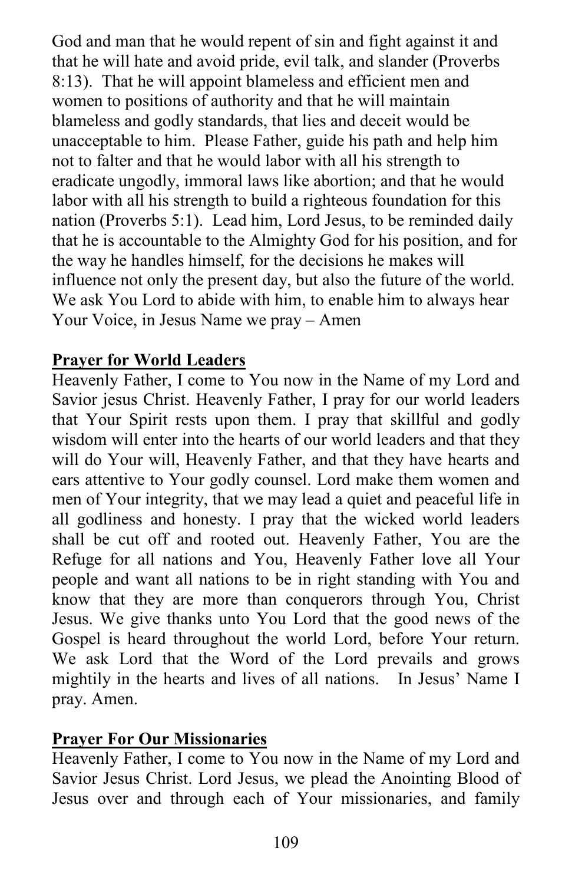God and man that he would repent of sin and fight against it and that he will hate and avoid pride, evil talk, and slander (Proverbs 8:13). That he will appoint blameless and efficient men and women to positions of authority and that he will maintain blameless and godly standards, that lies and deceit would be unacceptable to him. Please Father, guide his path and help him not to falter and that he would labor with all his strength to eradicate ungodly, immoral laws like abortion; and that he would labor with all his strength to build a righteous foundation for this nation (Proverbs 5:1). Lead him, Lord Jesus, to be reminded daily that he is accountable to the Almighty God for his position, and for the way he handles himself, for the decisions he makes will influence not only the present day, but also the future of the world. We ask You Lord to abide with him, to enable him to always hear Your Voice, in Jesus Name we pray – Amen

**Prayer for World Leaders**

Heavenly Father, I come to You now in the Name of my Lord and Savior jesus Christ. Heavenly Father, I pray for our world leaders that Your Spirit rests upon them. I pray that skillful and godly wisdom will enter into the hearts of our world leaders and that they will do Your will, Heavenly Father, and that they have hearts and ears attentive to Your godly counsel. Lord make them women and men of Your integrity, that we may lead a quiet and peaceful life in all godliness and honesty. I pray that the wicked world leaders shall be cut off and rooted out. Heavenly Father, You are the Refuge for all nations and You, Heavenly Father love all Your people and want all nations to be in right standing with You and know that they are more than conquerors through You, Christ Jesus. We give thanks unto You Lord that the good news of the Gospel is heard throughout the world Lord, before Your return. We ask Lord that the Word of the Lord prevails and grows mightily in the hearts and lives of all nations. In Jesus' Name I pray. Amen.

**Prayer For Our Missionaries**

Heavenly Father, I come to You now in the Name of my Lord and Savior Jesus Christ. Lord Jesus, we plead the Anointing Blood of Jesus over and through each of Your missionaries, and family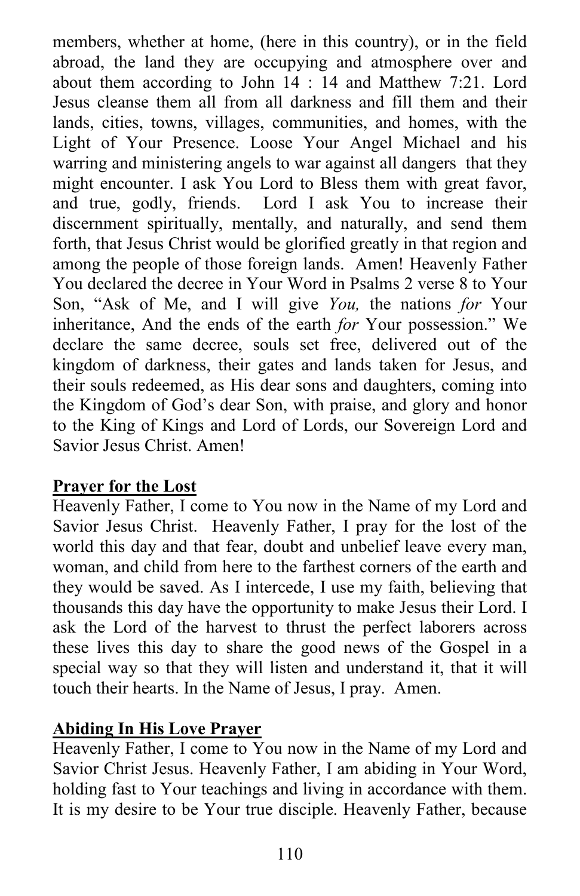members, whether at home, (here in this country), or in the field abroad, the land they are occupying and atmosphere over and about them according to John 14 : 14 and Matthew 7:21. Lord Jesus cleanse them all from all darkness and fill them and their lands, cities, towns, villages, communities, and homes, with the Light of Your Presence. Loose Your Angel Michael and his warring and ministering angels to war against all dangers that they might encounter. I ask You Lord to Bless them with great favor, and true, godly, friends. Lord I ask You to increase their discernment spiritually, mentally, and naturally, and send them forth, that Jesus Christ would be glorified greatly in that region and among the people of those foreign lands. Amen! Heavenly Father You declared the decree in Your Word in Psalms 2 verse 8 to Your Son, "Ask of Me, and I will give *You,* the nations *for* Your inheritance, And the ends of the earth *for* Your possession." We declare the same decree, souls set free, delivered out of the kingdom of darkness, their gates and lands taken for Jesus, and their souls redeemed, as His dear sons and daughters, coming into the Kingdom of God's dear Son, with praise, and glory and honor to the King of Kings and Lord of Lords, our Sovereign Lord and Savior Jesus Christ. Amen!

**Prayer for the Lost**

Heavenly Father, I come to You now in the Name of my Lord and Savior Jesus Christ. Heavenly Father, I pray for the lost of the world this day and that fear, doubt and unbelief leave every man, woman, and child from here to the farthest corners of the earth and they would be saved. As I intercede, I use my faith, believing that thousands this day have the opportunity to make Jesus their Lord. I ask the Lord of the harvest to thrust the perfect laborers across these lives this day to share the good news of the Gospel in a special way so that they will listen and understand it, that it will touch their hearts. In the Name of Jesus, I pray. Amen.

**Abiding In His Love Prayer**

Heavenly Father, I come to You now in the Name of my Lord and Savior Christ Jesus. Heavenly Father, I am abiding in Your Word, holding fast to Your teachings and living in accordance with them. It is my desire to be Your true disciple. Heavenly Father, because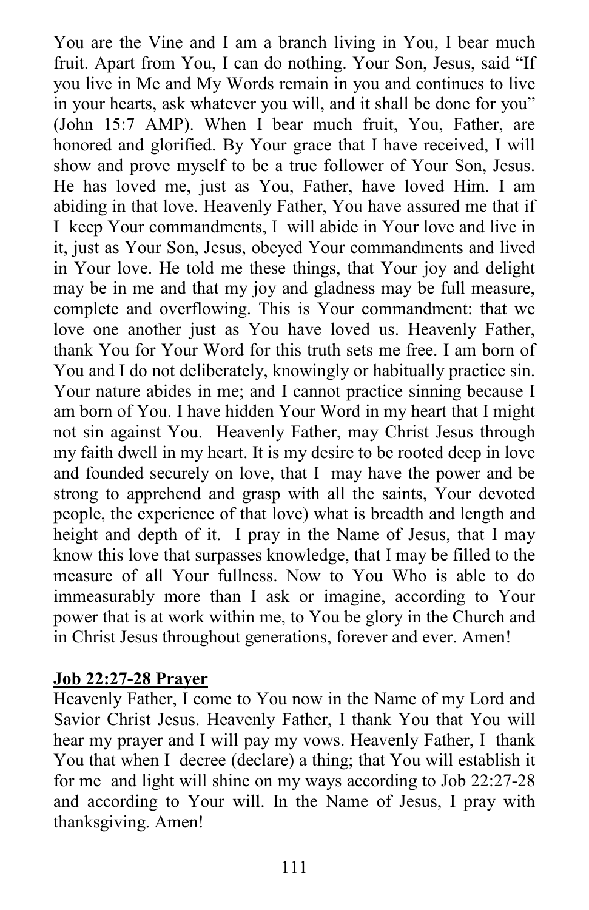You are the Vine and I am a branch living in You, I bear much fruit. Apart from You, I can do nothing. Your Son, Jesus, said "If you live in Me and My Words remain in you and continues to live in your hearts, ask whatever you will, and it shall be done for you" (John 15:7 AMP). When I bear much fruit, You, Father, are honored and glorified. By Your grace that I have received, I will show and prove myself to be a true follower of Your Son, Jesus. He has loved me, just as You, Father, have loved Him. I am abiding in that love. Heavenly Father, You have assured me that if I keep Your commandments, I will abide in Your love and live in it, just as Your Son, Jesus, obeyed Your commandments and lived in Your love. He told me these things, that Your joy and delight may be in me and that my joy and gladness may be full measure, complete and overflowing. This is Your commandment: that we love one another just as You have loved us. Heavenly Father, thank You for Your Word for this truth sets me free. I am born of You and I do not deliberately, knowingly or habitually practice sin. Your nature abides in me; and I cannot practice sinning because I am born of You. I have hidden Your Word in my heart that I might not sin against You. Heavenly Father, may Christ Jesus through my faith dwell in my heart. It is my desire to be rooted deep in love and founded securely on love, that I may have the power and be strong to apprehend and grasp with all the saints, Your devoted people, the experience of that love) what is breadth and length and height and depth of it. I pray in the Name of Jesus, that I may know this love that surpasses knowledge, that I may be filled to the measure of all Your fullness. Now to You Who is able to do immeasurably more than I ask or imagine, according to Your power that is at work within me, to You be glory in the Church and in Christ Jesus throughout generations, forever and ever. Amen!

**Job 22:27-28 Prayer**

Heavenly Father, I come to You now in the Name of my Lord and Savior Christ Jesus. Heavenly Father, I thank You that You will hear my prayer and I will pay my vows. Heavenly Father, I thank You that when I decree (declare) a thing; that You will establish it for me and light will shine on my ways according to Job 22:27-28 and according to Your will. In the Name of Jesus, I pray with thanksgiving. Amen!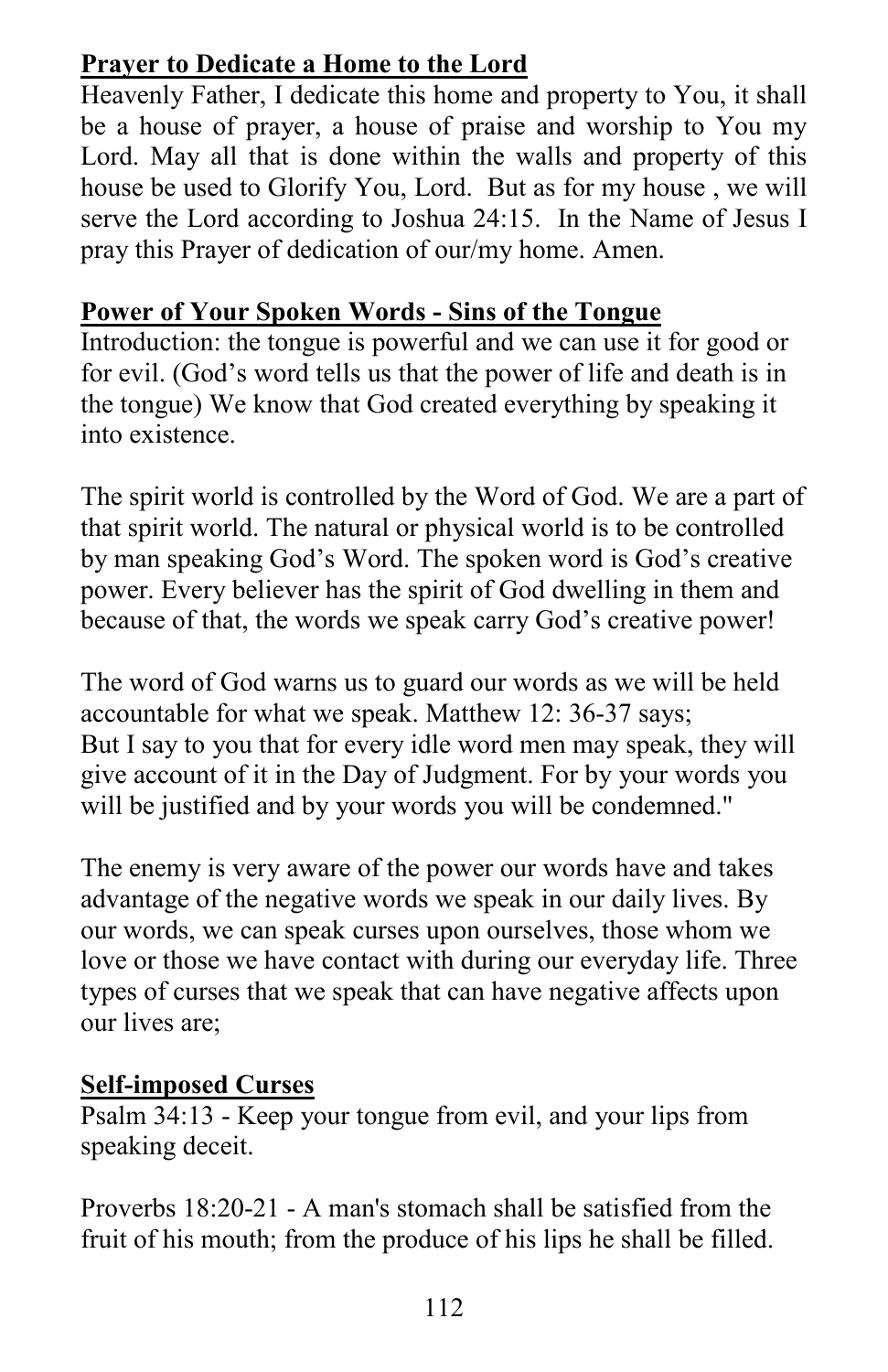**Prayer to Dedicate a Home to the Lord**

Heavenly Father, I dedicate this home and property to You, it shall be a house of prayer, a house of praise and worship to You my Lord. May all that is done within the walls and property of this house be used to Glorify You, Lord. But as for my house , we will serve the Lord according to Joshua 24:15. In the Name of Jesus I pray this Prayer of dedication of our/my home. Amen.

**Power of Your Spoken Words - Sins of the Tongue**

Introduction: the tongue is powerful and we can use it for good or for evil. (God's word tells us that the power of life and death is in the tongue) We know that God created everything by speaking it into existence.

The spirit world is controlled by the Word of God. We are a part of that spirit world. The natural or physical world is to be controlled by man speaking God's Word. The spoken word is God's creative power. Every believer has the spirit of God dwelling in them and because of that, the words we speak carry God's creative power!

The word of God warns us to guard our words as we will be held accountable for what we speak. Matthew 12: 36-37 says;
But I say to you that for every idle word men may speak, they will give account of it in the Day of Judgment. For by your words you will be justified and by your words you will be condemned."

The enemy is very aware of the power our words have and takes advantage of the negative words we speak in our daily lives. By our words, we can speak curses upon ourselves, those whom we love or those we have contact with during our everyday life. Three types of curses that we speak that can have negative affects upon our lives are;

**Self-imposed Curses**

Psalm 34:13 - Keep your tongue from evil, and your lips from speaking deceit.

Proverbs 18:20-21 - A man's stomach shall be satisfied from the fruit of his mouth; from the produce of his lips he shall be filled.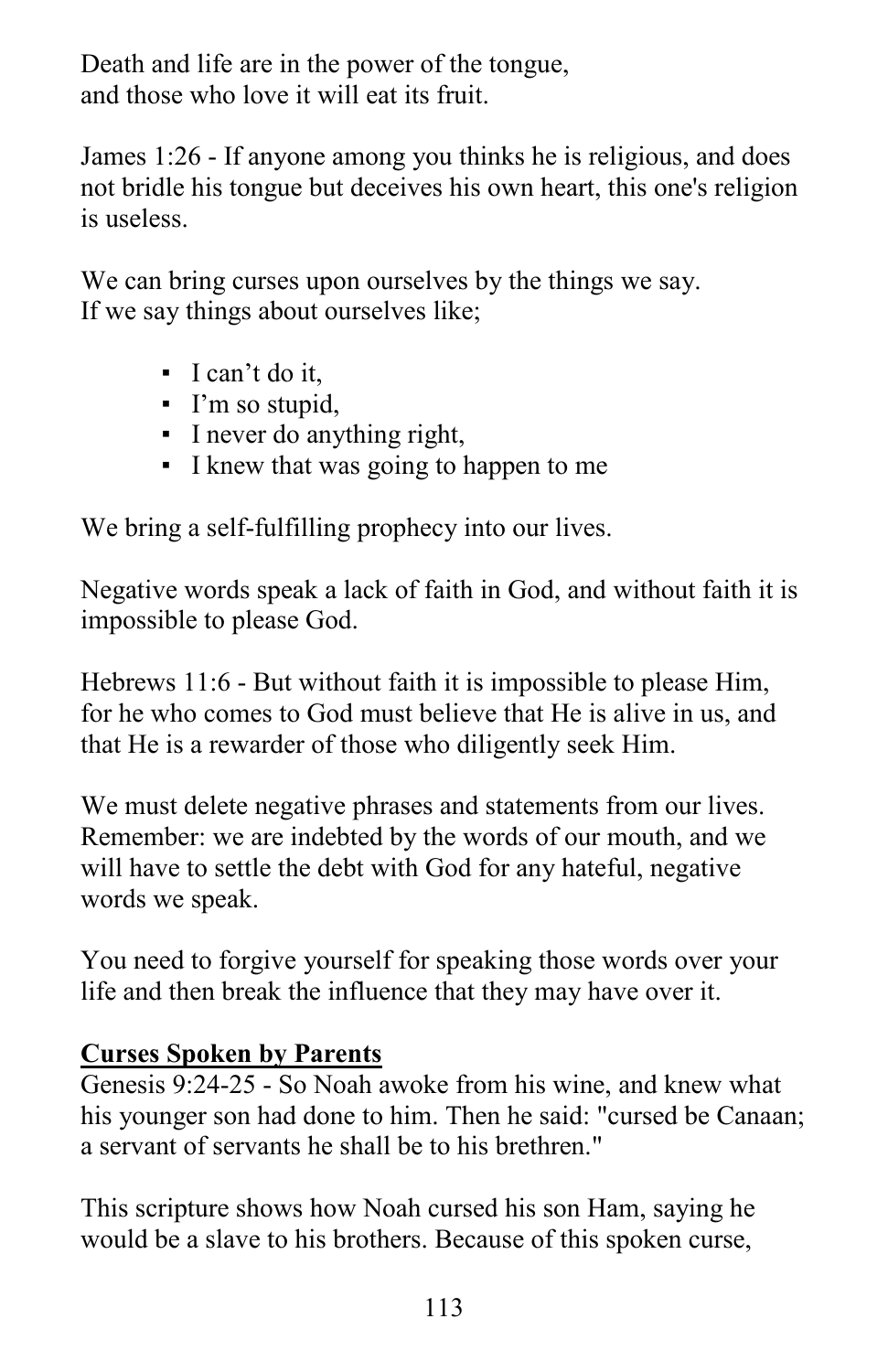Death and life are in the power of the tongue,
and those who love it will eat its fruit.

James 1:26 - If anyone among you thinks he is religious, and does not bridle his tongue but deceives his own heart, this one's religion is useless.

We can bring curses upon ourselves by the things we say.
If we say things about ourselves like;

- I can't do it,
- I'm so stupid,
- I never do anything right,
- I knew that was going to happen to me

We bring a self-fulfilling prophecy into our lives.

Negative words speak a lack of faith in God, and without faith it is impossible to please God.

Hebrews 11:6 - But without faith it is impossible to please Him, for he who comes to God must believe that He is alive in us, and that He is a rewarder of those who diligently seek Him.

We must delete negative phrases and statements from our lives. Remember: we are indebted by the words of our mouth, and we will have to settle the debt with God for any hateful, negative words we speak.

You need to forgive yourself for speaking those words over your life and then break the influence that they may have over it.

**Curses Spoken by Parents**

Genesis 9:24-25 - So Noah awoke from his wine, and knew what his younger son had done to him. Then he said: "cursed be Canaan; a servant of servants he shall be to his brethren."

This scripture shows how Noah cursed his son Ham, saying he would be a slave to his brothers. Because of this spoken curse,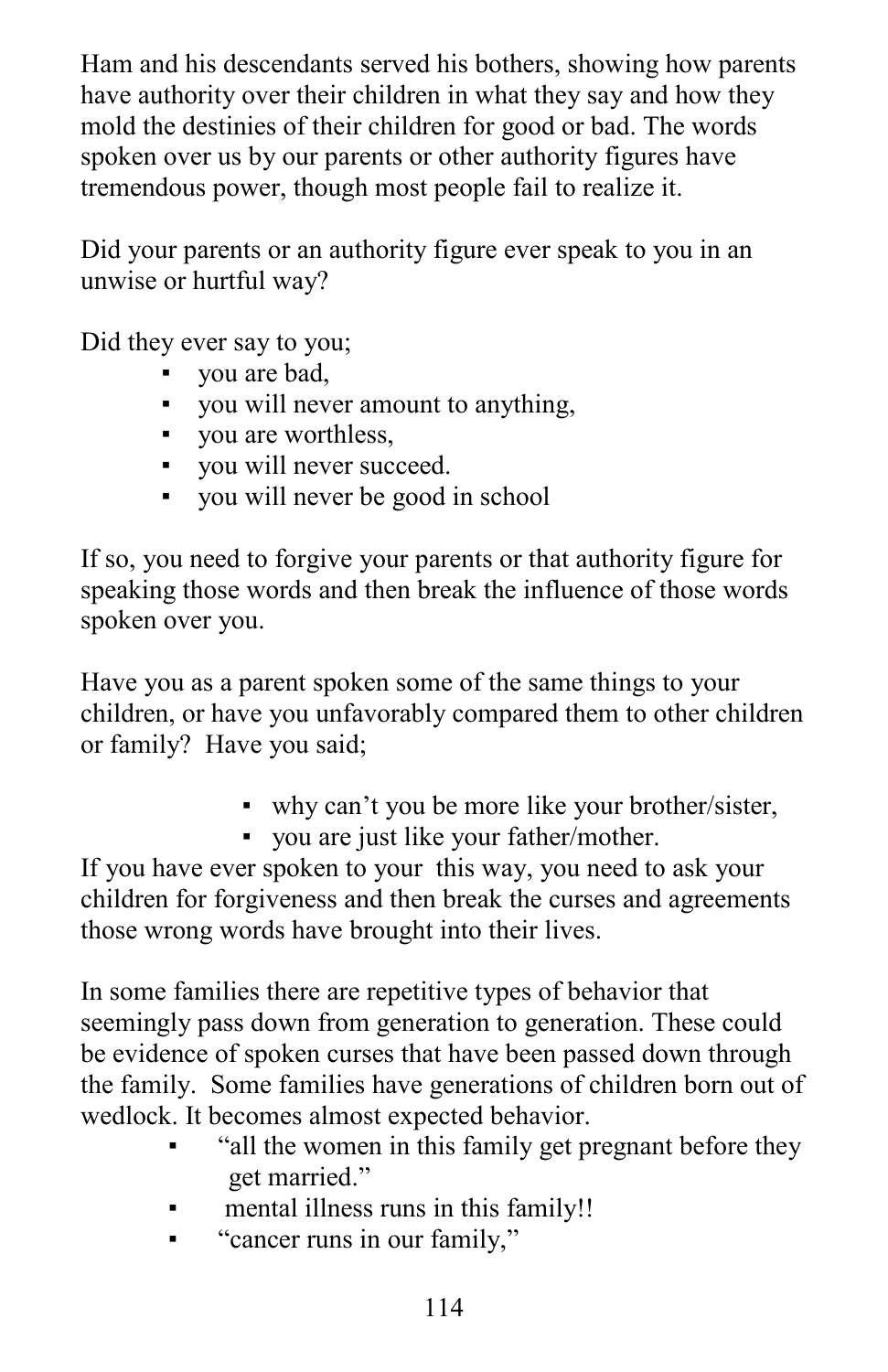Ham and his descendants served his bothers, showing how parents have authority over their children in what they say and how they mold the destinies of their children for good or bad. The words spoken over us by our parents or other authority figures have tremendous power, though most people fail to realize it.

Did your parents or an authority figure ever speak to you in an unwise or hurtful way?

Did they ever say to you;

- you are bad,
- you will never amount to anything,
- you are worthless,
- you will never succeed.
- you will never be good in school

If so, you need to forgive your parents or that authority figure for speaking those words and then break the influence of those words spoken over you.

Have you as a parent spoken some of the same things to your children, or have you unfavorably compared them to other children or family? Have you said;

- why can't you be more like your brother/sister,
- you are just like your father/mother.

If you have ever spoken to your this way, you need to ask your children for forgiveness and then break the curses and agreements those wrong words have brought into their lives.

In some families there are repetitive types of behavior that seemingly pass down from generation to generation. These could be evidence of spoken curses that have been passed down through the family. Some families have generations of children born out of wedlock. It becomes almost expected behavior.

- "all the women in this family get pregnant before they get married."
- mental illness runs in this family!!
- "cancer runs in our family,"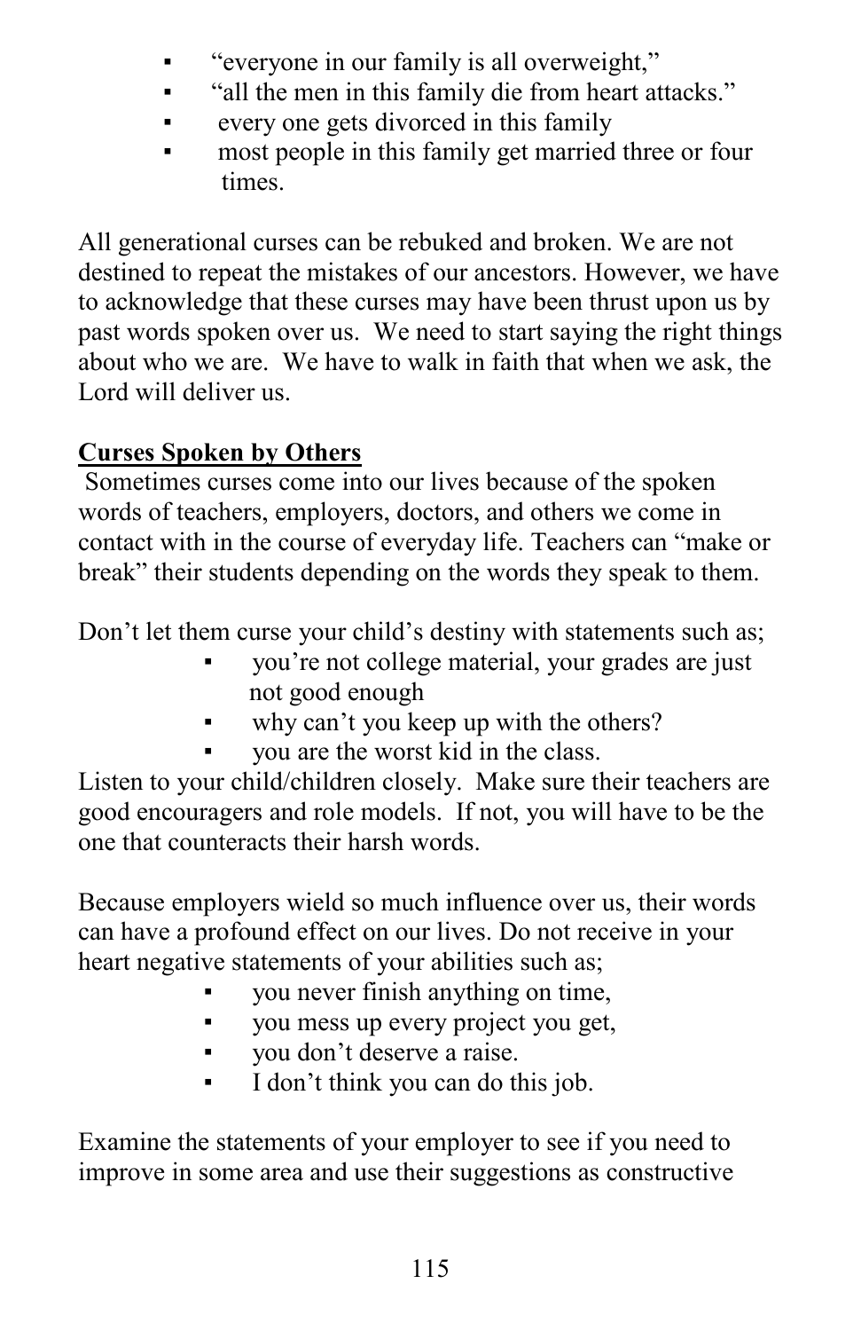- "everyone in our family is all overweight,"
- "all the men in this family die from heart attacks."
- every one gets divorced in this family
- most people in this family get married three or four times.

All generational curses can be rebuked and broken. We are not destined to repeat the mistakes of our ancestors. However, we have to acknowledge that these curses may have been thrust upon us by past words spoken over us. We need to start saying the right things about who we are. We have to walk in faith that when we ask, the Lord will deliver us.

**Curses Spoken by Others**

Sometimes curses come into our lives because of the spoken words of teachers, employers, doctors, and others we come in contact with in the course of everyday life. Teachers can "make or break" their students depending on the words they speak to them.

Don't let them curse your child's destiny with statements such as;

- you're not college material, your grades are just not good enough
- why can't you keep up with the others?
- you are the worst kid in the class.

Listen to your child/children closely. Make sure their teachers are good encouragers and role models. If not, you will have to be the one that counteracts their harsh words.

Because employers wield so much influence over us, their words can have a profound effect on our lives. Do not receive in your heart negative statements of your abilities such as;

- you never finish anything on time,
- you mess up every project you get,
- you don't deserve a raise.
- I don't think you can do this job.

Examine the statements of your employer to see if you need to improve in some area and use their suggestions as constructive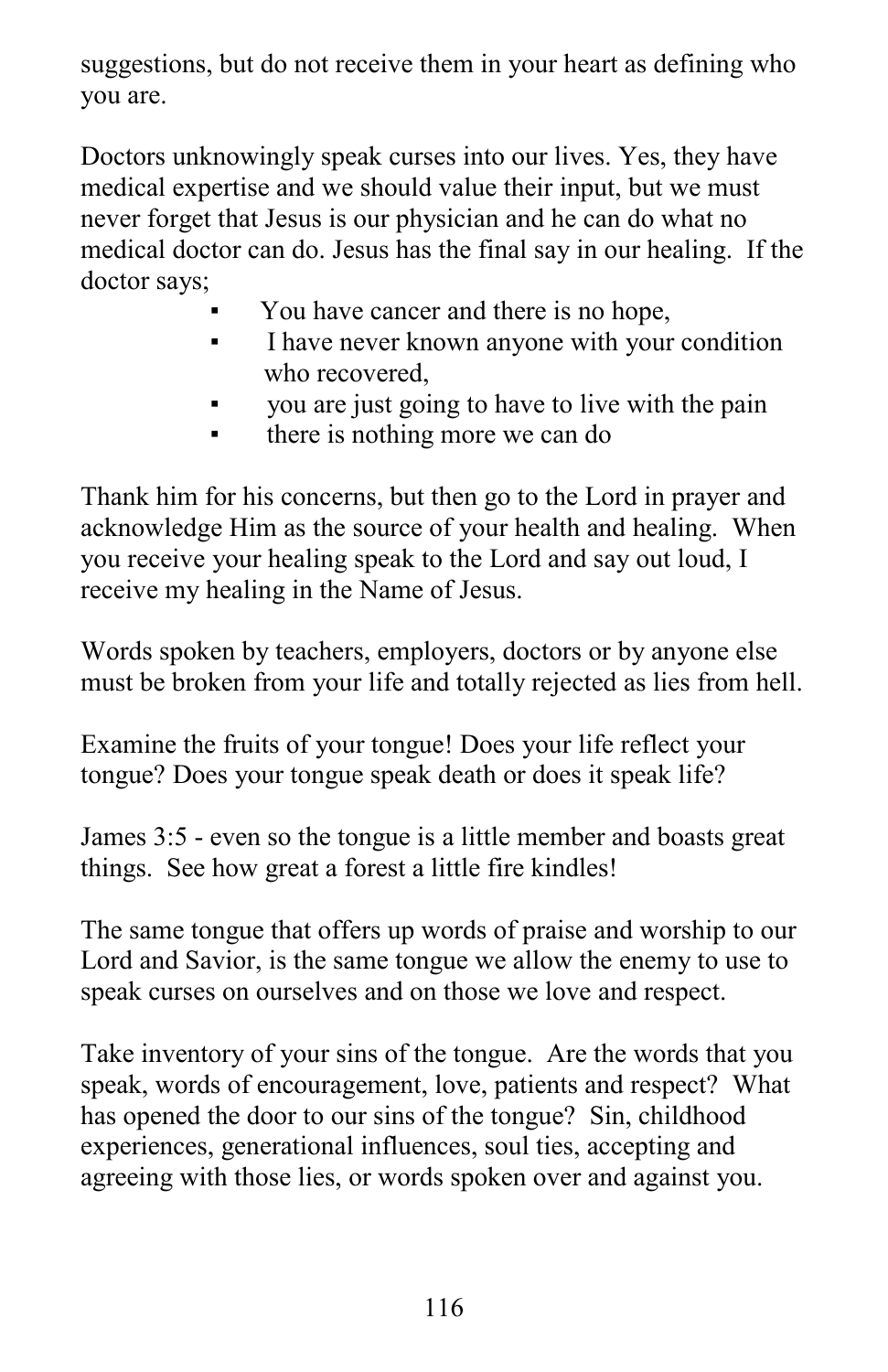suggestions, but do not receive them in your heart as defining who you are.

Doctors unknowingly speak curses into our lives. Yes, they have medical expertise and we should value their input, but we must never forget that Jesus is our physician and he can do what no medical doctor can do. Jesus has the final say in our healing. If the doctor says;

- You have cancer and there is no hope,
- I have never known anyone with your condition who recovered,
- you are just going to have to live with the pain
- there is nothing more we can do

Thank him for his concerns, but then go to the Lord in prayer and acknowledge Him as the source of your health and healing. When you receive your healing speak to the Lord and say out loud, I receive my healing in the Name of Jesus.

Words spoken by teachers, employers, doctors or by anyone else must be broken from your life and totally rejected as lies from hell.

Examine the fruits of your tongue! Does your life reflect your tongue? Does your tongue speak death or does it speak life?

James 3:5 - even so the tongue is a little member and boasts great things. See how great a forest a little fire kindles!

The same tongue that offers up words of praise and worship to our Lord and Savior, is the same tongue we allow the enemy to use to speak curses on ourselves and on those we love and respect.

Take inventory of your sins of the tongue. Are the words that you speak, words of encouragement, love, patients and respect? What has opened the door to our sins of the tongue? Sin, childhood experiences, generational influences, soul ties, accepting and agreeing with those lies, or words spoken over and against you.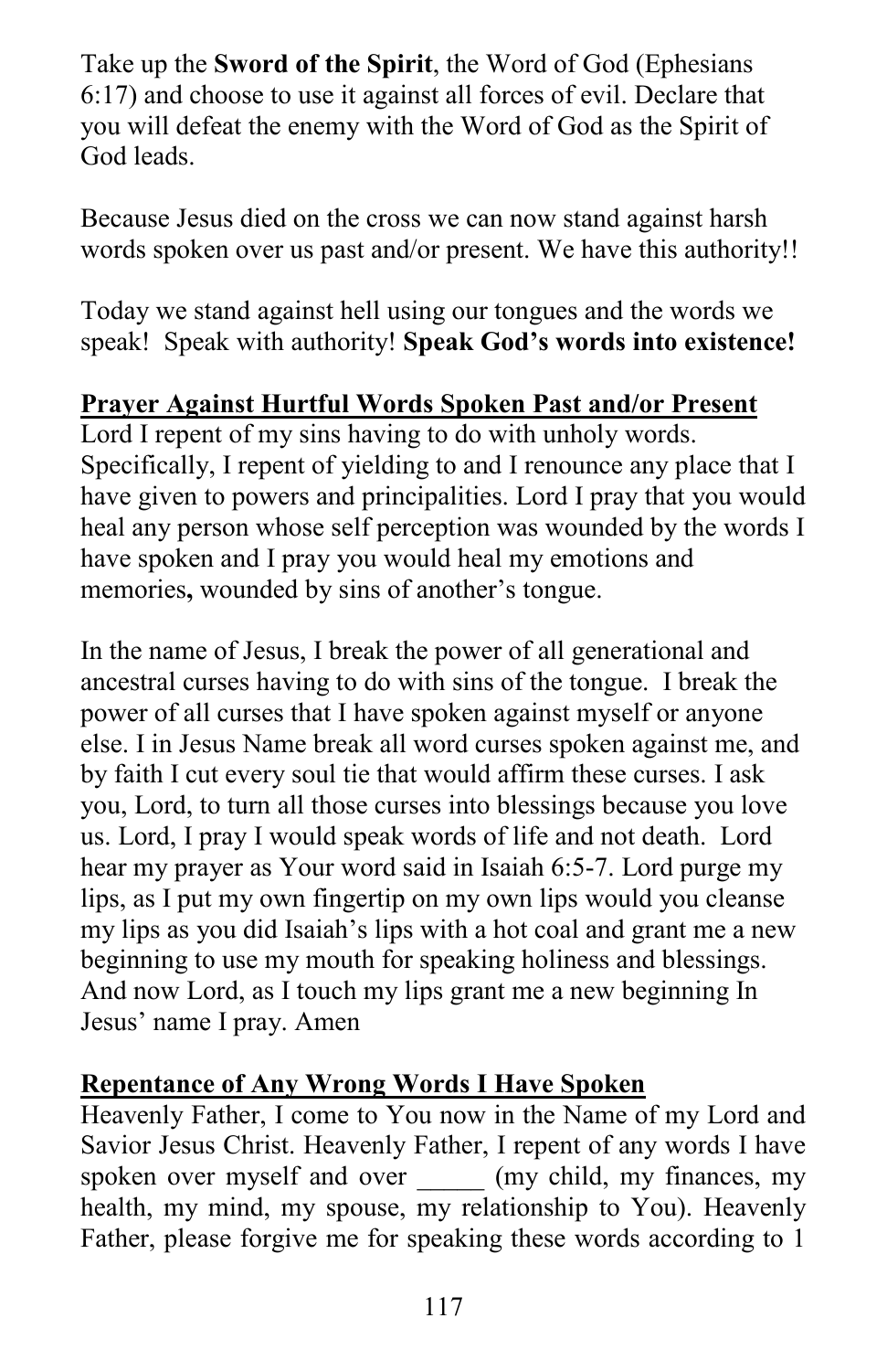Take up the **Sword of the Spirit**, the Word of God (Ephesians 6:17) and choose to use it against all forces of evil. Declare that you will defeat the enemy with the Word of God as the Spirit of God leads.

Because Jesus died on the cross we can now stand against harsh words spoken over us past and/or present. We have this authority!!

Today we stand against hell using our tongues and the words we speak! Speak with authority! **Speak God's words into existence!**

**Prayer Against Hurtful Words Spoken Past and/or Present**

Lord I repent of my sins having to do with unholy words. Specifically, I repent of yielding to and I renounce any place that I have given to powers and principalities. Lord I pray that you would heal any person whose self perception was wounded by the words I have spoken and I pray you would heal my emotions and memories**,** wounded by sins of another's tongue.

In the name of Jesus, I break the power of all generational and ancestral curses having to do with sins of the tongue. I break the power of all curses that I have spoken against myself or anyone else. I in Jesus Name break all word curses spoken against me, and by faith I cut every soul tie that would affirm these curses. I ask you, Lord, to turn all those curses into blessings because you love us. Lord, I pray I would speak words of life and not death. Lord hear my prayer as Your word said in Isaiah 6:5-7. Lord purge my lips, as I put my own fingertip on my own lips would you cleanse my lips as you did Isaiah's lips with a hot coal and grant me a new beginning to use my mouth for speaking holiness and blessings. And now Lord, as I touch my lips grant me a new beginning In Jesus' name I pray. Amen

**Repentance of Any Wrong Words I Have Spoken**

Heavenly Father, I come to You now in the Name of my Lord and Savior Jesus Christ. Heavenly Father, I repent of any words I have spoken over myself and over _____ (my child, my finances, my health, my mind, my spouse, my relationship to You). Heavenly Father, please forgive me for speaking these words according to 1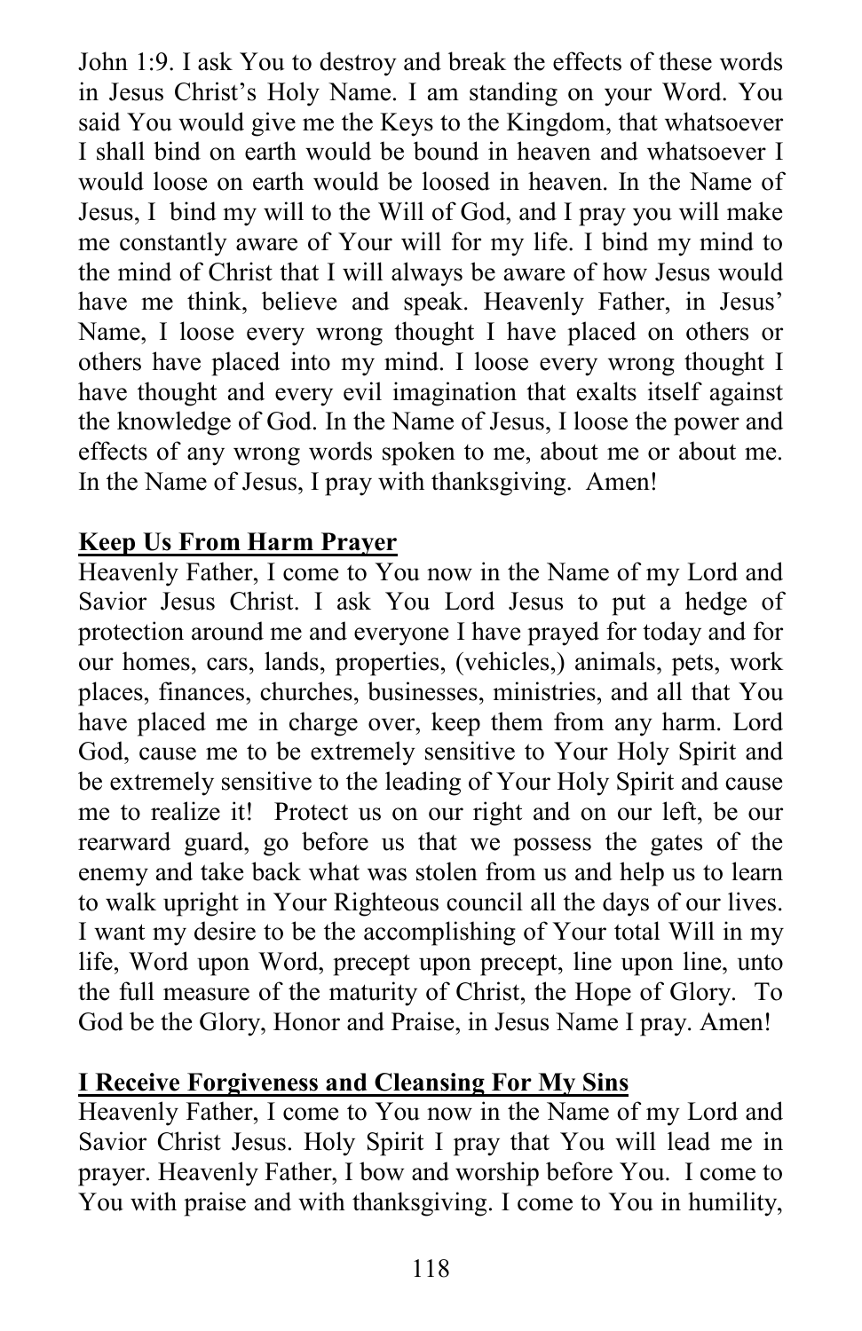John 1:9. I ask You to destroy and break the effects of these words in Jesus Christ's Holy Name. I am standing on your Word. You said You would give me the Keys to the Kingdom, that whatsoever I shall bind on earth would be bound in heaven and whatsoever I would loose on earth would be loosed in heaven. In the Name of Jesus, I bind my will to the Will of God, and I pray you will make me constantly aware of Your will for my life. I bind my mind to the mind of Christ that I will always be aware of how Jesus would have me think, believe and speak. Heavenly Father, in Jesus' Name, I loose every wrong thought I have placed on others or others have placed into my mind. I loose every wrong thought I have thought and every evil imagination that exalts itself against the knowledge of God. In the Name of Jesus, I loose the power and effects of any wrong words spoken to me, about me or about me. In the Name of Jesus, I pray with thanksgiving. Amen!

**<u>Keep Us From Harm Prayer</u>**

Heavenly Father, I come to You now in the Name of my Lord and Savior Jesus Christ. I ask You Lord Jesus to put a hedge of protection around me and everyone I have prayed for today and for our homes, cars, lands, properties, (vehicles,) animals, pets, work places, finances, churches, businesses, ministries, and all that You have placed me in charge over, keep them from any harm. Lord God, cause me to be extremely sensitive to Your Holy Spirit and be extremely sensitive to the leading of Your Holy Spirit and cause me to realize it! Protect us on our right and on our left, be our rearward guard, go before us that we possess the gates of the enemy and take back what was stolen from us and help us to learn to walk upright in Your Righteous council all the days of our lives. I want my desire to be the accomplishing of Your total Will in my life, Word upon Word, precept upon precept, line upon line, unto the full measure of the maturity of Christ, the Hope of Glory. To God be the Glory, Honor and Praise, in Jesus Name I pray. Amen!

**<u>I Receive Forgiveness and Cleansing For My Sins</u>**

Heavenly Father, I come to You now in the Name of my Lord and Savior Christ Jesus. Holy Spirit I pray that You will lead me in prayer. Heavenly Father, I bow and worship before You. I come to You with praise and with thanksgiving. I come to You in humility,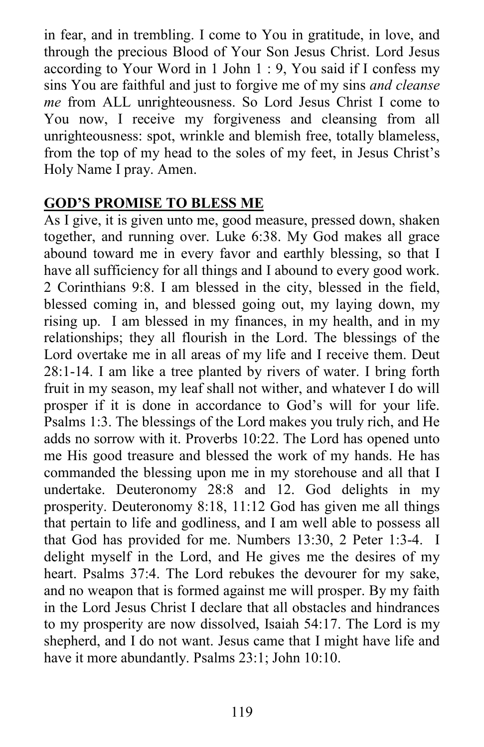in fear, and in trembling. I come to You in gratitude, in love, and through the precious Blood of Your Son Jesus Christ. Lord Jesus according to Your Word in 1 John 1 : 9, You said if I confess my sins You are faithful and just to forgive me of my sins *and cleanse me* from ALL unrighteousness. So Lord Jesus Christ I come to You now, I receive my forgiveness and cleansing from all unrighteousness: spot, wrinkle and blemish free, totally blameless, from the top of my head to the soles of my feet, in Jesus Christ's Holy Name I pray. Amen.

**GOD'S PROMISE TO BLESS ME**

As I give, it is given unto me, good measure, pressed down, shaken together, and running over. Luke 6:38. My God makes all grace abound toward me in every favor and earthly blessing, so that I have all sufficiency for all things and I abound to every good work. 2 Corinthians 9:8. I am blessed in the city, blessed in the field, blessed coming in, and blessed going out, my laying down, my rising up. I am blessed in my finances, in my health, and in my relationships; they all flourish in the Lord. The blessings of the Lord overtake me in all areas of my life and I receive them. Deut 28:1-14. I am like a tree planted by rivers of water. I bring forth fruit in my season, my leaf shall not wither, and whatever I do will prosper if it is done in accordance to God's will for your life. Psalms 1:3. The blessings of the Lord makes you truly rich, and He adds no sorrow with it. Proverbs 10:22. The Lord has opened unto me His good treasure and blessed the work of my hands. He has commanded the blessing upon me in my storehouse and all that I undertake. Deuteronomy 28:8 and 12. God delights in my prosperity. Deuteronomy 8:18, 11:12 God has given me all things that pertain to life and godliness, and I am well able to possess all that God has provided for me. Numbers 13:30, 2 Peter 1:3-4. I delight myself in the Lord, and He gives me the desires of my heart. Psalms 37:4. The Lord rebukes the devourer for my sake, and no weapon that is formed against me will prosper. By my faith in the Lord Jesus Christ I declare that all obstacles and hindrances to my prosperity are now dissolved, Isaiah 54:17. The Lord is my shepherd, and I do not want. Jesus came that I might have life and have it more abundantly. Psalms 23:1; John 10:10.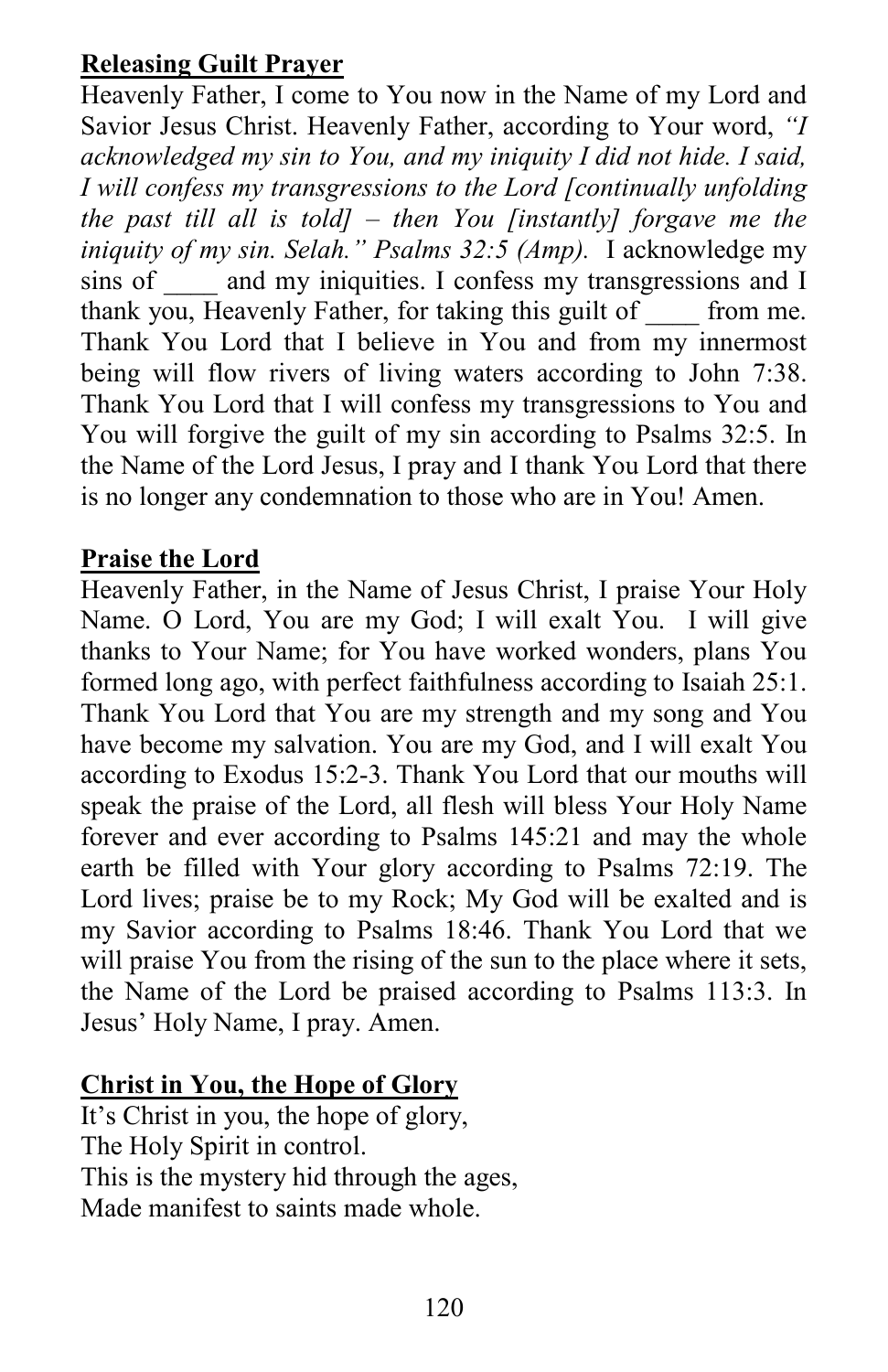**Releasing Guilt Prayer**

Heavenly Father, I come to You now in the Name of my Lord and Savior Jesus Christ. Heavenly Father, according to Your word, *"I acknowledged my sin to You, and my iniquity I did not hide. I said, I will confess my transgressions to the Lord [continually unfolding the past till all is told] – then You [instantly] forgave me the iniquity of my sin. Selah." Psalms 32:5 (Amp).* I acknowledge my sins of ____ and my iniquities. I confess my transgressions and I thank you, Heavenly Father, for taking this guilt of ____ from me. Thank You Lord that I believe in You and from my innermost being will flow rivers of living waters according to John 7:38. Thank You Lord that I will confess my transgressions to You and You will forgive the guilt of my sin according to Psalms 32:5. In the Name of the Lord Jesus, I pray and I thank You Lord that there is no longer any condemnation to those who are in You! Amen.

**Praise the Lord**

Heavenly Father, in the Name of Jesus Christ, I praise Your Holy Name. O Lord, You are my God; I will exalt You. I will give thanks to Your Name; for You have worked wonders, plans You formed long ago, with perfect faithfulness according to Isaiah 25:1. Thank You Lord that You are my strength and my song and You have become my salvation. You are my God, and I will exalt You according to Exodus 15:2-3. Thank You Lord that our mouths will speak the praise of the Lord, all flesh will bless Your Holy Name forever and ever according to Psalms 145:21 and may the whole earth be filled with Your glory according to Psalms 72:19. The Lord lives; praise be to my Rock; My God will be exalted and is my Savior according to Psalms 18:46. Thank You Lord that we will praise You from the rising of the sun to the place where it sets, the Name of the Lord be praised according to Psalms 113:3. In Jesus' Holy Name, I pray. Amen.

**Christ in You, the Hope of Glory**

It's Christ in you, the hope of glory,
The Holy Spirit in control.
This is the mystery hid through the ages,
Made manifest to saints made whole.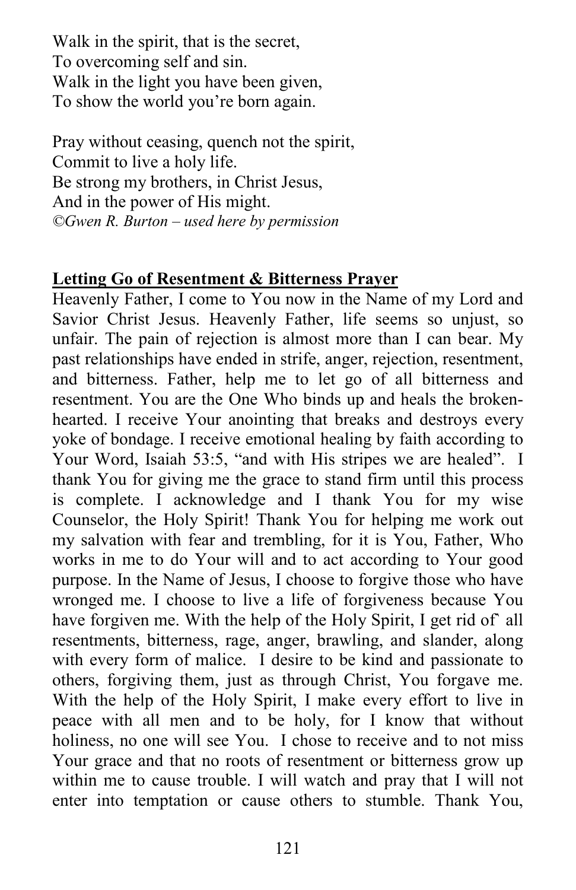Walk in the spirit, that is the secret,
To overcoming self and sin.
Walk in the light you have been given,
To show the world you're born again.

Pray without ceasing, quench not the spirit,
Commit to live a holy life.
Be strong my brothers, in Christ Jesus,
And in the power of His might.
*©Gwen R. Burton – used here by permission*

**Letting Go of Resentment & Bitterness Prayer**

Heavenly Father, I come to You now in the Name of my Lord and Savior Christ Jesus. Heavenly Father, life seems so unjust, so unfair. The pain of rejection is almost more than I can bear. My past relationships have ended in strife, anger, rejection, resentment, and bitterness. Father, help me to let go of all bitterness and resentment. You are the One Who binds up and heals the broken-hearted. I receive Your anointing that breaks and destroys every yoke of bondage. I receive emotional healing by faith according to Your Word, Isaiah 53:5, "and with His stripes we are healed". I thank You for giving me the grace to stand firm until this process is complete. I acknowledge and I thank You for my wise Counselor, the Holy Spirit! Thank You for helping me work out my salvation with fear and trembling, for it is You, Father, Who works in me to do Your will and to act according to Your good purpose. In the Name of Jesus, I choose to forgive those who have wronged me. I choose to live a life of forgiveness because You have forgiven me. With the help of the Holy Spirit, I get rid of` all resentments, bitterness, rage, anger, brawling, and slander, along with every form of malice. I desire to be kind and passionate to others, forgiving them, just as through Christ, You forgave me. With the help of the Holy Spirit, I make every effort to live in peace with all men and to be holy, for I know that without holiness, no one will see You. I chose to receive and to not miss Your grace and that no roots of resentment or bitterness grow up within me to cause trouble. I will watch and pray that I will not enter into temptation or cause others to stumble. Thank You,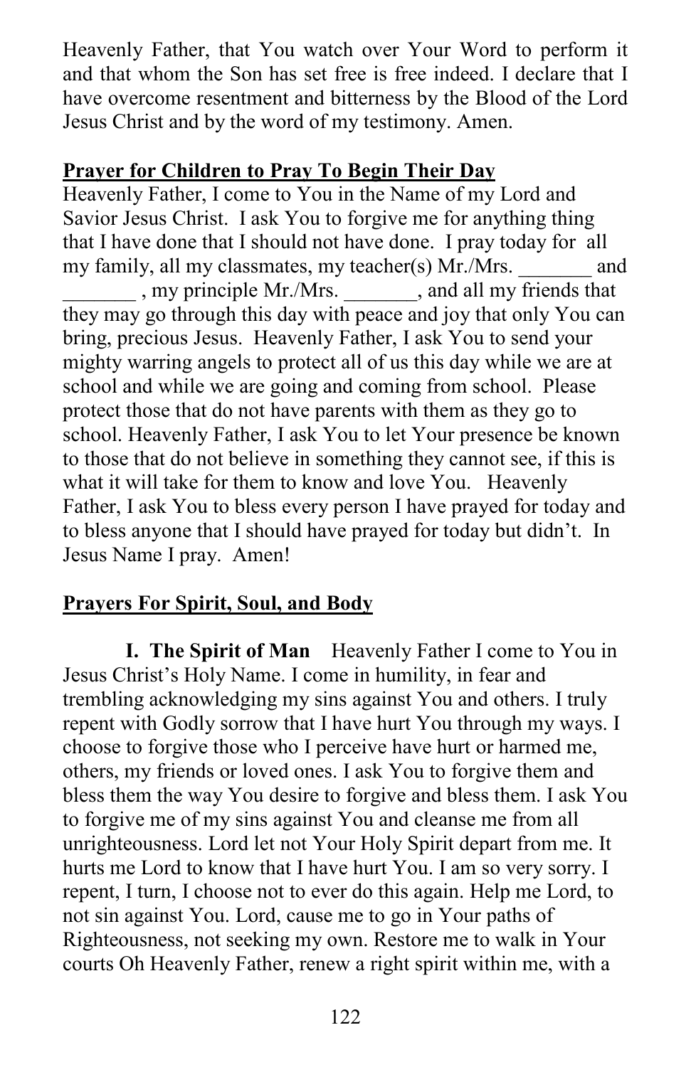Heavenly Father, that You watch over Your Word to perform it and that whom the Son has set free is free indeed. I declare that I have overcome resentment and bitterness by the Blood of the Lord Jesus Christ and by the word of my testimony. Amen.

**Prayer for Children to Pray To Begin Their Day**

Heavenly Father, I come to You in the Name of my Lord and Savior Jesus Christ. I ask You to forgive me for anything thing that I have done that I should not have done. I pray today for all my family, all my classmates, my teacher(s) Mr./Mrs. _______ and _______ , my principle Mr./Mrs. _______, and all my friends that they may go through this day with peace and joy that only You can bring, precious Jesus. Heavenly Father, I ask You to send your mighty warring angels to protect all of us this day while we are at school and while we are going and coming from school. Please protect those that do not have parents with them as they go to school. Heavenly Father, I ask You to let Your presence be known to those that do not believe in something they cannot see, if this is what it will take for them to know and love You. Heavenly Father, I ask You to bless every person I have prayed for today and to bless anyone that I should have prayed for today but didn't. In Jesus Name I pray. Amen!

**Prayers For Spirit, Soul, and Body**

**I. The Spirit of Man** Heavenly Father I come to You in Jesus Christ's Holy Name. I come in humility, in fear and trembling acknowledging my sins against You and others. I truly repent with Godly sorrow that I have hurt You through my ways. I choose to forgive those who I perceive have hurt or harmed me, others, my friends or loved ones. I ask You to forgive them and bless them the way You desire to forgive and bless them. I ask You to forgive me of my sins against You and cleanse me from all unrighteousness. Lord let not Your Holy Spirit depart from me. It hurts me Lord to know that I have hurt You. I am so very sorry. I repent, I turn, I choose not to ever do this again. Help me Lord, to not sin against You. Lord, cause me to go in Your paths of Righteousness, not seeking my own. Restore me to walk in Your courts Oh Heavenly Father, renew a right spirit within me, with a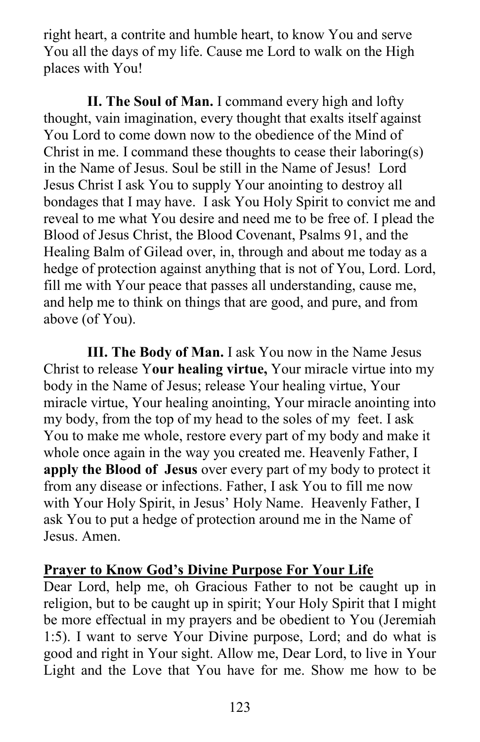right heart, a contrite and humble heart, to know You and serve You all the days of my life. Cause me Lord to walk on the High places with You!

**II. The Soul of Man.** I command every high and lofty thought, vain imagination, every thought that exalts itself against You Lord to come down now to the obedience of the Mind of Christ in me. I command these thoughts to cease their laboring(s) in the Name of Jesus. Soul be still in the Name of Jesus! Lord Jesus Christ I ask You to supply Your anointing to destroy all bondages that I may have. I ask You Holy Spirit to convict me and reveal to me what You desire and need me to be free of. I plead the Blood of Jesus Christ, the Blood Covenant, Psalms 91, and the Healing Balm of Gilead over, in, through and about me today as a hedge of protection against anything that is not of You, Lord. Lord, fill me with Your peace that passes all understanding, cause me, and help me to think on things that are good, and pure, and from above (of You).

**III. The Body of Man.** I ask You now in the Name Jesus Christ to release Y**our healing virtue,** Your miracle virtue into my body in the Name of Jesus; release Your healing virtue, Your miracle virtue, Your healing anointing, Your miracle anointing into my body, from the top of my head to the soles of my feet. I ask You to make me whole, restore every part of my body and make it whole once again in the way you created me. Heavenly Father, I **apply the Blood of Jesus** over every part of my body to protect it from any disease or infections. Father, I ask You to fill me now with Your Holy Spirit, in Jesus' Holy Name. Heavenly Father, I ask You to put a hedge of protection around me in the Name of Jesus. Amen.

**Prayer to Know God's Divine Purpose For Your Life**

Dear Lord, help me, oh Gracious Father to not be caught up in religion, but to be caught up in spirit; Your Holy Spirit that I might be more effectual in my prayers and be obedient to You (Jeremiah 1:5). I want to serve Your Divine purpose, Lord; and do what is good and right in Your sight. Allow me, Dear Lord, to live in Your Light and the Love that You have for me. Show me how to be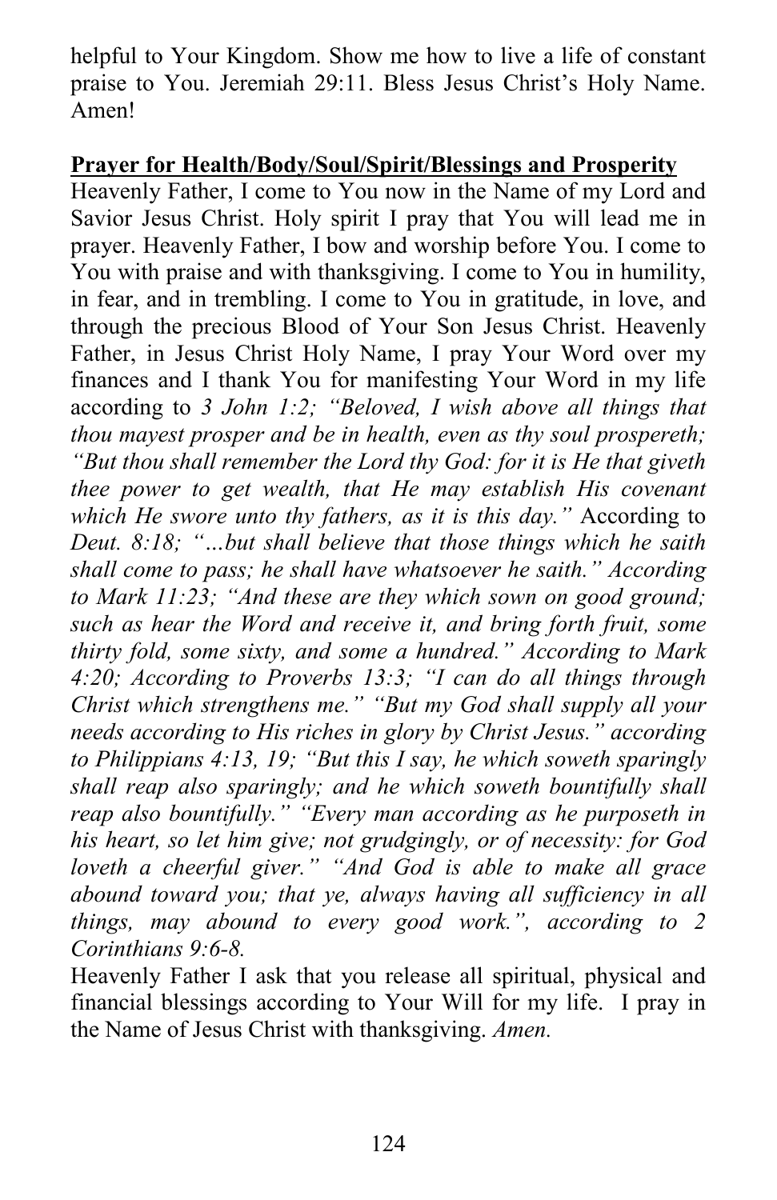helpful to Your Kingdom. Show me how to live a life of constant praise to You. Jeremiah 29:11. Bless Jesus Christ's Holy Name. Amen!

**Prayer for Health/Body/Soul/Spirit/Blessings and Prosperity**

Heavenly Father, I come to You now in the Name of my Lord and Savior Jesus Christ. Holy spirit I pray that You will lead me in prayer. Heavenly Father, I bow and worship before You. I come to You with praise and with thanksgiving. I come to You in humility, in fear, and in trembling. I come to You in gratitude, in love, and through the precious Blood of Your Son Jesus Christ. Heavenly Father, in Jesus Christ Holy Name, I pray Your Word over my finances and I thank You for manifesting Your Word in my life according to *3 John 1:2; "Beloved, I wish above all things that thou mayest prosper and be in health, even as thy soul prospereth; "But thou shall remember the Lord thy God: for it is He that giveth thee power to get wealth, that He may establish His covenant which He swore unto thy fathers, as it is this day."* According to *Deut. 8:18; "…but shall believe that those things which he saith shall come to pass; he shall have whatsoever he saith." According to Mark 11:23; "And these are they which sown on good ground; such as hear the Word and receive it, and bring forth fruit, some thirty fold, some sixty, and some a hundred." According to Mark 4:20; According to Proverbs 13:3; "I can do all things through Christ which strengthens me." "But my God shall supply all your needs according to His riches in glory by Christ Jesus." according to Philippians 4:13, 19; "But this I say, he which soweth sparingly shall reap also sparingly; and he which soweth bountifully shall reap also bountifully." "Every man according as he purposeth in his heart, so let him give; not grudgingly, or of necessity: for God loveth a cheerful giver." "And God is able to make all grace abound toward you; that ye, always having all sufficiency in all things, may abound to every good work.", according to 2 Corinthians 9:6-8.*

Heavenly Father I ask that you release all spiritual, physical and financial blessings according to Your Will for my life. I pray in the Name of Jesus Christ with thanksgiving. *Amen.*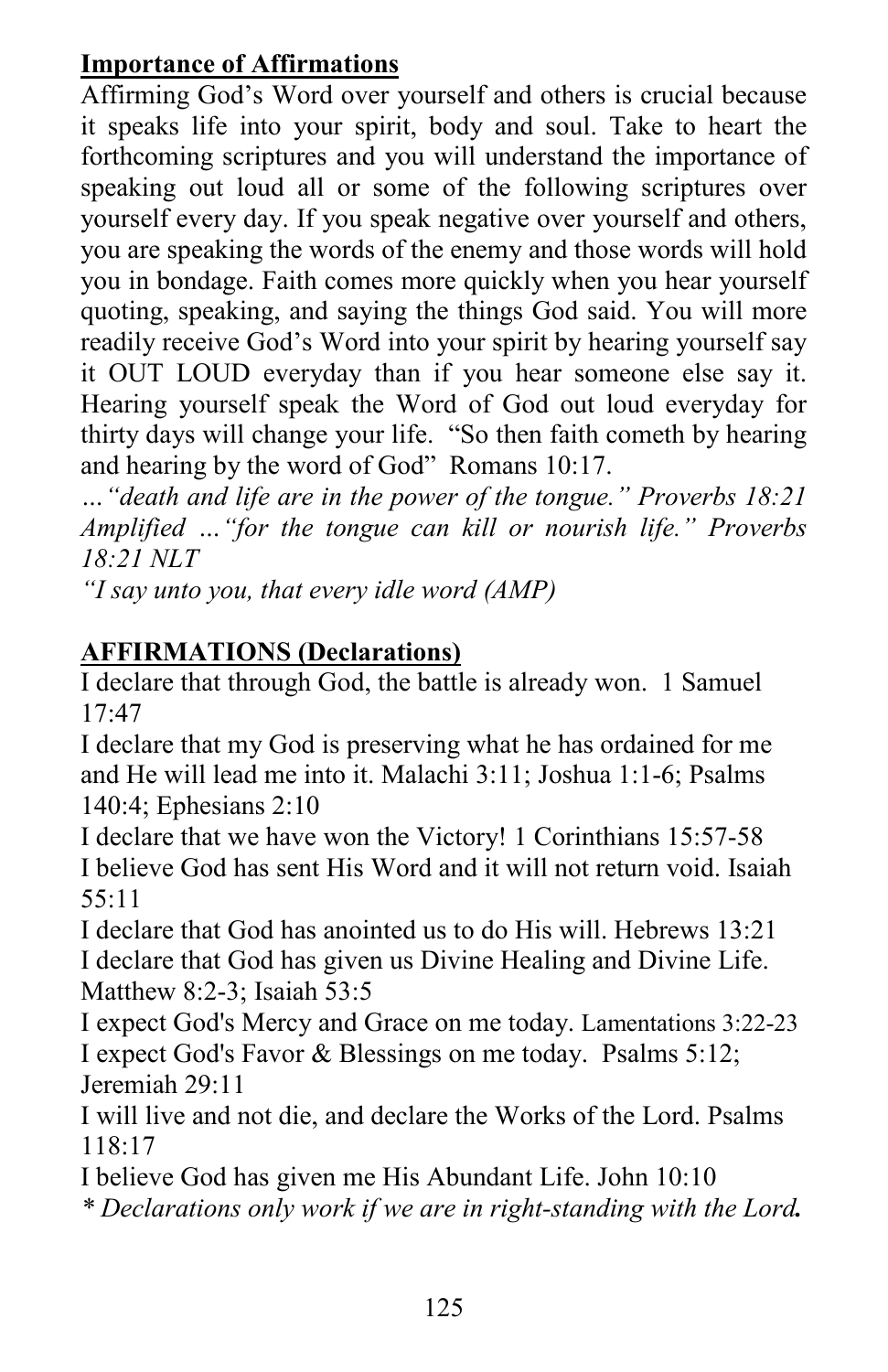**Importance of Affirmations**

Affirming God's Word over yourself and others is crucial because it speaks life into your spirit, body and soul. Take to heart the forthcoming scriptures and you will understand the importance of speaking out loud all or some of the following scriptures over yourself every day. If you speak negative over yourself and others, you are speaking the words of the enemy and those words will hold you in bondage. Faith comes more quickly when you hear yourself quoting, speaking, and saying the things God said. You will more readily receive God's Word into your spirit by hearing yourself say it OUT LOUD everyday than if you hear someone else say it. Hearing yourself speak the Word of God out loud everyday for thirty days will change your life. "So then faith cometh by hearing and hearing by the word of God" Romans 10:17.

*…"death and life are in the power of the tongue." Proverbs 18:21 Amplified …"for the tongue can kill or nourish life." Proverbs 18:21 NLT*

*"I say unto you, that every idle word (AMP)*

**AFFIRMATIONS (Declarations)**

I declare that through God, the battle is already won. 1 Samuel 17:47

I declare that my God is preserving what he has ordained for me and He will lead me into it. Malachi 3:11; Joshua 1:1-6; Psalms 140:4; Ephesians 2:10

I declare that we have won the Victory! 1 Corinthians 15:57-58

I believe God has sent His Word and it will not return void. Isaiah 55:11

I declare that God has anointed us to do His will. Hebrews 13:21

I declare that God has given us Divine Healing and Divine Life. Matthew 8:2-3; Isaiah 53:5

I expect God's Mercy and Grace on me today. Lamentations 3:22-23

I expect God's Favor & Blessings on me today. Psalms 5:12; Jeremiah 29:11

I will live and not die, and declare the Works of the Lord. Psalms 118:17

I believe God has given me His Abundant Life. John 10:10

*\* Declarations only work if we are in right-standing with the Lord.*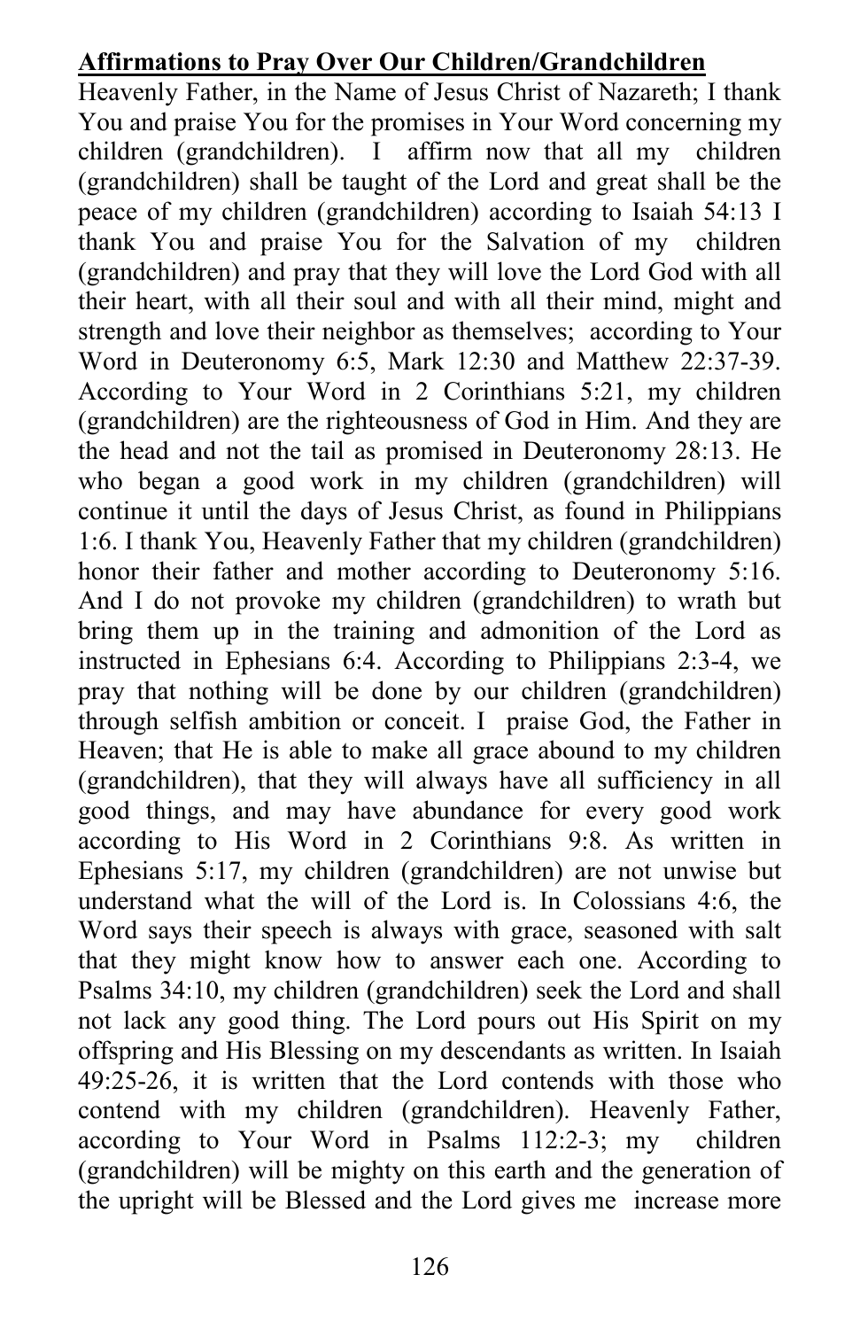**Affirmations to Pray Over Our Children/Grandchildren**

Heavenly Father, in the Name of Jesus Christ of Nazareth; I thank You and praise You for the promises in Your Word concerning my children (grandchildren). I affirm now that all my children (grandchildren) shall be taught of the Lord and great shall be the peace of my children (grandchildren) according to Isaiah 54:13 I thank You and praise You for the Salvation of my children (grandchildren) and pray that they will love the Lord God with all their heart, with all their soul and with all their mind, might and strength and love their neighbor as themselves; according to Your Word in Deuteronomy 6:5, Mark 12:30 and Matthew 22:37-39. According to Your Word in 2 Corinthians 5:21, my children (grandchildren) are the righteousness of God in Him. And they are the head and not the tail as promised in Deuteronomy 28:13. He who began a good work in my children (grandchildren) will continue it until the days of Jesus Christ, as found in Philippians 1:6. I thank You, Heavenly Father that my children (grandchildren) honor their father and mother according to Deuteronomy 5:16. And I do not provoke my children (grandchildren) to wrath but bring them up in the training and admonition of the Lord as instructed in Ephesians 6:4. According to Philippians 2:3-4, we pray that nothing will be done by our children (grandchildren) through selfish ambition or conceit. I praise God, the Father in Heaven; that He is able to make all grace abound to my children (grandchildren), that they will always have all sufficiency in all good things, and may have abundance for every good work according to His Word in 2 Corinthians 9:8. As written in Ephesians 5:17, my children (grandchildren) are not unwise but understand what the will of the Lord is. In Colossians 4:6, the Word says their speech is always with grace, seasoned with salt that they might know how to answer each one. According to Psalms 34:10, my children (grandchildren) seek the Lord and shall not lack any good thing. The Lord pours out His Spirit on my offspring and His Blessing on my descendants as written. In Isaiah 49:25-26, it is written that the Lord contends with those who contend with my children (grandchildren). Heavenly Father, according to Your Word in Psalms 112:2-3; my children (grandchildren) will be mighty on this earth and the generation of the upright will be Blessed and the Lord gives me increase more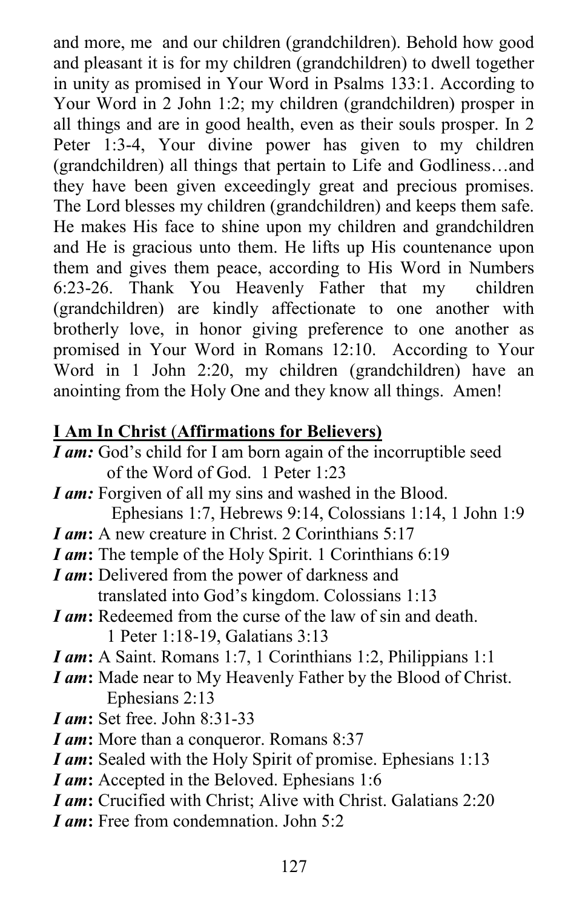and more, me and our children (grandchildren). Behold how good and pleasant it is for my children (grandchildren) to dwell together in unity as promised in Your Word in Psalms 133:1. According to Your Word in 2 John 1:2; my children (grandchildren) prosper in all things and are in good health, even as their souls prosper. In 2 Peter 1:3-4, Your divine power has given to my children (grandchildren) all things that pertain to Life and Godliness…and they have been given exceedingly great and precious promises. The Lord blesses my children (grandchildren) and keeps them safe. He makes His face to shine upon my children and grandchildren and He is gracious unto them. He lifts up His countenance upon them and gives them peace, according to His Word in Numbers 6:23-26. Thank You Heavenly Father that my children (grandchildren) are kindly affectionate to one another with brotherly love, in honor giving preference to one another as promised in Your Word in Romans 12:10. According to Your Word in 1 John 2:20, my children (grandchildren) have an anointing from the Holy One and they know all things. Amen!

**I Am In Christ (Affirmations for Believers)**

***I am:*** God's child for I am born again of the incorruptible seed of the Word of God. 1 Peter 1:23

***I am:*** Forgiven of all my sins and washed in the Blood. Ephesians 1:7, Hebrews 9:14, Colossians 1:14, 1 John 1:9

***I am*****:** A new creature in Christ. 2 Corinthians 5:17

***I am*****:** The temple of the Holy Spirit. 1 Corinthians 6:19

***I am*****:** Delivered from the power of darkness and translated into God's kingdom. Colossians 1:13

***I am*****:** Redeemed from the curse of the law of sin and death. 1 Peter 1:18-19, Galatians 3:13

***I am*****:** A Saint. Romans 1:7, 1 Corinthians 1:2, Philippians 1:1

***I am*****:** Made near to My Heavenly Father by the Blood of Christ. Ephesians 2:13

***I am*****:** Set free. John 8:31-33

***I am*****:** More than a conqueror. Romans 8:37

***I am*****:** Sealed with the Holy Spirit of promise. Ephesians 1:13

***I am*****:** Accepted in the Beloved. Ephesians 1:6

***I am*****:** Crucified with Christ; Alive with Christ. Galatians 2:20

***I am*****:** Free from condemnation. John 5:2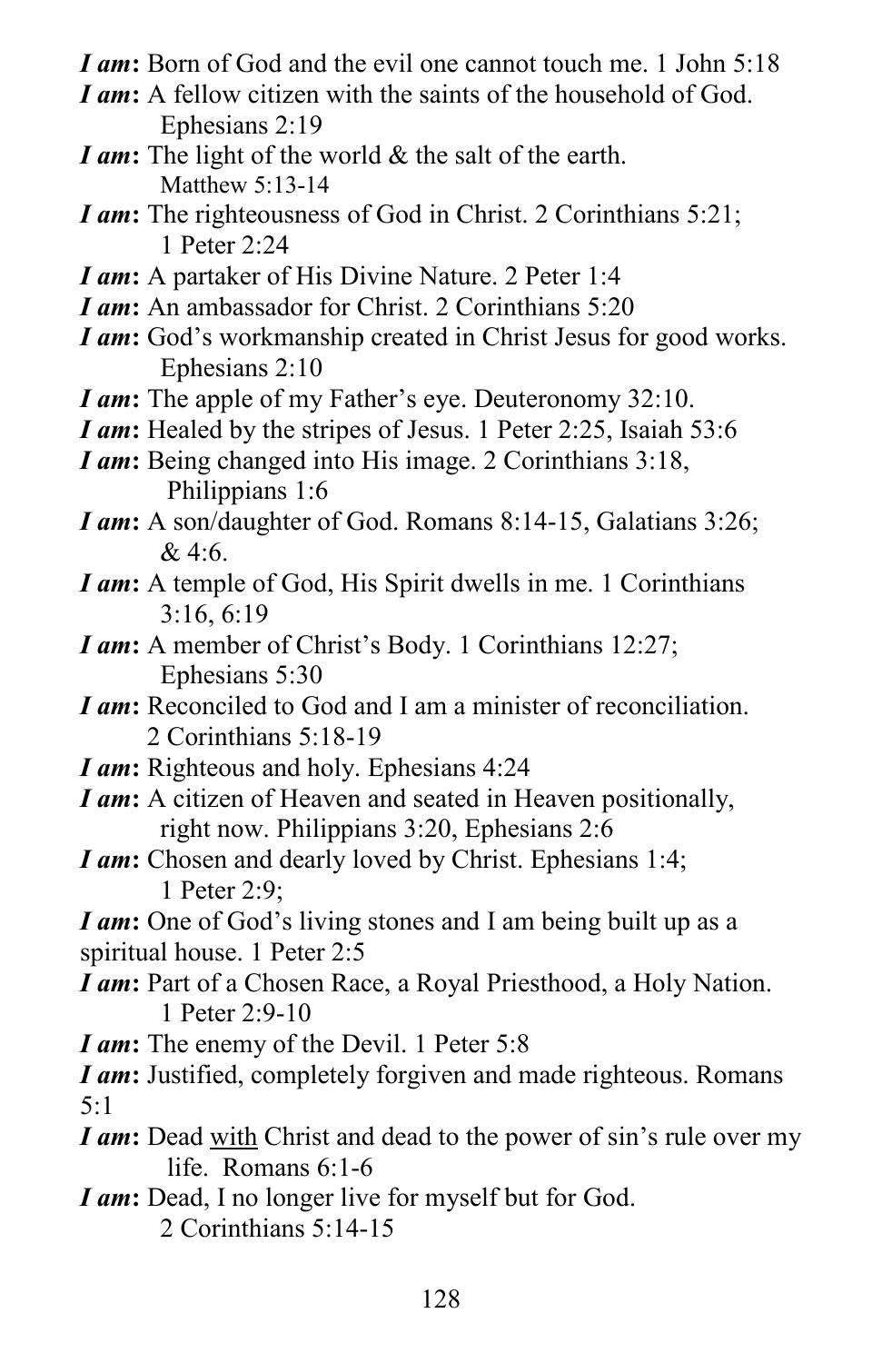***I am*:** Born of God and the evil one cannot touch me. 1 John 5:18

***I am*:** A fellow citizen with the saints of the household of God. Ephesians 2:19

***I am*:** The light of the world & the salt of the earth. Matthew 5:13-14

***I am*:** The righteousness of God in Christ. 2 Corinthians 5:21; 1 Peter 2:24

***I am*:** A partaker of His Divine Nature. 2 Peter 1:4

***I am*:** An ambassador for Christ. 2 Corinthians 5:20

***I am*:** God's workmanship created in Christ Jesus for good works. Ephesians 2:10

***I am*:** The apple of my Father's eye. Deuteronomy 32:10.

***I am*:** Healed by the stripes of Jesus. 1 Peter 2:25, Isaiah 53:6

***I am*:** Being changed into His image. 2 Corinthians 3:18, Philippians 1:6

***I am*:** A son/daughter of God. Romans 8:14-15, Galatians 3:26; & 4:6.

***I am*:** A temple of God, His Spirit dwells in me. 1 Corinthians 3:16, 6:19

***I am*:** A member of Christ's Body. 1 Corinthians 12:27; Ephesians 5:30

***I am*:** Reconciled to God and I am a minister of reconciliation. 2 Corinthians 5:18-19

***I am*:** Righteous and holy. Ephesians 4:24

***I am*:** A citizen of Heaven and seated in Heaven positionally, right now. Philippians 3:20, Ephesians 2:6

***I am*:** Chosen and dearly loved by Christ. Ephesians 1:4; 1 Peter 2:9;

***I am*:** One of God's living stones and I am being built up as a spiritual house. 1 Peter 2:5

***I am*:** Part of a Chosen Race, a Royal Priesthood, a Holy Nation. 1 Peter 2:9-10

***I am*:** The enemy of the Devil. 1 Peter 5:8

***I am*:** Justified, completely forgiven and made righteous. Romans 5:1

***I am*:** Dead <u>with</u> Christ and dead to the power of sin's rule over my life. Romans 6:1-6

***I am*:** Dead, I no longer live for myself but for God. 2 Corinthians 5:14-15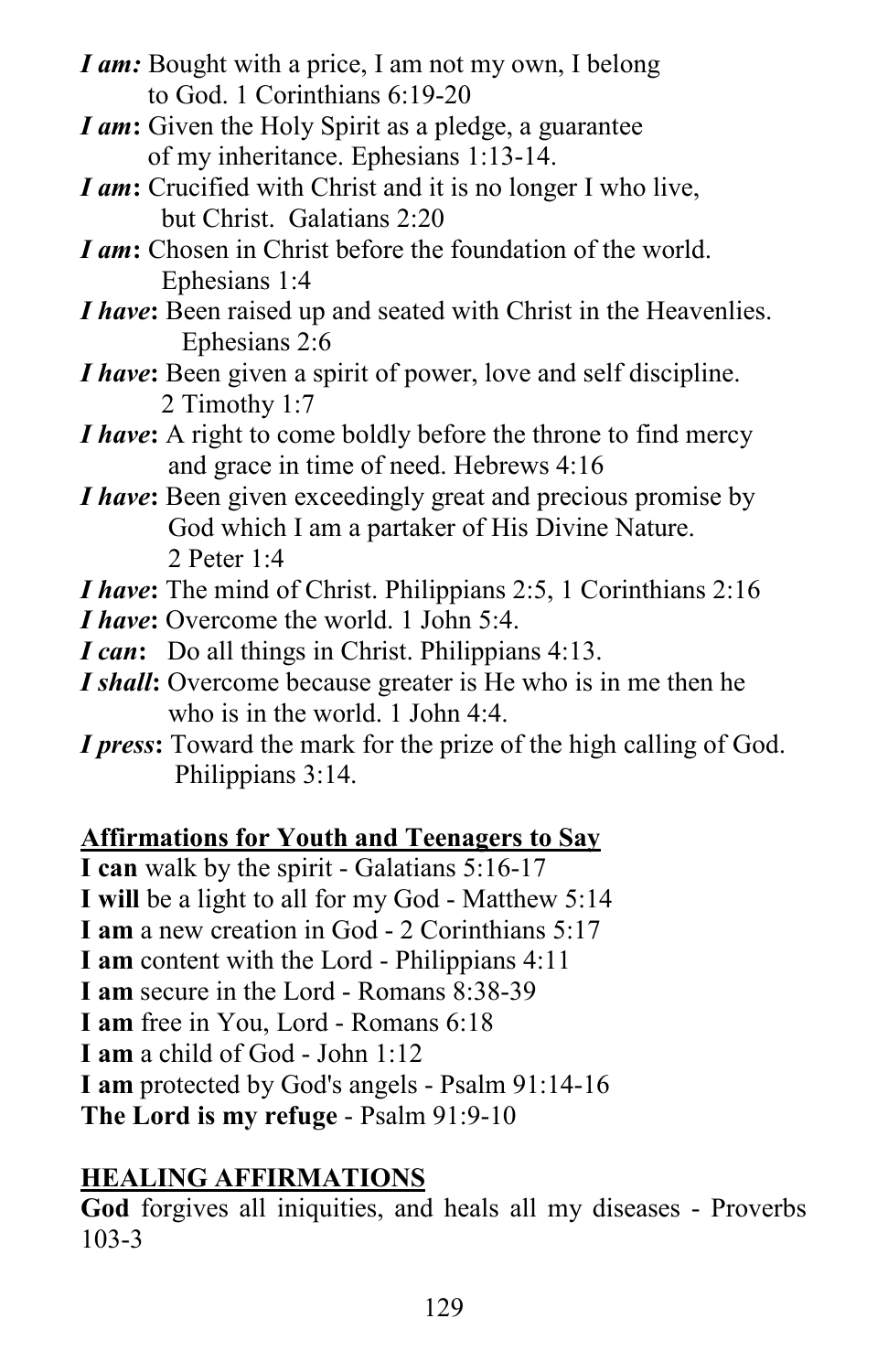***I am:*** Bought with a price, I am not my own, I belong to God. 1 Corinthians 6:19-20

***I am*:** Given the Holy Spirit as a pledge, a guarantee of my inheritance. Ephesians 1:13-14.

***I am*:** Crucified with Christ and it is no longer I who live, but Christ. Galatians 2:20

***I am*:** Chosen in Christ before the foundation of the world. Ephesians 1:4

***I have*:** Been raised up and seated with Christ in the Heavenlies. Ephesians 2:6

***I have*:** Been given a spirit of power, love and self discipline. 2 Timothy 1:7

***I have*:** A right to come boldly before the throne to find mercy and grace in time of need. Hebrews 4:16

***I have*:** Been given exceedingly great and precious promise by God which I am a partaker of His Divine Nature. 2 Peter 1:4

***I have*:** The mind of Christ. Philippians 2:5, 1 Corinthians 2:16

***I have*:** Overcome the world. 1 John 5:4.

***I can*:** Do all things in Christ. Philippians 4:13.

***I shall*:** Overcome because greater is He who is in me then he who is in the world. 1 John 4:4.

***I press*:** Toward the mark for the prize of the high calling of God. Philippians 3:14.

## Affirmations for Youth and Teenagers to Say

**I can** walk by the spirit - Galatians 5:16-17
**I will** be a light to all for my God - Matthew 5:14
**I am** a new creation in God - 2 Corinthians 5:17
**I am** content with the Lord - Philippians 4:11
**I am** secure in the Lord - Romans 8:38-39
**I am** free in You, Lord - Romans 6:18
**I am** a child of God - John 1:12
**I am** protected by God's angels - Psalm 91:14-16
**The Lord is my refuge** - Psalm 91:9-10

## HEALING AFFIRMATIONS

**God** forgives all iniquities, and heals all my diseases - Proverbs 103-3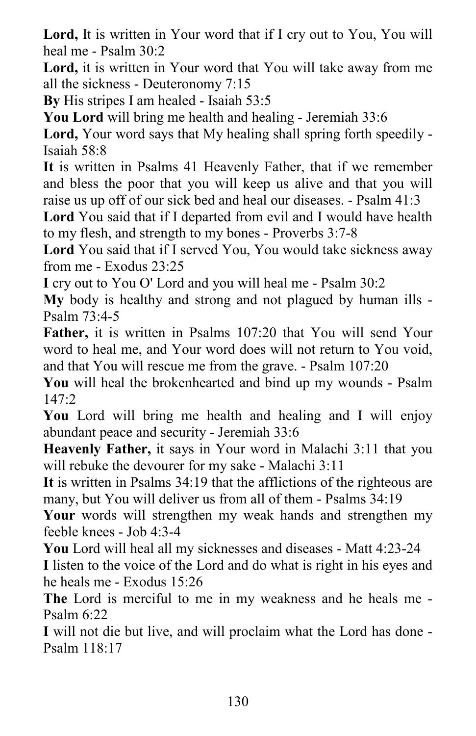**Lord,** It is written in Your word that if I cry out to You, You will heal me - Psalm 30:2

**Lord,** it is written in Your word that You will take away from me all the sickness - Deuteronomy 7:15

**By** His stripes I am healed - Isaiah 53:5

**You Lord** will bring me health and healing - Jeremiah 33:6

**Lord,** Your word says that My healing shall spring forth speedily - Isaiah 58:8

**It** is written in Psalms 41 Heavenly Father, that if we remember and bless the poor that you will keep us alive and that you will raise us up off of our sick bed and heal our diseases. - Psalm 41:3

**Lord** You said that if I departed from evil and I would have health to my flesh, and strength to my bones - Proverbs 3:7-8

**Lord** You said that if I served You, You would take sickness away from me - Exodus 23:25

**I** cry out to You O' Lord and you will heal me - Psalm 30:2

**My** body is healthy and strong and not plagued by human ills - Psalm 73:4-5

**Father,** it is written in Psalms 107:20 that You will send Your word to heal me, and Your word does will not return to You void, and that You will rescue me from the grave. - Psalm 107:20

**You** will heal the brokenhearted and bind up my wounds - Psalm 147:2

**You** Lord will bring me health and healing and I will enjoy abundant peace and security - Jeremiah 33:6

**Heavenly Father,** it says in Your word in Malachi 3:11 that you will rebuke the devourer for my sake - Malachi 3:11

**It** is written in Psalms 34:19 that the afflictions of the righteous are many, but You will deliver us from all of them - Psalms 34:19

**Your** words will strengthen my weak hands and strengthen my feeble knees - Job 4:3-4

**You** Lord will heal all my sicknesses and diseases - Matt 4:23-24

**I** listen to the voice of the Lord and do what is right in his eyes and he heals me - Exodus 15:26

**The** Lord is merciful to me in my weakness and he heals me - Psalm 6:22

**I** will not die but live, and will proclaim what the Lord has done - Psalm 118:17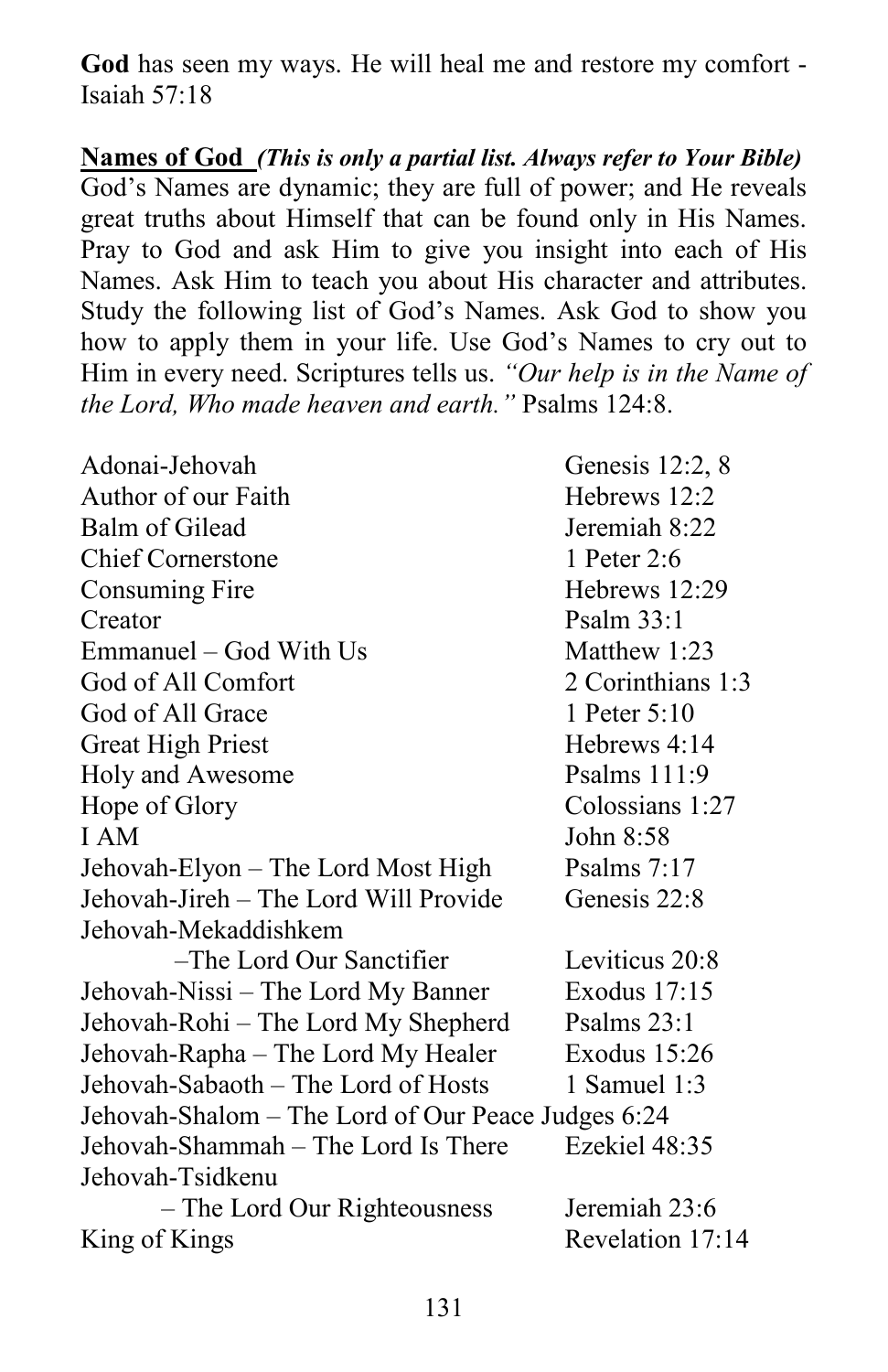**God** has seen my ways. He will heal me and restore my comfort - Isaiah 57:18

**Names of God** ***(This is only a partial list. Always refer to Your Bible)***
God's Names are dynamic; they are full of power; and He reveals great truths about Himself that can be found only in His Names. Pray to God and ask Him to give you insight into each of His Names. Ask Him to teach you about His character and attributes. Study the following list of God's Names. Ask God to show you how to apply them in your life. Use God's Names to cry out to Him in every need. Scriptures tells us. *"Our help is in the Name of the Lord, Who made heaven and earth."* Psalms 124:8.

| | |
|---|---|
| Adonai-Jehovah | Genesis 12:2, 8 |
| Author of our Faith | Hebrews 12:2 |
| Balm of Gilead | Jeremiah 8:22 |
| Chief Cornerstone | 1 Peter 2:6 |
| Consuming Fire | Hebrews 12:29 |
| Creator | Psalm 33:1 |
| Emmanuel – God With Us | Matthew 1:23 |
| God of All Comfort | 2 Corinthians 1:3 |
| God of All Grace | 1 Peter 5:10 |
| Great High Priest | Hebrews 4:14 |
| Holy and Awesome | Psalms 111:9 |
| Hope of Glory | Colossians 1:27 |
| I AM | John 8:58 |
| Jehovah-Elyon – The Lord Most High | Psalms 7:17 |
| Jehovah-Jireh – The Lord Will Provide | Genesis 22:8 |
| Jehovah-Mekaddishkem –The Lord Our Sanctifier | Leviticus 20:8 |
| Jehovah-Nissi – The Lord My Banner | Exodus 17:15 |
| Jehovah-Rohi – The Lord My Shepherd | Psalms 23:1 |
| Jehovah-Rapha – The Lord My Healer | Exodus 15:26 |
| Jehovah-Sabaoth – The Lord of Hosts | 1 Samuel 1:3 |
| Jehovah-Shalom – The Lord of Our Peace | Judges 6:24 |
| Jehovah-Shammah – The Lord Is There | Ezekiel 48:35 |
| Jehovah-Tsidkenu – The Lord Our Righteousness | Jeremiah 23:6 |
| King of Kings | Revelation 17:14 |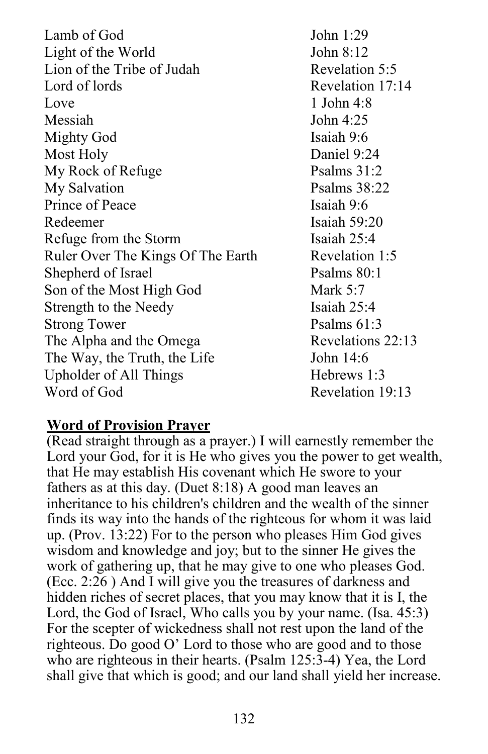| | |
|---|---|
| Lamb of God | John 1:29 |
| Light of the World | John 8:12 |
| Lion of the Tribe of Judah | Revelation 5:5 |
| Lord of lords | Revelation 17:14 |
| Love | 1 John 4:8 |
| Messiah | John 4:25 |
| Mighty God | Isaiah 9:6 |
| Most Holy | Daniel 9:24 |
| My Rock of Refuge | Psalms 31:2 |
| My Salvation | Psalms 38:22 |
| Prince of Peace | Isaiah 9:6 |
| Redeemer | Isaiah 59:20 |
| Refuge from the Storm | Isaiah 25:4 |
| Ruler Over The Kings Of The Earth | Revelation 1:5 |
| Shepherd of Israel | Psalms 80:1 |
| Son of the Most High God | Mark 5:7 |
| Strength to the Needy | Isaiah 25:4 |
| Strong Tower | Psalms 61:3 |
| The Alpha and the Omega | Revelations 22:13 |
| The Way, the Truth, the Life | John 14:6 |
| Upholder of All Things | Hebrews 1:3 |
| Word of God | Revelation 19:13 |

**Word of Provision Prayer**

(Read straight through as a prayer.) I will earnestly remember the Lord your God, for it is He who gives you the power to get wealth, that He may establish His covenant which He swore to your fathers as at this day. (Duet 8:18) A good man leaves an inheritance to his children's children and the wealth of the sinner finds its way into the hands of the righteous for whom it was laid up. (Prov. 13:22) For to the person who pleases Him God gives wisdom and knowledge and joy; but to the sinner He gives the work of gathering up, that he may give to one who pleases God. (Ecc. 2:26 ) And I will give you the treasures of darkness and hidden riches of secret places, that you may know that it is I, the Lord, the God of Israel, Who calls you by your name. (Isa. 45:3) For the scepter of wickedness shall not rest upon the land of the righteous. Do good O' Lord to those who are good and to those who are righteous in their hearts. (Psalm 125:3-4) Yea, the Lord shall give that which is good; and our land shall yield her increase.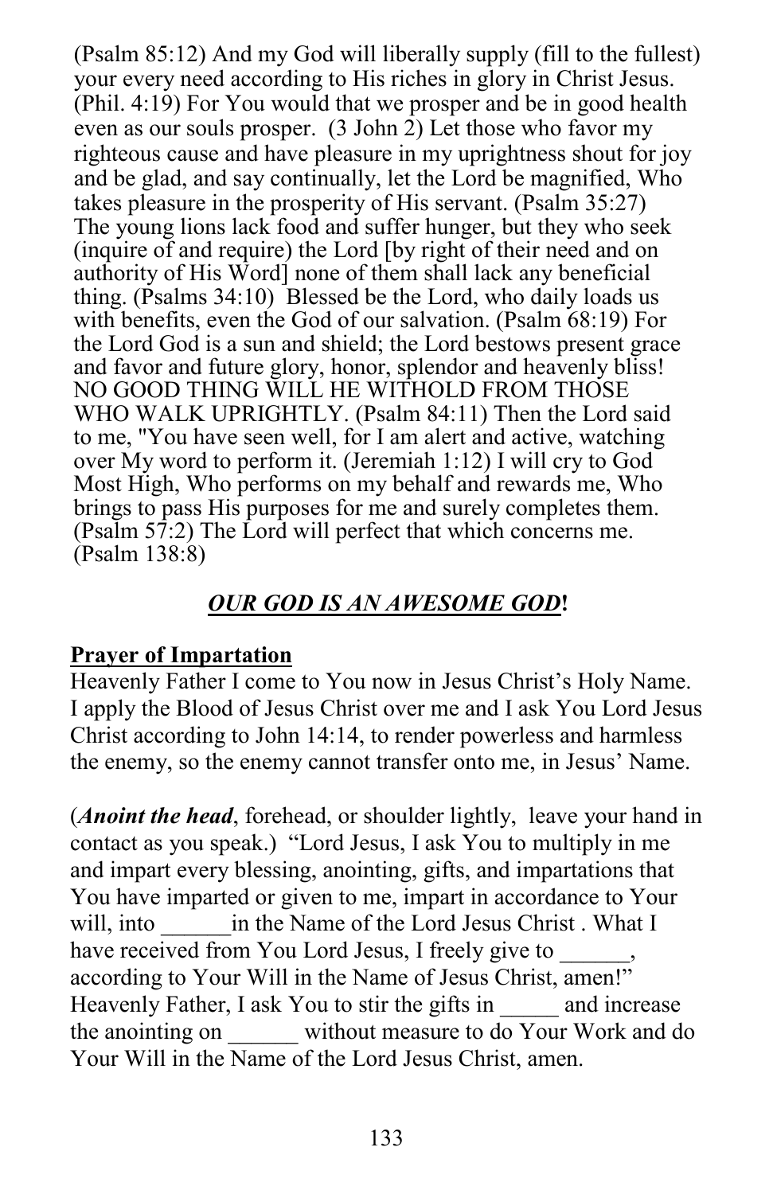(Psalm 85:12) And my God will liberally supply (fill to the fullest) your every need according to His riches in glory in Christ Jesus. (Phil. 4:19) For You would that we prosper and be in good health even as our souls prosper. (3 John 2) Let those who favor my righteous cause and have pleasure in my uprightness shout for joy and be glad, and say continually, let the Lord be magnified, Who takes pleasure in the prosperity of His servant. (Psalm 35:27) The young lions lack food and suffer hunger, but they who seek (inquire of and require) the Lord [by right of their need and on authority of His Word] none of them shall lack any beneficial thing. (Psalms 34:10) Blessed be the Lord, who daily loads us with benefits, even the God of our salvation. (Psalm 68:19) For the Lord God is a sun and shield; the Lord bestows present grace and favor and future glory, honor, splendor and heavenly bliss! NO GOOD THING WILL HE WITHOLD FROM THOSE WHO WALK UPRIGHTLY. (Psalm 84:11) Then the Lord said to me, "You have seen well, for I am alert and active, watching over My word to perform it. (Jeremiah 1:12) I will cry to God Most High, Who performs on my behalf and rewards me, Who brings to pass His purposes for me and surely completes them. (Psalm 57:2) The Lord will perfect that which concerns me. (Psalm 138:8)

***OUR GOD IS AN AWESOME GOD*!**

**Prayer of Impartation**

Heavenly Father I come to You now in Jesus Christ's Holy Name. I apply the Blood of Jesus Christ over me and I ask You Lord Jesus Christ according to John 14:14, to render powerless and harmless the enemy, so the enemy cannot transfer onto me, in Jesus' Name.

(***Anoint the head***, forehead, or shoulder lightly, leave your hand in contact as you speak.) "Lord Jesus, I ask You to multiply in me and impart every blessing, anointing, gifts, and impartations that You have imparted or given to me, impart in accordance to Your will, into ______in the Name of the Lord Jesus Christ . What I have received from You Lord Jesus, I freely give to ______, according to Your Will in the Name of Jesus Christ, amen!" Heavenly Father, I ask You to stir the gifts in _____ and increase the anointing on ______ without measure to do Your Work and do Your Will in the Name of the Lord Jesus Christ, amen.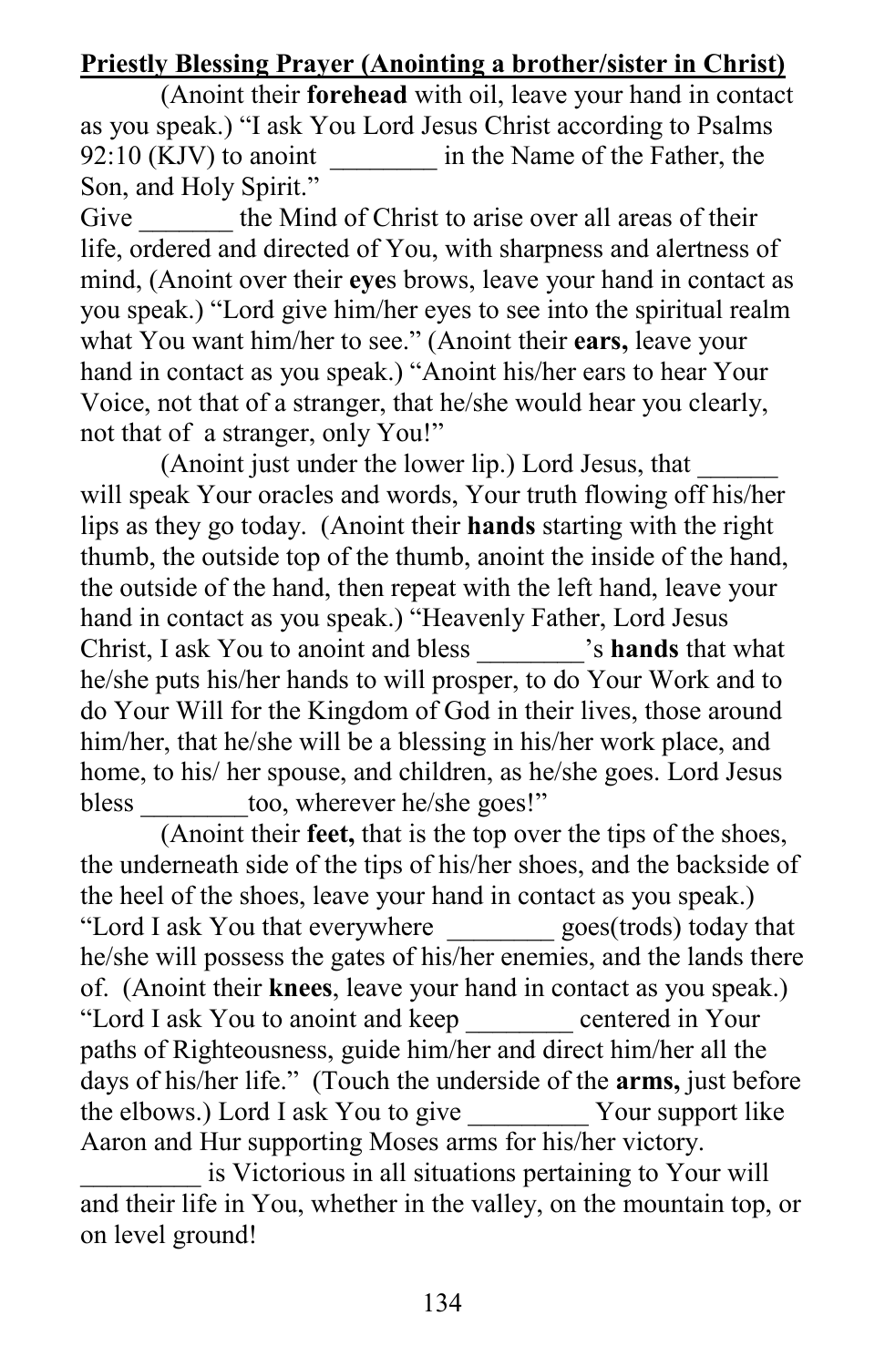**Priestly Blessing Prayer (Anointing a brother/sister in Christ)**

(Anoint their **forehead** with oil, leave your hand in contact as you speak.) "I ask You Lord Jesus Christ according to Psalms 92:10 (KJV) to anoint ________ in the Name of the Father, the Son, and Holy Spirit."

Give _______ the Mind of Christ to arise over all areas of their life, ordered and directed of You, with sharpness and alertness of mind, (Anoint over their **eye**s brows, leave your hand in contact as you speak.) "Lord give him/her eyes to see into the spiritual realm what You want him/her to see." (Anoint their **ears,** leave your hand in contact as you speak.) "Anoint his/her ears to hear Your Voice, not that of a stranger, that he/she would hear you clearly, not that of a stranger, only You!"

(Anoint just under the lower lip.) Lord Jesus, that ______ will speak Your oracles and words, Your truth flowing off his/her lips as they go today. (Anoint their **hands** starting with the right thumb, the outside top of the thumb, anoint the inside of the hand, the outside of the hand, then repeat with the left hand, leave your hand in contact as you speak.) "Heavenly Father, Lord Jesus Christ, I ask You to anoint and bless ________'s **hands** that what he/she puts his/her hands to will prosper, to do Your Work and to do Your Will for the Kingdom of God in their lives, those around him/her, that he/she will be a blessing in his/her work place, and home, to his/ her spouse, and children, as he/she goes. Lord Jesus bless ________too, wherever he/she goes!"

(Anoint their **feet,** that is the top over the tips of the shoes, the underneath side of the tips of his/her shoes, and the backside of the heel of the shoes, leave your hand in contact as you speak.) "Lord I ask You that everywhere ________ goes(trods) today that he/she will possess the gates of his/her enemies, and the lands there of. (Anoint their **knees**, leave your hand in contact as you speak.) "Lord I ask You to anoint and keep ________ centered in Your paths of Righteousness, guide him/her and direct him/her all the days of his/her life." (Touch the underside of the **arms,** just before the elbows.) Lord I ask You to give _________ Your support like Aaron and Hur supporting Moses arms for his/her victory. _________ is Victorious in all situations pertaining to Your will and their life in You, whether in the valley, on the mountain top, or on level ground!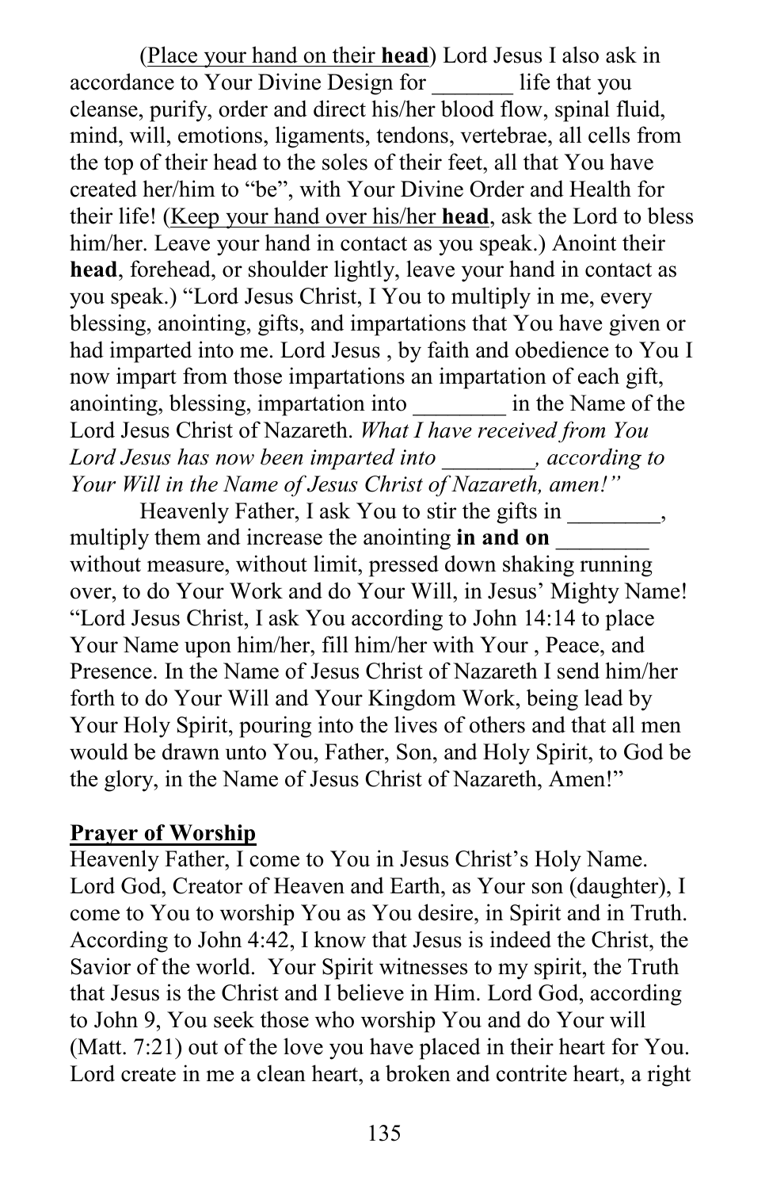(<u>Place your hand on their **head**</u>) Lord Jesus I also ask in accordance to Your Divine Design for _______ life that you cleanse, purify, order and direct his/her blood flow, spinal fluid, mind, will, emotions, ligaments, tendons, vertebrae, all cells from the top of their head to the soles of their feet, all that You have created her/him to "be", with Your Divine Order and Health for their life! (<u>Keep your hand over his/her **head**</u>, ask the Lord to bless him/her. Leave your hand in contact as you speak.) Anoint their **head**, forehead, or shoulder lightly, leave your hand in contact as you speak.) "Lord Jesus Christ, I You to multiply in me, every blessing, anointing, gifts, and impartations that You have given or had imparted into me. Lord Jesus , by faith and obedience to You I now impart from those impartations an impartation of each gift, anointing, blessing, impartation into ________ in the Name of the Lord Jesus Christ of Nazareth. *What I have received from You Lord Jesus has now been imparted into ________, according to Your Will in the Name of Jesus Christ of Nazareth, amen!"*

Heavenly Father, I ask You to stir the gifts in ________, multiply them and increase the anointing **in and on** ________ without measure, without limit, pressed down shaking running over, to do Your Work and do Your Will, in Jesus' Mighty Name! "Lord Jesus Christ, I ask You according to John 14:14 to place Your Name upon him/her, fill him/her with Your , Peace, and Presence. In the Name of Jesus Christ of Nazareth I send him/her forth to do Your Will and Your Kingdom Work, being lead by Your Holy Spirit, pouring into the lives of others and that all men would be drawn unto You, Father, Son, and Holy Spirit, to God be the glory, in the Name of Jesus Christ of Nazareth, Amen!"

**<u>Prayer of Worship</u>**

Heavenly Father, I come to You in Jesus Christ's Holy Name. Lord God, Creator of Heaven and Earth, as Your son (daughter), I come to You to worship You as You desire, in Spirit and in Truth. According to John 4:42, I know that Jesus is indeed the Christ, the Savior of the world. Your Spirit witnesses to my spirit, the Truth that Jesus is the Christ and I believe in Him. Lord God, according to John 9, You seek those who worship You and do Your will (Matt. 7:21) out of the love you have placed in their heart for You. Lord create in me a clean heart, a broken and contrite heart, a right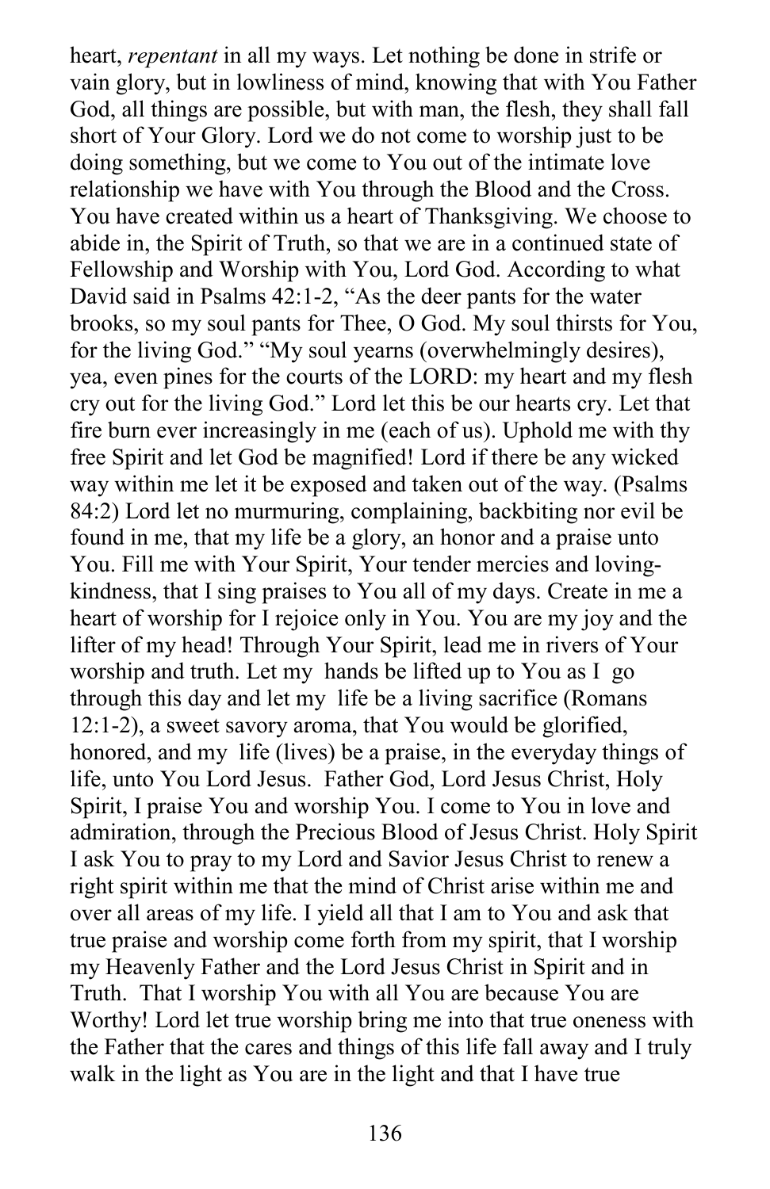heart, *repentant* in all my ways. Let nothing be done in strife or vain glory, but in lowliness of mind, knowing that with You Father God, all things are possible, but with man, the flesh, they shall fall short of Your Glory. Lord we do not come to worship just to be doing something, but we come to You out of the intimate love relationship we have with You through the Blood and the Cross. You have created within us a heart of Thanksgiving. We choose to abide in, the Spirit of Truth, so that we are in a continued state of Fellowship and Worship with You, Lord God. According to what David said in Psalms 42:1-2, "As the deer pants for the water brooks, so my soul pants for Thee, O God. My soul thirsts for You, for the living God." "My soul yearns (overwhelmingly desires), yea, even pines for the courts of the LORD: my heart and my flesh cry out for the living God." Lord let this be our hearts cry. Let that fire burn ever increasingly in me (each of us). Uphold me with thy free Spirit and let God be magnified! Lord if there be any wicked way within me let it be exposed and taken out of the way. (Psalms 84:2) Lord let no murmuring, complaining, backbiting nor evil be found in me, that my life be a glory, an honor and a praise unto You. Fill me with Your Spirit, Your tender mercies and loving-kindness, that I sing praises to You all of my days. Create in me a heart of worship for I rejoice only in You. You are my joy and the lifter of my head! Through Your Spirit, lead me in rivers of Your worship and truth. Let my hands be lifted up to You as I go through this day and let my life be a living sacrifice (Romans 12:1-2), a sweet savory aroma, that You would be glorified, honored, and my life (lives) be a praise, in the everyday things of life, unto You Lord Jesus. Father God, Lord Jesus Christ, Holy Spirit, I praise You and worship You. I come to You in love and admiration, through the Precious Blood of Jesus Christ. Holy Spirit I ask You to pray to my Lord and Savior Jesus Christ to renew a right spirit within me that the mind of Christ arise within me and over all areas of my life. I yield all that I am to You and ask that true praise and worship come forth from my spirit, that I worship my Heavenly Father and the Lord Jesus Christ in Spirit and in Truth. That I worship You with all You are because You are Worthy! Lord let true worship bring me into that true oneness with the Father that the cares and things of this life fall away and I truly walk in the light as You are in the light and that I have true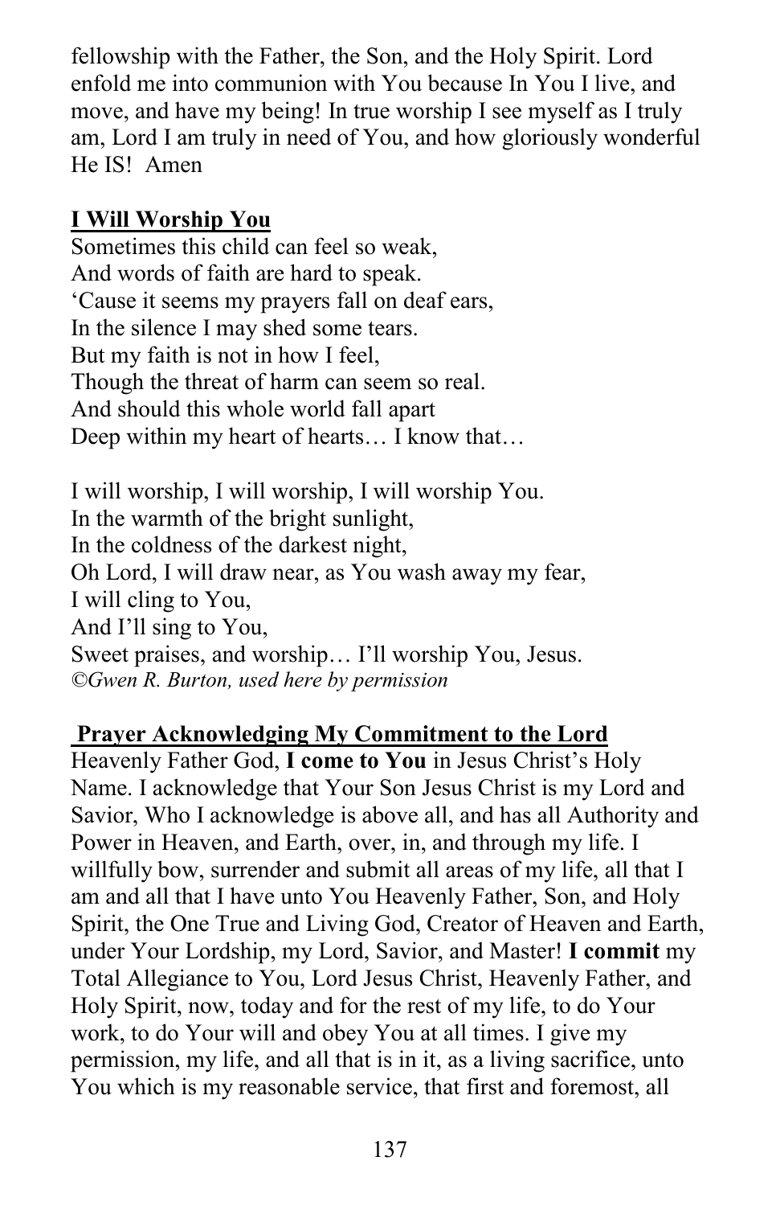fellowship with the Father, the Son, and the Holy Spirit. Lord enfold me into communion with You because In You I live, and move, and have my being! In true worship I see myself as I truly am, Lord I am truly in need of You, and how gloriously wonderful He IS!  Amen

## **I Will Worship You**

Sometimes this child can feel so weak,
And words of faith are hard to speak.
'Cause it seems my prayers fall on deaf ears,
In the silence I may shed some tears.
But my faith is not in how I feel,
Though the threat of harm can seem so real.
And should this whole world fall apart
Deep within my heart of hearts… I know that…

I will worship, I will worship, I will worship You.
In the warmth of the bright sunlight,
In the coldness of the darkest night,
Oh Lord, I will draw near, as You wash away my fear,
I will cling to You,
And I'll sing to You,
Sweet praises, and worship… I'll worship You, Jesus.
*©Gwen R. Burton, used here by permission*

## **Prayer Acknowledging My Commitment to the Lord**

Heavenly Father God, **I come to You** in Jesus Christ's Holy Name. I acknowledge that Your Son Jesus Christ is my Lord and Savior, Who I acknowledge is above all, and has all Authority and Power in Heaven, and Earth, over, in, and through my life. I willfully bow, surrender and submit all areas of my life, all that I am and all that I have unto You Heavenly Father, Son, and Holy Spirit, the One True and Living God, Creator of Heaven and Earth, under Your Lordship, my Lord, Savior, and Master! **I commit** my Total Allegiance to You, Lord Jesus Christ, Heavenly Father, and Holy Spirit, now, today and for the rest of my life, to do Your work, to do Your will and obey You at all times. I give my permission, my life, and all that is in it, as a living sacrifice, unto You which is my reasonable service, that first and foremost, all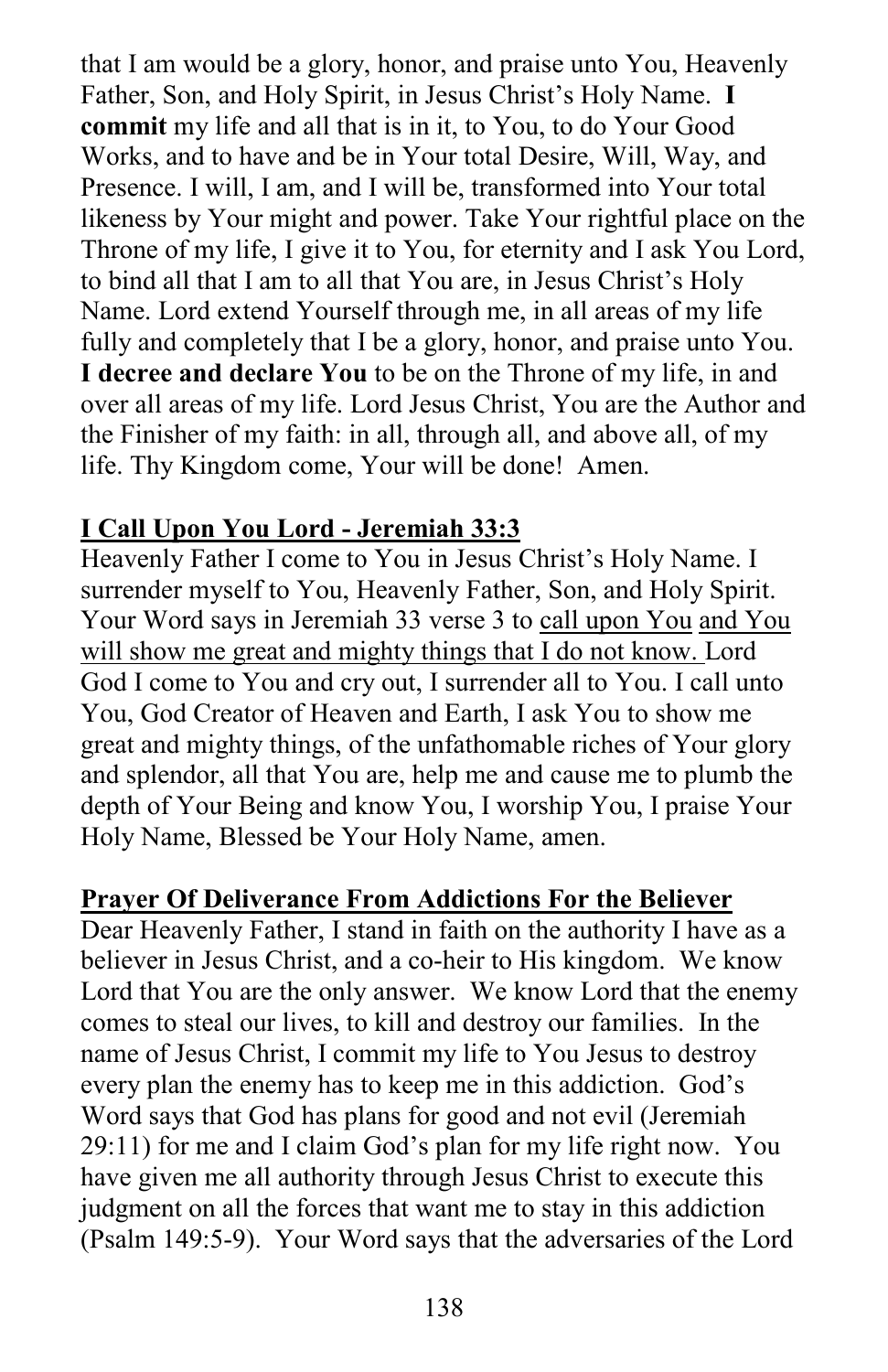that I am would be a glory, honor, and praise unto You, Heavenly Father, Son, and Holy Spirit, in Jesus Christ's Holy Name. **I commit** my life and all that is in it, to You, to do Your Good Works, and to have and be in Your total Desire, Will, Way, and Presence. I will, I am, and I will be, transformed into Your total likeness by Your might and power. Take Your rightful place on the Throne of my life, I give it to You, for eternity and I ask You Lord, to bind all that I am to all that You are, in Jesus Christ's Holy Name. Lord extend Yourself through me, in all areas of my life fully and completely that I be a glory, honor, and praise unto You. **I decree and declare You** to be on the Throne of my life, in and over all areas of my life. Lord Jesus Christ, You are the Author and the Finisher of my faith: in all, through all, and above all, of my life. Thy Kingdom come, Your will be done! Amen.

**<u>I Call Upon You Lord - Jeremiah 33:3</u>**

Heavenly Father I come to You in Jesus Christ's Holy Name. I surrender myself to You, Heavenly Father, Son, and Holy Spirit. Your Word says in Jeremiah 33 verse 3 to <u>call upon You and You will show me great and mighty things that I do not know.</u> Lord God I come to You and cry out, I surrender all to You. I call unto You, God Creator of Heaven and Earth, I ask You to show me great and mighty things, of the unfathomable riches of Your glory and splendor, all that You are, help me and cause me to plumb the depth of Your Being and know You, I worship You, I praise Your Holy Name, Blessed be Your Holy Name, amen.

**<u>Prayer Of Deliverance From Addictions For the Believer</u>**

Dear Heavenly Father, I stand in faith on the authority I have as a believer in Jesus Christ, and a co-heir to His kingdom. We know Lord that You are the only answer. We know Lord that the enemy comes to steal our lives, to kill and destroy our families. In the name of Jesus Christ, I commit my life to You Jesus to destroy every plan the enemy has to keep me in this addiction. God's Word says that God has plans for good and not evil (Jeremiah 29:11) for me and I claim God's plan for my life right now. You have given me all authority through Jesus Christ to execute this judgment on all the forces that want me to stay in this addiction (Psalm 149:5-9). Your Word says that the adversaries of the Lord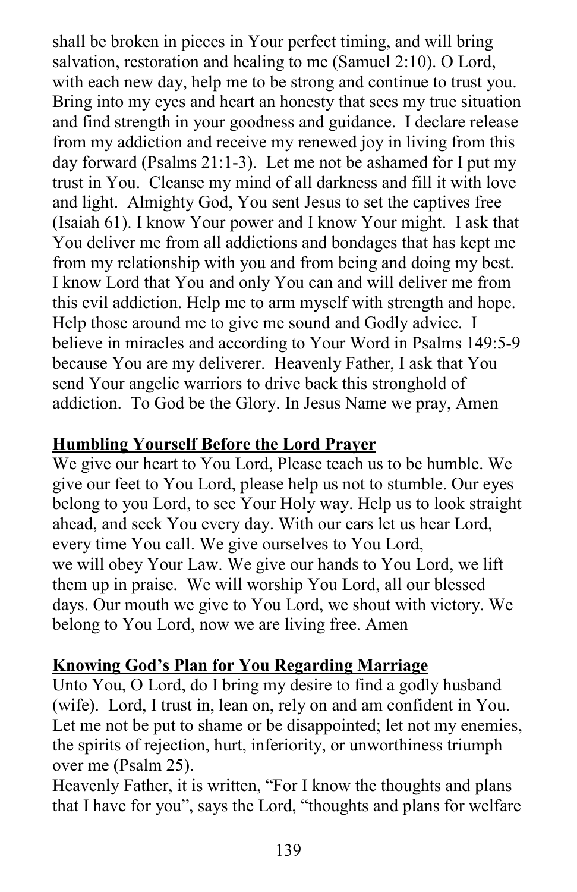shall be broken in pieces in Your perfect timing, and will bring salvation, restoration and healing to me (Samuel 2:10). O Lord, with each new day, help me to be strong and continue to trust you. Bring into my eyes and heart an honesty that sees my true situation and find strength in your goodness and guidance. I declare release from my addiction and receive my renewed joy in living from this day forward (Psalms 21:1-3). Let me not be ashamed for I put my trust in You. Cleanse my mind of all darkness and fill it with love and light. Almighty God, You sent Jesus to set the captives free (Isaiah 61). I know Your power and I know Your might. I ask that You deliver me from all addictions and bondages that has kept me from my relationship with you and from being and doing my best. I know Lord that You and only You can and will deliver me from this evil addiction. Help me to arm myself with strength and hope. Help those around me to give me sound and Godly advice. I believe in miracles and according to Your Word in Psalms 149:5-9 because You are my deliverer. Heavenly Father, I ask that You send Your angelic warriors to drive back this stronghold of addiction. To God be the Glory. In Jesus Name we pray, Amen

## Humbling Yourself Before the Lord Prayer

We give our heart to You Lord, Please teach us to be humble. We give our feet to You Lord, please help us not to stumble. Our eyes belong to you Lord, to see Your Holy way. Help us to look straight ahead, and seek You every day. With our ears let us hear Lord, every time You call. We give ourselves to You Lord,
we will obey Your Law. We give our hands to You Lord, we lift them up in praise. We will worship You Lord, all our blessed days. Our mouth we give to You Lord, we shout with victory. We belong to You Lord, now we are living free. Amen

## Knowing God's Plan for You Regarding Marriage

Unto You, O Lord, do I bring my desire to find a godly husband (wife). Lord, I trust in, lean on, rely on and am confident in You. Let me not be put to shame or be disappointed; let not my enemies, the spirits of rejection, hurt, inferiority, or unworthiness triumph over me (Psalm 25).

Heavenly Father, it is written, "For I know the thoughts and plans that I have for you", says the Lord, "thoughts and plans for welfare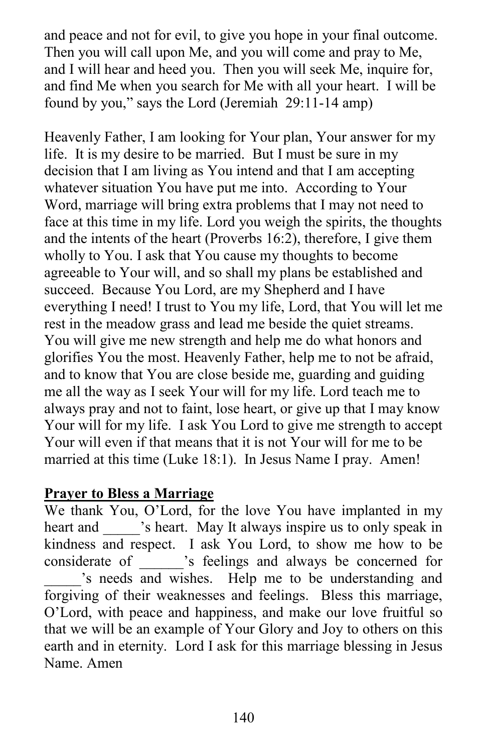and peace and not for evil, to give you hope in your final outcome. Then you will call upon Me, and you will come and pray to Me, and I will hear and heed you. Then you will seek Me, inquire for, and find Me when you search for Me with all your heart. I will be found by you," says the Lord (Jeremiah 29:11-14 amp)

Heavenly Father, I am looking for Your plan, Your answer for my life. It is my desire to be married. But I must be sure in my decision that I am living as You intend and that I am accepting whatever situation You have put me into. According to Your Word, marriage will bring extra problems that I may not need to face at this time in my life. Lord you weigh the spirits, the thoughts and the intents of the heart (Proverbs 16:2), therefore, I give them wholly to You. I ask that You cause my thoughts to become agreeable to Your will, and so shall my plans be established and succeed. Because You Lord, are my Shepherd and I have everything I need! I trust to You my life, Lord, that You will let me rest in the meadow grass and lead me beside the quiet streams. You will give me new strength and help me do what honors and glorifies You the most. Heavenly Father, help me to not be afraid, and to know that You are close beside me, guarding and guiding me all the way as I seek Your will for my life. Lord teach me to always pray and not to faint, lose heart, or give up that I may know Your will for my life. I ask You Lord to give me strength to accept Your will even if that means that it is not Your will for me to be married at this time (Luke 18:1). In Jesus Name I pray. Amen!

**Prayer to Bless a Marriage**

We thank You, O'Lord, for the love You have implanted in my heart and _____'s heart. May It always inspire us to only speak in kindness and respect. I ask You Lord, to show me how to be considerate of ______'s feelings and always be concerned for _____'s needs and wishes. Help me to be understanding and forgiving of their weaknesses and feelings. Bless this marriage, O'Lord, with peace and happiness, and make our love fruitful so that we will be an example of Your Glory and Joy to others on this earth and in eternity. Lord I ask for this marriage blessing in Jesus Name. Amen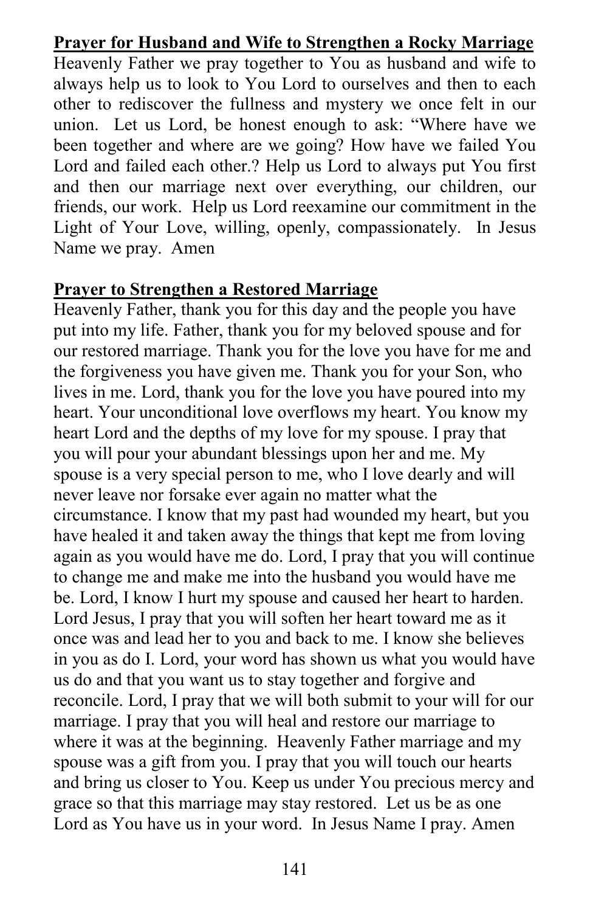**Prayer for Husband and Wife to Strengthen a Rocky Marriage**

Heavenly Father we pray together to You as husband and wife to always help us to look to You Lord to ourselves and then to each other to rediscover the fullness and mystery we once felt in our union. Let us Lord, be honest enough to ask: "Where have we been together and where are we going? How have we failed You Lord and failed each other.? Help us Lord to always put You first and then our marriage next over everything, our children, our friends, our work. Help us Lord reexamine our commitment in the Light of Your Love, willing, openly, compassionately. In Jesus Name we pray. Amen

**Prayer to Strengthen a Restored Marriage**

Heavenly Father, thank you for this day and the people you have put into my life. Father, thank you for my beloved spouse and for our restored marriage. Thank you for the love you have for me and the forgiveness you have given me. Thank you for your Son, who lives in me. Lord, thank you for the love you have poured into my heart. Your unconditional love overflows my heart. You know my heart Lord and the depths of my love for my spouse. I pray that you will pour your abundant blessings upon her and me. My spouse is a very special person to me, who I love dearly and will never leave nor forsake ever again no matter what the circumstance. I know that my past had wounded my heart, but you have healed it and taken away the things that kept me from loving again as you would have me do. Lord, I pray that you will continue to change me and make me into the husband you would have me be. Lord, I know I hurt my spouse and caused her heart to harden. Lord Jesus, I pray that you will soften her heart toward me as it once was and lead her to you and back to me. I know she believes in you as do I. Lord, your word has shown us what you would have us do and that you want us to stay together and forgive and reconcile. Lord, I pray that we will both submit to your will for our marriage. I pray that you will heal and restore our marriage to where it was at the beginning. Heavenly Father marriage and my spouse was a gift from you. I pray that you will touch our hearts and bring us closer to You. Keep us under You precious mercy and grace so that this marriage may stay restored. Let us be as one Lord as You have us in your word. In Jesus Name I pray. Amen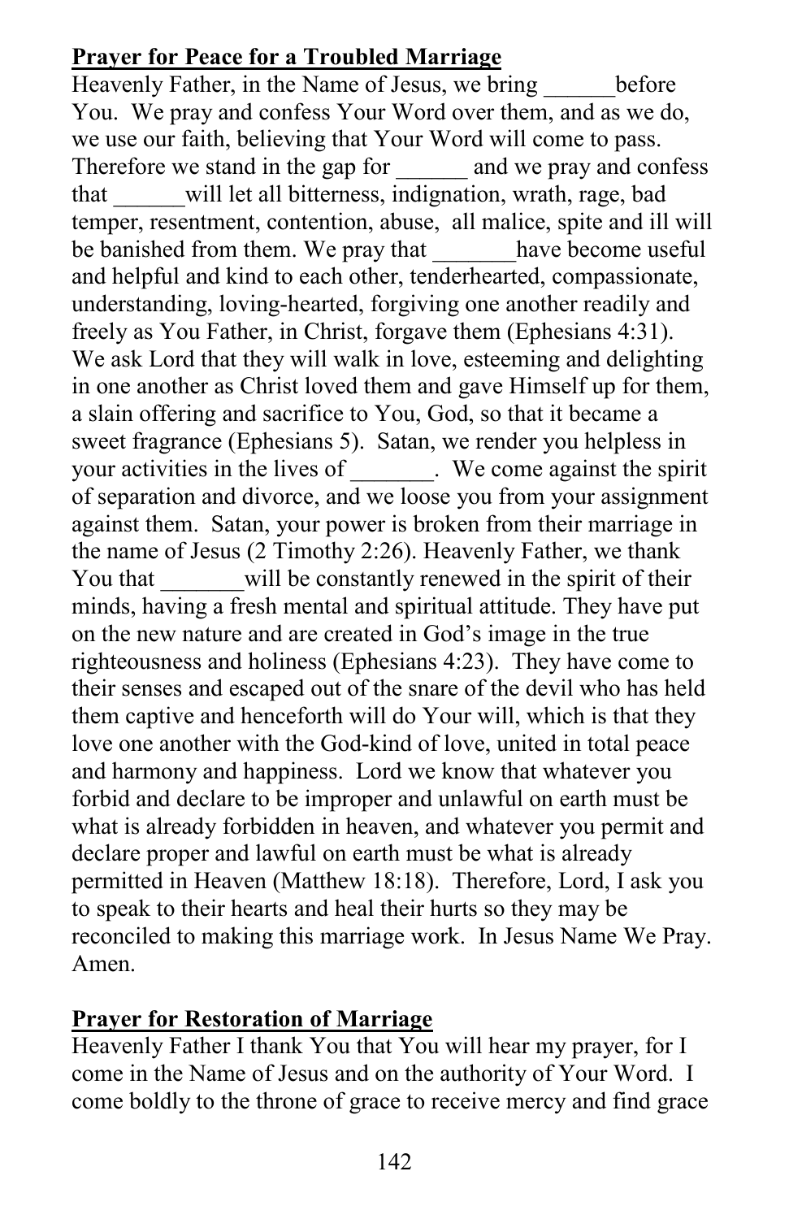**Prayer for Peace for a Troubled Marriage**

Heavenly Father, in the Name of Jesus, we bring ______before You. We pray and confess Your Word over them, and as we do, we use our faith, believing that Your Word will come to pass. Therefore we stand in the gap for ______ and we pray and confess that ______will let all bitterness, indignation, wrath, rage, bad temper, resentment, contention, abuse, all malice, spite and ill will be banished from them. We pray that _______have become useful and helpful and kind to each other, tenderhearted, compassionate, understanding, loving-hearted, forgiving one another readily and freely as You Father, in Christ, forgave them (Ephesians 4:31). We ask Lord that they will walk in love, esteeming and delighting in one another as Christ loved them and gave Himself up for them, a slain offering and sacrifice to You, God, so that it became a sweet fragrance (Ephesians 5). Satan, we render you helpless in your activities in the lives of _______. We come against the spirit of separation and divorce, and we loose you from your assignment against them. Satan, your power is broken from their marriage in the name of Jesus (2 Timothy 2:26). Heavenly Father, we thank You that _______will be constantly renewed in the spirit of their minds, having a fresh mental and spiritual attitude. They have put on the new nature and are created in God's image in the true righteousness and holiness (Ephesians 4:23). They have come to their senses and escaped out of the snare of the devil who has held them captive and henceforth will do Your will, which is that they love one another with the God-kind of love, united in total peace and harmony and happiness. Lord we know that whatever you forbid and declare to be improper and unlawful on earth must be what is already forbidden in heaven, and whatever you permit and declare proper and lawful on earth must be what is already permitted in Heaven (Matthew 18:18). Therefore, Lord, I ask you to speak to their hearts and heal their hurts so they may be reconciled to making this marriage work. In Jesus Name We Pray. Amen.

**Prayer for Restoration of Marriage**

Heavenly Father I thank You that You will hear my prayer, for I come in the Name of Jesus and on the authority of Your Word. I come boldly to the throne of grace to receive mercy and find grace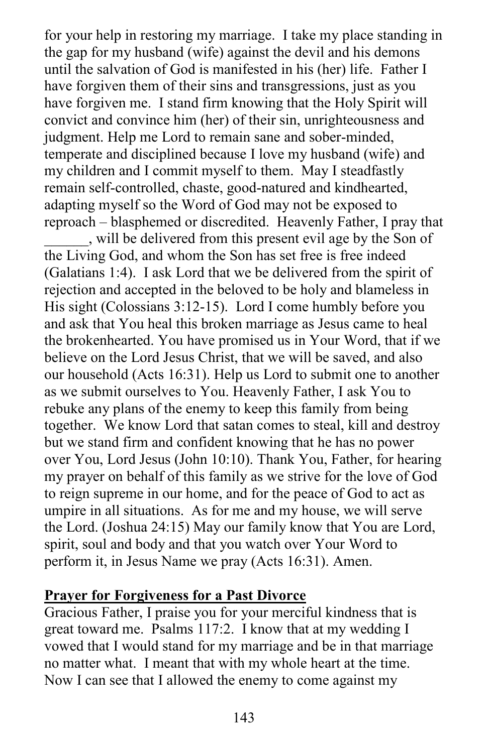for your help in restoring my marriage. I take my place standing in the gap for my husband (wife) against the devil and his demons until the salvation of God is manifested in his (her) life. Father I have forgiven them of their sins and transgressions, just as you have forgiven me. I stand firm knowing that the Holy Spirit will convict and convince him (her) of their sin, unrighteousness and judgment. Help me Lord to remain sane and sober-minded, temperate and disciplined because I love my husband (wife) and my children and I commit myself to them. May I steadfastly remain self-controlled, chaste, good-natured and kindhearted, adapting myself so the Word of God may not be exposed to reproach – blasphemed or discredited. Heavenly Father, I pray that ______, will be delivered from this present evil age by the Son of the Living God, and whom the Son has set free is free indeed (Galatians 1:4). I ask Lord that we be delivered from the spirit of rejection and accepted in the beloved to be holy and blameless in His sight (Colossians 3:12-15). Lord I come humbly before you and ask that You heal this broken marriage as Jesus came to heal the brokenhearted. You have promised us in Your Word, that if we believe on the Lord Jesus Christ, that we will be saved, and also our household (Acts 16:31). Help us Lord to submit one to another as we submit ourselves to You. Heavenly Father, I ask You to rebuke any plans of the enemy to keep this family from being together. We know Lord that satan comes to steal, kill and destroy but we stand firm and confident knowing that he has no power over You, Lord Jesus (John 10:10). Thank You, Father, for hearing my prayer on behalf of this family as we strive for the love of God to reign supreme in our home, and for the peace of God to act as umpire in all situations. As for me and my house, we will serve the Lord. (Joshua 24:15) May our family know that You are Lord, spirit, soul and body and that you watch over Your Word to perform it, in Jesus Name we pray (Acts 16:31). Amen.

**Prayer for Forgiveness for a Past Divorce**

Gracious Father, I praise you for your merciful kindness that is great toward me. Psalms 117:2. I know that at my wedding I vowed that I would stand for my marriage and be in that marriage no matter what. I meant that with my whole heart at the time. Now I can see that I allowed the enemy to come against my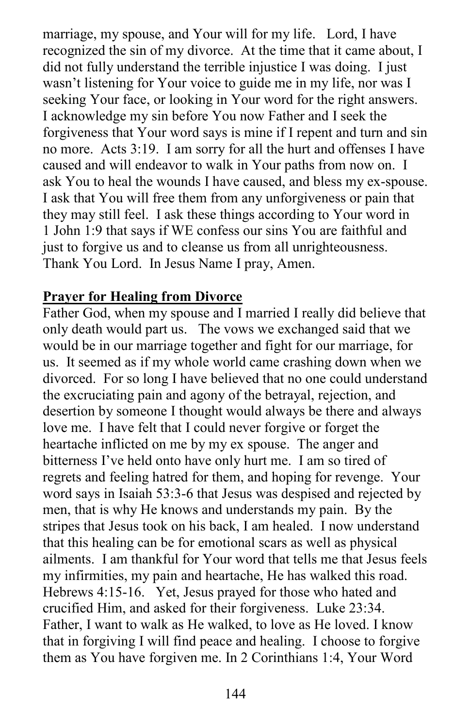marriage, my spouse, and Your will for my life. Lord, I have recognized the sin of my divorce. At the time that it came about, I did not fully understand the terrible injustice I was doing. I just wasn't listening for Your voice to guide me in my life, nor was I seeking Your face, or looking in Your word for the right answers. I acknowledge my sin before You now Father and I seek the forgiveness that Your word says is mine if I repent and turn and sin no more. Acts 3:19. I am sorry for all the hurt and offenses I have caused and will endeavor to walk in Your paths from now on. I ask You to heal the wounds I have caused, and bless my ex-spouse. I ask that You will free them from any unforgiveness or pain that they may still feel. I ask these things according to Your word in 1 John 1:9 that says if WE confess our sins You are faithful and just to forgive us and to cleanse us from all unrighteousness. Thank You Lord. In Jesus Name I pray, Amen.

**Prayer for Healing from Divorce**

Father God, when my spouse and I married I really did believe that only death would part us. The vows we exchanged said that we would be in our marriage together and fight for our marriage, for us. It seemed as if my whole world came crashing down when we divorced. For so long I have believed that no one could understand the excruciating pain and agony of the betrayal, rejection, and desertion by someone I thought would always be there and always love me. I have felt that I could never forgive or forget the heartache inflicted on me by my ex spouse. The anger and bitterness I've held onto have only hurt me. I am so tired of regrets and feeling hatred for them, and hoping for revenge. Your word says in Isaiah 53:3-6 that Jesus was despised and rejected by men, that is why He knows and understands my pain. By the stripes that Jesus took on his back, I am healed. I now understand that this healing can be for emotional scars as well as physical ailments. I am thankful for Your word that tells me that Jesus feels my infirmities, my pain and heartache, He has walked this road. Hebrews 4:15-16. Yet, Jesus prayed for those who hated and crucified Him, and asked for their forgiveness. Luke 23:34. Father, I want to walk as He walked, to love as He loved. I know that in forgiving I will find peace and healing. I choose to forgive them as You have forgiven me. In 2 Corinthians 1:4, Your Word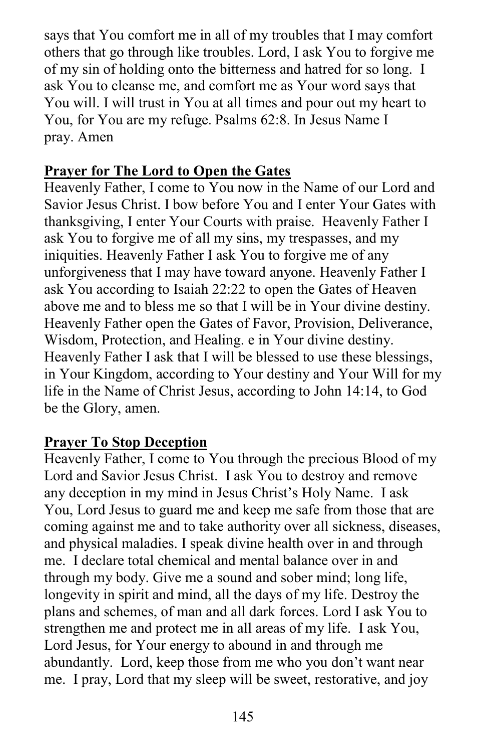says that You comfort me in all of my troubles that I may comfort others that go through like troubles. Lord, I ask You to forgive me of my sin of holding onto the bitterness and hatred for so long. I ask You to cleanse me, and comfort me as Your word says that You will. I will trust in You at all times and pour out my heart to You, for You are my refuge. Psalms 62:8. In Jesus Name I pray. Amen

**Prayer for The Lord to Open the Gates**

Heavenly Father, I come to You now in the Name of our Lord and Savior Jesus Christ. I bow before You and I enter Your Gates with thanksgiving, I enter Your Courts with praise. Heavenly Father I ask You to forgive me of all my sins, my trespasses, and my iniquities. Heavenly Father I ask You to forgive me of any unforgiveness that I may have toward anyone. Heavenly Father I ask You according to Isaiah 22:22 to open the Gates of Heaven above me and to bless me so that I will be in Your divine destiny. Heavenly Father open the Gates of Favor, Provision, Deliverance, Wisdom, Protection, and Healing. e in Your divine destiny. Heavenly Father I ask that I will be blessed to use these blessings, in Your Kingdom, according to Your destiny and Your Will for my life in the Name of Christ Jesus, according to John 14:14, to God be the Glory, amen.

**Prayer To Stop Deception**

Heavenly Father, I come to You through the precious Blood of my Lord and Savior Jesus Christ. I ask You to destroy and remove any deception in my mind in Jesus Christ's Holy Name. I ask You, Lord Jesus to guard me and keep me safe from those that are coming against me and to take authority over all sickness, diseases, and physical maladies. I speak divine health over in and through me. I declare total chemical and mental balance over in and through my body. Give me a sound and sober mind; long life, longevity in spirit and mind, all the days of my life. Destroy the plans and schemes, of man and all dark forces. Lord I ask You to strengthen me and protect me in all areas of my life. I ask You, Lord Jesus, for Your energy to abound in and through me abundantly. Lord, keep those from me who you don't want near me. I pray, Lord that my sleep will be sweet, restorative, and joy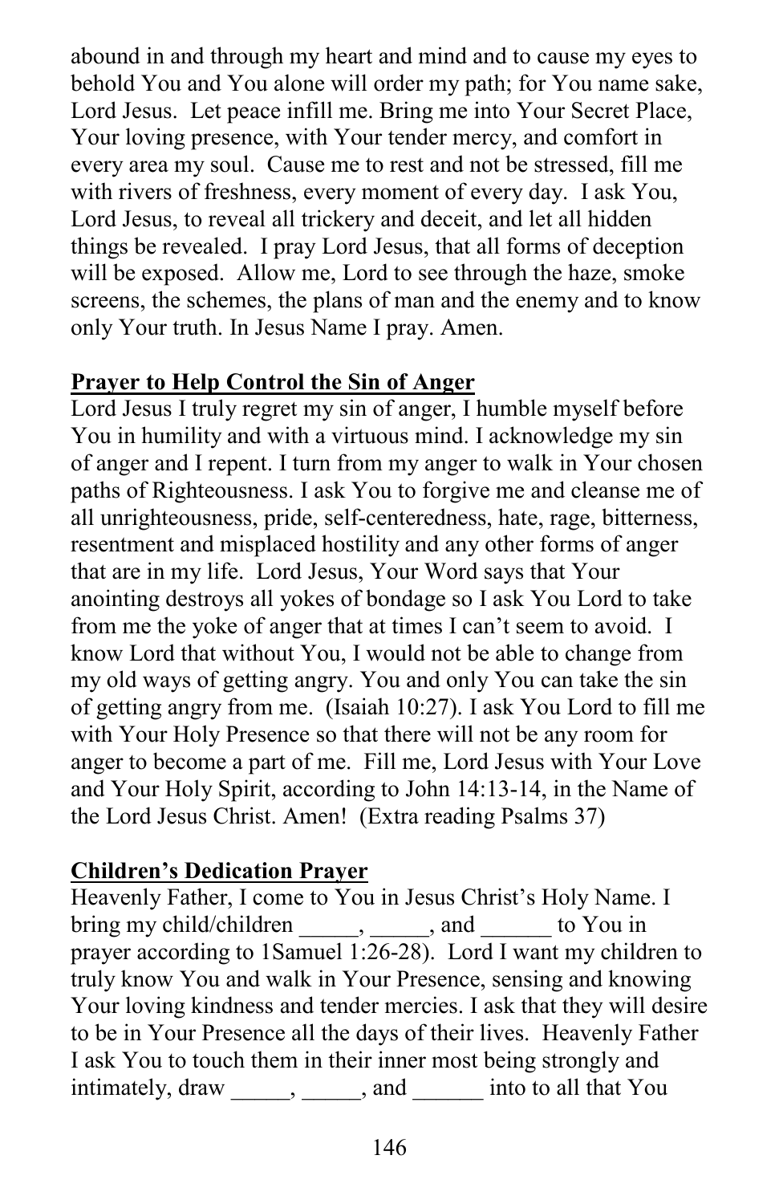abound in and through my heart and mind and to cause my eyes to behold You and You alone will order my path; for You name sake, Lord Jesus. Let peace infill me. Bring me into Your Secret Place, Your loving presence, with Your tender mercy, and comfort in every area my soul. Cause me to rest and not be stressed, fill me with rivers of freshness, every moment of every day. I ask You, Lord Jesus, to reveal all trickery and deceit, and let all hidden things be revealed. I pray Lord Jesus, that all forms of deception will be exposed. Allow me, Lord to see through the haze, smoke screens, the schemes, the plans of man and the enemy and to know only Your truth. In Jesus Name I pray. Amen.

**Prayer to Help Control the Sin of Anger**

Lord Jesus I truly regret my sin of anger, I humble myself before You in humility and with a virtuous mind. I acknowledge my sin of anger and I repent. I turn from my anger to walk in Your chosen paths of Righteousness. I ask You to forgive me and cleanse me of all unrighteousness, pride, self-centeredness, hate, rage, bitterness, resentment and misplaced hostility and any other forms of anger that are in my life. Lord Jesus, Your Word says that Your anointing destroys all yokes of bondage so I ask You Lord to take from me the yoke of anger that at times I can't seem to avoid. I know Lord that without You, I would not be able to change from my old ways of getting angry. You and only You can take the sin of getting angry from me. (Isaiah 10:27). I ask You Lord to fill me with Your Holy Presence so that there will not be any room for anger to become a part of me. Fill me, Lord Jesus with Your Love and Your Holy Spirit, according to John 14:13-14, in the Name of the Lord Jesus Christ. Amen! (Extra reading Psalms 37)

**Children's Dedication Prayer**

Heavenly Father, I come to You in Jesus Christ's Holy Name. I bring my child/children _____, _____, and ______ to You in prayer according to 1Samuel 1:26-28). Lord I want my children to truly know You and walk in Your Presence, sensing and knowing Your loving kindness and tender mercies. I ask that they will desire to be in Your Presence all the days of their lives. Heavenly Father I ask You to touch them in their inner most being strongly and intimately, draw _____, _____, and ______ into to all that You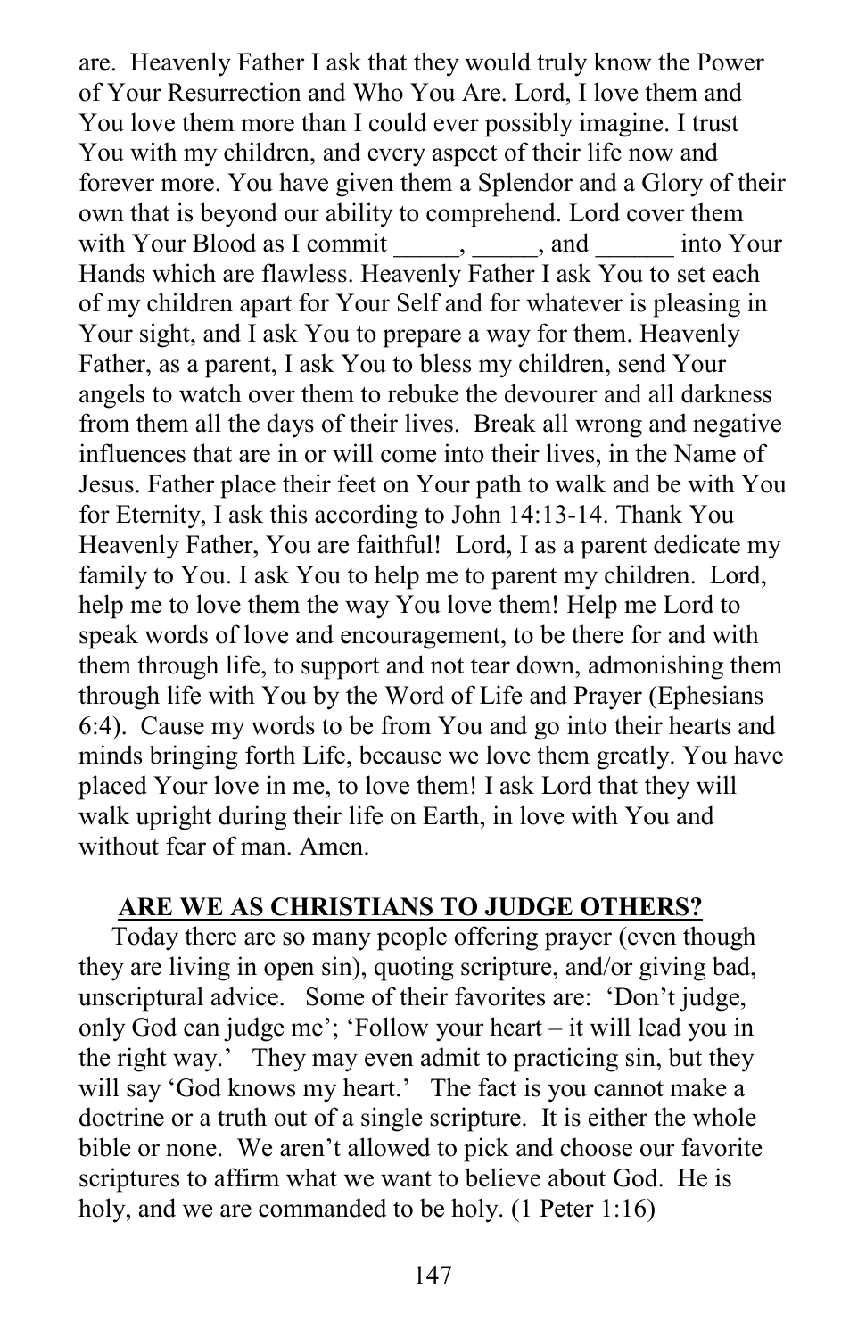are. Heavenly Father I ask that they would truly know the Power of Your Resurrection and Who You Are. Lord, I love them and You love them more than I could ever possibly imagine. I trust You with my children, and every aspect of their life now and forever more. You have given them a Splendor and a Glory of their own that is beyond our ability to comprehend. Lord cover them with Your Blood as I commit _____, _____, and ______ into Your Hands which are flawless. Heavenly Father I ask You to set each of my children apart for Your Self and for whatever is pleasing in Your sight, and I ask You to prepare a way for them. Heavenly Father, as a parent, I ask You to bless my children, send Your angels to watch over them to rebuke the devourer and all darkness from them all the days of their lives. Break all wrong and negative influences that are in or will come into their lives, in the Name of Jesus. Father place their feet on Your path to walk and be with You for Eternity, I ask this according to John 14:13-14. Thank You Heavenly Father, You are faithful! Lord, I as a parent dedicate my family to You. I ask You to help me to parent my children. Lord, help me to love them the way You love them! Help me Lord to speak words of love and encouragement, to be there for and with them through life, to support and not tear down, admonishing them through life with You by the Word of Life and Prayer (Ephesians 6:4). Cause my words to be from You and go into their hearts and minds bringing forth Life, because we love them greatly. You have placed Your love in me, to love them! I ask Lord that they will walk upright during their life on Earth, in love with You and without fear of man. Amen.

## ARE WE AS CHRISTIANS TO JUDGE OTHERS?

Today there are so many people offering prayer (even though they are living in open sin), quoting scripture, and/or giving bad, unscriptural advice. Some of their favorites are: 'Don't judge, only God can judge me'; 'Follow your heart – it will lead you in the right way.' They may even admit to practicing sin, but they will say 'God knows my heart.' The fact is you cannot make a doctrine or a truth out of a single scripture. It is either the whole bible or none. We aren't allowed to pick and choose our favorite scriptures to affirm what we want to believe about God. He is holy, and we are commanded to be holy. (1 Peter 1:16)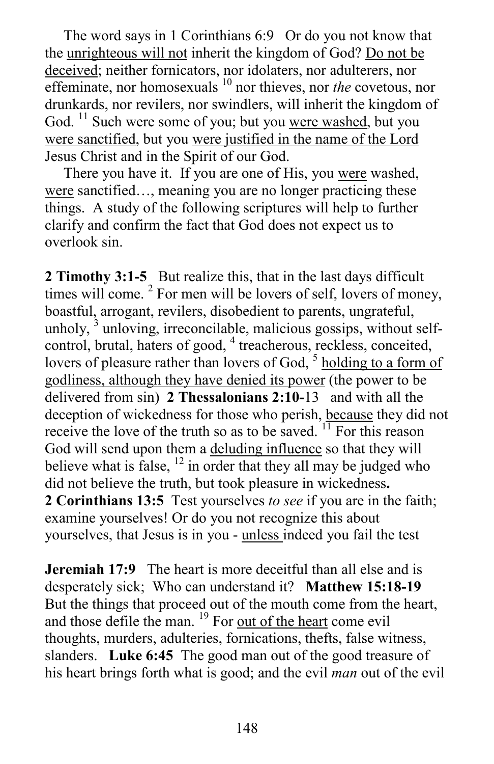The word says in 1 Corinthians 6:9 Or do you not know that the <u>unrighteous will not</u> inherit the kingdom of God? <u>Do not be deceived</u>; neither fornicators, nor idolaters, nor adulterers, nor effeminate, nor homosexuals [10] nor thieves, nor *the* covetous, nor drunkards, nor revilers, nor swindlers, will inherit the kingdom of God. [11] Such were some of you; but you <u>were washed</u>, but you <u>were sanctified</u>, but you <u>were justified in the name of the Lord</u> Jesus Christ and in the Spirit of our God.

There you have it. If you are one of His, you <u>were</u> washed, <u>were</u> sanctified…, meaning you are no longer practicing these things. A study of the following scriptures will help to further clarify and confirm the fact that God does not expect us to overlook sin.

**2 Timothy 3:1-5** But realize this, that in the last days difficult times will come. [2] For men will be lovers of self, lovers of money, boastful, arrogant, revilers, disobedient to parents, ungrateful, unholy, [3] unloving, irreconcilable, malicious gossips, without self-control, brutal, haters of good, [4] treacherous, reckless, conceited, lovers of pleasure rather than lovers of God, [5] <u>holding to a form of godliness, although they have denied its power</u> (the power to be delivered from sin) **2 Thessalonians 2:10-**13 and with all the deception of wickedness for those who perish, <u>because</u> they did not receive the love of the truth so as to be saved. [11] For this reason God will send upon them a <u>deluding influence</u> so that they will believe what is false, [12] in order that they all may be judged who did not believe the truth, but took pleasure in wickedness**.**
**2 Corinthians 13:5** Test yourselves *to see* if you are in the faith; examine yourselves! Or do you not recognize this about yourselves, that Jesus is in you - <u>unless</u> indeed you fail the test

**Jeremiah 17:9** The heart is more deceitful than all else and is desperately sick; Who can understand it? **Matthew 15:18-19** But the things that proceed out of the mouth come from the heart, and those defile the man. [19] For <u>out of the heart</u> come evil thoughts, murders, adulteries, fornications, thefts, false witness, slanders. **Luke 6:45** The good man out of the good treasure of his heart brings forth what is good; and the evil *man* out of the evil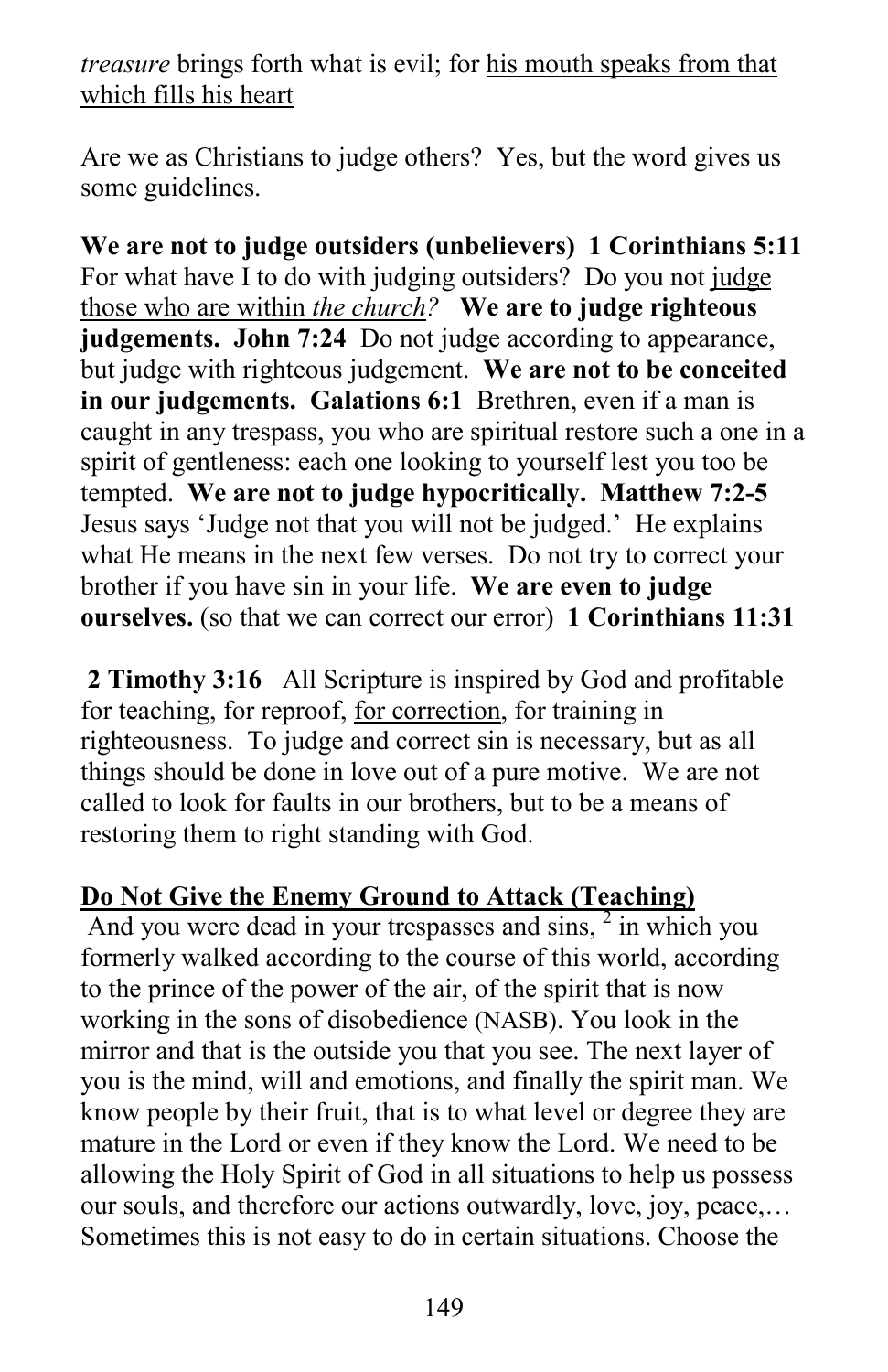*treasure* brings forth what is evil; for his mouth speaks from that which fills his heart

Are we as Christians to judge others? Yes, but the word gives us some guidelines.

**We are not to judge outsiders (unbelievers) 1 Corinthians 5:11** For what have I to do with judging outsiders? Do you not judge those who are within *the church?* **We are to judge righteous judgements. John 7:24** Do not judge according to appearance, but judge with righteous judgement. **We are not to be conceited in our judgements. Galations 6:1** Brethren, even if a man is caught in any trespass, you who are spiritual restore such a one in a spirit of gentleness: each one looking to yourself lest you too be tempted. **We are not to judge hypocritically. Matthew 7:2-5** Jesus says 'Judge not that you will not be judged.' He explains what He means in the next few verses. Do not try to correct your brother if you have sin in your life. **We are even to judge ourselves.** (so that we can correct our error) **1 Corinthians 11:31**

**2 Timothy 3:16** All Scripture is inspired by God and profitable for teaching, for reproof, for correction, for training in righteousness. To judge and correct sin is necessary, but as all things should be done in love out of a pure motive. We are not called to look for faults in our brothers, but to be a means of restoring them to right standing with God.

## Do Not Give the Enemy Ground to Attack (Teaching)

And you were dead in your trespasses and sins, [2] in which you formerly walked according to the course of this world, according to the prince of the power of the air, of the spirit that is now working in the sons of disobedience (NASB). You look in the mirror and that is the outside you that you see. The next layer of you is the mind, will and emotions, and finally the spirit man. We know people by their fruit, that is to what level or degree they are mature in the Lord or even if they know the Lord. We need to be allowing the Holy Spirit of God in all situations to help us possess our souls, and therefore our actions outwardly, love, joy, peace,… Sometimes this is not easy to do in certain situations. Choose the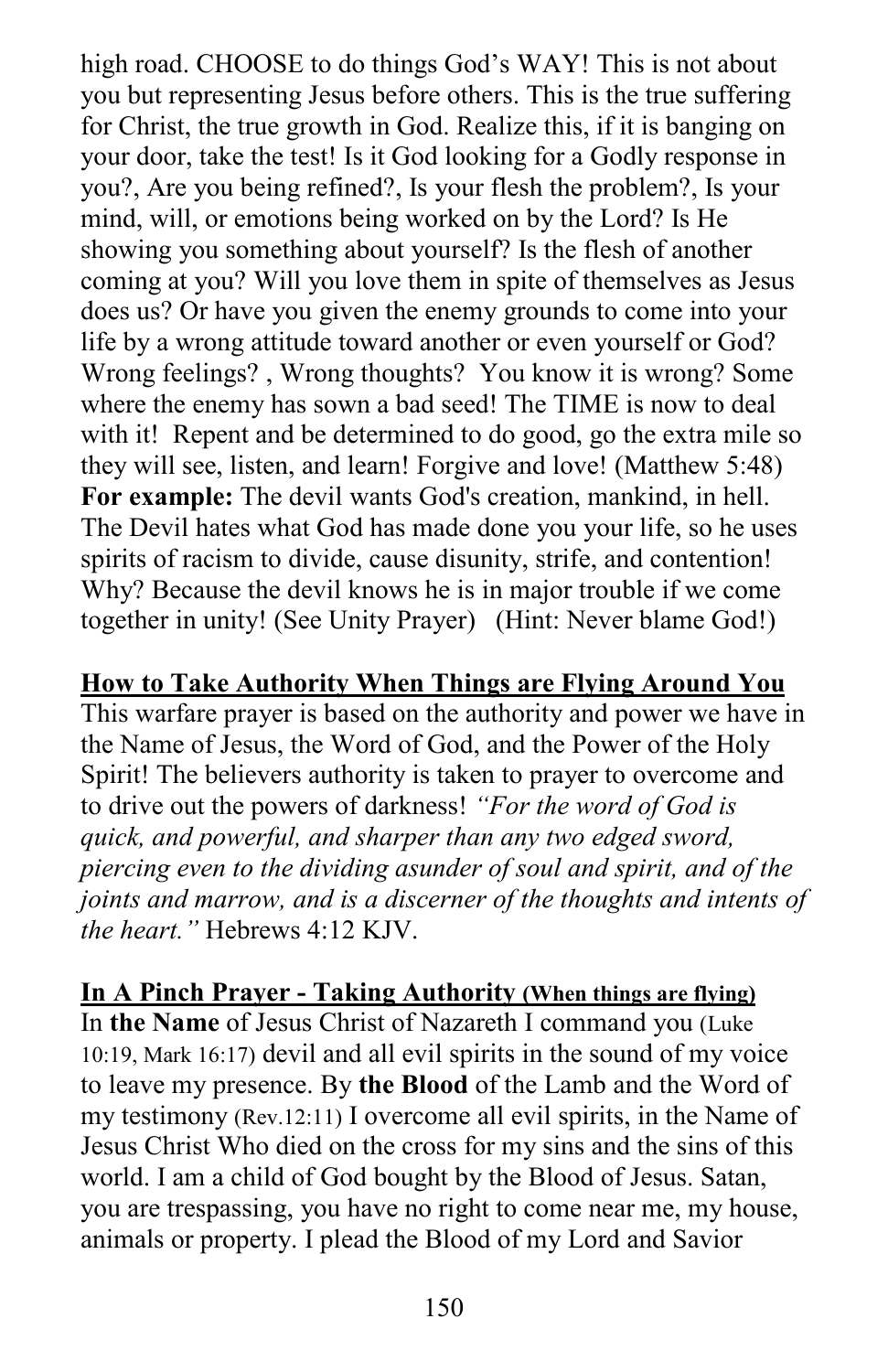high road. CHOOSE to do things God's WAY! This is not about you but representing Jesus before others. This is the true suffering for Christ, the true growth in God. Realize this, if it is banging on your door, take the test! Is it God looking for a Godly response in you?, Are you being refined?, Is your flesh the problem?, Is your mind, will, or emotions being worked on by the Lord? Is He showing you something about yourself? Is the flesh of another coming at you? Will you love them in spite of themselves as Jesus does us? Or have you given the enemy grounds to come into your life by a wrong attitude toward another or even yourself or God? Wrong feelings? , Wrong thoughts? You know it is wrong? Some where the enemy has sown a bad seed! The TIME is now to deal with it! Repent and be determined to do good, go the extra mile so they will see, listen, and learn! Forgive and love! (Matthew 5:48) **For example:** The devil wants God's creation, mankind, in hell. The Devil hates what God has made done you your life, so he uses spirits of racism to divide, cause disunity, strife, and contention! Why? Because the devil knows he is in major trouble if we come together in unity! (See Unity Prayer) (Hint: Never blame God!)

**<u>How to Take Authority When Things are Flying Around You</u>**

This warfare prayer is based on the authority and power we have in the Name of Jesus, the Word of God, and the Power of the Holy Spirit! The believers authority is taken to prayer to overcome and to drive out the powers of darkness! *"For the word of God is quick, and powerful, and sharper than any two edged sword, piercing even to the dividing asunder of soul and spirit, and of the joints and marrow, and is a discerner of the thoughts and intents of the heart."* Hebrews 4:12 KJV.

**<u>In A Pinch Prayer - Taking Authority (When things are flying)</u>**

In **the Name** of Jesus Christ of Nazareth I command you (Luke 10:19, Mark 16:17) devil and all evil spirits in the sound of my voice to leave my presence. By **the Blood** of the Lamb and the Word of my testimony (Rev.12:11) I overcome all evil spirits, in the Name of Jesus Christ Who died on the cross for my sins and the sins of this world. I am a child of God bought by the Blood of Jesus. Satan, you are trespassing, you have no right to come near me, my house, animals or property. I plead the Blood of my Lord and Savior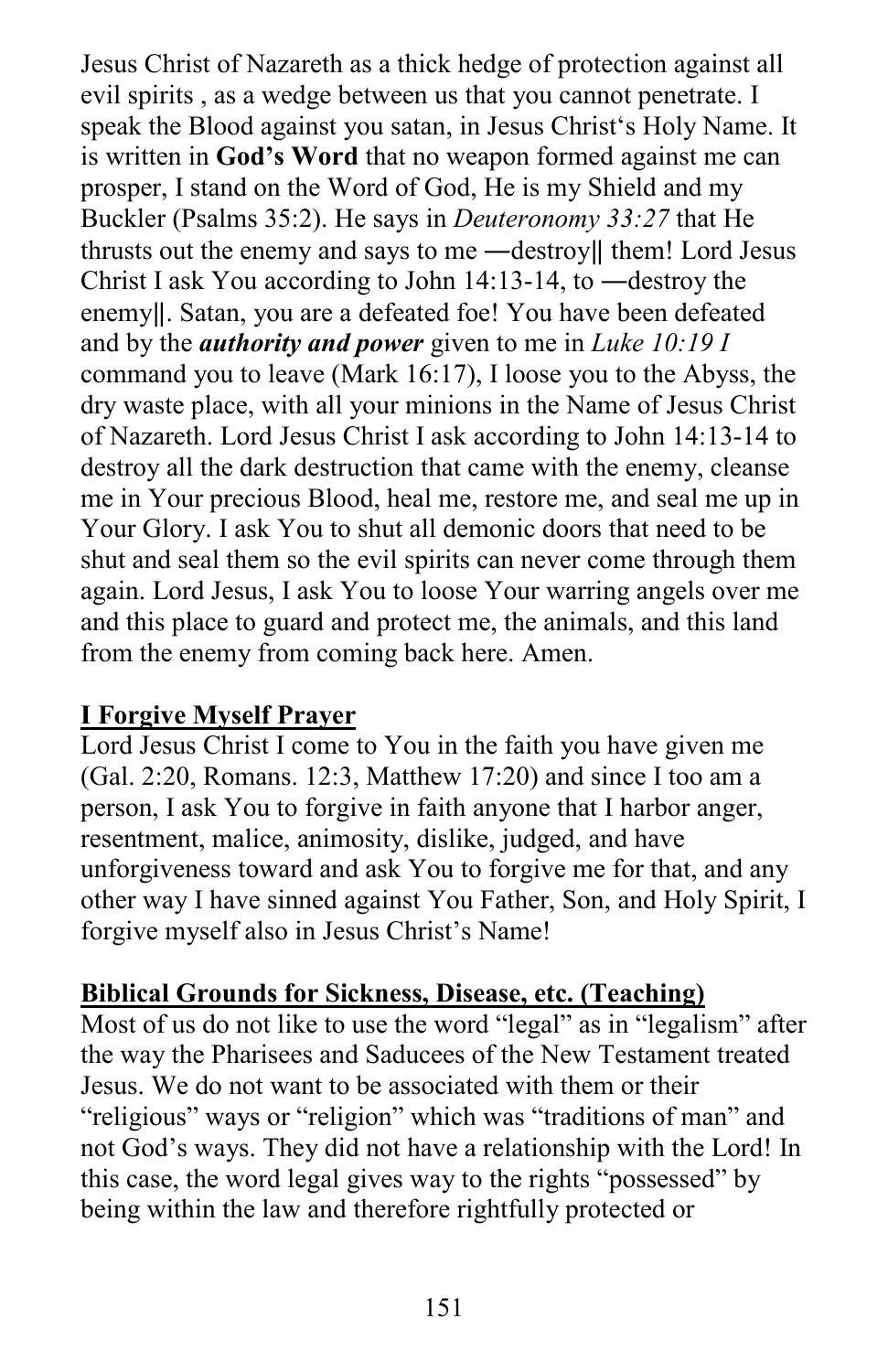Jesus Christ of Nazareth as a thick hedge of protection against all evil spirits , as a wedge between us that you cannot penetrate. I speak the Blood against you satan, in Jesus Christ's Holy Name. It is written in **God's Word** that no weapon formed against me can prosper, I stand on the Word of God, He is my Shield and my Buckler (Psalms 35:2). He says in *Deuteronomy 33:27* that He thrusts out the enemy and says to me ―destroy‖ them! Lord Jesus Christ I ask You according to John 14:13-14, to ―destroy the enemy‖. Satan, you are a defeated foe! You have been defeated and by the ***authority and power*** given to me in *Luke 10:19 I* command you to leave (Mark 16:17), I loose you to the Abyss, the dry waste place, with all your minions in the Name of Jesus Christ of Nazareth. Lord Jesus Christ I ask according to John 14:13-14 to destroy all the dark destruction that came with the enemy, cleanse me in Your precious Blood, heal me, restore me, and seal me up in Your Glory. I ask You to shut all demonic doors that need to be shut and seal them so the evil spirits can never come through them again. Lord Jesus, I ask You to loose Your warring angels over me and this place to guard and protect me, the animals, and this land from the enemy from coming back here. Amen.

**I Forgive Myself Prayer**

Lord Jesus Christ I come to You in the faith you have given me (Gal. 2:20, Romans. 12:3, Matthew 17:20) and since I too am a person, I ask You to forgive in faith anyone that I harbor anger, resentment, malice, animosity, dislike, judged, and have unforgiveness toward and ask You to forgive me for that, and any other way I have sinned against You Father, Son, and Holy Spirit, I forgive myself also in Jesus Christ's Name!

**Biblical Grounds for Sickness, Disease, etc. (Teaching)**

Most of us do not like to use the word "legal" as in "legalism" after the way the Pharisees and Saducees of the New Testament treated Jesus. We do not want to be associated with them or their "religious" ways or "religion" which was "traditions of man" and not God's ways. They did not have a relationship with the Lord! In this case, the word legal gives way to the rights "possessed" by being within the law and therefore rightfully protected or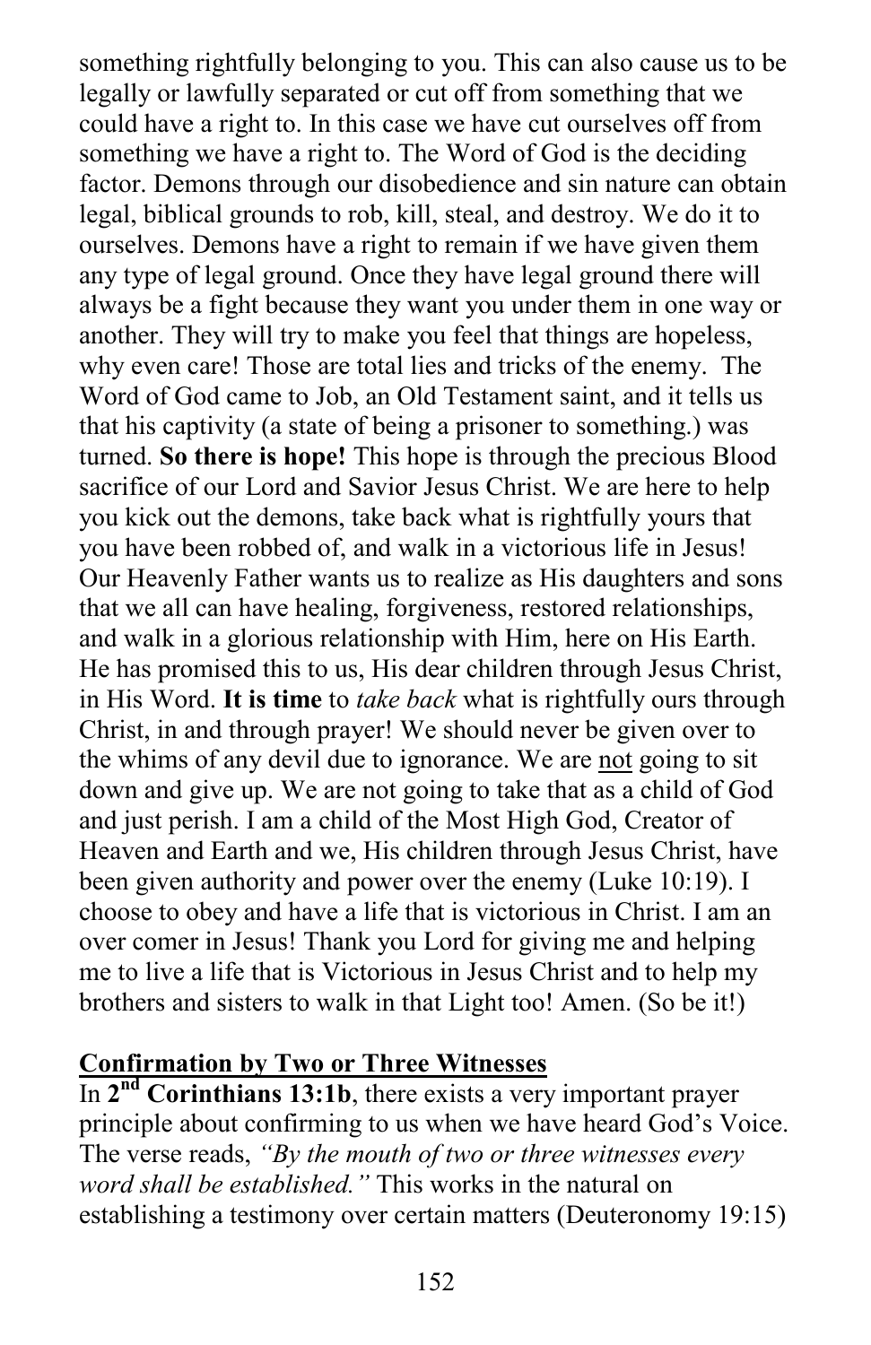something rightfully belonging to you. This can also cause us to be legally or lawfully separated or cut off from something that we could have a right to. In this case we have cut ourselves off from something we have a right to. The Word of God is the deciding factor. Demons through our disobedience and sin nature can obtain legal, biblical grounds to rob, kill, steal, and destroy. We do it to ourselves. Demons have a right to remain if we have given them any type of legal ground. Once they have legal ground there will always be a fight because they want you under them in one way or another. They will try to make you feel that things are hopeless, why even care! Those are total lies and tricks of the enemy. The Word of God came to Job, an Old Testament saint, and it tells us that his captivity (a state of being a prisoner to something.) was turned. **So there is hope!** This hope is through the precious Blood sacrifice of our Lord and Savior Jesus Christ. We are here to help you kick out the demons, take back what is rightfully yours that you have been robbed of, and walk in a victorious life in Jesus! Our Heavenly Father wants us to realize as His daughters and sons that we all can have healing, forgiveness, restored relationships, and walk in a glorious relationship with Him, here on His Earth. He has promised this to us, His dear children through Jesus Christ, in His Word. **It is time** to *take back* what is rightfully ours through Christ, in and through prayer! We should never be given over to the whims of any devil due to ignorance. We are <u>not</u> going to sit down and give up. We are not going to take that as a child of God and just perish. I am a child of the Most High God, Creator of Heaven and Earth and we, His children through Jesus Christ, have been given authority and power over the enemy (Luke 10:19). I choose to obey and have a life that is victorious in Christ. I am an over comer in Jesus! Thank you Lord for giving me and helping me to live a life that is Victorious in Jesus Christ and to help my brothers and sisters to walk in that Light too! Amen. (So be it!)

**<u>Confirmation by Two or Three Witnesses</u>**

In **2nd Corinthians 13:1b**, there exists a very important prayer principle about confirming to us when we have heard God's Voice. The verse reads, *"By the mouth of two or three witnesses every word shall be established."* This works in the natural on establishing a testimony over certain matters (Deuteronomy 19:15)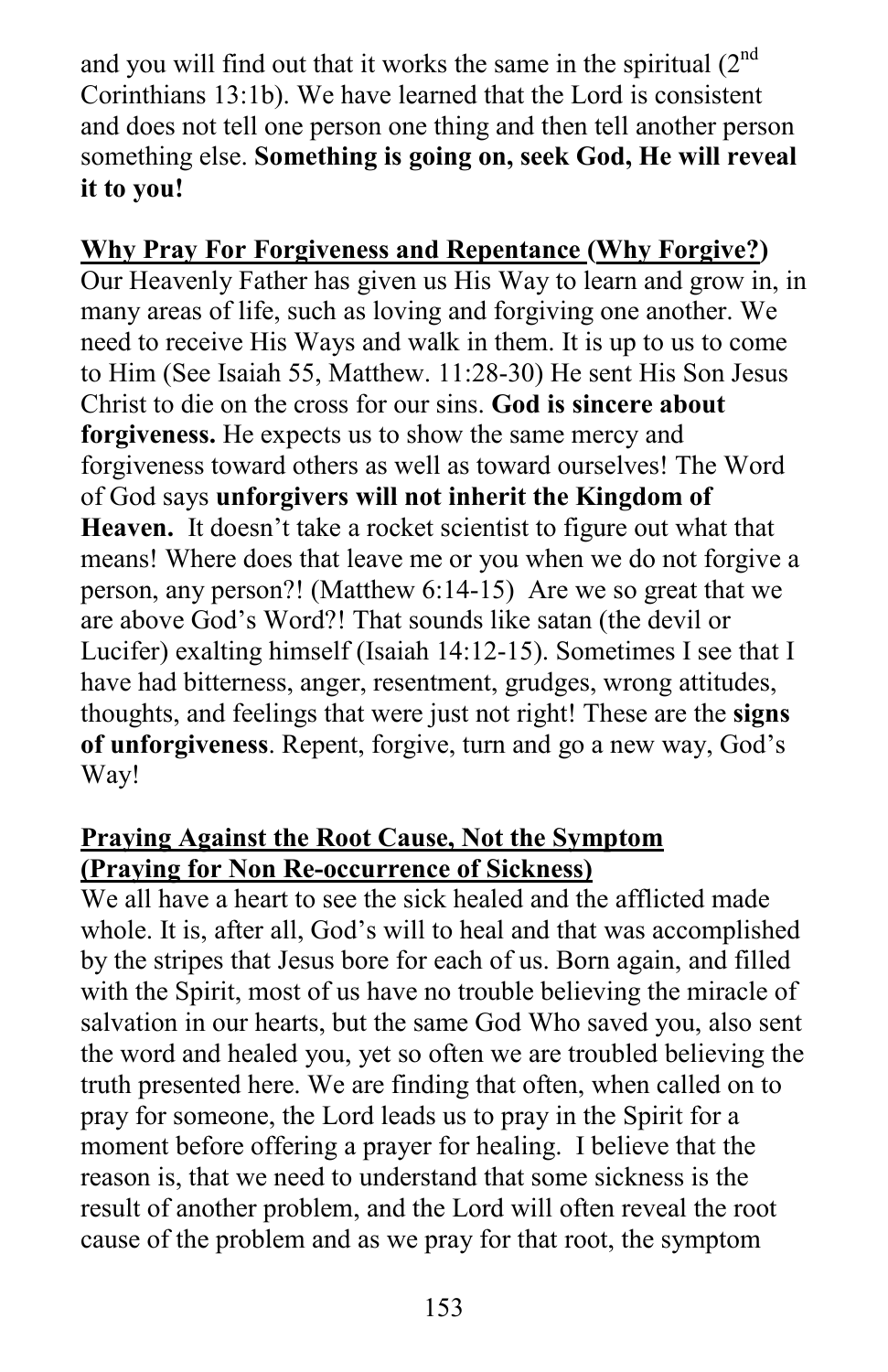and you will find out that it works the same in the spiritual (2nd Corinthians 13:1b). We have learned that the Lord is consistent and does not tell one person one thing and then tell another person something else. **Something is going on, seek God, He will reveal it to you!**

**Why Pray For Forgiveness and Repentance (Why Forgive?)**

Our Heavenly Father has given us His Way to learn and grow in, in many areas of life, such as loving and forgiving one another. We need to receive His Ways and walk in them. It is up to us to come to Him (See Isaiah 55, Matthew. 11:28-30) He sent His Son Jesus Christ to die on the cross for our sins. **God is sincere about forgiveness.** He expects us to show the same mercy and forgiveness toward others as well as toward ourselves! The Word of God says **unforgivers will not inherit the Kingdom of Heaven.** It doesn't take a rocket scientist to figure out what that means! Where does that leave me or you when we do not forgive a person, any person?! (Matthew 6:14-15) Are we so great that we are above God's Word?! That sounds like satan (the devil or Lucifer) exalting himself (Isaiah 14:12-15). Sometimes I see that I have had bitterness, anger, resentment, grudges, wrong attitudes, thoughts, and feelings that were just not right! These are the **signs of unforgiveness**. Repent, forgive, turn and go a new way, God's Way!

**Praying Against the Root Cause, Not the Symptom (Praying for Non Re-occurrence of Sickness)**

We all have a heart to see the sick healed and the afflicted made whole. It is, after all, God's will to heal and that was accomplished by the stripes that Jesus bore for each of us. Born again, and filled with the Spirit, most of us have no trouble believing the miracle of salvation in our hearts, but the same God Who saved you, also sent the word and healed you, yet so often we are troubled believing the truth presented here. We are finding that often, when called on to pray for someone, the Lord leads us to pray in the Spirit for a moment before offering a prayer for healing. I believe that the reason is, that we need to understand that some sickness is the result of another problem, and the Lord will often reveal the root cause of the problem and as we pray for that root, the symptom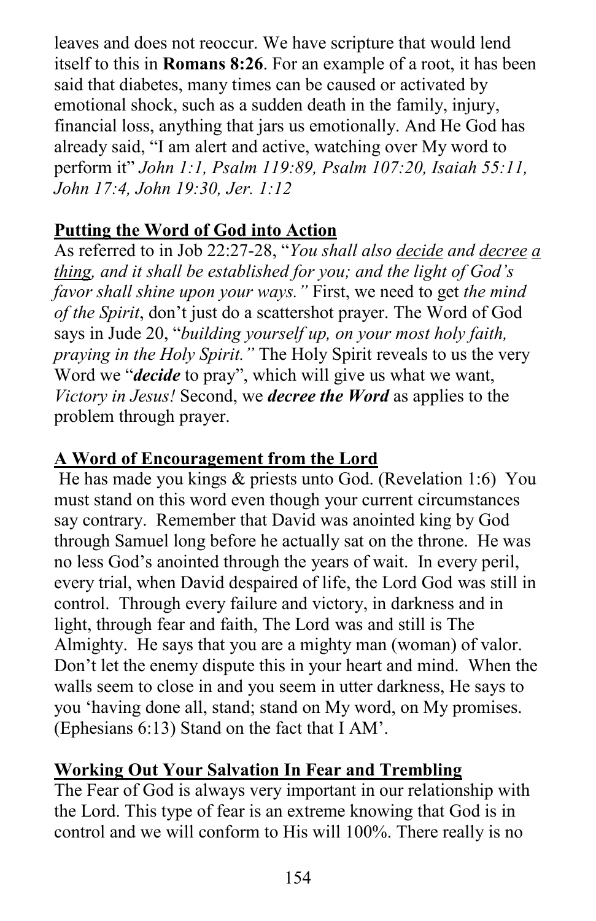leaves and does not reoccur. We have scripture that would lend itself to this in **Romans 8:26**. For an example of a root, it has been said that diabetes, many times can be caused or activated by emotional shock, such as a sudden death in the family, injury, financial loss, anything that jars us emotionally. And He God has already said, "I am alert and active, watching over My word to perform it" *John 1:1, Psalm 119:89, Psalm 107:20, Isaiah 55:11, John 17:4, John 19:30, Jer. 1:12*

**Putting the Word of God into Action**

As referred to in Job 22:27-28, "*You shall also decide and decree a thing, and it shall be established for you; and the light of God's favor shall shine upon your ways."* First, we need to get *the mind of the Spirit*, don't just do a scattershot prayer. The Word of God says in Jude 20, "*building yourself up, on your most holy faith, praying in the Holy Spirit."* The Holy Spirit reveals to us the very Word we "***decide*** to pray", which will give us what we want, *Victory in Jesus!* Second, we ***decree the Word*** as applies to the problem through prayer.

**A Word of Encouragement from the Lord**

He has made you kings & priests unto God. (Revelation 1:6) You must stand on this word even though your current circumstances say contrary. Remember that David was anointed king by God through Samuel long before he actually sat on the throne. He was no less God's anointed through the years of wait. In every peril, every trial, when David despaired of life, the Lord God was still in control. Through every failure and victory, in darkness and in light, through fear and faith, The Lord was and still is The Almighty. He says that you are a mighty man (woman) of valor. Don't let the enemy dispute this in your heart and mind. When the walls seem to close in and you seem in utter darkness, He says to you 'having done all, stand; stand on My word, on My promises. (Ephesians 6:13) Stand on the fact that I AM'.

**Working Out Your Salvation In Fear and Trembling**

The Fear of God is always very important in our relationship with the Lord. This type of fear is an extreme knowing that God is in control and we will conform to His will 100%. There really is no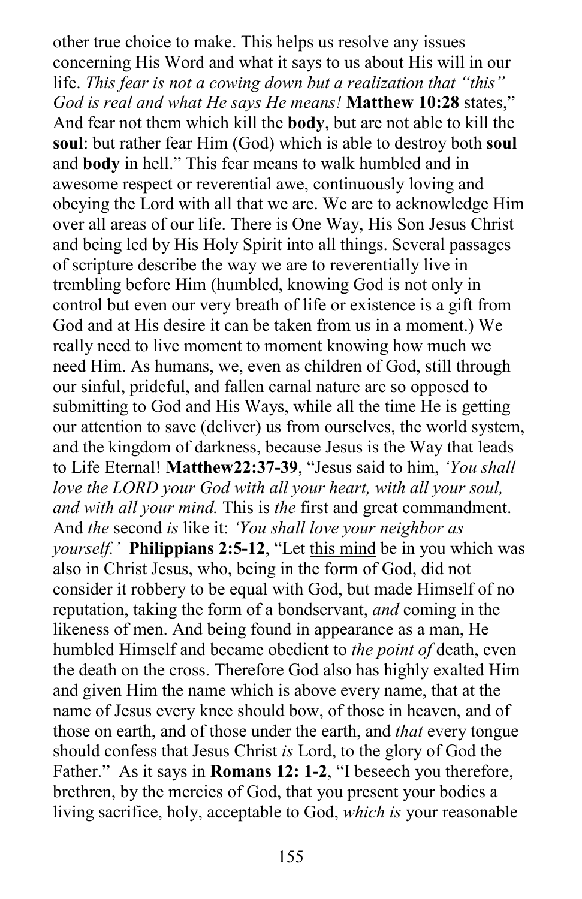other true choice to make. This helps us resolve any issues concerning His Word and what it says to us about His will in our life. *This fear is not a cowing down but a realization that "this" God is real and what He says He means!* **Matthew 10:28** states," And fear not them which kill the **body**, but are not able to kill the **soul**: but rather fear Him (God) which is able to destroy both **soul** and **body** in hell." This fear means to walk humbled and in awesome respect or reverential awe, continuously loving and obeying the Lord with all that we are. We are to acknowledge Him over all areas of our life. There is One Way, His Son Jesus Christ and being led by His Holy Spirit into all things. Several passages of scripture describe the way we are to reverentially live in trembling before Him (humbled, knowing God is not only in control but even our very breath of life or existence is a gift from God and at His desire it can be taken from us in a moment.) We really need to live moment to moment knowing how much we need Him. As humans, we, even as children of God, still through our sinful, prideful, and fallen carnal nature are so opposed to submitting to God and His Ways, while all the time He is getting our attention to save (deliver) us from ourselves, the world system, and the kingdom of darkness, because Jesus is the Way that leads to Life Eternal! **Matthew22:37-39**, "Jesus said to him, *'You shall love the LORD your God with all your heart, with all your soul, and with all your mind.* This is *the* first and great commandment. And *the* second *is* like it: *'You shall love your neighbor as yourself.'* **Philippians 2:5-12**, "Let <u>this mind</u> be in you which was also in Christ Jesus, who, being in the form of God, did not consider it robbery to be equal with God, but made Himself of no reputation, taking the form of a bondservant, *and* coming in the likeness of men. And being found in appearance as a man, He humbled Himself and became obedient to *the point of* death, even the death on the cross. Therefore God also has highly exalted Him and given Him the name which is above every name, that at the name of Jesus every knee should bow, of those in heaven, and of those on earth, and of those under the earth, and *that* every tongue should confess that Jesus Christ *is* Lord, to the glory of God the Father." As it says in **Romans 12: 1-2**, "I beseech you therefore, brethren, by the mercies of God, that you present <u>your bodies</u> a living sacrifice, holy, acceptable to God, *which is* your reasonable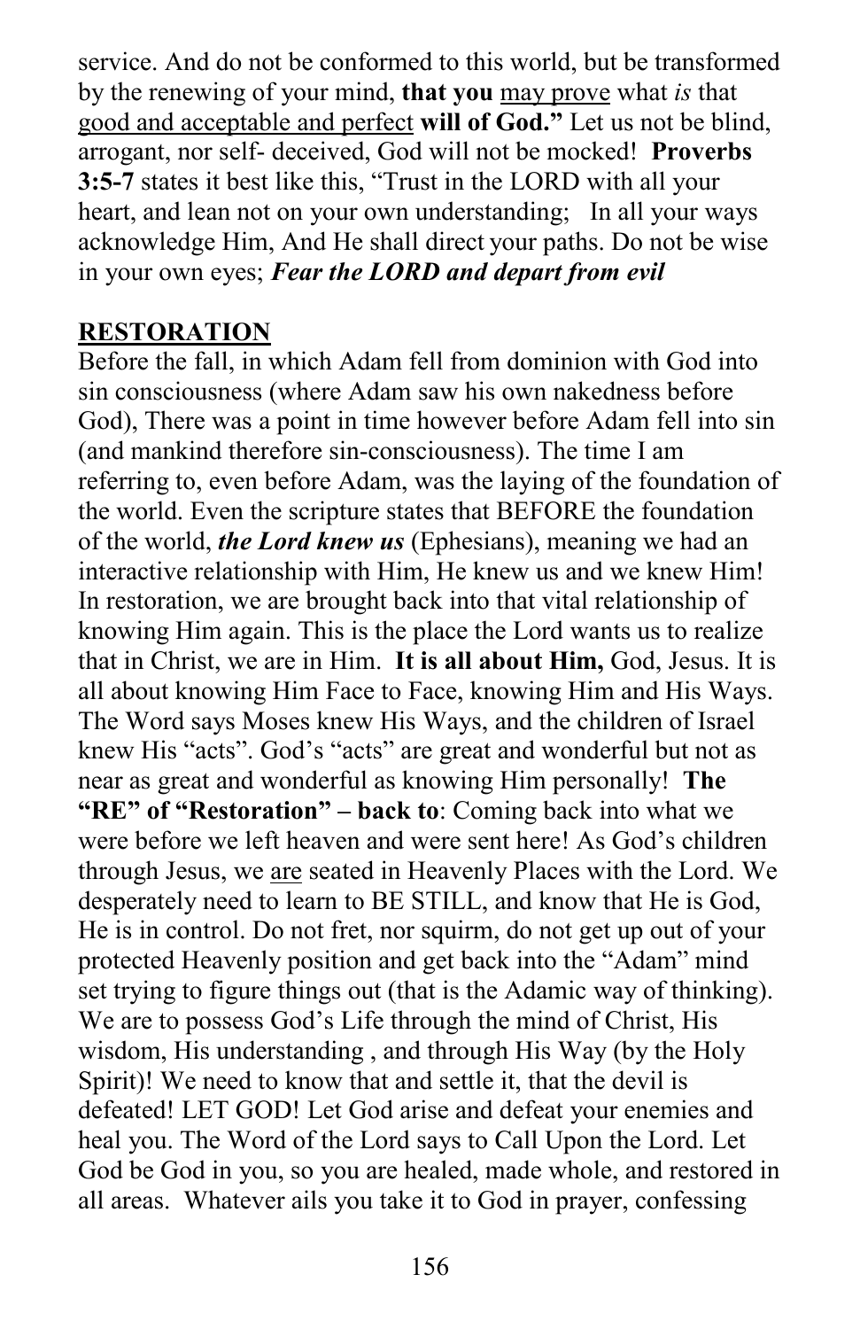service. And do not be conformed to this world, but be transformed by the renewing of your mind, **that you** <u>may prove</u> what *is* that <u>good and acceptable and perfect</u> **will of God."** Let us not be blind, arrogant, nor self- deceived, God will not be mocked! **Proverbs 3:5-7** states it best like this, "Trust in the LORD with all your heart, and lean not on your own understanding; In all your ways acknowledge Him, And He shall direct your paths. Do not be wise in your own eyes; ***Fear the LORD and depart from evil***

**<u>RESTORATION</u>**

Before the fall, in which Adam fell from dominion with God into sin consciousness (where Adam saw his own nakedness before God), There was a point in time however before Adam fell into sin (and mankind therefore sin-consciousness). The time I am referring to, even before Adam, was the laying of the foundation of the world. Even the scripture states that BEFORE the foundation of the world, ***the Lord knew us*** (Ephesians), meaning we had an interactive relationship with Him, He knew us and we knew Him! In restoration, we are brought back into that vital relationship of knowing Him again. This is the place the Lord wants us to realize that in Christ, we are in Him. **It is all about Him,** God, Jesus. It is all about knowing Him Face to Face, knowing Him and His Ways. The Word says Moses knew His Ways, and the children of Israel knew His "acts". God's "acts" are great and wonderful but not as near as great and wonderful as knowing Him personally! **The "RE" of "Restoration" – back to**: Coming back into what we were before we left heaven and were sent here! As God's children through Jesus, we <u>are</u> seated in Heavenly Places with the Lord. We desperately need to learn to BE STILL, and know that He is God, He is in control. Do not fret, nor squirm, do not get up out of your protected Heavenly position and get back into the "Adam" mind set trying to figure things out (that is the Adamic way of thinking). We are to possess God's Life through the mind of Christ, His wisdom, His understanding , and through His Way (by the Holy Spirit)! We need to know that and settle it, that the devil is defeated! LET GOD! Let God arise and defeat your enemies and heal you. The Word of the Lord says to Call Upon the Lord. Let God be God in you, so you are healed, made whole, and restored in all areas. Whatever ails you take it to God in prayer, confessing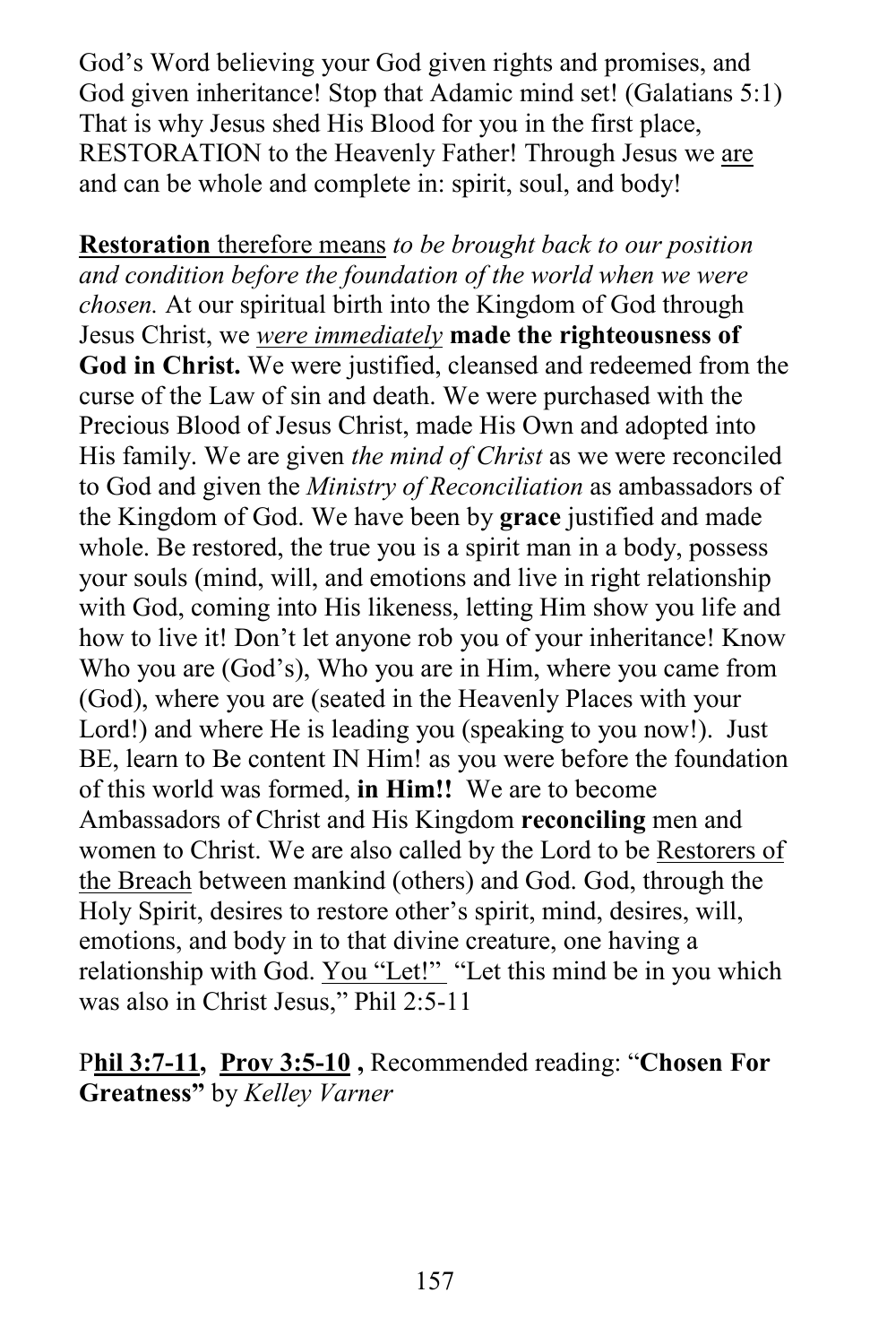God's Word believing your God given rights and promises, and God given inheritance! Stop that Adamic mind set! (Galatians 5:1) That is why Jesus shed His Blood for you in the first place, RESTORATION to the Heavenly Father! Through Jesus we <u>are</u> and can be whole and complete in: spirit, soul, and body!

<u>**Restoration** therefore means</u> *to be brought back to our position and condition before the foundation of the world when we were chosen.* At our spiritual birth into the Kingdom of God through Jesus Christ, we <u>*were immediately*</u> **made the righteousness of God in Christ.** We were justified, cleansed and redeemed from the curse of the Law of sin and death. We were purchased with the Precious Blood of Jesus Christ, made His Own and adopted into His family. We are given *the mind of Christ* as we were reconciled to God and given the *Ministry of Reconciliation* as ambassadors of the Kingdom of God. We have been by **grace** justified and made whole. Be restored, the true you is a spirit man in a body, possess your souls (mind, will, and emotions and live in right relationship with God, coming into His likeness, letting Him show you life and how to live it! Don't let anyone rob you of your inheritance! Know Who you are (God's), Who you are in Him, where you came from (God), where you are (seated in the Heavenly Places with your Lord!) and where He is leading you (speaking to you now!). Just BE, learn to Be content IN Him! as you were before the foundation of this world was formed, **in Him!!** We are to become Ambassadors of Christ and His Kingdom **reconciling** men and women to Christ. We are also called by the Lord to be <u>Restorers of the Breach</u> between mankind (others) and God. God, through the Holy Spirit, desires to restore other's spirit, mind, desires, will, emotions, and body in to that divine creature, one having a relationship with God. <u>You "Let!"</u> "Let this mind be in you which was also in Christ Jesus," Phil 2:5-11

P<u>**hil 3:7-11**</u>**,** <u>**Prov 3:5-10**</u> **,** Recommended reading: "**Chosen For Greatness"** by *Kelley Varner*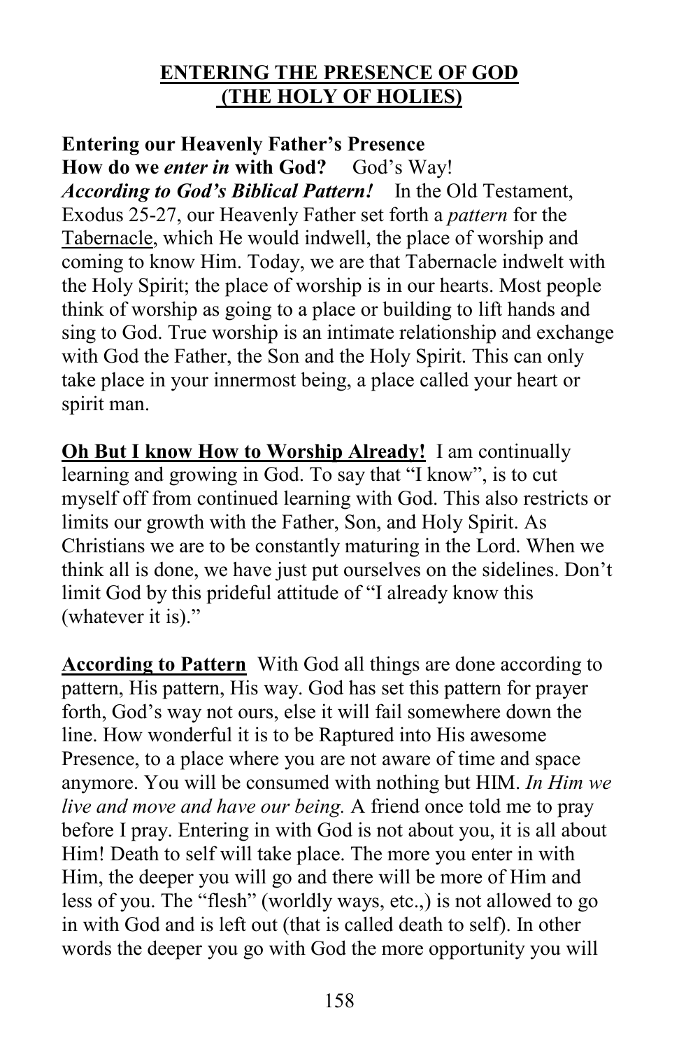## ENTERING THE PRESENCE OF GOD (THE HOLY OF HOLIES)

**Entering our Heavenly Father's Presence**
**How do we *enter in* with God?** God's Way!
***According to God's Biblical Pattern!*** In the Old Testament, Exodus 25-27, our Heavenly Father set forth a *pattern* for the Tabernacle, which He would indwell, the place of worship and coming to know Him. Today, we are that Tabernacle indwelt with the Holy Spirit; the place of worship is in our hearts. Most people think of worship as going to a place or building to lift hands and sing to God. True worship is an intimate relationship and exchange with God the Father, the Son and the Holy Spirit. This can only take place in your innermost being, a place called your heart or spirit man.

**Oh But I know How to Worship Already!** I am continually learning and growing in God. To say that "I know", is to cut myself off from continued learning with God. This also restricts or limits our growth with the Father, Son, and Holy Spirit. As Christians we are to be constantly maturing in the Lord. When we think all is done, we have just put ourselves on the sidelines. Don't limit God by this prideful attitude of "I already know this (whatever it is)."

**According to Pattern** With God all things are done according to pattern, His pattern, His way. God has set this pattern for prayer forth, God's way not ours, else it will fail somewhere down the line. How wonderful it is to be Raptured into His awesome Presence, to a place where you are not aware of time and space anymore. You will be consumed with nothing but HIM. *In Him we live and move and have our being.* A friend once told me to pray before I pray. Entering in with God is not about you, it is all about Him! Death to self will take place. The more you enter in with Him, the deeper you will go and there will be more of Him and less of you. The "flesh" (worldly ways, etc.,) is not allowed to go in with God and is left out (that is called death to self). In other words the deeper you go with God the more opportunity you will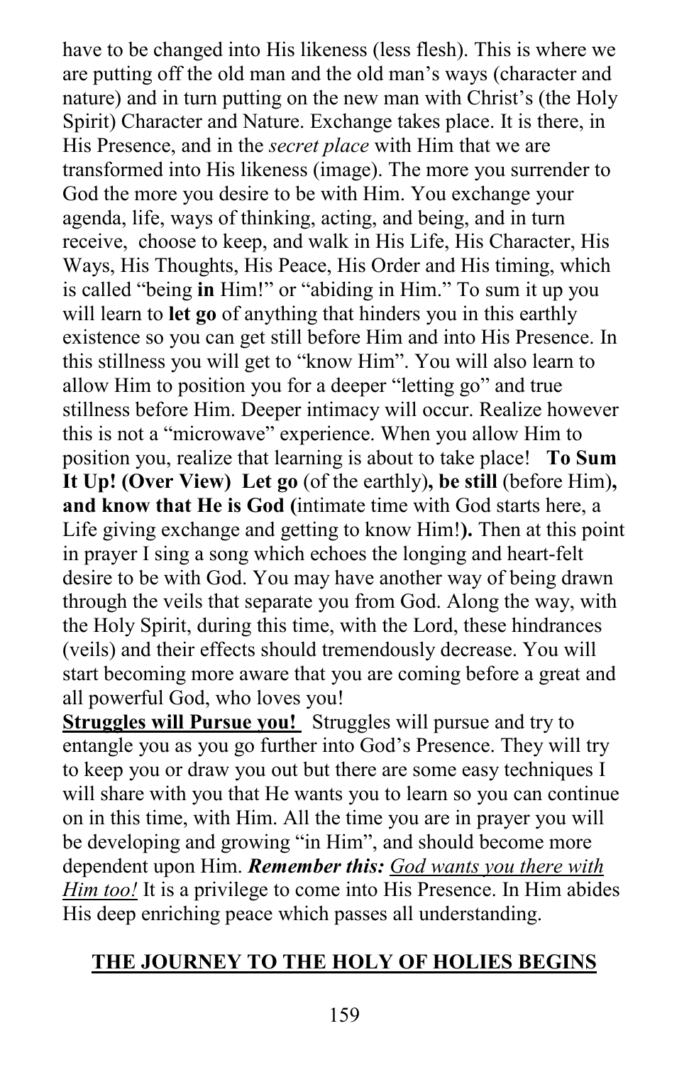have to be changed into His likeness (less flesh). This is where we are putting off the old man and the old man's ways (character and nature) and in turn putting on the new man with Christ's (the Holy Spirit) Character and Nature. Exchange takes place. It is there, in His Presence, and in the *secret place* with Him that we are transformed into His likeness (image). The more you surrender to God the more you desire to be with Him. You exchange your agenda, life, ways of thinking, acting, and being, and in turn receive, choose to keep, and walk in His Life, His Character, His Ways, His Thoughts, His Peace, His Order and His timing, which is called "being **in** Him!" or "abiding in Him." To sum it up you will learn to **let go** of anything that hinders you in this earthly existence so you can get still before Him and into His Presence. In this stillness you will get to "know Him". You will also learn to allow Him to position you for a deeper "letting go" and true stillness before Him. Deeper intimacy will occur. Realize however this is not a "microwave" experience. When you allow Him to position you, realize that learning is about to take place! **To Sum It Up! (Over View) Let go** (of the earthly)**, be still** (before Him)**, and know that He is God (**intimate time with God starts here, a Life giving exchange and getting to know Him!**).** Then at this point in prayer I sing a song which echoes the longing and heart-felt desire to be with God. You may have another way of being drawn through the veils that separate you from God. Along the way, with the Holy Spirit, during this time, with the Lord, these hindrances (veils) and their effects should tremendously decrease. You will start becoming more aware that you are coming before a great and all powerful God, who loves you!

<u>**Struggles will Pursue you!**</u> Struggles will pursue and try to entangle you as you go further into God's Presence. They will try to keep you or draw you out but there are some easy techniques I will share with you that He wants you to learn so you can continue on in this time, with Him. All the time you are in prayer you will be developing and growing "in Him", and should become more dependent upon Him. ***Remember this:*** <u>*God wants you there with Him too!*</u> It is a privilege to come into His Presence. In Him abides His deep enriching peace which passes all understanding.

## <u>THE JOURNEY TO THE HOLY OF HOLIES BEGINS</u>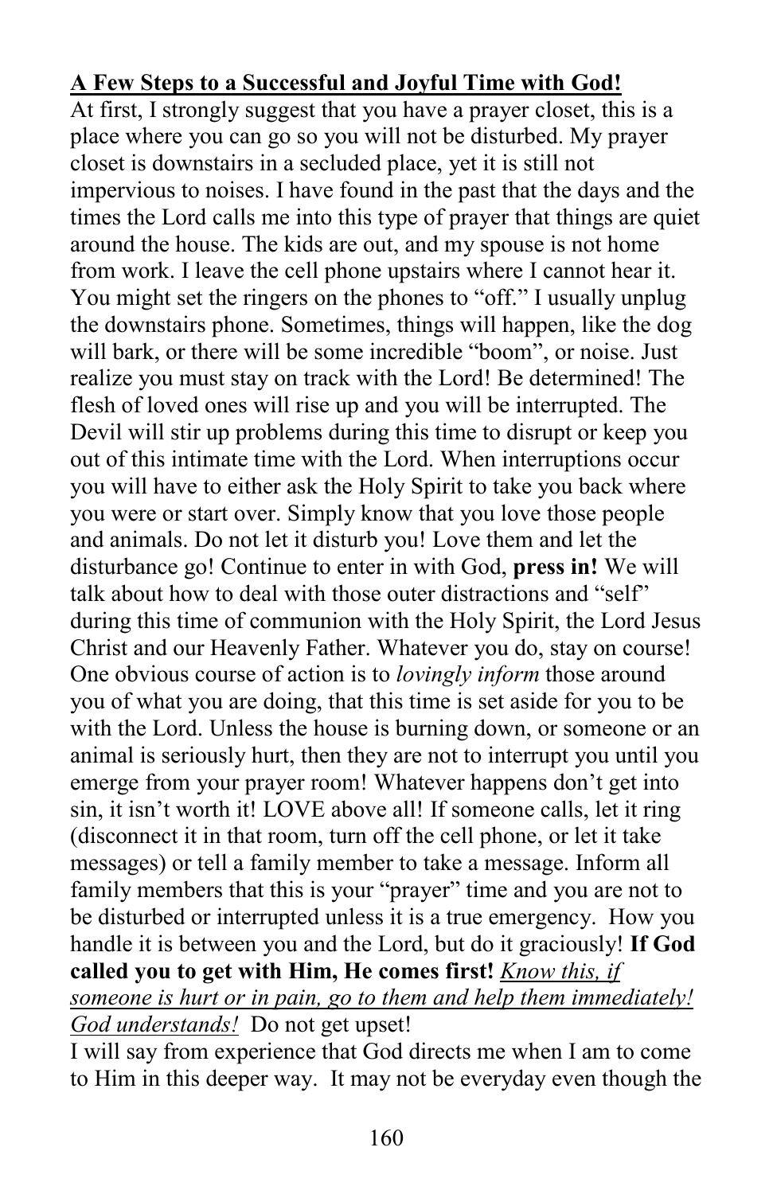**<u>A Few Steps to a Successful and Joyful Time with God!</u>**

At first, I strongly suggest that you have a prayer closet, this is a place where you can go so you will not be disturbed. My prayer closet is downstairs in a secluded place, yet it is still not impervious to noises. I have found in the past that the days and the times the Lord calls me into this type of prayer that things are quiet around the house. The kids are out, and my spouse is not home from work. I leave the cell phone upstairs where I cannot hear it. You might set the ringers on the phones to "off." I usually unplug the downstairs phone. Sometimes, things will happen, like the dog will bark, or there will be some incredible "boom", or noise. Just realize you must stay on track with the Lord! Be determined! The flesh of loved ones will rise up and you will be interrupted. The Devil will stir up problems during this time to disrupt or keep you out of this intimate time with the Lord. When interruptions occur you will have to either ask the Holy Spirit to take you back where you were or start over. Simply know that you love those people and animals. Do not let it disturb you! Love them and let the disturbance go! Continue to enter in with God, **press in!** We will talk about how to deal with those outer distractions and "self" during this time of communion with the Holy Spirit, the Lord Jesus Christ and our Heavenly Father. Whatever you do, stay on course! One obvious course of action is to *lovingly inform* those around you of what you are doing, that this time is set aside for you to be with the Lord. Unless the house is burning down, or someone or an animal is seriously hurt, then they are not to interrupt you until you emerge from your prayer room! Whatever happens don't get into sin, it isn't worth it! LOVE above all! If someone calls, let it ring (disconnect it in that room, turn off the cell phone, or let it take messages) or tell a family member to take a message. Inform all family members that this is your "prayer" time and you are not to be disturbed or interrupted unless it is a true emergency. How you handle it is between you and the Lord, but do it graciously! **If God called you to get with Him, He comes first!** *<u>Know this, if someone is hurt or in pain, go to them and help them immediately! God understands!</u>* Do not get upset!

I will say from experience that God directs me when I am to come to Him in this deeper way. It may not be everyday even though the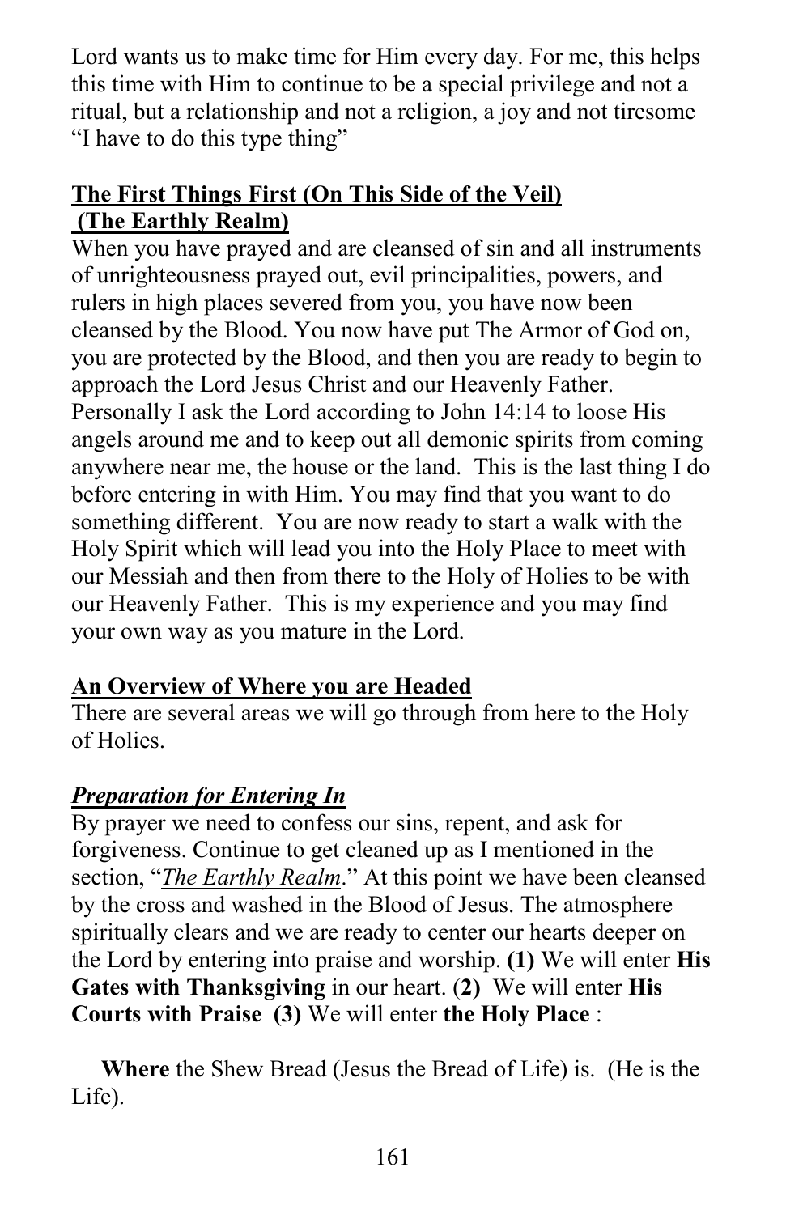Lord wants us to make time for Him every day. For me, this helps this time with Him to continue to be a special privilege and not a ritual, but a relationship and not a religion, a joy and not tiresome "I have to do this type thing"

## The First Things First (On This Side of the Veil) (The Earthly Realm)

When you have prayed and are cleansed of sin and all instruments of unrighteousness prayed out, evil principalities, powers, and rulers in high places severed from you, you have now been cleansed by the Blood. You now have put The Armor of God on, you are protected by the Blood, and then you are ready to begin to approach the Lord Jesus Christ and our Heavenly Father. Personally I ask the Lord according to John 14:14 to loose His angels around me and to keep out all demonic spirits from coming anywhere near me, the house or the land. This is the last thing I do before entering in with Him. You may find that you want to do something different. You are now ready to start a walk with the Holy Spirit which will lead you into the Holy Place to meet with our Messiah and then from there to the Holy of Holies to be with our Heavenly Father. This is my experience and you may find your own way as you mature in the Lord.

## An Overview of Where you are Headed

There are several areas we will go through from here to the Holy of Holies.

### *Preparation for Entering In*

By prayer we need to confess our sins, repent, and ask for forgiveness. Continue to get cleaned up as I mentioned in the section, "*The Earthly Realm*." At this point we have been cleansed by the cross and washed in the Blood of Jesus. The atmosphere spiritually clears and we are ready to center our hearts deeper on the Lord by entering into praise and worship. **(1)** We will enter **His Gates with Thanksgiving** in our heart. (**2)** We will enter **His Courts with Praise (3)** We will enter **the Holy Place** :

**Where** the Shew Bread (Jesus the Bread of Life) is. (He is the Life).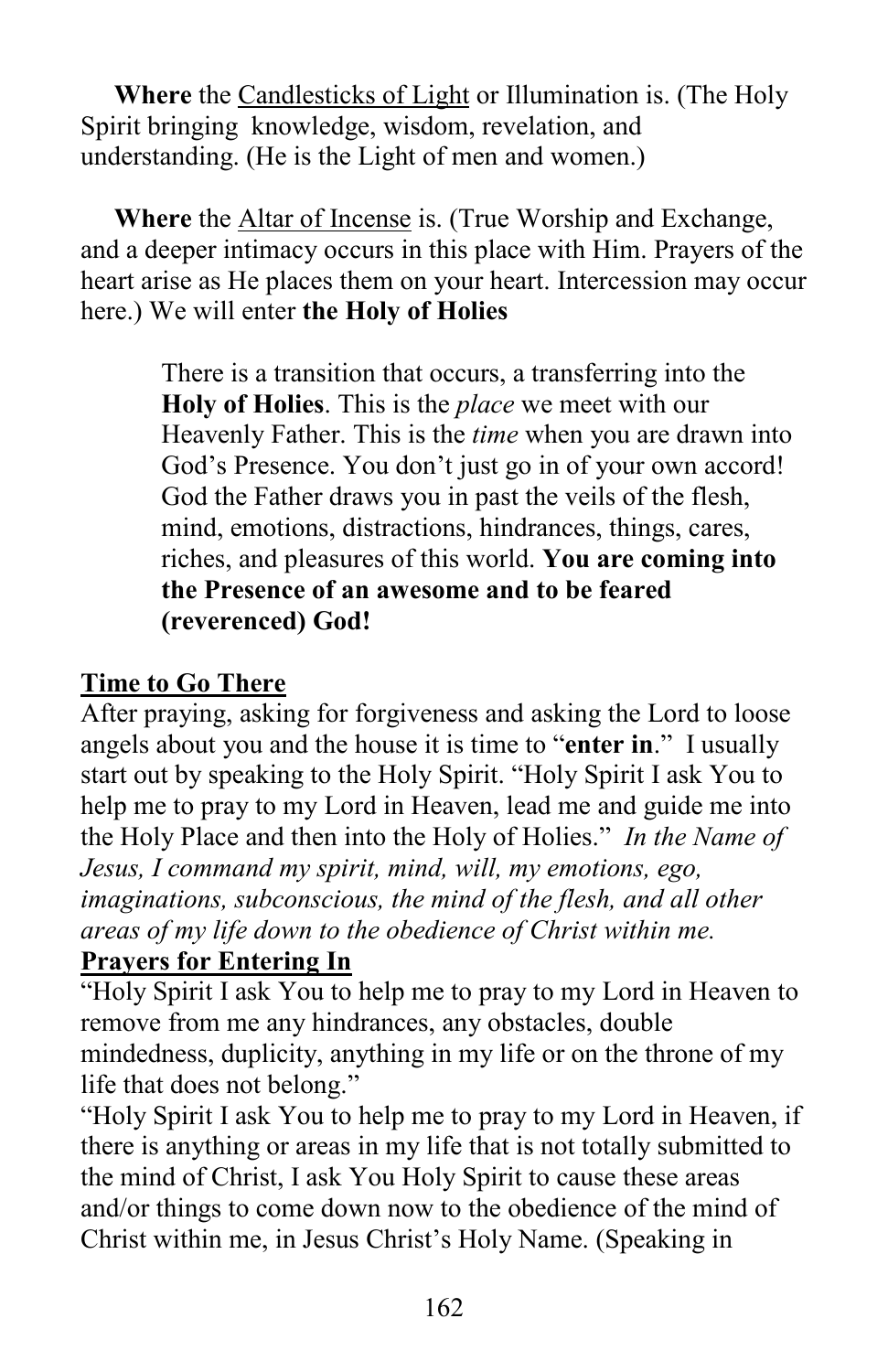**Where** the Candlesticks of Light or Illumination is. (The Holy Spirit bringing knowledge, wisdom, revelation, and understanding. (He is the Light of men and women.)

**Where** the Altar of Incense is. (True Worship and Exchange, and a deeper intimacy occurs in this place with Him. Prayers of the heart arise as He places them on your heart. Intercession may occur here.) We will enter **the Holy of Holies**

> There is a transition that occurs, a transferring into the **Holy of Holies**. This is the *place* we meet with our Heavenly Father. This is the *time* when you are drawn into God's Presence. You don't just go in of your own accord! God the Father draws you in past the veils of the flesh, mind, emotions, distractions, hindrances, things, cares, riches, and pleasures of this world. **You are coming into the Presence of an awesome and to be feared (reverenced) God!**

**Time to Go There**

After praying, asking for forgiveness and asking the Lord to loose angels about you and the house it is time to "**enter in**." I usually start out by speaking to the Holy Spirit. "Holy Spirit I ask You to help me to pray to my Lord in Heaven, lead me and guide me into the Holy Place and then into the Holy of Holies." *In the Name of Jesus, I command my spirit, mind, will, my emotions, ego, imaginations, subconscious, the mind of the flesh, and all other areas of my life down to the obedience of Christ within me.*

**Prayers for Entering In**

"Holy Spirit I ask You to help me to pray to my Lord in Heaven to remove from me any hindrances, any obstacles, double mindedness, duplicity, anything in my life or on the throne of my life that does not belong."

"Holy Spirit I ask You to help me to pray to my Lord in Heaven, if there is anything or areas in my life that is not totally submitted to the mind of Christ, I ask You Holy Spirit to cause these areas and/or things to come down now to the obedience of the mind of Christ within me, in Jesus Christ's Holy Name. (Speaking in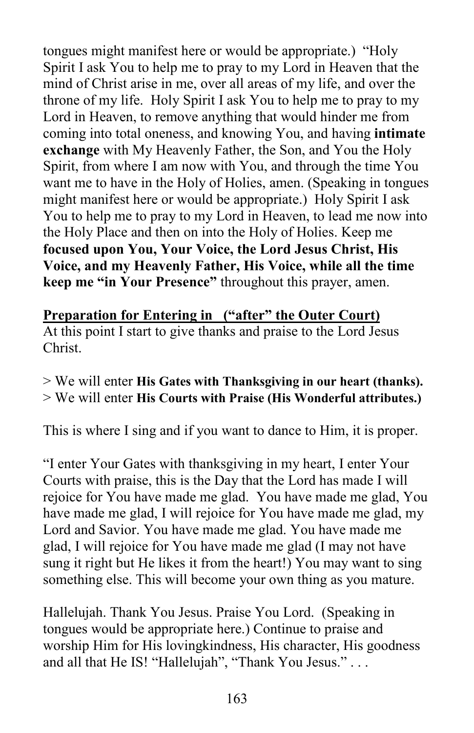tongues might manifest here or would be appropriate.) "Holy Spirit I ask You to help me to pray to my Lord in Heaven that the mind of Christ arise in me, over all areas of my life, and over the throne of my life. Holy Spirit I ask You to help me to pray to my Lord in Heaven, to remove anything that would hinder me from coming into total oneness, and knowing You, and having **intimate exchange** with My Heavenly Father, the Son, and You the Holy Spirit, from where I am now with You, and through the time You want me to have in the Holy of Holies, amen. (Speaking in tongues might manifest here or would be appropriate.) Holy Spirit I ask You to help me to pray to my Lord in Heaven, to lead me now into the Holy Place and then on into the Holy of Holies. Keep me **focused upon You, Your Voice, the Lord Jesus Christ, His Voice, and my Heavenly Father, His Voice, while all the time keep me "in Your Presence"** throughout this prayer, amen.

**<u>Preparation for Entering in ("after" the Outer Court)</u>**
At this point I start to give thanks and praise to the Lord Jesus Christ.

> We will enter **His Gates with Thanksgiving in our heart (thanks).**
> We will enter **His Courts with Praise (His Wonderful attributes.)**

This is where I sing and if you want to dance to Him, it is proper.

"I enter Your Gates with thanksgiving in my heart, I enter Your Courts with praise, this is the Day that the Lord has made I will rejoice for You have made me glad. You have made me glad, You have made me glad, I will rejoice for You have made me glad, my Lord and Savior. You have made me glad. You have made me glad, I will rejoice for You have made me glad (I may not have sung it right but He likes it from the heart!) You may want to sing something else. This will become your own thing as you mature.

Hallelujah. Thank You Jesus. Praise You Lord. (Speaking in tongues would be appropriate here.) Continue to praise and worship Him for His lovingkindness, His character, His goodness and all that He IS! "Hallelujah", "Thank You Jesus." . . .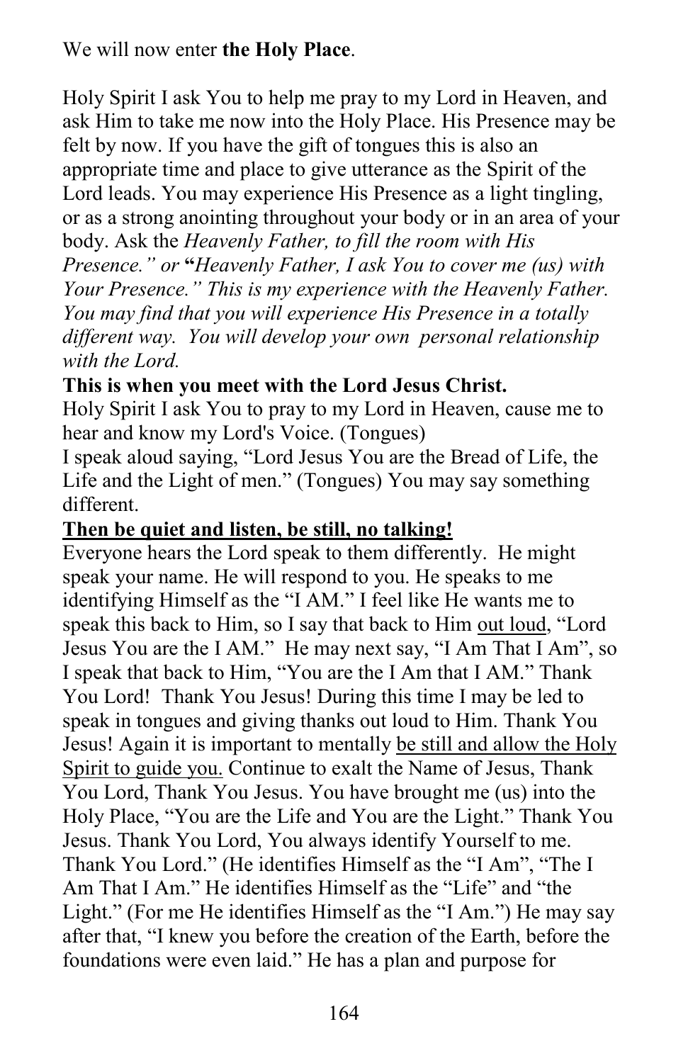We will now enter **the Holy Place**.

Holy Spirit I ask You to help me pray to my Lord in Heaven, and ask Him to take me now into the Holy Place. His Presence may be felt by now. If you have the gift of tongues this is also an appropriate time and place to give utterance as the Spirit of the Lord leads. You may experience His Presence as a light tingling, or as a strong anointing throughout your body or in an area of your body. Ask the *Heavenly Father, to fill the room with His Presence." or* **"***Heavenly Father, I ask You to cover me (us) with Your Presence." This is my experience with the Heavenly Father. You may find that you will experience His Presence in a totally different way. You will develop your own personal relationship with the Lord.*

**This is when you meet with the Lord Jesus Christ.**

Holy Spirit I ask You to pray to my Lord in Heaven, cause me to hear and know my Lord's Voice. (Tongues)

I speak aloud saying, "Lord Jesus You are the Bread of Life, the Life and the Light of men." (Tongues) You may say something different.

<u>**Then be quiet and listen, be still, no talking!**</u>

Everyone hears the Lord speak to them differently. He might speak your name. He will respond to you. He speaks to me identifying Himself as the "I AM." I feel like He wants me to speak this back to Him, so I say that back to Him <u>out loud</u>, "Lord Jesus You are the I AM." He may next say, "I Am That I Am", so I speak that back to Him, "You are the I Am that I AM." Thank You Lord! Thank You Jesus! During this time I may be led to speak in tongues and giving thanks out loud to Him. Thank You Jesus! Again it is important to mentally <u>be still and allow the Holy Spirit to guide you.</u> Continue to exalt the Name of Jesus, Thank You Lord, Thank You Jesus. You have brought me (us) into the Holy Place, "You are the Life and You are the Light." Thank You Jesus. Thank You Lord, You always identify Yourself to me. Thank You Lord." (He identifies Himself as the "I Am", "The I Am That I Am." He identifies Himself as the "Life" and "the Light." (For me He identifies Himself as the "I Am.") He may say after that, "I knew you before the creation of the Earth, before the foundations were even laid." He has a plan and purpose for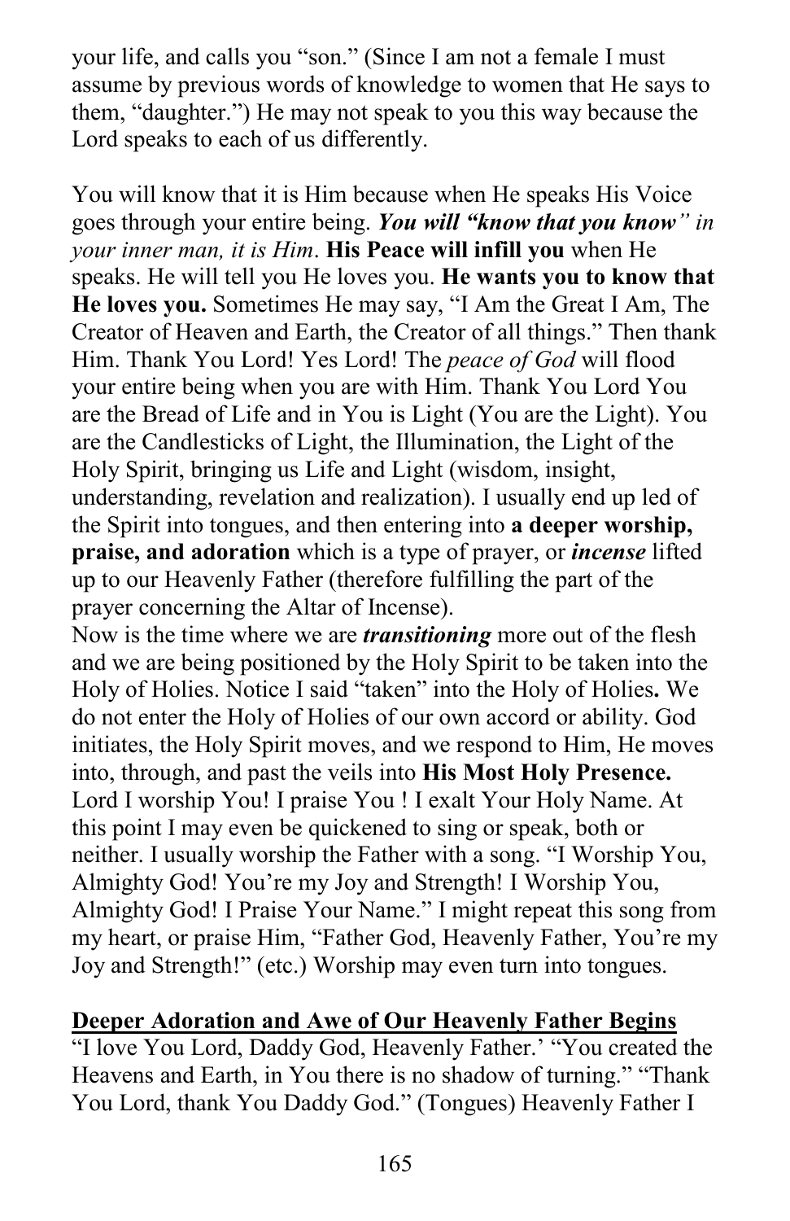your life, and calls you "son." (Since I am not a female I must assume by previous words of knowledge to women that He says to them, "daughter.") He may not speak to you this way because the Lord speaks to each of us differently.

You will know that it is Him because when He speaks His Voice goes through your entire being. ***You will "know that you know"** in your inner man, it is Him*. **His Peace will infill you** when He speaks. He will tell you He loves you. **He wants you to know that He loves you.** Sometimes He may say, "I Am the Great I Am, The Creator of Heaven and Earth, the Creator of all things." Then thank Him. Thank You Lord! Yes Lord! The *peace of God* will flood your entire being when you are with Him. Thank You Lord You are the Bread of Life and in You is Light (You are the Light). You are the Candlesticks of Light, the Illumination, the Light of the Holy Spirit, bringing us Life and Light (wisdom, insight, understanding, revelation and realization). I usually end up led of the Spirit into tongues, and then entering into **a deeper worship, praise, and adoration** which is a type of prayer, or ***incense*** lifted up to our Heavenly Father (therefore fulfilling the part of the prayer concerning the Altar of Incense).
Now is the time where we are ***transitioning*** more out of the flesh and we are being positioned by the Holy Spirit to be taken into the Holy of Holies. Notice I said "taken" into the Holy of Holies**.** We do not enter the Holy of Holies of our own accord or ability. God initiates, the Holy Spirit moves, and we respond to Him, He moves into, through, and past the veils into **His Most Holy Presence.** Lord I worship You! I praise You ! I exalt Your Holy Name. At this point I may even be quickened to sing or speak, both or neither. I usually worship the Father with a song. "I Worship You, Almighty God! You're my Joy and Strength! I Worship You, Almighty God! I Praise Your Name." I might repeat this song from my heart, or praise Him, "Father God, Heavenly Father, You're my Joy and Strength!" (etc.) Worship may even turn into tongues.

**Deeper Adoration and Awe of Our Heavenly Father Begins**

"I love You Lord, Daddy God, Heavenly Father.' "You created the Heavens and Earth, in You there is no shadow of turning." "Thank You Lord, thank You Daddy God." (Tongues) Heavenly Father I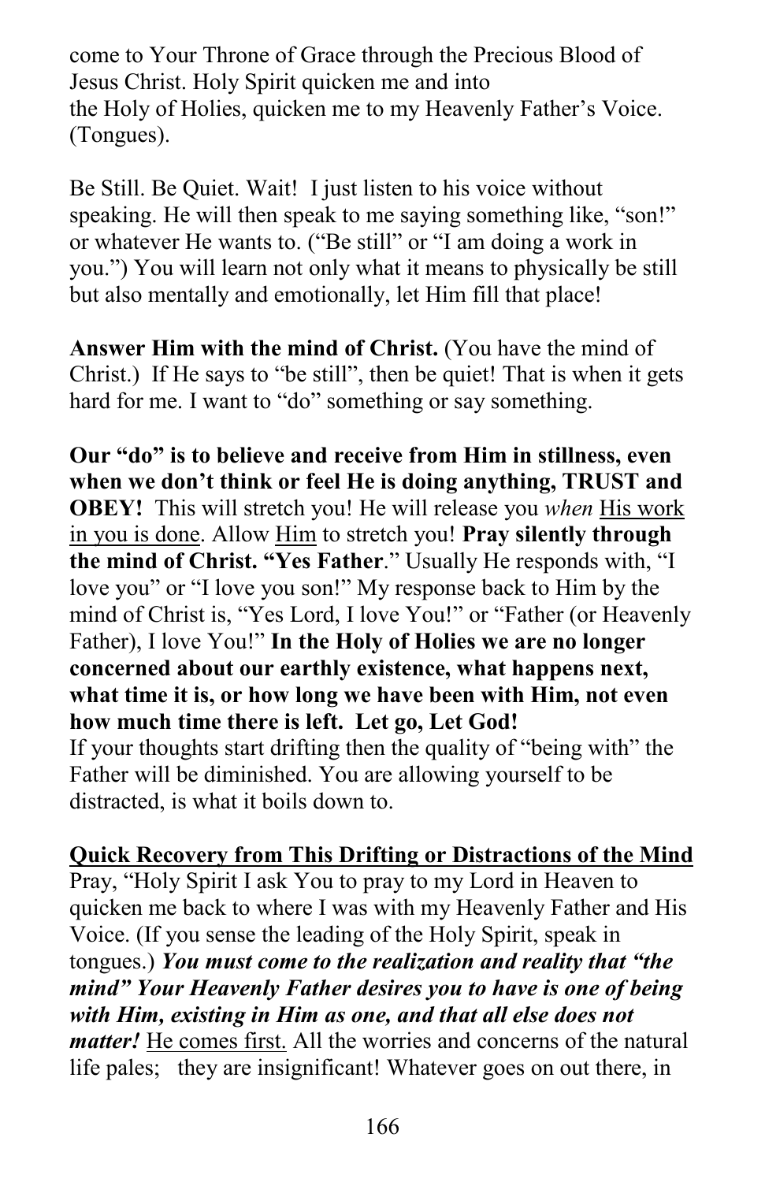come to Your Throne of Grace through the Precious Blood of Jesus Christ. Holy Spirit quicken me and into the Holy of Holies, quicken me to my Heavenly Father's Voice. (Tongues).

Be Still. Be Quiet. Wait! I just listen to his voice without speaking. He will then speak to me saying something like, "son!" or whatever He wants to. ("Be still" or "I am doing a work in you.") You will learn not only what it means to physically be still but also mentally and emotionally, let Him fill that place!

**Answer Him with the mind of Christ.** (You have the mind of Christ.) If He says to "be still", then be quiet! That is when it gets hard for me. I want to "do" something or say something.

**Our "do" is to believe and receive from Him in stillness, even when we don't think or feel He is doing anything, TRUST and OBEY!** This will stretch you! He will release you *when* <u>His work in you is done</u>. Allow <u>Him</u> to stretch you! **Pray silently through the mind of Christ. "Yes Father**." Usually He responds with, "I love you" or "I love you son!" My response back to Him by the mind of Christ is, "Yes Lord, I love You!" or "Father (or Heavenly Father), I love You!" **In the Holy of Holies we are no longer concerned about our earthly existence, what happens next, what time it is, or how long we have been with Him, not even how much time there is left. Let go, Let God!**
If your thoughts start drifting then the quality of "being with" the Father will be diminished. You are allowing yourself to be distracted, is what it boils down to.

**<u>Quick Recovery from This Drifting or Distractions of the Mind</u>**
Pray, "Holy Spirit I ask You to pray to my Lord in Heaven to quicken me back to where I was with my Heavenly Father and His Voice. (If you sense the leading of the Holy Spirit, speak in tongues.) ***You must come to the realization and reality that "the mind" Your Heavenly Father desires you to have is one of being with Him, existing in Him as one, and that all else does not matter!*** <u>He comes first.</u> All the worries and concerns of the natural life pales; they are insignificant! Whatever goes on out there, in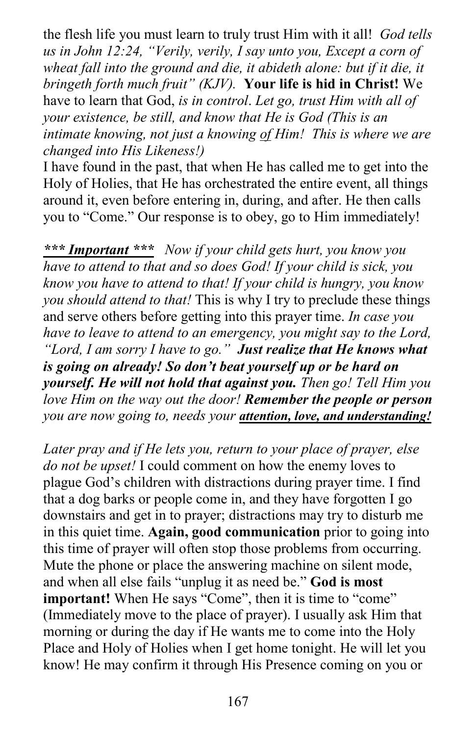the flesh life you must learn to truly trust Him with it all! *God tells us in John 12:24, "Verily, verily, I say unto you, Except a corn of wheat fall into the ground and die, it abideth alone: but if it die, it bringeth forth much fruit" (KJV).* **Your life is hid in Christ!** We have to learn that God, *is in control*. *Let go, trust Him with all of your existence, be still, and know that He is God (This is an intimate knowing, not just a knowing <u>of</u> Him! This is where we are changed into His Likeness!)*

I have found in the past, that when He has called me to get into the Holy of Holies, that He has orchestrated the entire event, all things around it, even before entering in, during, and after. He then calls you to "Come." Our response is to obey, go to Him immediately!

***<u>\*\*\* Important \*\*\*</u>*** *Now if your child gets hurt, you know you have to attend to that and so does God! If your child is sick, you know you have to attend to that! If your child is hungry, you know you should attend to that!* This is why I try to preclude these things and serve others before getting into this prayer time. *In case you have to leave to attend to an emergency, you might say to the Lord, "Lord, I am sorry I have to go."* ***Just realize that He knows what is going on already! So don't beat yourself up or be hard on yourself. He will not hold that against you.*** *Then go! Tell Him you love Him on the way out the door!* ***Remember the people or person*** *you are now going to, needs your* ***<u>attention, love, and understanding!</u>***

*Later pray and if He lets you, return to your place of prayer, else do not be upset!* I could comment on how the enemy loves to plague God's children with distractions during prayer time. I find that a dog barks or people come in, and they have forgotten I go downstairs and get in to prayer; distractions may try to disturb me in this quiet time. **Again, good communication** prior to going into this time of prayer will often stop those problems from occurring. Mute the phone or place the answering machine on silent mode, and when all else fails "unplug it as need be." **God is most important!** When He says "Come", then it is time to "come" (Immediately move to the place of prayer). I usually ask Him that morning or during the day if He wants me to come into the Holy Place and Holy of Holies when I get home tonight. He will let you know! He may confirm it through His Presence coming on you or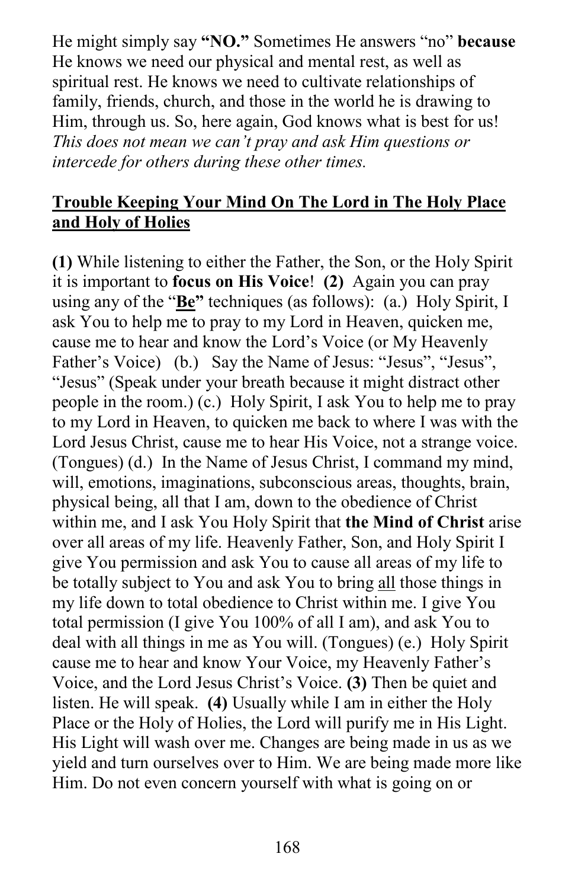He might simply say **"NO."** Sometimes He answers "no" **because** He knows we need our physical and mental rest, as well as spiritual rest. He knows we need to cultivate relationships of family, friends, church, and those in the world he is drawing to Him, through us. So, here again, God knows what is best for us! *This does not mean we can't pray and ask Him questions or intercede for others during these other times.*

## Trouble Keeping Your Mind On The Lord in The Holy Place and Holy of Holies

**(1)** While listening to either the Father, the Son, or the Holy Spirit it is important to **focus on His Voice**! **(2)** Again you can pray using any of the "**Be**" techniques (as follows): (a.) Holy Spirit, I ask You to help me to pray to my Lord in Heaven, quicken me, cause me to hear and know the Lord's Voice (or My Heavenly Father's Voice) (b.) Say the Name of Jesus: "Jesus", "Jesus", "Jesus" (Speak under your breath because it might distract other people in the room.) (c.) Holy Spirit, I ask You to help me to pray to my Lord in Heaven, to quicken me back to where I was with the Lord Jesus Christ, cause me to hear His Voice, not a strange voice. (Tongues) (d.) In the Name of Jesus Christ, I command my mind, will, emotions, imaginations, subconscious areas, thoughts, brain, physical being, all that I am, down to the obedience of Christ within me, and I ask You Holy Spirit that **the Mind of Christ** arise over all areas of my life. Heavenly Father, Son, and Holy Spirit I give You permission and ask You to cause all areas of my life to be totally subject to You and ask You to bring all those things in my life down to total obedience to Christ within me. I give You total permission (I give You 100% of all I am), and ask You to deal with all things in me as You will. (Tongues) (e.) Holy Spirit cause me to hear and know Your Voice, my Heavenly Father's Voice, and the Lord Jesus Christ's Voice. **(3)** Then be quiet and listen. He will speak. **(4)** Usually while I am in either the Holy Place or the Holy of Holies, the Lord will purify me in His Light. His Light will wash over me. Changes are being made in us as we yield and turn ourselves over to Him. We are being made more like Him. Do not even concern yourself with what is going on or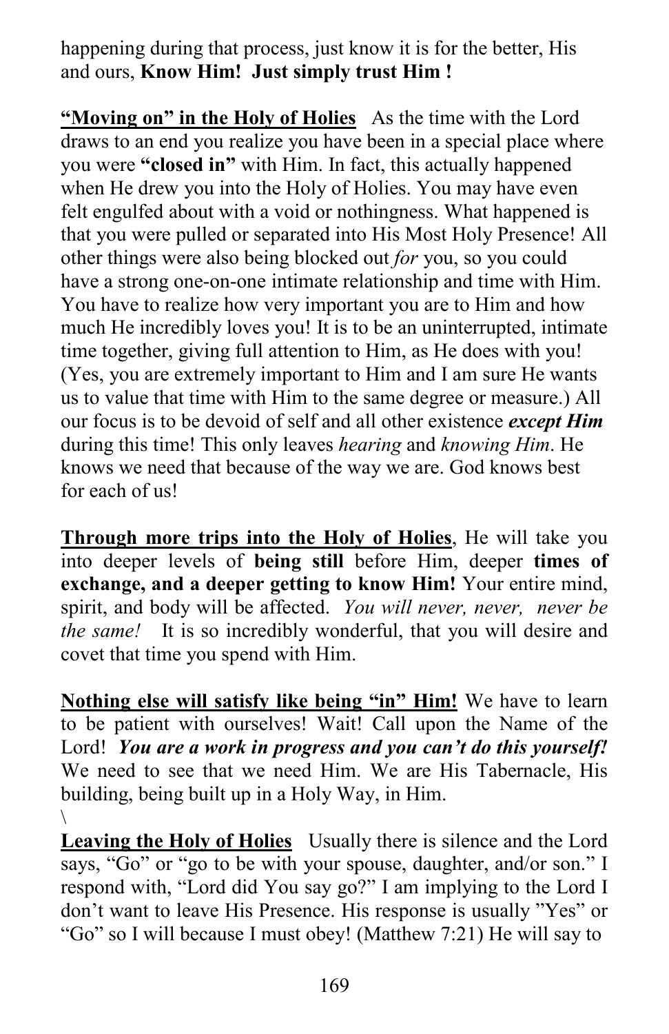happening during that process, just know it is for the better, His and ours, **Know Him! Just simply trust Him !**

**<u>"Moving on" in the Holy of Holies</u>** As the time with the Lord draws to an end you realize you have been in a special place where you were **"closed in"** with Him. In fact, this actually happened when He drew you into the Holy of Holies. You may have even felt engulfed about with a void or nothingness. What happened is that you were pulled or separated into His Most Holy Presence! All other things were also being blocked out *for* you, so you could have a strong one-on-one intimate relationship and time with Him. You have to realize how very important you are to Him and how much He incredibly loves you! It is to be an uninterrupted, intimate time together, giving full attention to Him, as He does with you! (Yes, you are extremely important to Him and I am sure He wants us to value that time with Him to the same degree or measure.) All our focus is to be devoid of self and all other existence ***except Him*** during this time! This only leaves *hearing* and *knowing Him*. He knows we need that because of the way we are. God knows best for each of us!

**<u>Through more trips into the Holy of Holies</u>**, He will take you into deeper levels of **being still** before Him, deeper **times of exchange, and a deeper getting to know Him!** Your entire mind, spirit, and body will be affected. *You will never, never, never be the same!* It is so incredibly wonderful, that you will desire and covet that time you spend with Him.

**<u>Nothing else will satisfy like being "in" Him!</u>** We have to learn to be patient with ourselves! Wait! Call upon the Name of the Lord! ***You are a work in progress and you can't do this yourself!*** We need to see that we need Him. We are His Tabernacle, His building, being built up in a Holy Way, in Him.
\
**<u>Leaving the Holy of Holies</u>** Usually there is silence and the Lord says, "Go" or "go to be with your spouse, daughter, and/or son." I respond with, "Lord did You say go?" I am implying to the Lord I don't want to leave His Presence. His response is usually "Yes" or "Go" so I will because I must obey! (Matthew 7:21) He will say to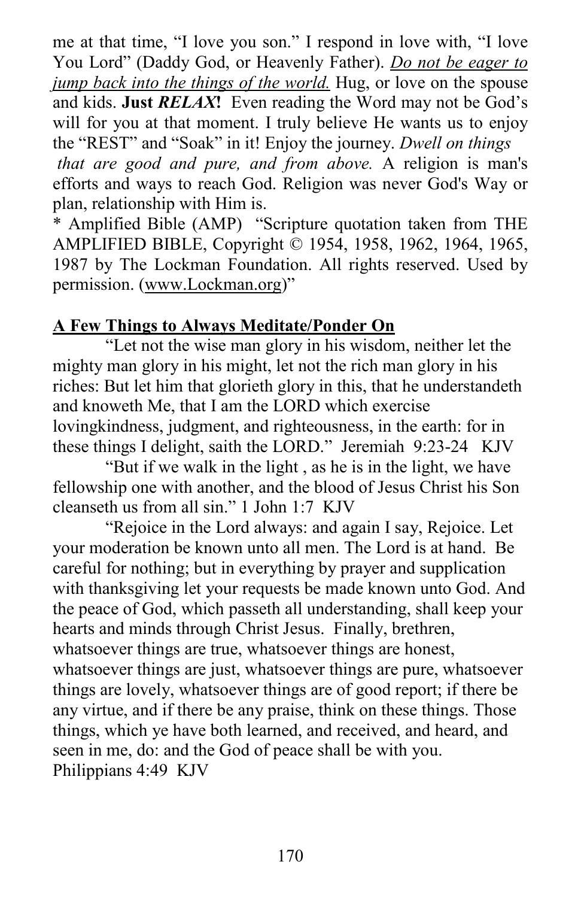me at that time, "I love you son." I respond in love with, "I love You Lord" (Daddy God, or Heavenly Father). _Do not be eager to jump back into the things of the world._ Hug, or love on the spouse and kids. **Just _RELAX_!** Even reading the Word may not be God's will for you at that moment. I truly believe He wants us to enjoy the "REST" and "Soak" in it! Enjoy the journey. *Dwell on things that are good and pure, and from above.* A religion is man's efforts and ways to reach God. Religion was never God's Way or plan, relationship with Him is.

* Amplified Bible (AMP) "Scripture quotation taken from THE AMPLIFIED BIBLE, Copyright © 1954, 1958, 1962, 1964, 1965, 1987 by The Lockman Foundation. All rights reserved. Used by permission. (www.Lockman.org)"

## A Few Things to Always Meditate/Ponder On

"Let not the wise man glory in his wisdom, neither let the mighty man glory in his might, let not the rich man glory in his riches: But let him that glorieth glory in this, that he understandeth and knoweth Me, that I am the LORD which exercise lovingkindness, judgment, and righteousness, in the earth: for in these things I delight, saith the LORD." Jeremiah 9:23-24 KJV

"But if we walk in the light , as he is in the light, we have fellowship one with another, and the blood of Jesus Christ his Son cleanseth us from all sin." 1 John 1:7 KJV

"Rejoice in the Lord always: and again I say, Rejoice. Let your moderation be known unto all men. The Lord is at hand. Be careful for nothing; but in everything by prayer and supplication with thanksgiving let your requests be made known unto God. And the peace of God, which passeth all understanding, shall keep your hearts and minds through Christ Jesus. Finally, brethren, whatsoever things are true, whatsoever things are honest, whatsoever things are just, whatsoever things are pure, whatsoever things are lovely, whatsoever things are of good report; if there be any virtue, and if there be any praise, think on these things. Those things, which ye have both learned, and received, and heard, and seen in me, do: and the God of peace shall be with you. Philippians 4:49 KJV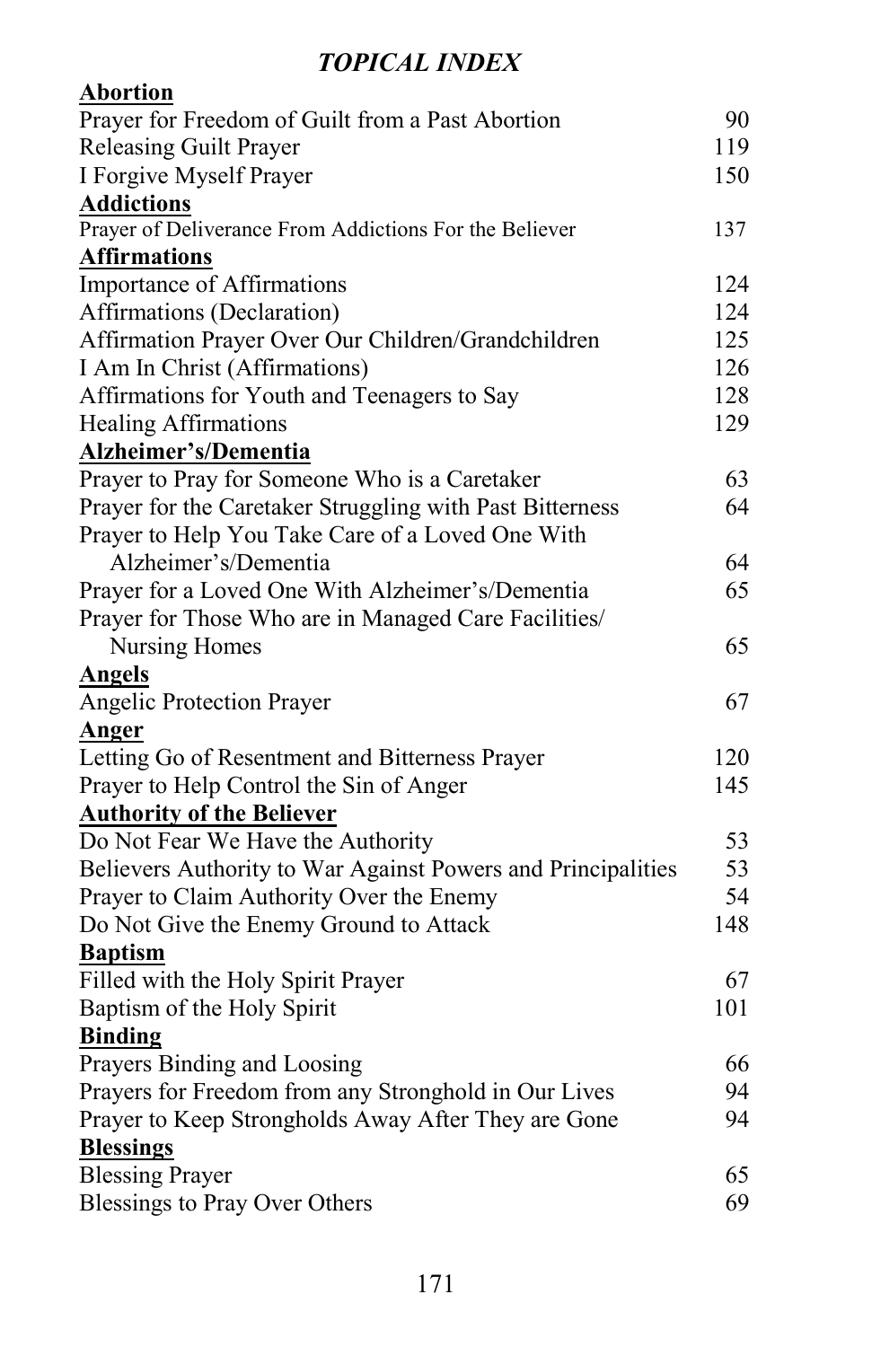## *TOPICAL INDEX*

**Abortion**

| | |
|---|---|
| Prayer for Freedom of Guilt from a Past Abortion | 90 |
| Releasing Guilt Prayer | 119 |
| I Forgive Myself Prayer | 150 |

**Addictions**

| | |
|---|---|
| Prayer of Deliverance From Addictions For the Believer | 137 |

**Affirmations**

| | |
|---|---|
| Importance of Affirmations | 124 |
| Affirmations (Declaration) | 124 |
| Affirmation Prayer Over Our Children/Grandchildren | 125 |
| I Am In Christ (Affirmations) | 126 |
| Affirmations for Youth and Teenagers to Say | 128 |
| Healing Affirmations | 129 |

**Alzheimer's/Dementia**

| | |
|---|---|
| Prayer to Pray for Someone Who is a Caretaker | 63 |
| Prayer for the Caretaker Struggling with Past Bitterness | 64 |
| Prayer to Help You Take Care of a Loved One With Alzheimer's/Dementia | 64 |
| Prayer for a Loved One With Alzheimer's/Dementia | 65 |
| Prayer for Those Who are in Managed Care Facilities/ Nursing Homes | 65 |

**Angels**

| | |
|---|---|
| Angelic Protection Prayer | 67 |

**Anger**

| | |
|---|---|
| Letting Go of Resentment and Bitterness Prayer | 120 |
| Prayer to Help Control the Sin of Anger | 145 |

**Authority of the Believer**

| | |
|---|---|
| Do Not Fear We Have the Authority | 53 |
| Believers Authority to War Against Powers and Principalities | 53 |
| Prayer to Claim Authority Over the Enemy | 54 |
| Do Not Give the Enemy Ground to Attack | 148 |

**Baptism**

| | |
|---|---|
| Filled with the Holy Spirit Prayer | 67 |
| Baptism of the Holy Spirit | 101 |

**Binding**

| | |
|---|---|
| Prayers Binding and Loosing | 66 |
| Prayers for Freedom from any Stronghold in Our Lives | 94 |
| Prayer to Keep Strongholds Away After They are Gone | 94 |

**Blessings**

| | |
|---|---|
| Blessing Prayer | 65 |
| Blessings to Pray Over Others | 69 |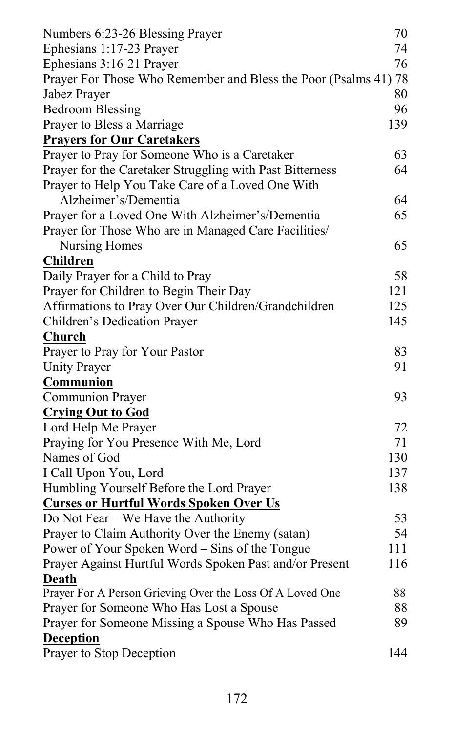Numbers 6:23-26 Blessing Prayer 70
Ephesians 1:17-23 Prayer 74
Ephesians 3:16-21 Prayer 76
Prayer For Those Who Remember and Bless the Poor (Psalms 41) 78
Jabez Prayer 80
Bedroom Blessing 96
Prayer to Bless a Marriage 139

**Prayers for Our Caretakers**

Prayer to Pray for Someone Who is a Caretaker 63
Prayer for the Caretaker Struggling with Past Bitterness 64
Prayer to Help You Take Care of a Loved One With Alzheimer's/Dementia 64
Prayer for a Loved One With Alzheimer's/Dementia 65
Prayer for Those Who are in Managed Care Facilities/ Nursing Homes 65

**Children**

Daily Prayer for a Child to Pray 58
Prayer for Children to Begin Their Day 121
Affirmations to Pray Over Our Children/Grandchildren 125
Children's Dedication Prayer 145

**Church**

Prayer to Pray for Your Pastor 83
Unity Prayer 91

**Communion**

Communion Prayer 93

**Crying Out to God**

Lord Help Me Prayer 72
Praying for You Presence With Me, Lord 71
Names of God 130
I Call Upon You, Lord 137
Humbling Yourself Before the Lord Prayer 138

**Curses or Hurtful Words Spoken Over Us**

Do Not Fear – We Have the Authority 53
Prayer to Claim Authority Over the Enemy (satan) 54
Power of Your Spoken Word – Sins of the Tongue 111
Prayer Against Hurtful Words Spoken Past and/or Present 116

**Death**

Prayer For A Person Grieving Over the Loss Of A Loved One 88
Prayer for Someone Who Has Lost a Spouse 88
Prayer for Someone Missing a Spouse Who Has Passed 89

**Deception**

Prayer to Stop Deception 144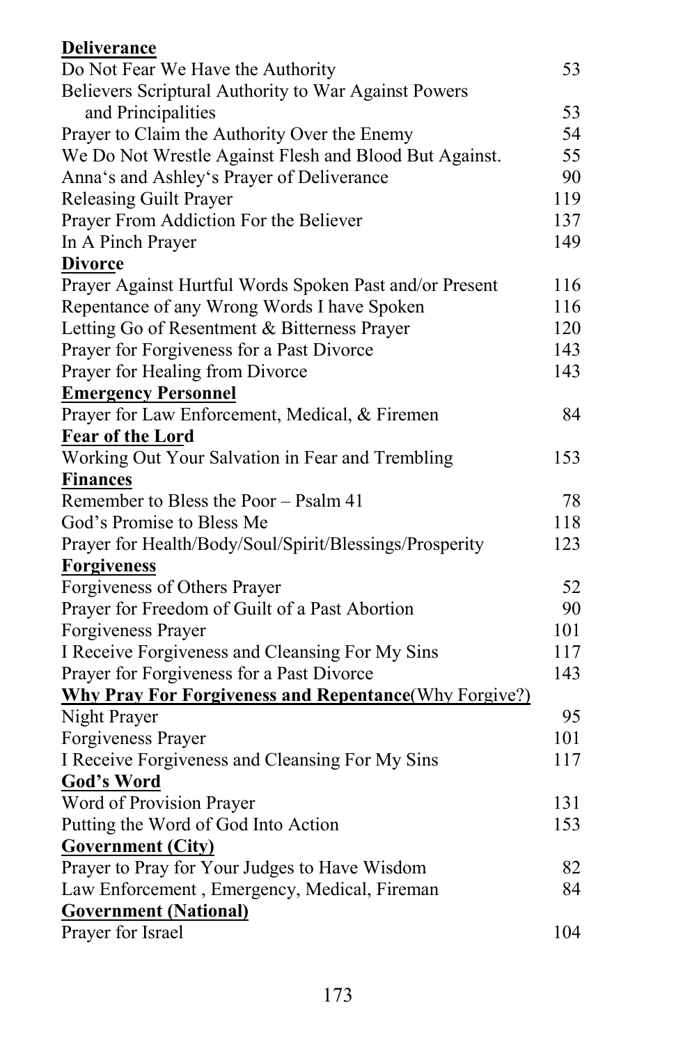**Deliverance**

| | |
|---|---|
| Do Not Fear We Have the Authority | 53 |
| Believers Scriptural Authority to War Against Powers and Principalities | 53 |
| Prayer to Claim the Authority Over the Enemy | 54 |
| We Do Not Wrestle Against Flesh and Blood But Against. | 55 |
| Anna's and Ashley's Prayer of Deliverance | 90 |
| Releasing Guilt Prayer | 119 |
| Prayer From Addiction For the Believer | 137 |
| In A Pinch Prayer | 149 |

**Divorce**

| | |
|---|---|
| Prayer Against Hurtful Words Spoken Past and/or Present | 116 |
| Repentance of any Wrong Words I have Spoken | 116 |
| Letting Go of Resentment & Bitterness Prayer | 120 |
| Prayer for Forgiveness for a Past Divorce | 143 |
| Prayer for Healing from Divorce | 143 |

**Emergency Personnel**

| | |
|---|---|
| Prayer for Law Enforcement, Medical, & Firemen | 84 |

**Fear of the Lord**

| | |
|---|---|
| Working Out Your Salvation in Fear and Trembling | 153 |

**Finances**

| | |
|---|---|
| Remember to Bless the Poor – Psalm 41 | 78 |
| God's Promise to Bless Me | 118 |
| Prayer for Health/Body/Soul/Spirit/Blessings/Prosperity | 123 |

**Forgiveness**

| | |
|---|---|
| Forgiveness of Others Prayer | 52 |
| Prayer for Freedom of Guilt of a Past Abortion | 90 |
| Forgiveness Prayer | 101 |
| I Receive Forgiveness and Cleansing For My Sins | 117 |
| Prayer for Forgiveness for a Past Divorce | 143 |

**Why Pray For Forgiveness and Repentance**(Why Forgive?)

| | |
|---|---|
| Night Prayer | 95 |
| Forgiveness Prayer | 101 |
| I Receive Forgiveness and Cleansing For My Sins | 117 |

**God's Word**

| | |
|---|---|
| Word of Provision Prayer | 131 |
| Putting the Word of God Into Action | 153 |

**Government (City)**

| | |
|---|---|
| Prayer to Pray for Your Judges to Have Wisdom | 82 |
| Law Enforcement , Emergency, Medical, Fireman | 84 |

**Government (National)**

| | |
|---|---|
| Prayer for Israel | 104 |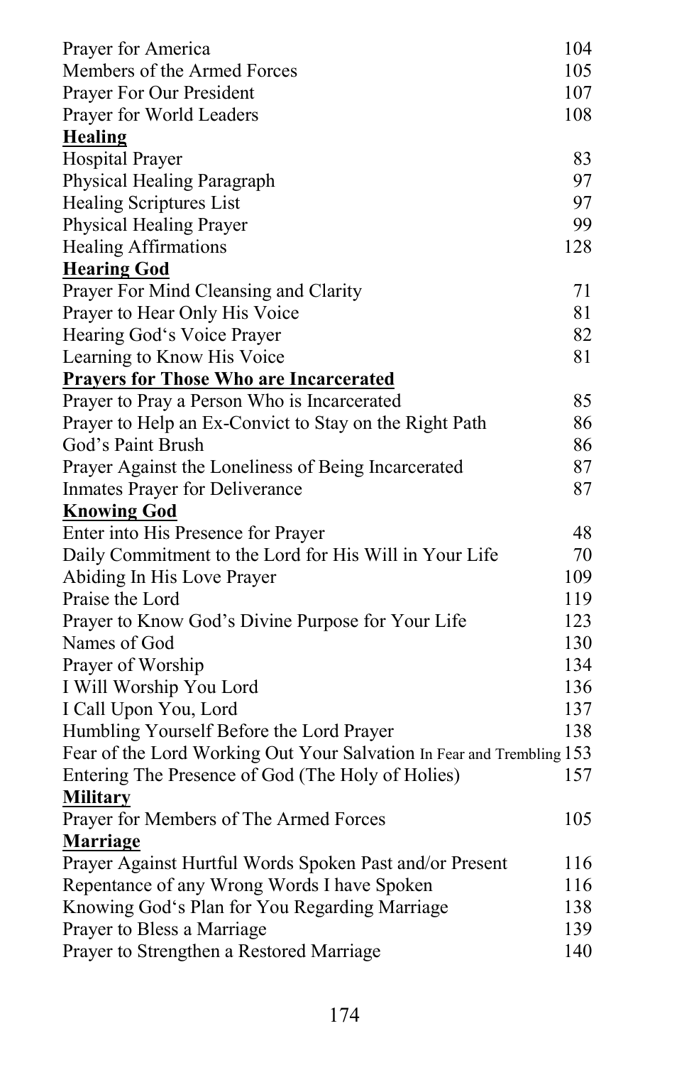Prayer for America 104
Members of the Armed Forces 105
Prayer For Our President 107
Prayer for World Leaders 108

**Healing**

Hospital Prayer 83
Physical Healing Paragraph 97
Healing Scriptures List 97
Physical Healing Prayer 99
Healing Affirmations 128

**Hearing God**

Prayer For Mind Cleansing and Clarity 71
Prayer to Hear Only His Voice 81
Hearing God's Voice Prayer 82
Learning to Know His Voice 81

**Prayers for Those Who are Incarcerated**

Prayer to Pray a Person Who is Incarcerated 85
Prayer to Help an Ex-Convict to Stay on the Right Path 86
God's Paint Brush 86
Prayer Against the Loneliness of Being Incarcerated 87
Inmates Prayer for Deliverance 87

**Knowing God**

Enter into His Presence for Prayer 48
Daily Commitment to the Lord for His Will in Your Life 70
Abiding In His Love Prayer 109
Praise the Lord 119
Prayer to Know God's Divine Purpose for Your Life 123
Names of God 130
Prayer of Worship 134
I Will Worship You Lord 136
I Call Upon You, Lord 137
Humbling Yourself Before the Lord Prayer 138
Fear of the Lord Working Out Your Salvation In Fear and Trembling 153
Entering The Presence of God (The Holy of Holies) 157

**Military**

Prayer for Members of The Armed Forces 105

**Marriage**

Prayer Against Hurtful Words Spoken Past and/or Present 116
Repentance of any Wrong Words I have Spoken 116
Knowing God's Plan for You Regarding Marriage 138
Prayer to Bless a Marriage 139
Prayer to Strengthen a Restored Marriage 140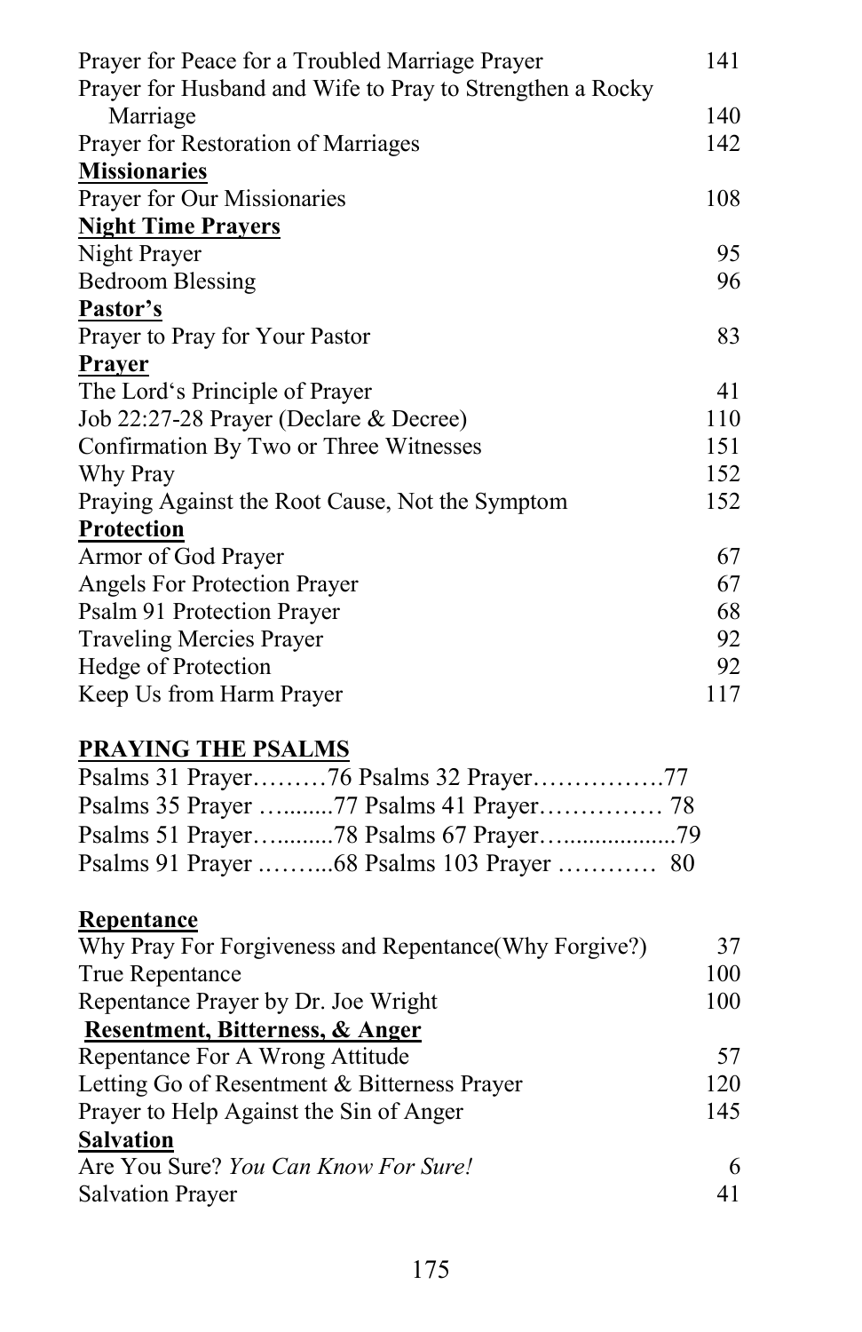Prayer for Peace for a Troubled Marriage Prayer 141
Prayer for Husband and Wife to Pray to Strengthen a Rocky Marriage 140
Prayer for Restoration of Marriages 142

**Missionaries**

Prayer for Our Missionaries 108

**Night Time Prayers**

Night Prayer 95
Bedroom Blessing 96

**Pastor's**

Prayer to Pray for Your Pastor 83

**Prayer**

The Lord's Principle of Prayer 41
Job 22:27-28 Prayer (Declare & Decree) 110
Confirmation By Two or Three Witnesses 151
Why Pray 152
Praying Against the Root Cause, Not the Symptom 152

**Protection**

Armor of God Prayer 67
Angels For Protection Prayer 67
Psalm 91 Protection Prayer 68
Traveling Mercies Prayer 92
Hedge of Protection 92
Keep Us from Harm Prayer 117

**PRAYING THE PSALMS**

Psalms 31 Prayer………76 Psalms 32 Prayer…………….77
Psalms 35 Prayer …........77 Psalms 41 Prayer…………… 78
Psalms 51 Prayer…..........78 Psalms 67 Prayer…..................79
Psalms 91 Prayer .……...68 Psalms 103 Prayer ………… 80

**Repentance**

Why Pray For Forgiveness and Repentance(Why Forgive?) 37
True Repentance 100
Repentance Prayer by Dr. Joe Wright 100

**Resentment, Bitterness, & Anger**

Repentance For A Wrong Attitude 57
Letting Go of Resentment & Bitterness Prayer 120
Prayer to Help Against the Sin of Anger 145

**Salvation**

Are You Sure? *You Can Know For Sure!* 6
Salvation Prayer 41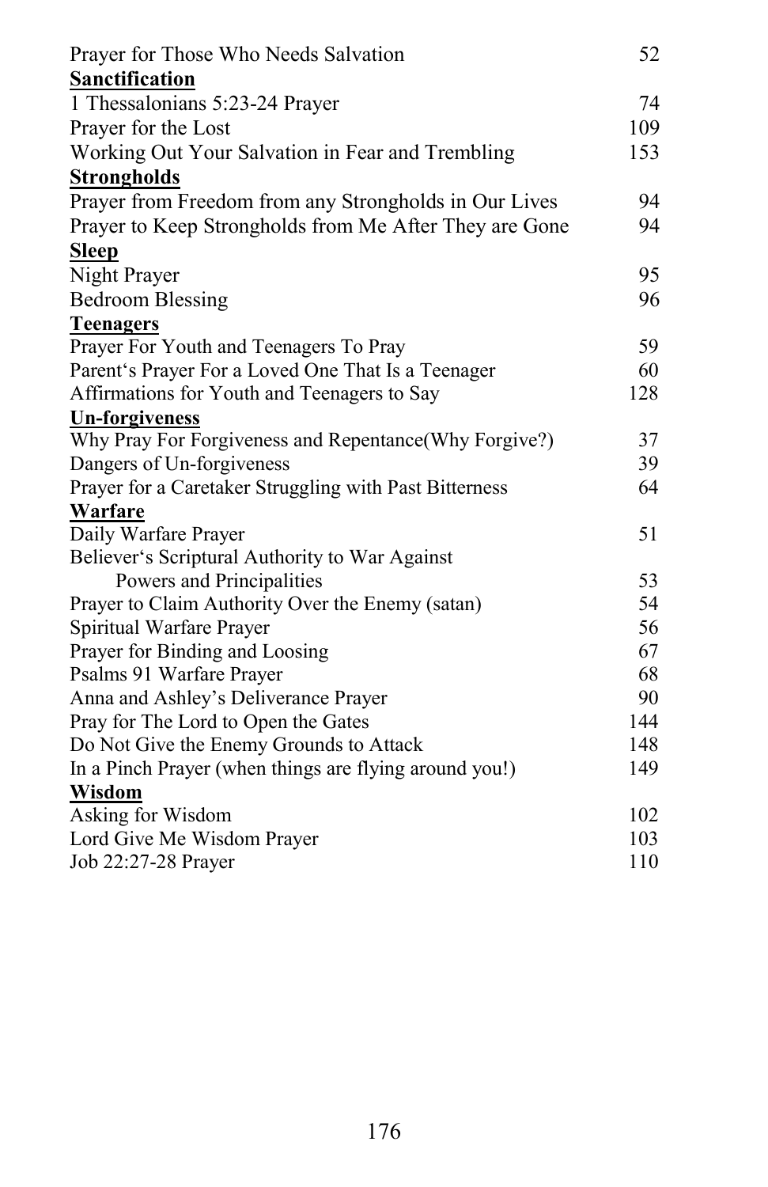Prayer for Those Who Needs Salvation 52

**Sanctification**

1 Thessalonians 5:23-24 Prayer 74

Prayer for the Lost 109

Working Out Your Salvation in Fear and Trembling 153

**Strongholds**

Prayer from Freedom from any Strongholds in Our Lives 94

Prayer to Keep Strongholds from Me After They are Gone 94

**Sleep**

Night Prayer 95

Bedroom Blessing 96

**Teenagers**

Prayer For Youth and Teenagers To Pray 59

Parent's Prayer For a Loved One That Is a Teenager 60

Affirmations for Youth and Teenagers to Say 128

**Un-forgiveness**

Why Pray For Forgiveness and Repentance(Why Forgive?) 37

Dangers of Un-forgiveness 39

Prayer for a Caretaker Struggling with Past Bitterness 64

**Warfare**

Daily Warfare Prayer 51

Believer's Scriptural Authority to War Against Powers and Principalities 53

Prayer to Claim Authority Over the Enemy (satan) 54

Spiritual Warfare Prayer 56

Prayer for Binding and Loosing 67

Psalms 91 Warfare Prayer 68

Anna and Ashley's Deliverance Prayer 90

Pray for The Lord to Open the Gates 144

Do Not Give the Enemy Grounds to Attack 148

In a Pinch Prayer (when things are flying around you!) 149

**Wisdom**

Asking for Wisdom 102

Lord Give Me Wisdom Prayer 103

Job 22:27-28 Prayer 110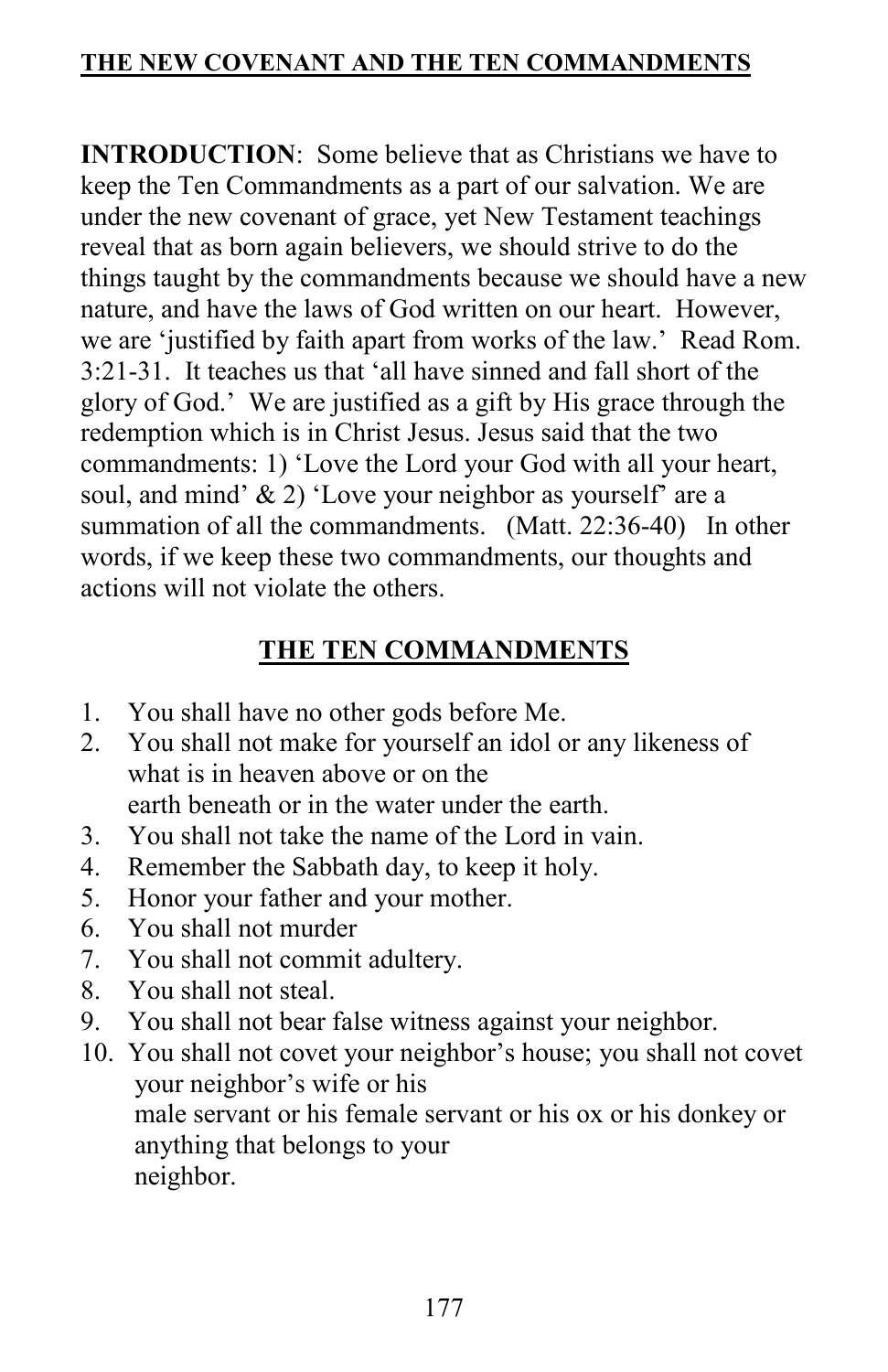## THE NEW COVENANT AND THE TEN COMMANDMENTS

**INTRODUCTION**: Some believe that as Christians we have to keep the Ten Commandments as a part of our salvation. We are under the new covenant of grace, yet New Testament teachings reveal that as born again believers, we should strive to do the things taught by the commandments because we should have a new nature, and have the laws of God written on our heart. However, we are 'justified by faith apart from works of the law.' Read Rom. 3:21-31. It teaches us that 'all have sinned and fall short of the glory of God.' We are justified as a gift by His grace through the redemption which is in Christ Jesus. Jesus said that the two commandments: 1) 'Love the Lord your God with all your heart, soul, and mind' & 2) 'Love your neighbor as yourself' are a summation of all the commandments. (Matt. 22:36-40) In other words, if we keep these two commandments, our thoughts and actions will not violate the others.

## THE TEN COMMANDMENTS

1. You shall have no other gods before Me.
2. You shall not make for yourself an idol or any likeness of what is in heaven above or on the earth beneath or in the water under the earth.
3. You shall not take the name of the Lord in vain.
4. Remember the Sabbath day, to keep it holy.
5. Honor your father and your mother.
6. You shall not murder
7. You shall not commit adultery.
8. You shall not steal.
9. You shall not bear false witness against your neighbor.
10. You shall not covet your neighbor's house; you shall not covet your neighbor's wife or his male servant or his female servant or his ox or his donkey or anything that belongs to your neighbor.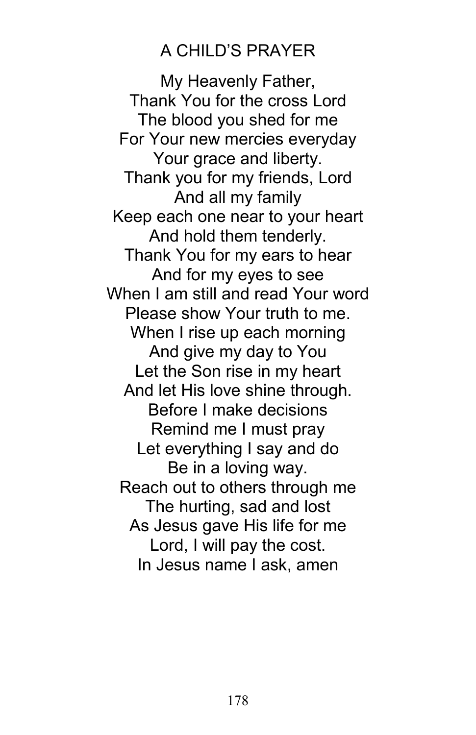# A CHILD'S PRAYER

My Heavenly Father,
Thank You for the cross Lord
The blood you shed for me
For Your new mercies everyday
Your grace and liberty.
Thank you for my friends, Lord
And all my family
Keep each one near to your heart
And hold them tenderly.
Thank You for my ears to hear
And for my eyes to see
When I am still and read Your word
Please show Your truth to me.
When I rise up each morning
And give my day to You
Let the Son rise in my heart
And let His love shine through.
Before I make decisions
Remind me I must pray
Let everything I say and do
Be in a loving way.
Reach out to others through me
The hurting, sad and lost
As Jesus gave His life for me
Lord, I will pay the cost.
In Jesus name I ask, amen